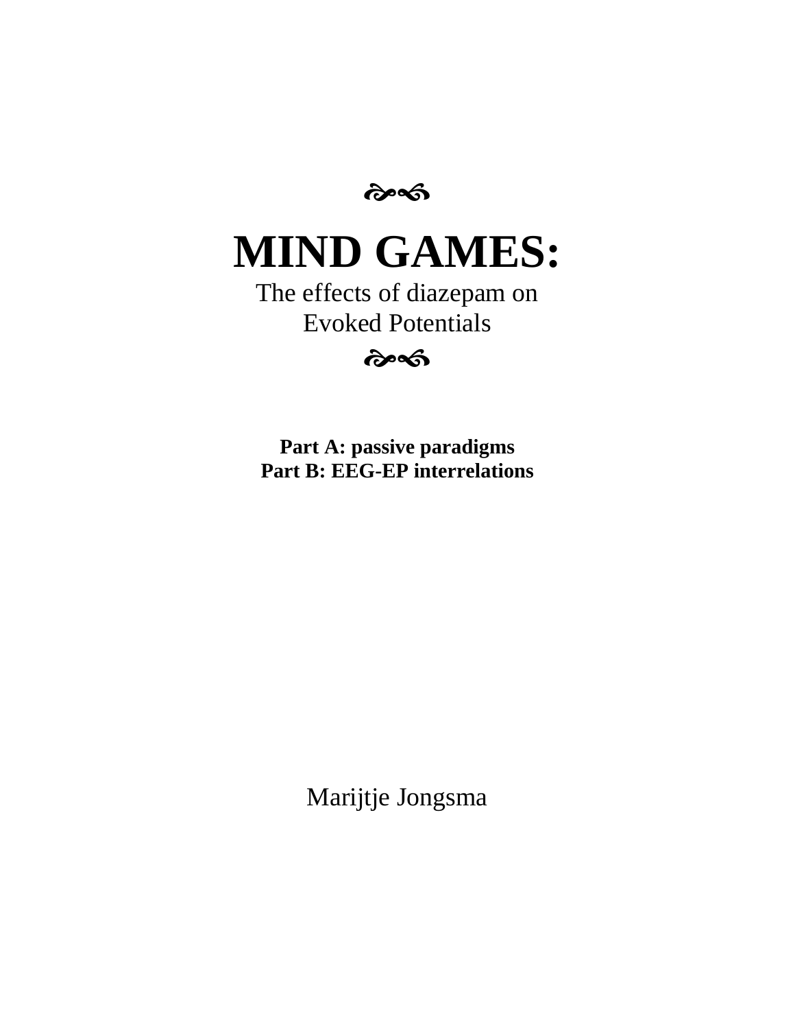# MIND GAMES:

The effects of diazepam on
Evoked Potentials

**Part A: passive paradigms**
**Part B: EEG-EP interrelations**

Marijtje Jongsma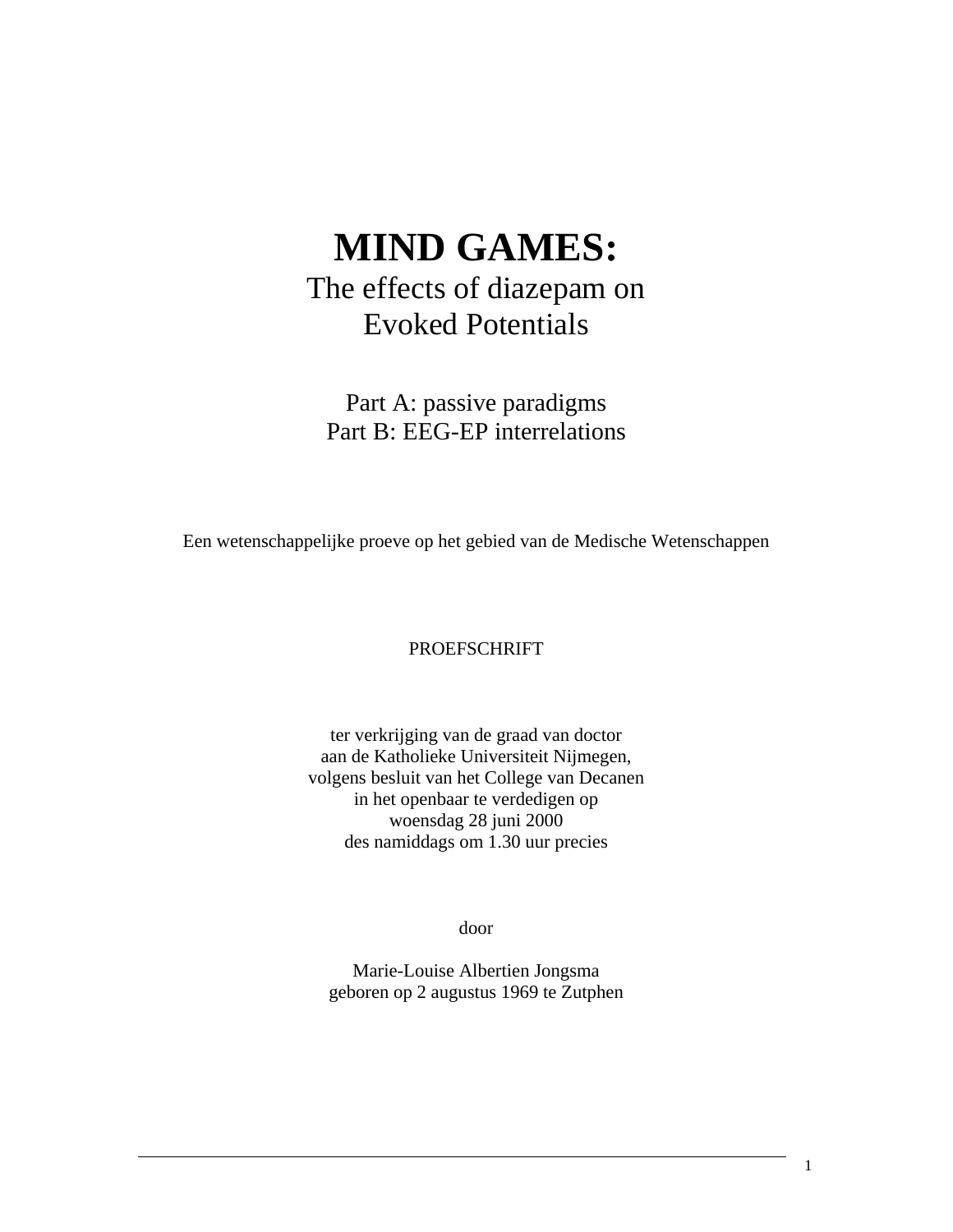# MIND GAMES:

The effects of diazepam on
Evoked Potentials

Part A: passive paradigms
Part B: EEG-EP interrelations

Een wetenschappelijke proeve op het gebied van de Medische Wetenschappen

PROEFSCHRIFT

ter verkrijging van de graad van doctor
aan de Katholieke Universiteit Nijmegen,
volgens besluit van het College van Decanen
in het openbaar te verdedigen op
woensdag 28 juni 2000
des namiddags om 1.30 uur precies

door

Marie-Louise Albertien Jongsma
geboren op 2 augustus 1969 te Zutphen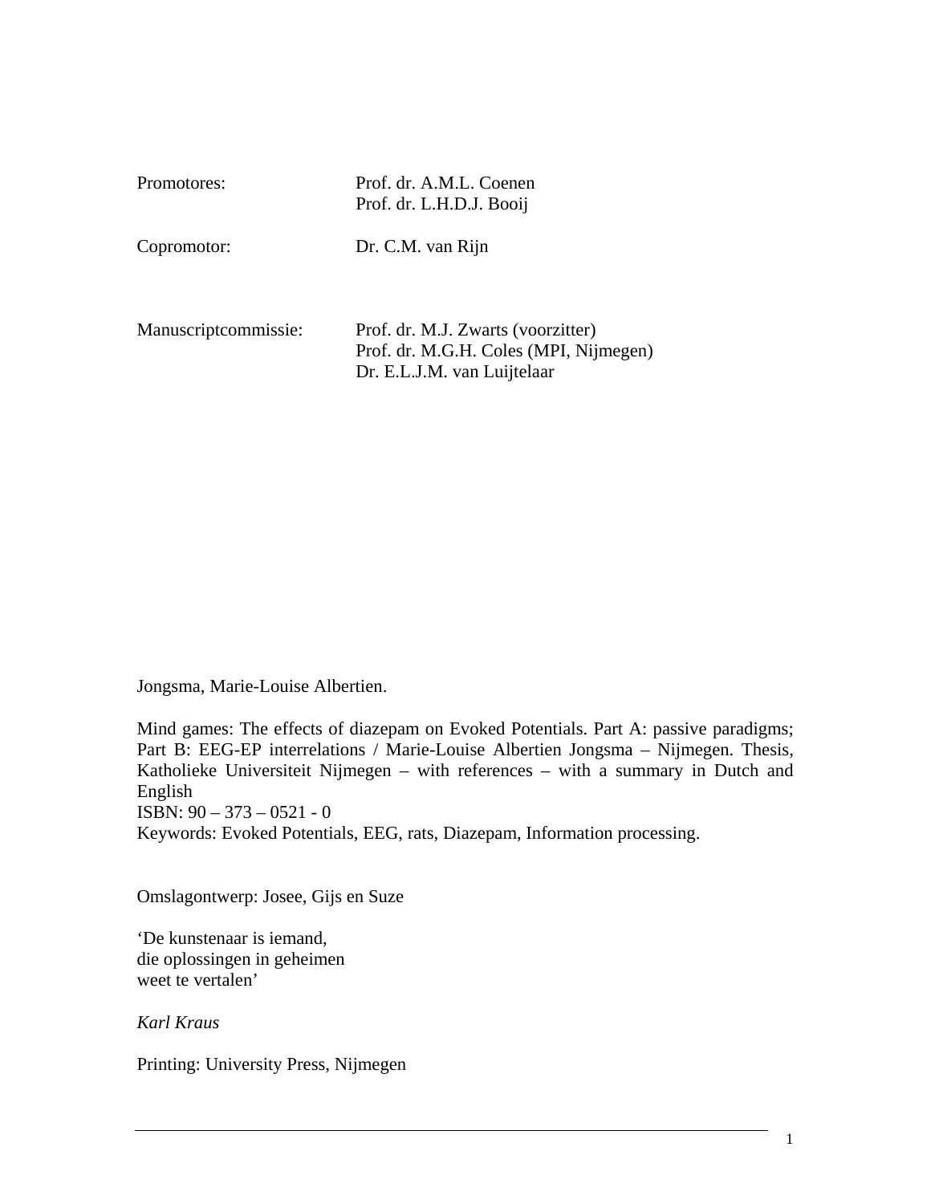| | |
|---|---|
| Promotores: | Prof. dr. A.M.L. Coenen<br>Prof. dr. L.H.D.J. Booij |
| Copromotor: | Dr. C.M. van Rijn |
| Manuscriptcommissie: | Prof. dr. M.J. Zwarts (voorzitter)<br>Prof. dr. M.G.H. Coles (MPI, Nijmegen)<br>Dr. E.L.J.M. van Luijtelaar |

Jongsma, Marie-Louise Albertien.

Mind games: The effects of diazepam on Evoked Potentials. Part A: passive paradigms; Part B: EEG-EP interrelations / Marie-Louise Albertien Jongsma – Nijmegen. Thesis, Katholieke Universiteit Nijmegen – with references – with a summary in Dutch and English
ISBN: 90 – 373 – 0521 - 0
Keywords: Evoked Potentials, EEG, rats, Diazepam, Information processing.

Omslagontwerp: Josee, Gijs en Suze

‘De kunstenaar is iemand,
die oplossingen in geheimen
weet te vertalen’

*Karl Kraus*

Printing: University Press, Nijmegen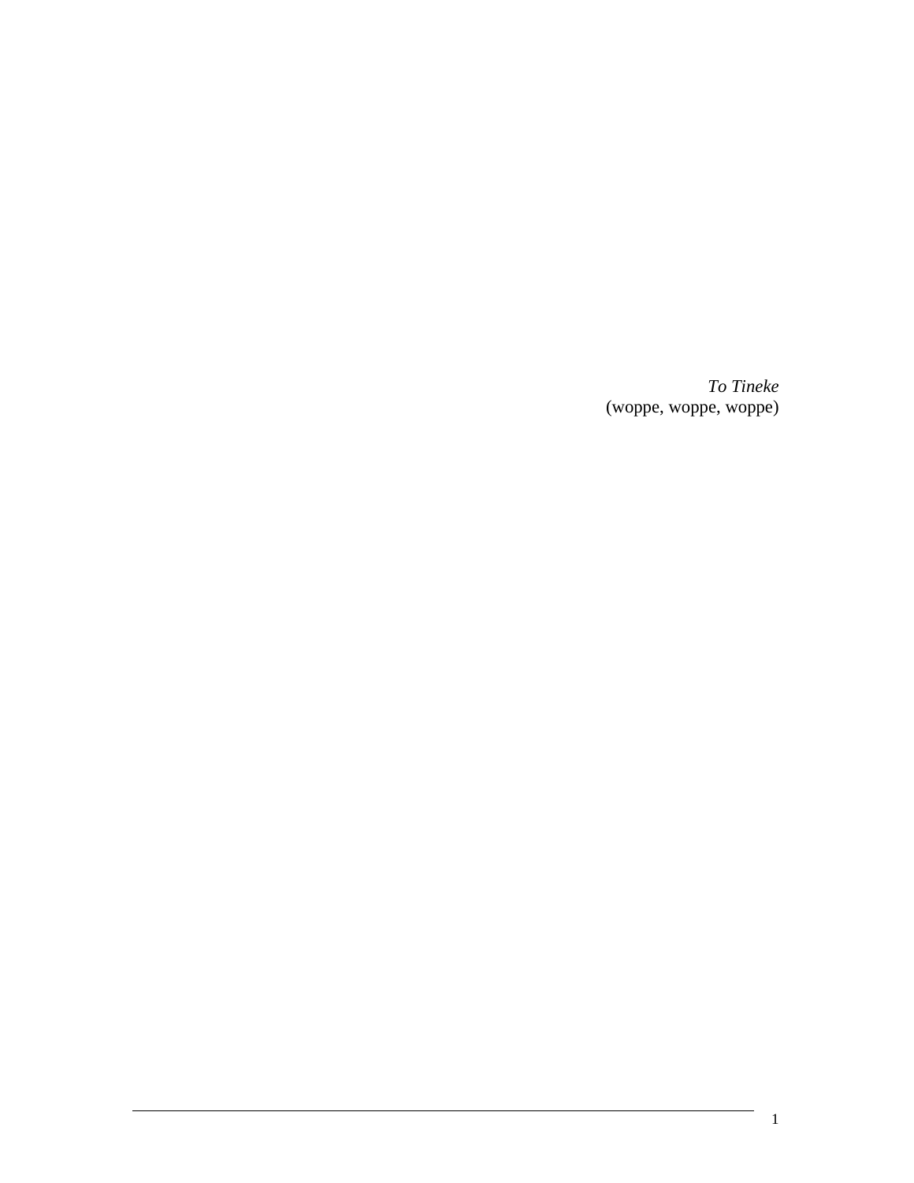*To Tineke*
(woppe, woppe, woppe)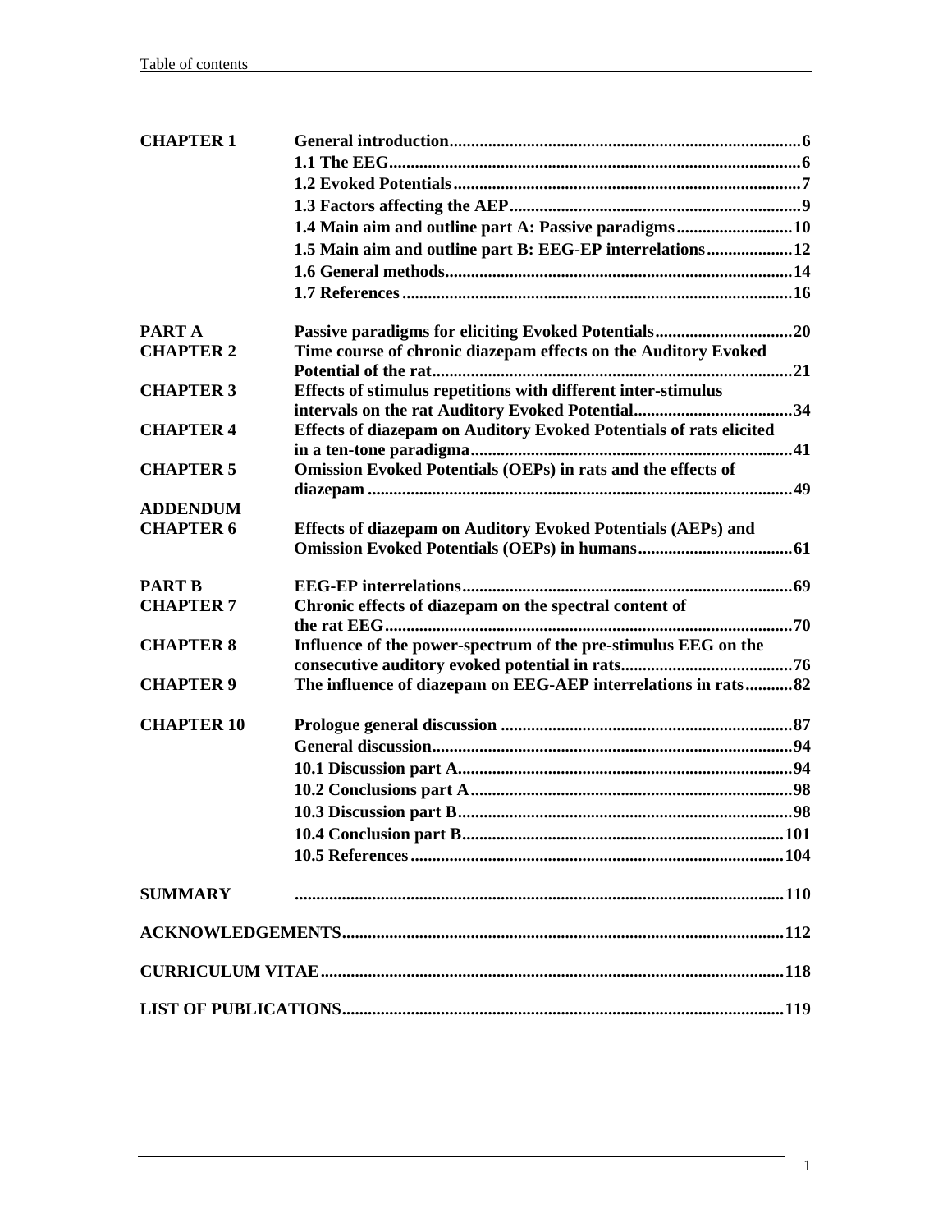| | | |
|---|---|---|
| **CHAPTER 1** | **General introduction** | **6** |
| | **1.1 The EEG** | **6** |
| | **1.2 Evoked Potentials** | **7** |
| | **1.3 Factors affecting the AEP** | **9** |
| | **1.4 Main aim and outline part A: Passive paradigms** | **10** |
| | **1.5 Main aim and outline part B: EEG-EP interrelations** | **12** |
| | **1.6 General methods** | **14** |
| | **1.7 References** | **16** |
| **PART A** | **Passive paradigms for eliciting Evoked Potentials** | **20** |
| **CHAPTER 2** | **Time course of chronic diazepam effects on the Auditory Evoked Potential of the rat** | **21** |
| **CHAPTER 3** | **Effects of stimulus repetitions with different inter-stimulus intervals on the rat Auditory Evoked Potential** | **34** |
| **CHAPTER 4** | **Effects of diazepam on Auditory Evoked Potentials of rats elicited in a ten-tone paradigma** | **41** |
| **CHAPTER 5** | **Omission Evoked Potentials (OEPs) in rats and the effects of diazepam** | **49** |
| **ADDENDUM** | | |
| **CHAPTER 6** | **Effects of diazepam on Auditory Evoked Potentials (AEPs) and Omission Evoked Potentials (OEPs) in humans** | **61** |
| **PART B** | **EEG-EP interrelations** | **69** |
| **CHAPTER 7** | **Chronic effects of diazepam on the spectral content of the rat EEG** | **70** |
| **CHAPTER 8** | **Influence of the power-spectrum of the pre-stimulus EEG on the consecutive auditory evoked potential in rats** | **76** |
| **CHAPTER 9** | **The influence of diazepam on EEG-AEP interrelations in rats** | **82** |
| **CHAPTER 10** | **Prologue general discussion** | **87** |
| | **General discussion** | **94** |
| | **10.1 Discussion part A** | **94** |
| | **10.2 Conclusions part A** | **98** |
| | **10.3 Discussion part B** | **98** |
| | **10.4 Conclusion part B** | **101** |
| | **10.5 References** | **104** |
| **SUMMARY** | | **110** |
| **ACKNOWLEDGEMENTS** | | **112** |
| **CURRICULUM VITAE** | | **118** |
| **LIST OF PUBLICATIONS** | | **119** |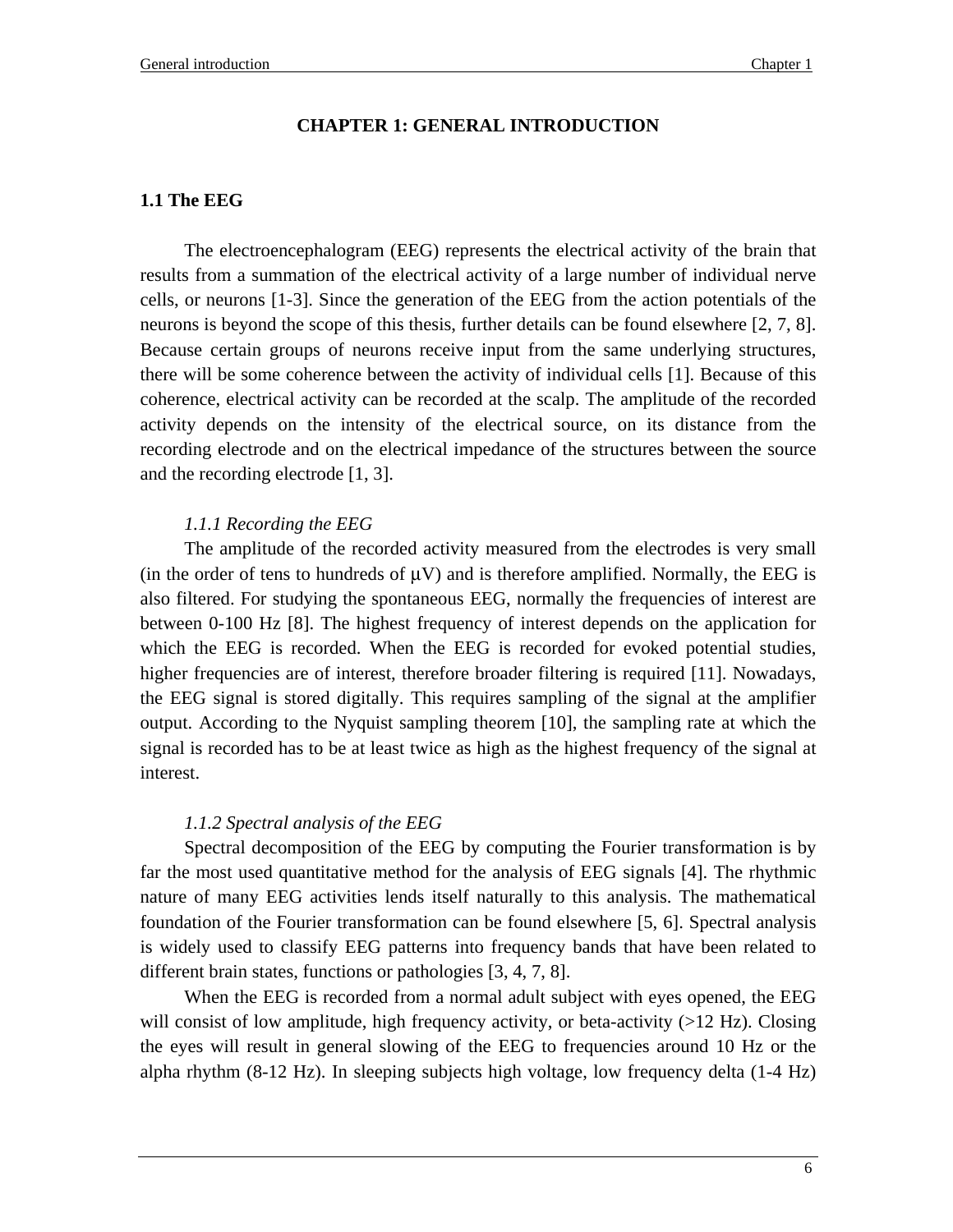# CHAPTER 1: GENERAL INTRODUCTION

## 1.1 The EEG

The electroencephalogram (EEG) represents the electrical activity of the brain that results from a summation of the electrical activity of a large number of individual nerve cells, or neurons [1-3]. Since the generation of the EEG from the action potentials of the neurons is beyond the scope of this thesis, further details can be found elsewhere [2, 7, 8]. Because certain groups of neurons receive input from the same underlying structures, there will be some coherence between the activity of individual cells [1]. Because of this coherence, electrical activity can be recorded at the scalp. The amplitude of the recorded activity depends on the intensity of the electrical source, on its distance from the recording electrode and on the electrical impedance of the structures between the source and the recording electrode [1, 3].

### *1.1.1 Recording the EEG*

The amplitude of the recorded activity measured from the electrodes is very small (in the order of tens to hundreds of μV) and is therefore amplified. Normally, the EEG is also filtered. For studying the spontaneous EEG, normally the frequencies of interest are between 0-100 Hz [8]. The highest frequency of interest depends on the application for which the EEG is recorded. When the EEG is recorded for evoked potential studies, higher frequencies are of interest, therefore broader filtering is required [11]. Nowadays, the EEG signal is stored digitally. This requires sampling of the signal at the amplifier output. According to the Nyquist sampling theorem [10], the sampling rate at which the signal is recorded has to be at least twice as high as the highest frequency of the signal at interest.

### *1.1.2 Spectral analysis of the EEG*

Spectral decomposition of the EEG by computing the Fourier transformation is by far the most used quantitative method for the analysis of EEG signals [4]. The rhythmic nature of many EEG activities lends itself naturally to this analysis. The mathematical foundation of the Fourier transformation can be found elsewhere [5, 6]. Spectral analysis is widely used to classify EEG patterns into frequency bands that have been related to different brain states, functions or pathologies [3, 4, 7, 8].

When the EEG is recorded from a normal adult subject with eyes opened, the EEG will consist of low amplitude, high frequency activity, or beta-activity (>12 Hz). Closing the eyes will result in general slowing of the EEG to frequencies around 10 Hz or the alpha rhythm (8-12 Hz). In sleeping subjects high voltage, low frequency delta (1-4 Hz)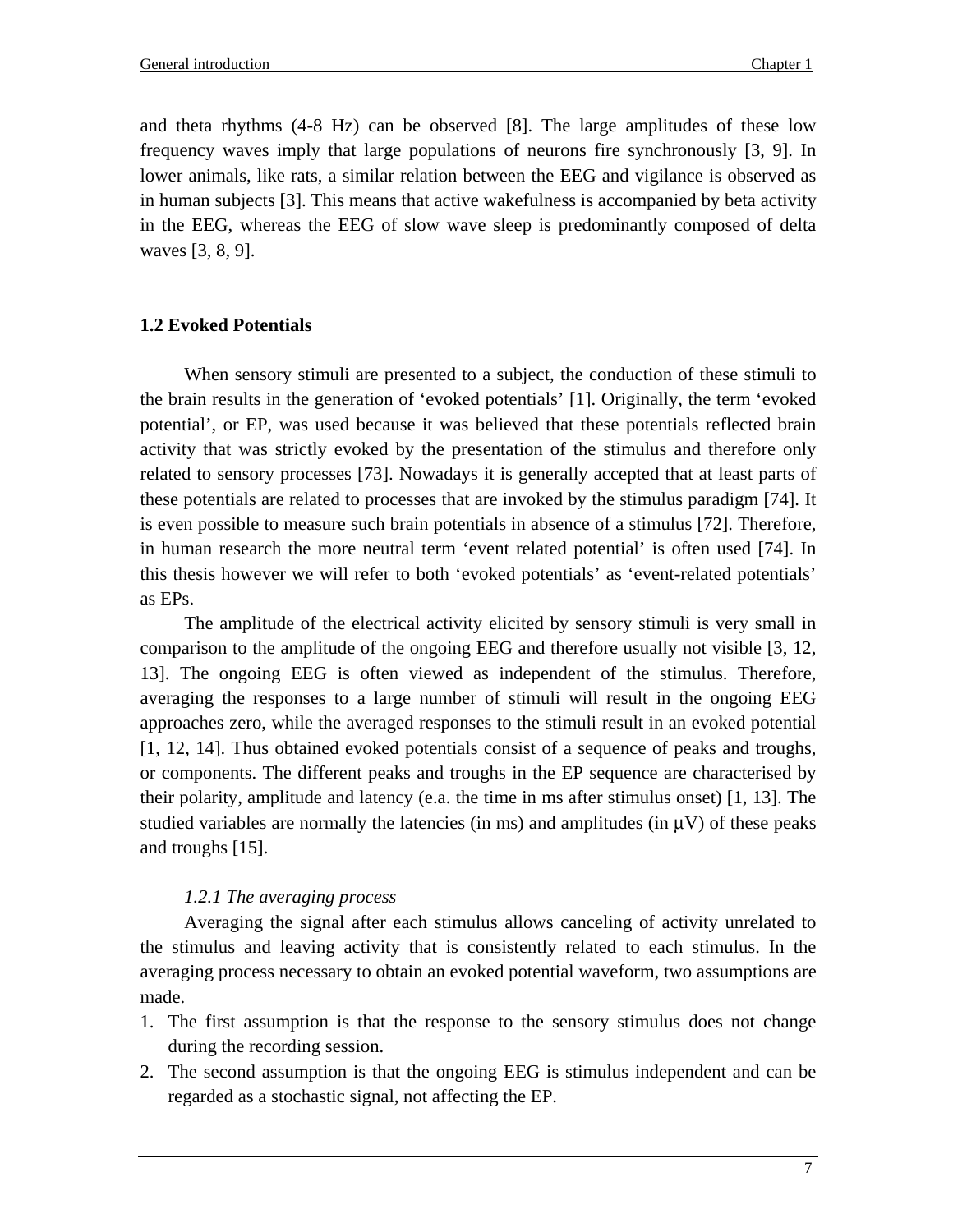and theta rhythms (4-8 Hz) can be observed [8]. The large amplitudes of these low frequency waves imply that large populations of neurons fire synchronously [3, 9]. In lower animals, like rats, a similar relation between the EEG and vigilance is observed as in human subjects [3]. This means that active wakefulness is accompanied by beta activity in the EEG, whereas the EEG of slow wave sleep is predominantly composed of delta waves [3, 8, 9].

## 1.2 Evoked Potentials

When sensory stimuli are presented to a subject, the conduction of these stimuli to the brain results in the generation of 'evoked potentials' [1]. Originally, the term 'evoked potential', or EP, was used because it was believed that these potentials reflected brain activity that was strictly evoked by the presentation of the stimulus and therefore only related to sensory processes [73]. Nowadays it is generally accepted that at least parts of these potentials are related to processes that are invoked by the stimulus paradigm [74]. It is even possible to measure such brain potentials in absence of a stimulus [72]. Therefore, in human research the more neutral term 'event related potential' is often used [74]. In this thesis however we will refer to both 'evoked potentials' as 'event-related potentials' as EPs.

The amplitude of the electrical activity elicited by sensory stimuli is very small in comparison to the amplitude of the ongoing EEG and therefore usually not visible [3, 12, 13]. The ongoing EEG is often viewed as independent of the stimulus. Therefore, averaging the responses to a large number of stimuli will result in the ongoing EEG approaches zero, while the averaged responses to the stimuli result in an evoked potential [1, 12, 14]. Thus obtained evoked potentials consist of a sequence of peaks and troughs, or components. The different peaks and troughs in the EP sequence are characterised by their polarity, amplitude and latency (e.a. the time in ms after stimulus onset) [1, 13]. The studied variables are normally the latencies (in ms) and amplitudes (in μV) of these peaks and troughs [15].

### *1.2.1 The averaging process*

Averaging the signal after each stimulus allows canceling of activity unrelated to the stimulus and leaving activity that is consistently related to each stimulus. In the averaging process necessary to obtain an evoked potential waveform, two assumptions are made.

1. The first assumption is that the response to the sensory stimulus does not change during the recording session.
2. The second assumption is that the ongoing EEG is stimulus independent and can be regarded as a stochastic signal, not affecting the EP.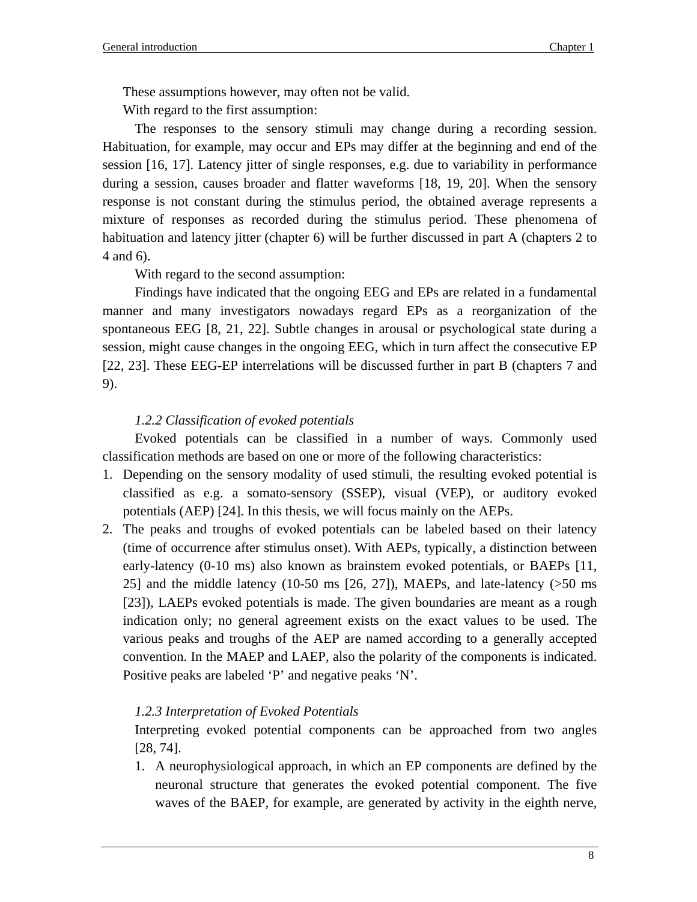These assumptions however, may often not be valid.

With regard to the first assumption:

The responses to the sensory stimuli may change during a recording session. Habituation, for example, may occur and EPs may differ at the beginning and end of the session [16, 17]. Latency jitter of single responses, e.g. due to variability in performance during a session, causes broader and flatter waveforms [18, 19, 20]. When the sensory response is not constant during the stimulus period, the obtained average represents a mixture of responses as recorded during the stimulus period. These phenomena of habituation and latency jitter (chapter 6) will be further discussed in part A (chapters 2 to 4 and 6).

With regard to the second assumption:

Findings have indicated that the ongoing EEG and EPs are related in a fundamental manner and many investigators nowadays regard EPs as a reorganization of the spontaneous EEG [8, 21, 22]. Subtle changes in arousal or psychological state during a session, might cause changes in the ongoing EEG, which in turn affect the consecutive EP [22, 23]. These EEG-EP interrelations will be discussed further in part B (chapters 7 and 9).

### *1.2.2 Classification of evoked potentials*

Evoked potentials can be classified in a number of ways. Commonly used classification methods are based on one or more of the following characteristics:

1. Depending on the sensory modality of used stimuli, the resulting evoked potential is classified as e.g. a somato-sensory (SSEP), visual (VEP), or auditory evoked potentials (AEP) [24]. In this thesis, we will focus mainly on the AEPs.
2. The peaks and troughs of evoked potentials can be labeled based on their latency (time of occurrence after stimulus onset). With AEPs, typically, a distinction between early-latency (0-10 ms) also known as brainstem evoked potentials, or BAEPs [11, 25] and the middle latency (10-50 ms [26, 27]), MAEPs, and late-latency (>50 ms [23]), LAEPs evoked potentials is made. The given boundaries are meant as a rough indication only; no general agreement exists on the exact values to be used. The various peaks and troughs of the AEP are named according to a generally accepted convention. In the MAEP and LAEP, also the polarity of the components is indicated. Positive peaks are labeled 'P' and negative peaks 'N'.

### *1.2.3 Interpretation of Evoked Potentials*

Interpreting evoked potential components can be approached from two angles [28, 74].

1. A neurophysiological approach, in which an EP components are defined by the neuronal structure that generates the evoked potential component. The five waves of the BAEP, for example, are generated by activity in the eighth nerve,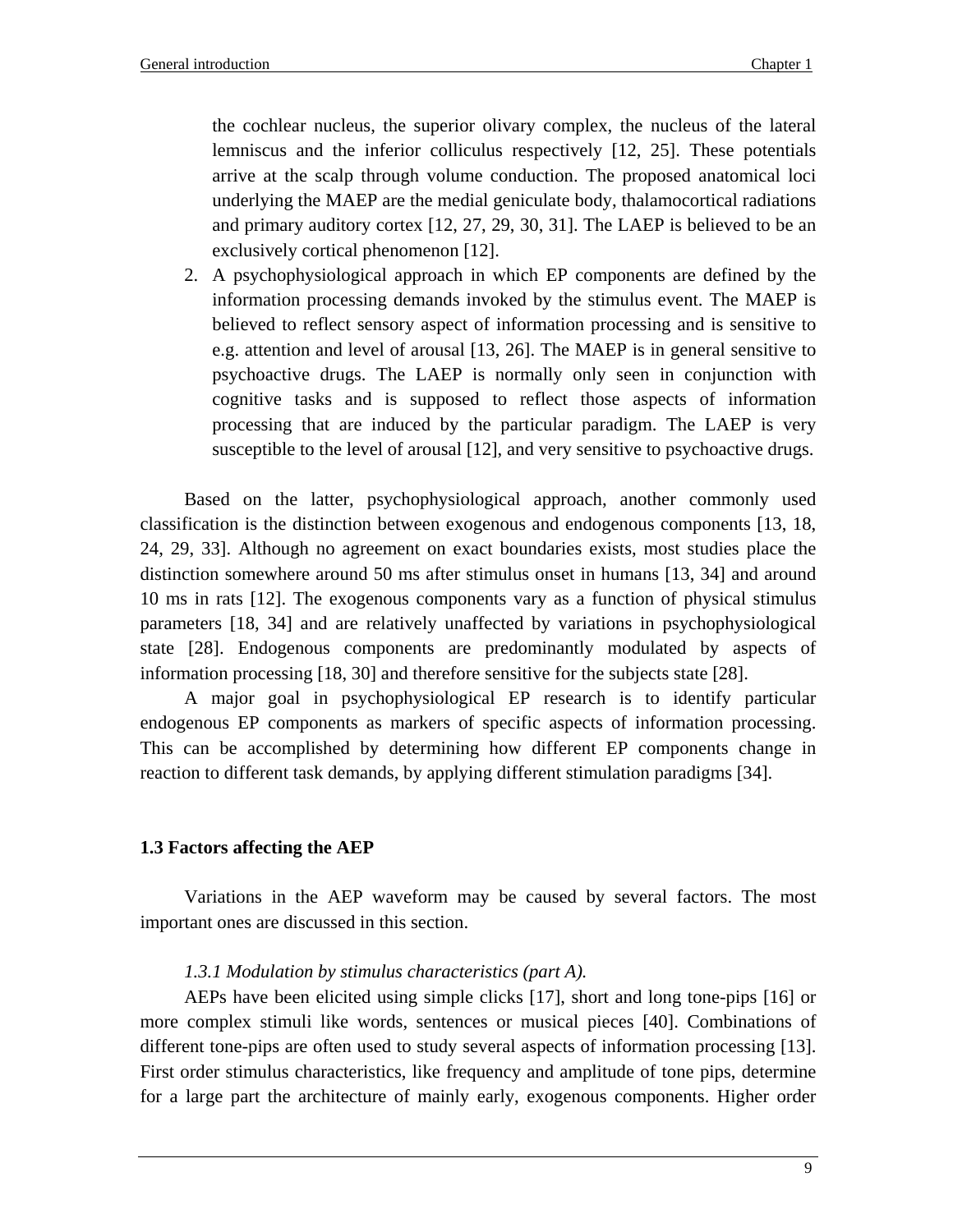the cochlear nucleus, the superior olivary complex, the nucleus of the lateral lemniscus and the inferior colliculus respectively [12, 25]. These potentials arrive at the scalp through volume conduction. The proposed anatomical loci underlying the MAEP are the medial geniculate body, thalamocortical radiations and primary auditory cortex [12, 27, 29, 30, 31]. The LAEP is believed to be an exclusively cortical phenomenon [12].

2. A psychophysiological approach in which EP components are defined by the information processing demands invoked by the stimulus event. The MAEP is believed to reflect sensory aspect of information processing and is sensitive to e.g. attention and level of arousal [13, 26]. The MAEP is in general sensitive to psychoactive drugs. The LAEP is normally only seen in conjunction with cognitive tasks and is supposed to reflect those aspects of information processing that are induced by the particular paradigm. The LAEP is very susceptible to the level of arousal [12], and very sensitive to psychoactive drugs.

Based on the latter, psychophysiological approach, another commonly used classification is the distinction between exogenous and endogenous components [13, 18, 24, 29, 33]. Although no agreement on exact boundaries exists, most studies place the distinction somewhere around 50 ms after stimulus onset in humans [13, 34] and around 10 ms in rats [12]. The exogenous components vary as a function of physical stimulus parameters [18, 34] and are relatively unaffected by variations in psychophysiological state [28]. Endogenous components are predominantly modulated by aspects of information processing [18, 30] and therefore sensitive for the subjects state [28].

A major goal in psychophysiological EP research is to identify particular endogenous EP components as markers of specific aspects of information processing. This can be accomplished by determining how different EP components change in reaction to different task demands, by applying different stimulation paradigms [34].

## 1.3 Factors affecting the AEP

Variations in the AEP waveform may be caused by several factors. The most important ones are discussed in this section.

### *1.3.1 Modulation by stimulus characteristics (part A).*

AEPs have been elicited using simple clicks [17], short and long tone-pips [16] or more complex stimuli like words, sentences or musical pieces [40]. Combinations of different tone-pips are often used to study several aspects of information processing [13]. First order stimulus characteristics, like frequency and amplitude of tone pips, determine for a large part the architecture of mainly early, exogenous components. Higher order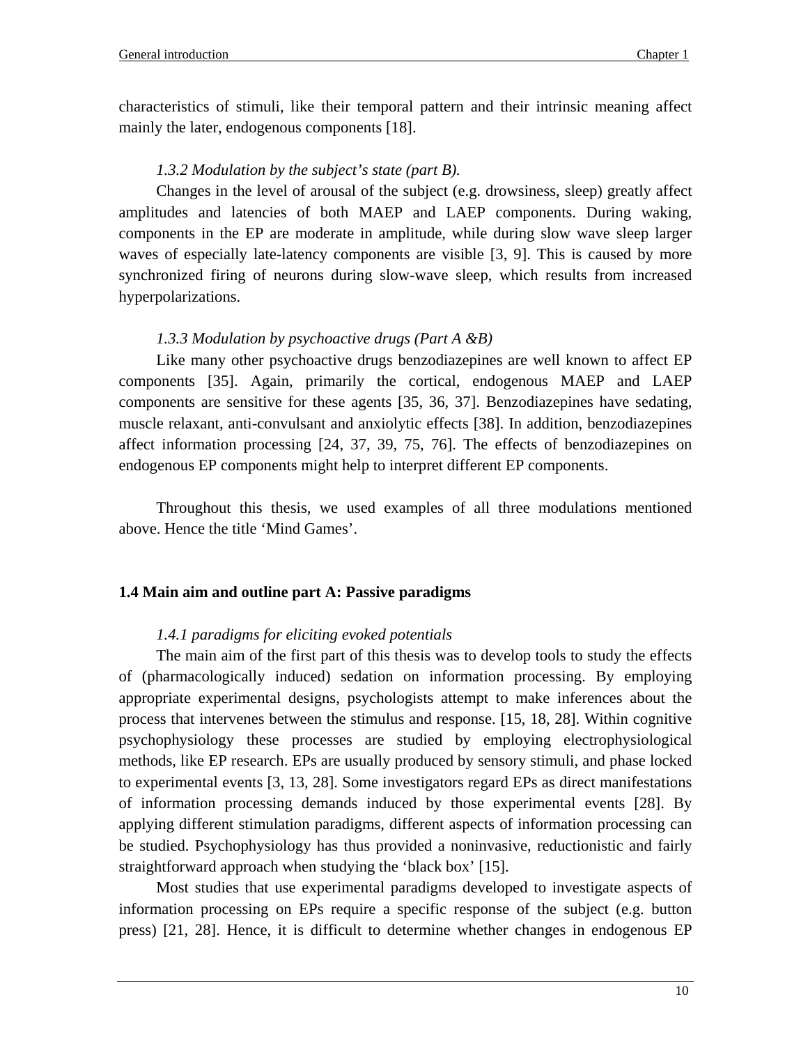characteristics of stimuli, like their temporal pattern and their intrinsic meaning affect mainly the later, endogenous components [18].

*1.3.2 Modulation by the subject's state (part B).*

Changes in the level of arousal of the subject (e.g. drowsiness, sleep) greatly affect amplitudes and latencies of both MAEP and LAEP components. During waking, components in the EP are moderate in amplitude, while during slow wave sleep larger waves of especially late-latency components are visible [3, 9]. This is caused by more synchronized firing of neurons during slow-wave sleep, which results from increased hyperpolarizations.

*1.3.3 Modulation by psychoactive drugs (Part A &B)*

Like many other psychoactive drugs benzodiazepines are well known to affect EP components [35]. Again, primarily the cortical, endogenous MAEP and LAEP components are sensitive for these agents [35, 36, 37]. Benzodiazepines have sedating, muscle relaxant, anti-convulsant and anxiolytic effects [38]. In addition, benzodiazepines affect information processing [24, 37, 39, 75, 76]. The effects of benzodiazepines on endogenous EP components might help to interpret different EP components.

Throughout this thesis, we used examples of all three modulations mentioned above. Hence the title 'Mind Games'.

## 1.4 Main aim and outline part A: Passive paradigms

*1.4.1 paradigms for eliciting evoked potentials*

The main aim of the first part of this thesis was to develop tools to study the effects of (pharmacologically induced) sedation on information processing. By employing appropriate experimental designs, psychologists attempt to make inferences about the process that intervenes between the stimulus and response. [15, 18, 28]. Within cognitive psychophysiology these processes are studied by employing electrophysiological methods, like EP research. EPs are usually produced by sensory stimuli, and phase locked to experimental events [3, 13, 28]. Some investigators regard EPs as direct manifestations of information processing demands induced by those experimental events [28]. By applying different stimulation paradigms, different aspects of information processing can be studied. Psychophysiology has thus provided a noninvasive, reductionistic and fairly straightforward approach when studying the 'black box' [15].

Most studies that use experimental paradigms developed to investigate aspects of information processing on EPs require a specific response of the subject (e.g. button press) [21, 28]. Hence, it is difficult to determine whether changes in endogenous EP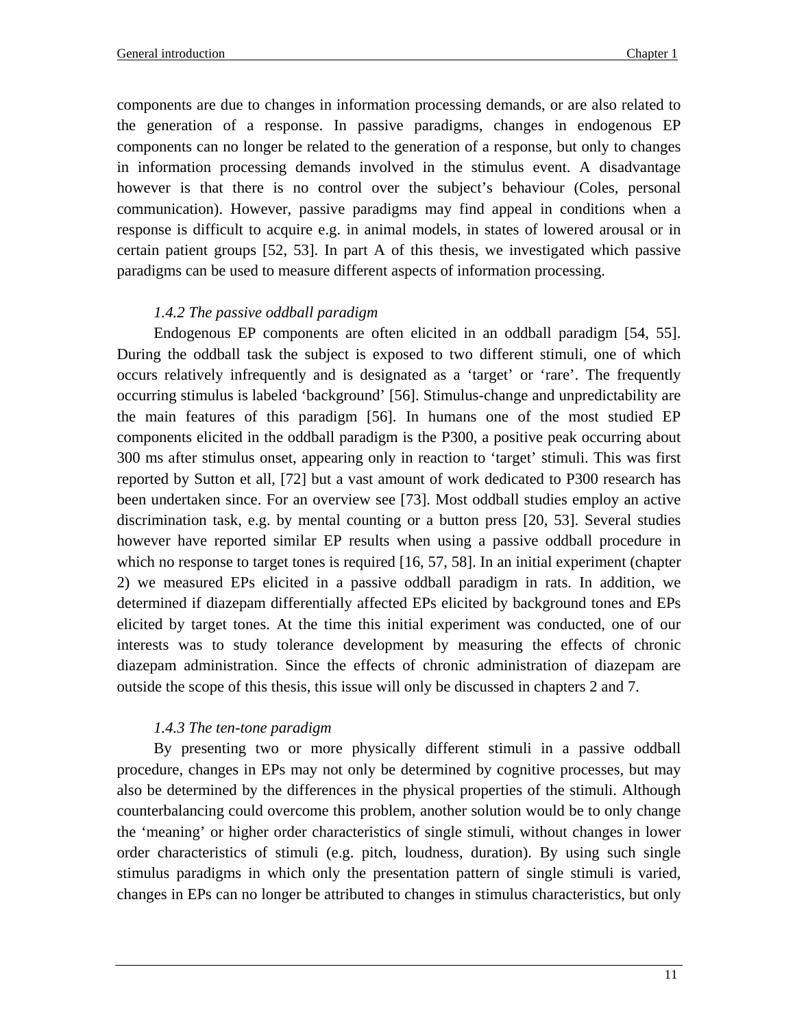components are due to changes in information processing demands, or are also related to the generation of a response. In passive paradigms, changes in endogenous EP components can no longer be related to the generation of a response, but only to changes in information processing demands involved in the stimulus event. A disadvantage however is that there is no control over the subject's behaviour (Coles, personal communication). However, passive paradigms may find appeal in conditions when a response is difficult to acquire e.g. in animal models, in states of lowered arousal or in certain patient groups [52, 53]. In part A of this thesis, we investigated which passive paradigms can be used to measure different aspects of information processing.

### *1.4.2 The passive oddball paradigm*

Endogenous EP components are often elicited in an oddball paradigm [54, 55]. During the oddball task the subject is exposed to two different stimuli, one of which occurs relatively infrequently and is designated as a 'target' or 'rare'. The frequently occurring stimulus is labeled 'background' [56]. Stimulus-change and unpredictability are the main features of this paradigm [56]. In humans one of the most studied EP components elicited in the oddball paradigm is the P300, a positive peak occurring about 300 ms after stimulus onset, appearing only in reaction to 'target' stimuli. This was first reported by Sutton et all, [72] but a vast amount of work dedicated to P300 research has been undertaken since. For an overview see [73]. Most oddball studies employ an active discrimination task, e.g. by mental counting or a button press [20, 53]. Several studies however have reported similar EP results when using a passive oddball procedure in which no response to target tones is required [16, 57, 58]. In an initial experiment (chapter 2) we measured EPs elicited in a passive oddball paradigm in rats. In addition, we determined if diazepam differentially affected EPs elicited by background tones and EPs elicited by target tones. At the time this initial experiment was conducted, one of our interests was to study tolerance development by measuring the effects of chronic diazepam administration. Since the effects of chronic administration of diazepam are outside the scope of this thesis, this issue will only be discussed in chapters 2 and 7.

### *1.4.3 The ten-tone paradigm*

By presenting two or more physically different stimuli in a passive oddball procedure, changes in EPs may not only be determined by cognitive processes, but may also be determined by the differences in the physical properties of the stimuli. Although counterbalancing could overcome this problem, another solution would be to only change the 'meaning' or higher order characteristics of single stimuli, without changes in lower order characteristics of stimuli (e.g. pitch, loudness, duration). By using such single stimulus paradigms in which only the presentation pattern of single stimuli is varied, changes in EPs can no longer be attributed to changes in stimulus characteristics, but only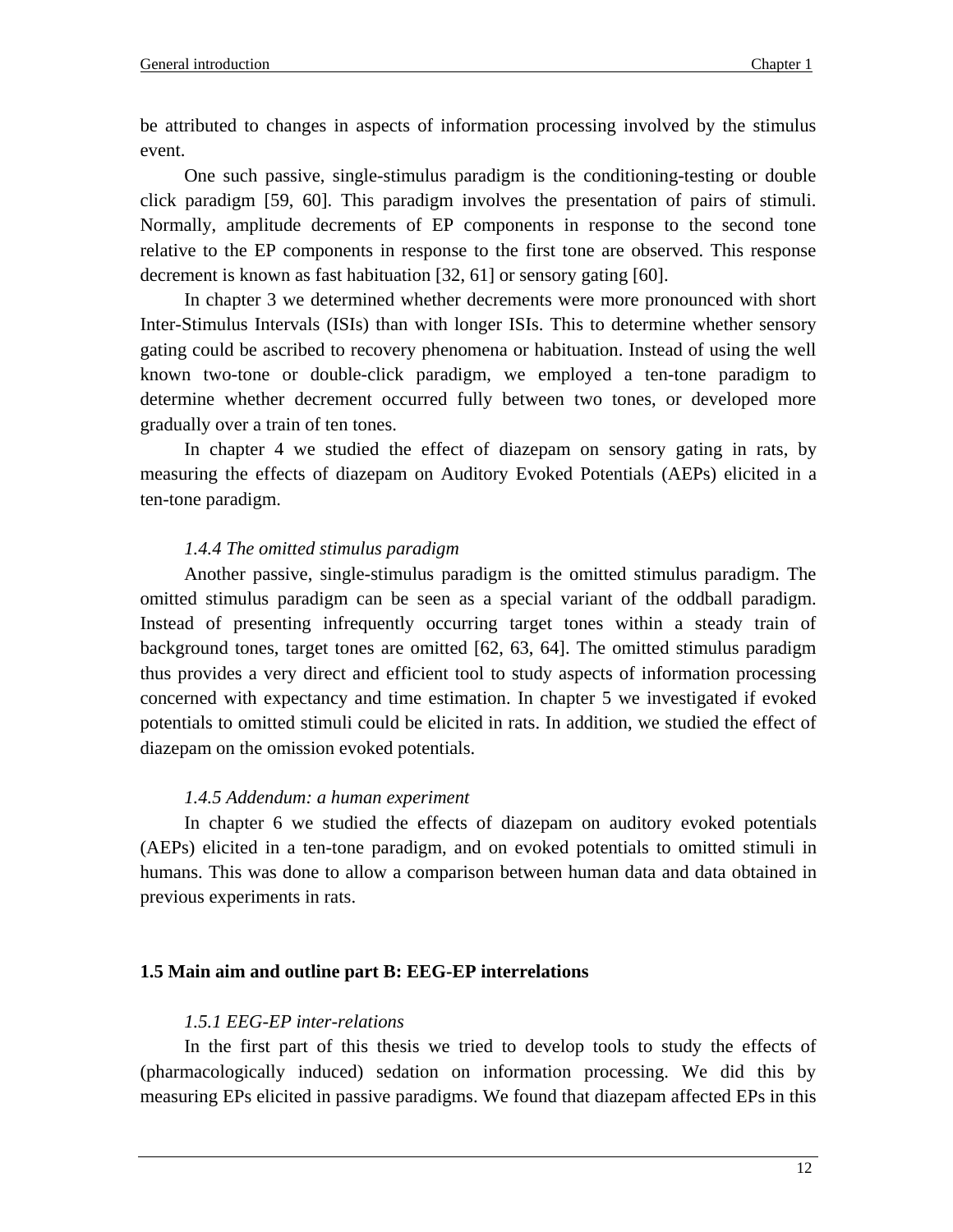be attributed to changes in aspects of information processing involved by the stimulus event.

One such passive, single-stimulus paradigm is the conditioning-testing or double click paradigm [59, 60]. This paradigm involves the presentation of pairs of stimuli. Normally, amplitude decrements of EP components in response to the second tone relative to the EP components in response to the first tone are observed. This response decrement is known as fast habituation [32, 61] or sensory gating [60].

In chapter 3 we determined whether decrements were more pronounced with short Inter-Stimulus Intervals (ISIs) than with longer ISIs. This to determine whether sensory gating could be ascribed to recovery phenomena or habituation. Instead of using the well known two-tone or double-click paradigm, we employed a ten-tone paradigm to determine whether decrement occurred fully between two tones, or developed more gradually over a train of ten tones.

In chapter 4 we studied the effect of diazepam on sensory gating in rats, by measuring the effects of diazepam on Auditory Evoked Potentials (AEPs) elicited in a ten-tone paradigm.

#### *1.4.4 The omitted stimulus paradigm*

Another passive, single-stimulus paradigm is the omitted stimulus paradigm. The omitted stimulus paradigm can be seen as a special variant of the oddball paradigm. Instead of presenting infrequently occurring target tones within a steady train of background tones, target tones are omitted [62, 63, 64]. The omitted stimulus paradigm thus provides a very direct and efficient tool to study aspects of information processing concerned with expectancy and time estimation. In chapter 5 we investigated if evoked potentials to omitted stimuli could be elicited in rats. In addition, we studied the effect of diazepam on the omission evoked potentials.

#### *1.4.5 Addendum: a human experiment*

In chapter 6 we studied the effects of diazepam on auditory evoked potentials (AEPs) elicited in a ten-tone paradigm, and on evoked potentials to omitted stimuli in humans. This was done to allow a comparison between human data and data obtained in previous experiments in rats.

## **1.5 Main aim and outline part B: EEG-EP interrelations**

#### *1.5.1 EEG-EP inter-relations*

In the first part of this thesis we tried to develop tools to study the effects of (pharmacologically induced) sedation on information processing. We did this by measuring EPs elicited in passive paradigms. We found that diazepam affected EPs in this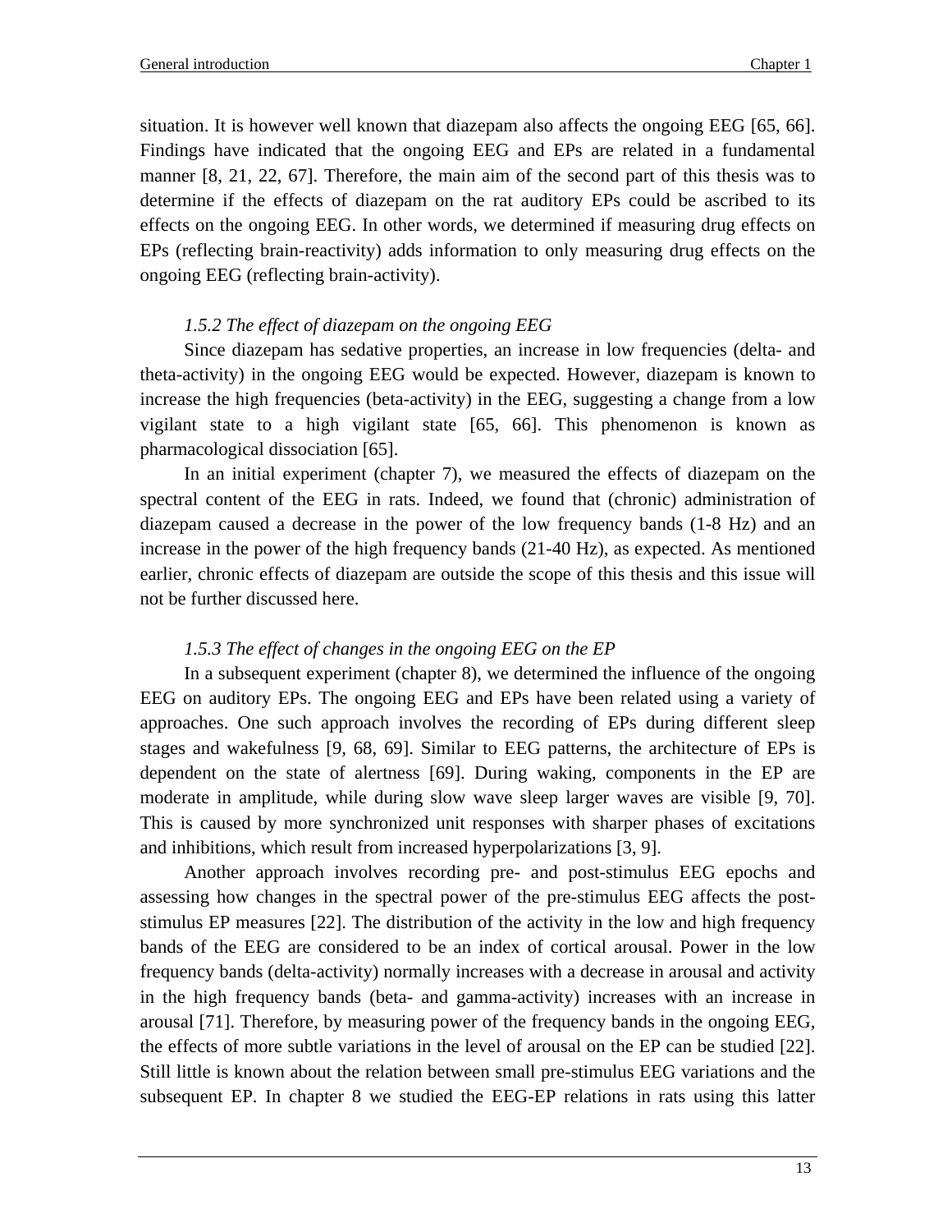situation. It is however well known that diazepam also affects the ongoing EEG [65, 66]. Findings have indicated that the ongoing EEG and EPs are related in a fundamental manner [8, 21, 22, 67]. Therefore, the main aim of the second part of this thesis was to determine if the effects of diazepam on the rat auditory EPs could be ascribed to its effects on the ongoing EEG. In other words, we determined if measuring drug effects on EPs (reflecting brain-reactivity) adds information to only measuring drug effects on the ongoing EEG (reflecting brain-activity).

### *1.5.2 The effect of diazepam on the ongoing EEG*

Since diazepam has sedative properties, an increase in low frequencies (delta- and theta-activity) in the ongoing EEG would be expected. However, diazepam is known to increase the high frequencies (beta-activity) in the EEG, suggesting a change from a low vigilant state to a high vigilant state [65, 66]. This phenomenon is known as pharmacological dissociation [65].

In an initial experiment (chapter 7), we measured the effects of diazepam on the spectral content of the EEG in rats. Indeed, we found that (chronic) administration of diazepam caused a decrease in the power of the low frequency bands (1-8 Hz) and an increase in the power of the high frequency bands (21-40 Hz), as expected. As mentioned earlier, chronic effects of diazepam are outside the scope of this thesis and this issue will not be further discussed here.

### *1.5.3 The effect of changes in the ongoing EEG on the EP*

In a subsequent experiment (chapter 8), we determined the influence of the ongoing EEG on auditory EPs. The ongoing EEG and EPs have been related using a variety of approaches. One such approach involves the recording of EPs during different sleep stages and wakefulness [9, 68, 69]. Similar to EEG patterns, the architecture of EPs is dependent on the state of alertness [69]. During waking, components in the EP are moderate in amplitude, while during slow wave sleep larger waves are visible [9, 70]. This is caused by more synchronized unit responses with sharper phases of excitations and inhibitions, which result from increased hyperpolarizations [3, 9].

Another approach involves recording pre- and post-stimulus EEG epochs and assessing how changes in the spectral power of the pre-stimulus EEG affects the post-stimulus EP measures [22]. The distribution of the activity in the low and high frequency bands of the EEG are considered to be an index of cortical arousal. Power in the low frequency bands (delta-activity) normally increases with a decrease in arousal and activity in the high frequency bands (beta- and gamma-activity) increases with an increase in arousal [71]. Therefore, by measuring power of the frequency bands in the ongoing EEG, the effects of more subtle variations in the level of arousal on the EP can be studied [22]. Still little is known about the relation between small pre-stimulus EEG variations and the subsequent EP. In chapter 8 we studied the EEG-EP relations in rats using this latter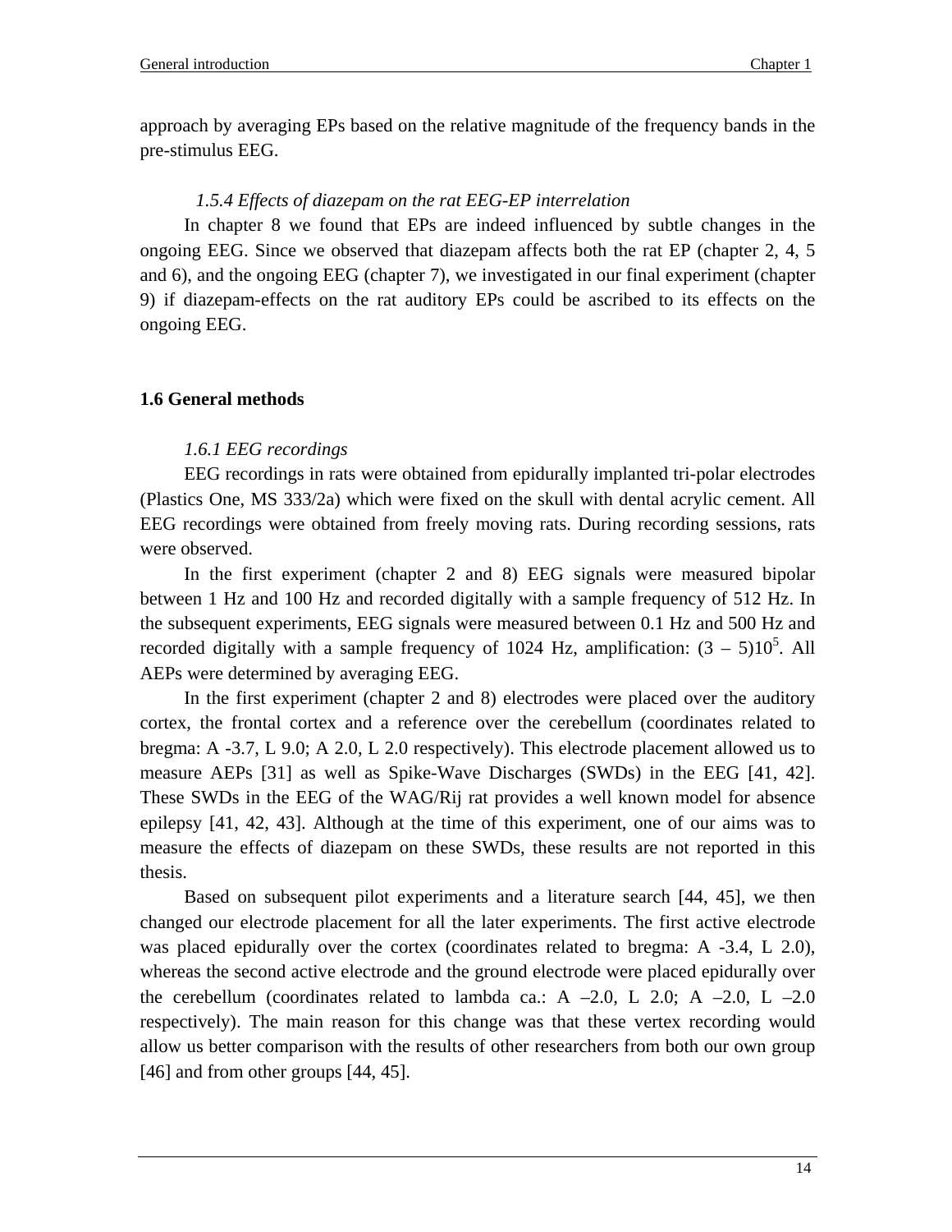approach by averaging EPs based on the relative magnitude of the frequency bands in the pre-stimulus EEG.

### *1.5.4 Effects of diazepam on the rat EEG-EP interrelation*

In chapter 8 we found that EPs are indeed influenced by subtle changes in the ongoing EEG. Since we observed that diazepam affects both the rat EP (chapter 2, 4, 5 and 6), and the ongoing EEG (chapter 7), we investigated in our final experiment (chapter 9) if diazepam-effects on the rat auditory EPs could be ascribed to its effects on the ongoing EEG.

## 1.6 General methods

### *1.6.1 EEG recordings*

EEG recordings in rats were obtained from epidurally implanted tri-polar electrodes (Plastics One, MS 333/2a) which were fixed on the skull with dental acrylic cement. All EEG recordings were obtained from freely moving rats. During recording sessions, rats were observed.

In the first experiment (chapter 2 and 8) EEG signals were measured bipolar between 1 Hz and 100 Hz and recorded digitally with a sample frequency of 512 Hz. In the subsequent experiments, EEG signals were measured between 0.1 Hz and 500 Hz and recorded digitally with a sample frequency of 1024 Hz, amplification: $(3 – 5)10^5$. All AEPs were determined by averaging EEG.

In the first experiment (chapter 2 and 8) electrodes were placed over the auditory cortex, the frontal cortex and a reference over the cerebellum (coordinates related to bregma: A -3.7, L 9.0; A 2.0, L 2.0 respectively). This electrode placement allowed us to measure AEPs [31] as well as Spike-Wave Discharges (SWDs) in the EEG [41, 42]. These SWDs in the EEG of the WAG/Rij rat provides a well known model for absence epilepsy [41, 42, 43]. Although at the time of this experiment, one of our aims was to measure the effects of diazepam on these SWDs, these results are not reported in this thesis.

Based on subsequent pilot experiments and a literature search [44, 45], we then changed our electrode placement for all the later experiments. The first active electrode was placed epidurally over the cortex (coordinates related to bregma: A -3.4, L 2.0), whereas the second active electrode and the ground electrode were placed epidurally over the cerebellum (coordinates related to lambda ca.: A –2.0, L 2.0; A –2.0, L –2.0 respectively). The main reason for this change was that these vertex recording would allow us better comparison with the results of other researchers from both our own group [46] and from other groups [44, 45].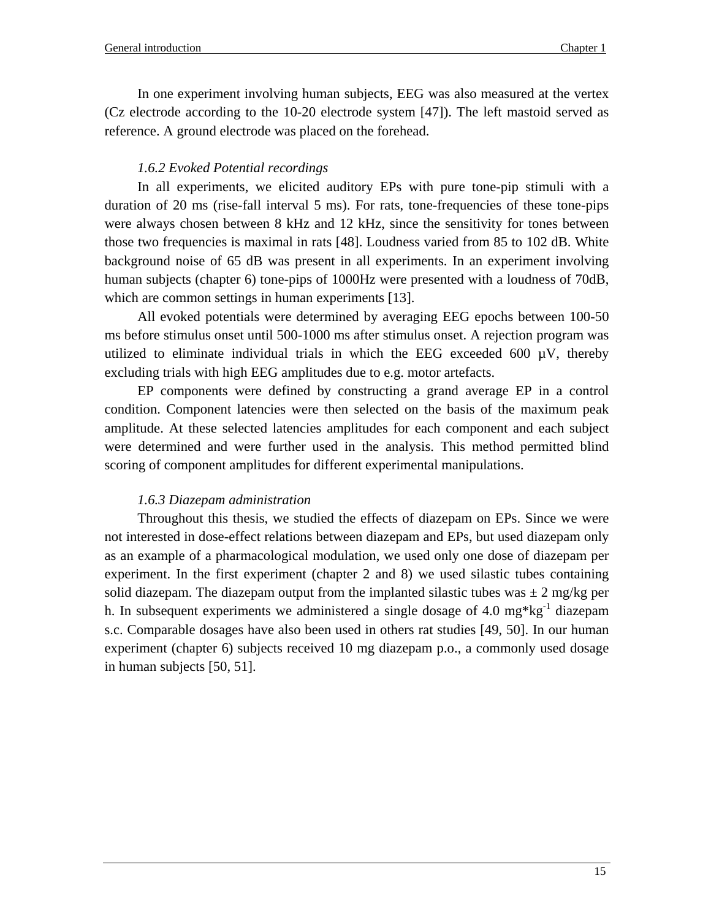In one experiment involving human subjects, EEG was also measured at the vertex (Cz electrode according to the 10-20 electrode system [47]). The left mastoid served as reference. A ground electrode was placed on the forehead.

### *1.6.2 Evoked Potential recordings*

In all experiments, we elicited auditory EPs with pure tone-pip stimuli with a duration of 20 ms (rise-fall interval 5 ms). For rats, tone-frequencies of these tone-pips were always chosen between 8 kHz and 12 kHz, since the sensitivity for tones between those two frequencies is maximal in rats [48]. Loudness varied from 85 to 102 dB. White background noise of 65 dB was present in all experiments. In an experiment involving human subjects (chapter 6) tone-pips of 1000Hz were presented with a loudness of 70dB, which are common settings in human experiments [13].

All evoked potentials were determined by averaging EEG epochs between 100-50 ms before stimulus onset until 500-1000 ms after stimulus onset. A rejection program was utilized to eliminate individual trials in which the EEG exceeded 600 µV, thereby excluding trials with high EEG amplitudes due to e.g. motor artefacts.

EP components were defined by constructing a grand average EP in a control condition. Component latencies were then selected on the basis of the maximum peak amplitude. At these selected latencies amplitudes for each component and each subject were determined and were further used in the analysis. This method permitted blind scoring of component amplitudes for different experimental manipulations.

### *1.6.3 Diazepam administration*

Throughout this thesis, we studied the effects of diazepam on EPs. Since we were not interested in dose-effect relations between diazepam and EPs, but used diazepam only as an example of a pharmacological modulation, we used only one dose of diazepam per experiment. In the first experiment (chapter 2 and 8) we used silastic tubes containing solid diazepam. The diazepam output from the implanted silastic tubes was ± 2 mg/kg per h. In subsequent experiments we administered a single dosage of 4.0 mg*kg$^{-1}$ diazepam s.c. Comparable dosages have also been used in others rat studies [49, 50]. In our human experiment (chapter 6) subjects received 10 mg diazepam p.o., a commonly used dosage in human subjects [50, 51].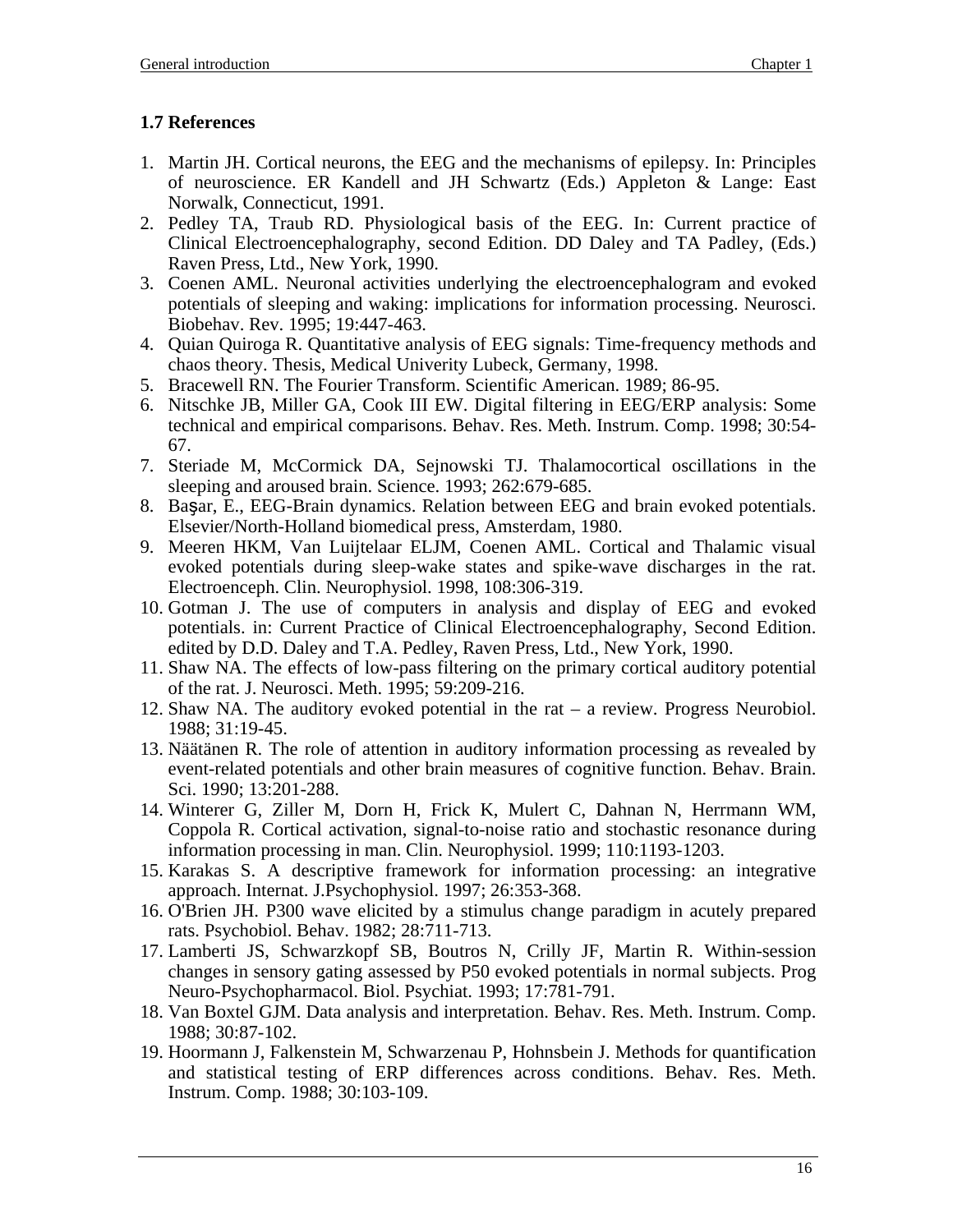## 1.7 References

1. Martin JH. Cortical neurons, the EEG and the mechanisms of epilepsy. In: Principles of neuroscience. ER Kandell and JH Schwartz (Eds.) Appleton & Lange: East Norwalk, Connecticut, 1991.
2. Pedley TA, Traub RD. Physiological basis of the EEG. In: Current practice of Clinical Electroencephalography, second Edition. DD Daley and TA Padley, (Eds.) Raven Press, Ltd., New York, 1990.
3. Coenen AML. Neuronal activities underlying the electroencephalogram and evoked potentials of sleeping and waking: implications for information processing. Neurosci. Biobehav. Rev. 1995; 19:447-463.
4. Quian Quiroga R. Quantitative analysis of EEG signals: Time-frequency methods and chaos theory. Thesis, Medical Univerity Lubeck, Germany, 1998.
5. Bracewell RN. The Fourier Transform. Scientific American. 1989; 86-95.
6. Nitschke JB, Miller GA, Cook III EW. Digital filtering in EEG/ERP analysis: Some technical and empirical comparisons. Behav. Res. Meth. Instrum. Comp. 1998; 30:54-67.
7. Steriade M, McCormick DA, Sejnowski TJ. Thalamocortical oscillations in the sleeping and aroused brain. Science. 1993; 262:679-685.
8. Başar, E., EEG-Brain dynamics. Relation between EEG and brain evoked potentials. Elsevier/North-Holland biomedical press, Amsterdam, 1980.
9. Meeren HKM, Van Luijtelaar ELJM, Coenen AML. Cortical and Thalamic visual evoked potentials during sleep-wake states and spike-wave discharges in the rat. Electroenceph. Clin. Neurophysiol. 1998, 108:306-319.
10. Gotman J. The use of computers in analysis and display of EEG and evoked potentials. in: Current Practice of Clinical Electroencephalography, Second Edition. edited by D.D. Daley and T.A. Pedley, Raven Press, Ltd., New York, 1990.
11. Shaw NA. The effects of low-pass filtering on the primary cortical auditory potential of the rat. J. Neurosci. Meth. 1995; 59:209-216.
12. Shaw NA. The auditory evoked potential in the rat – a review. Progress Neurobiol. 1988; 31:19-45.
13. Näätänen R. The role of attention in auditory information processing as revealed by event-related potentials and other brain measures of cognitive function. Behav. Brain. Sci. 1990; 13:201-288.
14. Winterer G, Ziller M, Dorn H, Frick K, Mulert C, Dahnan N, Herrmann WM, Coppola R. Cortical activation, signal-to-noise ratio and stochastic resonance during information processing in man. Clin. Neurophysiol. 1999; 110:1193-1203.
15. Karakas S. A descriptive framework for information processing: an integrative approach. Internat. J.Psychophysiol. 1997; 26:353-368.
16. O'Brien JH. P300 wave elicited by a stimulus change paradigm in acutely prepared rats. Psychobiol. Behav. 1982; 28:711-713.
17. Lamberti JS, Schwarzkopf SB, Boutros N, Crilly JF, Martin R. Within-session changes in sensory gating assessed by P50 evoked potentials in normal subjects. Prog Neuro-Psychopharmacol. Biol. Psychiat. 1993; 17:781-791.
18. Van Boxtel GJM. Data analysis and interpretation. Behav. Res. Meth. Instrum. Comp. 1988; 30:87-102.
19. Hoormann J, Falkenstein M, Schwarzenau P, Hohnsbein J. Methods for quantification and statistical testing of ERP differences across conditions. Behav. Res. Meth. Instrum. Comp. 1988; 30:103-109.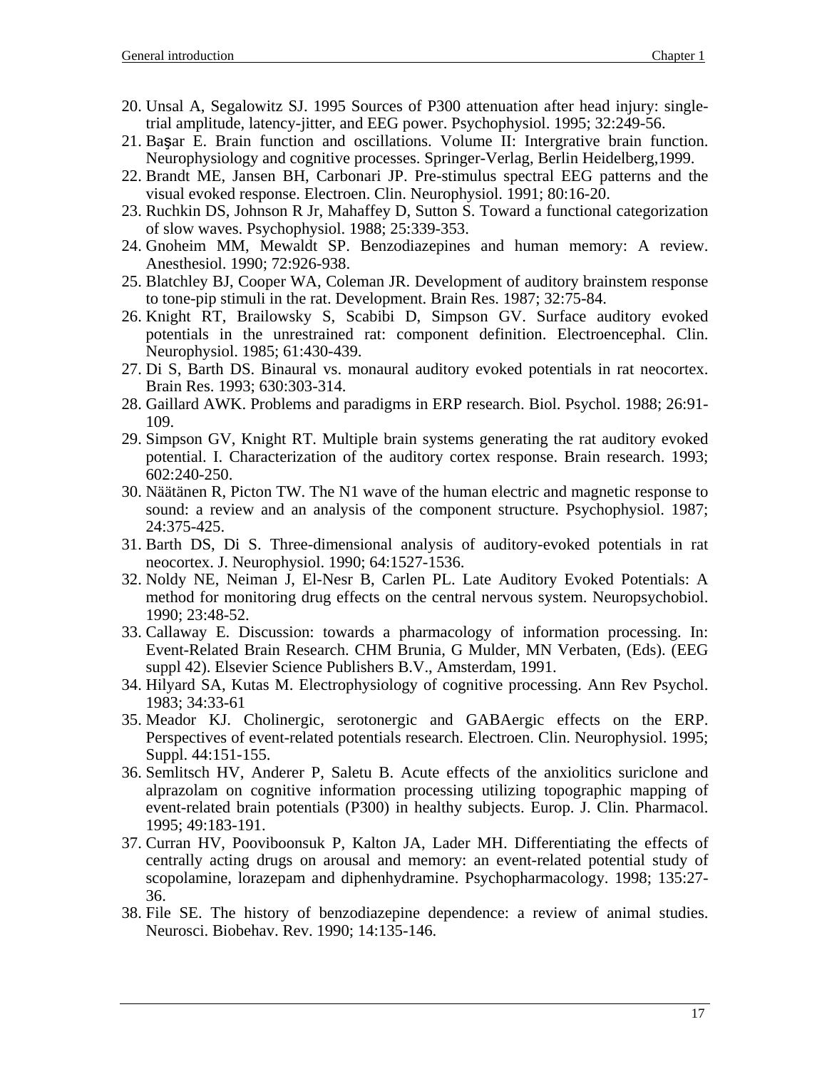20. Unsal A, Segalowitz SJ. 1995 Sources of P300 attenuation after head injury: single-trial amplitude, latency-jitter, and EEG power. Psychophysiol. 1995; 32:249-56.
21. Başar E. Brain function and oscillations. Volume II: Intergrative brain function. Neurophysiology and cognitive processes. Springer-Verlag, Berlin Heidelberg,1999.
22. Brandt ME, Jansen BH, Carbonari JP. Pre-stimulus spectral EEG patterns and the visual evoked response. Electroen. Clin. Neurophysiol. 1991; 80:16-20.
23. Ruchkin DS, Johnson R Jr, Mahaffey D, Sutton S. Toward a functional categorization of slow waves. Psychophysiol. 1988; 25:339-353.
24. Gnoheim MM, Mewaldt SP. Benzodiazepines and human memory: A review. Anesthesiol. 1990; 72:926-938.
25. Blatchley BJ, Cooper WA, Coleman JR. Development of auditory brainstem response to tone-pip stimuli in the rat. Development. Brain Res. 1987; 32:75-84.
26. Knight RT, Brailowsky S, Scabibi D, Simpson GV. Surface auditory evoked potentials in the unrestrained rat: component definition. Electroencephal. Clin. Neurophysiol. 1985; 61:430-439.
27. Di S, Barth DS. Binaural vs. monaural auditory evoked potentials in rat neocortex. Brain Res. 1993; 630:303-314.
28. Gaillard AWK. Problems and paradigms in ERP research. Biol. Psychol. 1988; 26:91-109.
29. Simpson GV, Knight RT. Multiple brain systems generating the rat auditory evoked potential. I. Characterization of the auditory cortex response. Brain research. 1993; 602:240-250.
30. Näätänen R, Picton TW. The N1 wave of the human electric and magnetic response to sound: a review and an analysis of the component structure. Psychophysiol. 1987; 24:375-425.
31. Barth DS, Di S. Three-dimensional analysis of auditory-evoked potentials in rat neocortex. J. Neurophysiol. 1990; 64:1527-1536.
32. Noldy NE, Neiman J, El-Nesr B, Carlen PL. Late Auditory Evoked Potentials: A method for monitoring drug effects on the central nervous system. Neuropsychobiol. 1990; 23:48-52.
33. Callaway E. Discussion: towards a pharmacology of information processing. In: Event-Related Brain Research. CHM Brunia, G Mulder, MN Verbaten, (Eds). (EEG suppl 42). Elsevier Science Publishers B.V., Amsterdam, 1991.
34. Hilyard SA, Kutas M. Electrophysiology of cognitive processing. Ann Rev Psychol. 1983; 34:33-61
35. Meador KJ. Cholinergic, serotonergic and GABAergic effects on the ERP. Perspectives of event-related potentials research. Electroen. Clin. Neurophysiol. 1995; Suppl. 44:151-155.
36. Semlitsch HV, Anderer P, Saletu B. Acute effects of the anxiolitics suriclone and alprazolam on cognitive information processing utilizing topographic mapping of event-related brain potentials (P300) in healthy subjects. Europ. J. Clin. Pharmacol. 1995; 49:183-191.
37. Curran HV, Pooviboonsuk P, Kalton JA, Lader MH. Differentiating the effects of centrally acting drugs on arousal and memory: an event-related potential study of scopolamine, lorazepam and diphenhydramine. Psychopharmacology. 1998; 135:27-36.
38. File SE. The history of benzodiazepine dependence: a review of animal studies. Neurosci. Biobehav. Rev. 1990; 14:135-146.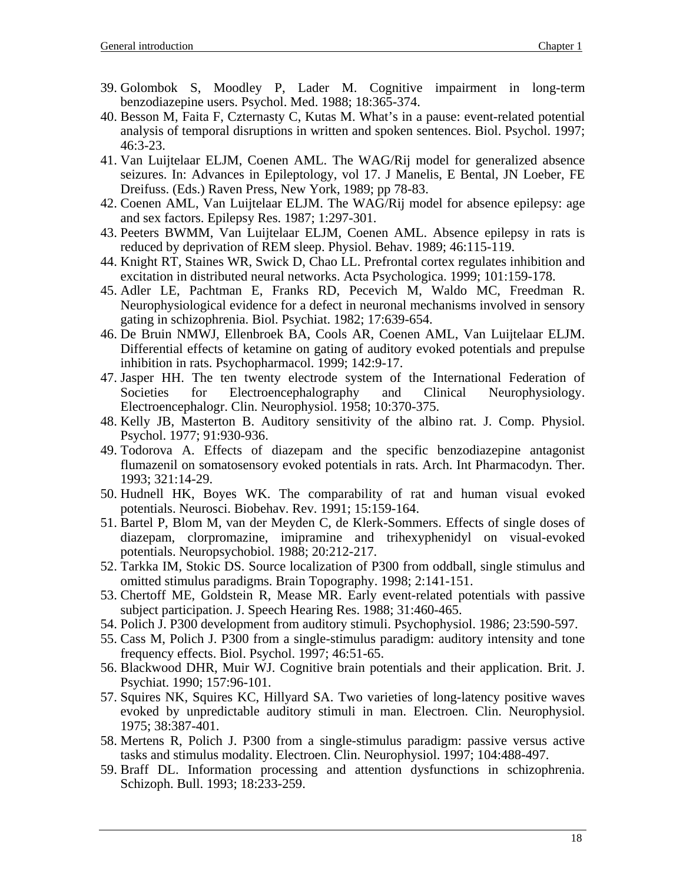39. Golombok S, Moodley P, Lader M. Cognitive impairment in long-term benzodiazepine users. Psychol. Med. 1988; 18:365-374.
40. Besson M, Faita F, Czternasty C, Kutas M. What's in a pause: event-related potential analysis of temporal disruptions in written and spoken sentences. Biol. Psychol. 1997; 46:3-23.
41. Van Luijtelaar ELJM, Coenen AML. The WAG/Rij model for generalized absence seizures. In: Advances in Epileptology, vol 17. J Manelis, E Bental, JN Loeber, FE Dreifuss. (Eds.) Raven Press, New York, 1989; pp 78-83.
42. Coenen AML, Van Luijtelaar ELJM. The WAG/Rij model for absence epilepsy: age and sex factors. Epilepsy Res. 1987; 1:297-301.
43. Peeters BWMM, Van Luijtelaar ELJM, Coenen AML. Absence epilepsy in rats is reduced by deprivation of REM sleep. Physiol. Behav. 1989; 46:115-119.
44. Knight RT, Staines WR, Swick D, Chao LL. Prefrontal cortex regulates inhibition and excitation in distributed neural networks. Acta Psychologica. 1999; 101:159-178.
45. Adler LE, Pachtman E, Franks RD, Pecevich M, Waldo MC, Freedman R. Neurophysiological evidence for a defect in neuronal mechanisms involved in sensory gating in schizophrenia. Biol. Psychiat. 1982; 17:639-654.
46. De Bruin NMWJ, Ellenbroek BA, Cools AR, Coenen AML, Van Luijtelaar ELJM. Differential effects of ketamine on gating of auditory evoked potentials and prepulse inhibition in rats. Psychopharmacol. 1999; 142:9-17.
47. Jasper HH. The ten twenty electrode system of the International Federation of Societies for Electroencephalography and Clinical Neurophysiology. Electroencephalogr. Clin. Neurophysiol. 1958; 10:370-375.
48. Kelly JB, Masterton B. Auditory sensitivity of the albino rat. J. Comp. Physiol. Psychol. 1977; 91:930-936.
49. Todorova A. Effects of diazepam and the specific benzodiazepine antagonist flumazenil on somatosensory evoked potentials in rats. Arch. Int Pharmacodyn. Ther. 1993; 321:14-29.
50. Hudnell HK, Boyes WK. The comparability of rat and human visual evoked potentials. Neurosci. Biobehav. Rev. 1991; 15:159-164.
51. Bartel P, Blom M, van der Meyden C, de Klerk-Sommers. Effects of single doses of diazepam, clorpromazine, imipramine and trihexyphenidyl on visual-evoked potentials. Neuropsychobiol. 1988; 20:212-217.
52. Tarkka IM, Stokic DS. Source localization of P300 from oddball, single stimulus and omitted stimulus paradigms. Brain Topography. 1998; 2:141-151.
53. Chertoff ME, Goldstein R, Mease MR. Early event-related potentials with passive subject participation. J. Speech Hearing Res. 1988; 31:460-465.
54. Polich J. P300 development from auditory stimuli. Psychophysiol. 1986; 23:590-597.
55. Cass M, Polich J. P300 from a single-stimulus paradigm: auditory intensity and tone frequency effects. Biol. Psychol. 1997; 46:51-65.
56. Blackwood DHR, Muir WJ. Cognitive brain potentials and their application. Brit. J. Psychiat. 1990; 157:96-101.
57. Squires NK, Squires KC, Hillyard SA. Two varieties of long-latency positive waves evoked by unpredictable auditory stimuli in man. Electroen. Clin. Neurophysiol. 1975; 38:387-401.
58. Mertens R, Polich J. P300 from a single-stimulus paradigm: passive versus active tasks and stimulus modality. Electroen. Clin. Neurophysiol. 1997; 104:488-497.
59. Braff DL. Information processing and attention dysfunctions in schizophrenia. Schizoph. Bull. 1993; 18:233-259.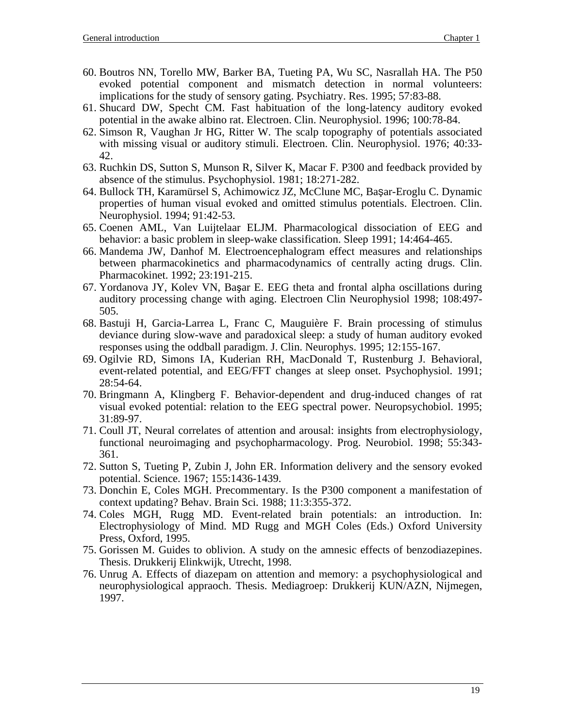60. Boutros NN, Torello MW, Barker BA, Tueting PA, Wu SC, Nasrallah HA. The P50 evoked potential component and mismatch detection in normal volunteers: implications for the study of sensory gating. Psychiatry. Res. 1995; 57:83-88.
61. Shucard DW, Specht CM. Fast habituation of the long-latency auditory evoked potential in the awake albino rat. Electroen. Clin. Neurophysiol. 1996; 100:78-84.
62. Simson R, Vaughan Jr HG, Ritter W. The scalp topography of potentials associated with missing visual or auditory stimuli. Electroen. Clin. Neurophysiol. 1976; 40:33-42.
63. Ruchkin DS, Sutton S, Munson R, Silver K, Macar F. P300 and feedback provided by absence of the stimulus. Psychophysiol. 1981; 18:271-282.
64. Bullock TH, Karamürsel S, Achimowicz JZ, McClune MC, Başar-Eroglu C. Dynamic properties of human visual evoked and omitted stimulus potentials. Electroen. Clin. Neurophysiol. 1994; 91:42-53.
65. Coenen AML, Van Luijtelaar ELJM. Pharmacological dissociation of EEG and behavior: a basic problem in sleep-wake classification. Sleep 1991; 14:464-465.
66. Mandema JW, Danhof M. Electroencephalogram effect measures and relationships between pharmacokinetics and pharmacodynamics of centrally acting drugs. Clin. Pharmacokinet. 1992; 23:191-215.
67. Yordanova JY, Kolev VN, Başar E. EEG theta and frontal alpha oscillations during auditory processing change with aging. Electroen Clin Neurophysiol 1998; 108:497-505.
68. Bastuji H, Garcia-Larrea L, Franc C, Mauguière F. Brain processing of stimulus deviance during slow-wave and paradoxical sleep: a study of human auditory evoked responses using the oddball paradigm. J. Clin. Neurophys. 1995; 12:155-167.
69. Ogilvie RD, Simons IA, Kuderian RH, MacDonald T, Rustenburg J. Behavioral, event-related potential, and EEG/FFT changes at sleep onset. Psychophysiol. 1991; 28:54-64.
70. Bringmann A, Klingberg F. Behavior-dependent and drug-induced changes of rat visual evoked potential: relation to the EEG spectral power. Neuropsychobiol. 1995; 31:89-97.
71. Coull JT, Neural correlates of attention and arousal: insights from electrophysiology, functional neuroimaging and psychopharmacology. Prog. Neurobiol. 1998; 55:343-361.
72. Sutton S, Tueting P, Zubin J, John ER. Information delivery and the sensory evoked potential. Science. 1967; 155:1436-1439.
73. Donchin E, Coles MGH. Precommentary. Is the P300 component a manifestation of context updating? Behav. Brain Sci. 1988; 11:3:355-372.
74. Coles MGH, Rugg MD. Event-related brain potentials: an introduction. In: Electrophysiology of Mind. MD Rugg and MGH Coles (Eds.) Oxford University Press, Oxford, 1995.
75. Gorissen M. Guides to oblivion. A study on the amnesic effects of benzodiazepines. Thesis. Drukkerij Elinkwijk, Utrecht, 1998.
76. Unrug A. Effects of diazepam on attention and memory: a psychophysiological and neurophysiological appraoch. Thesis. Mediagroep: Drukkerij KUN/AZN, Nijmegen, 1997.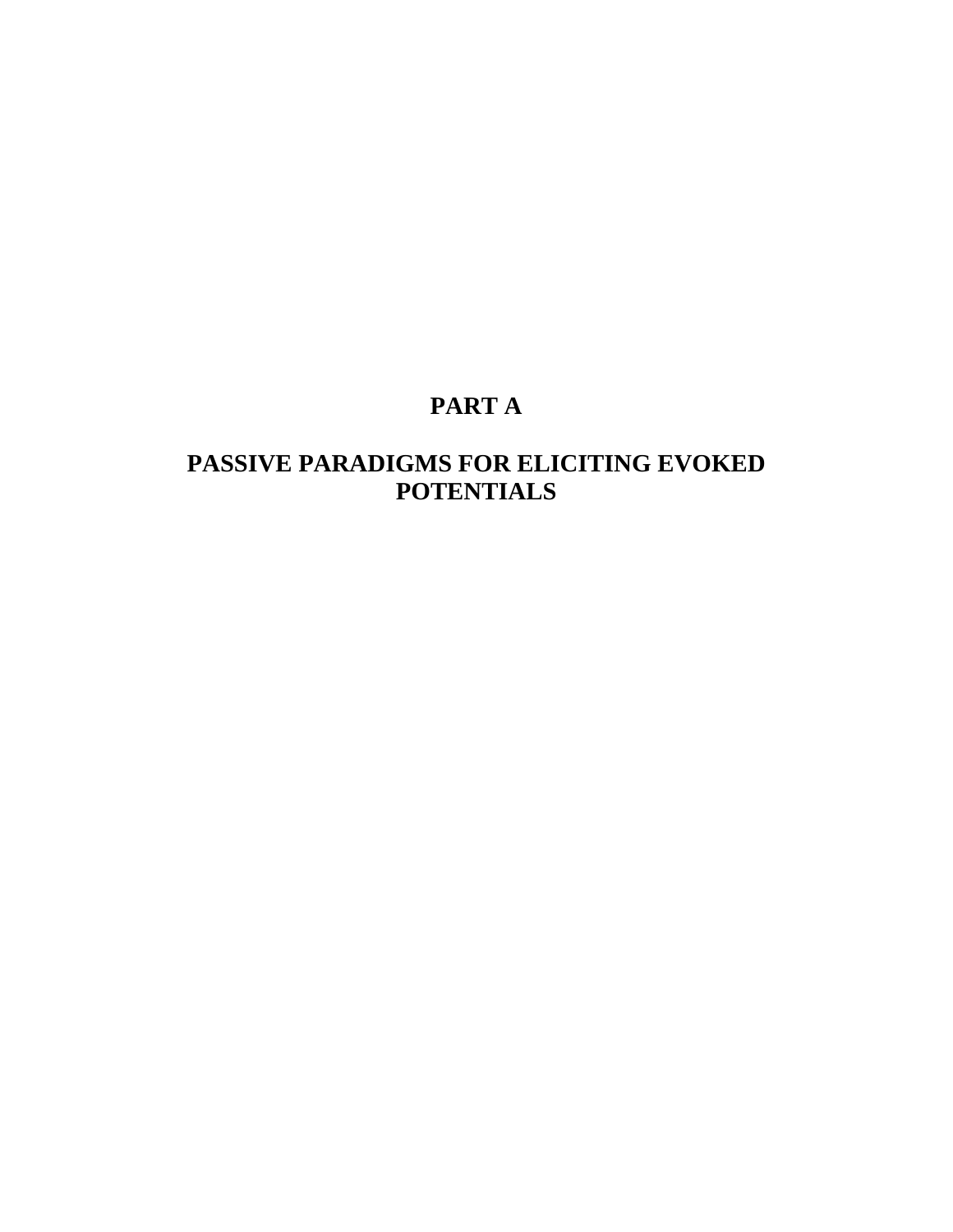# PART A

# PASSIVE PARADIGMS FOR ELICITING EVOKED POTENTIALS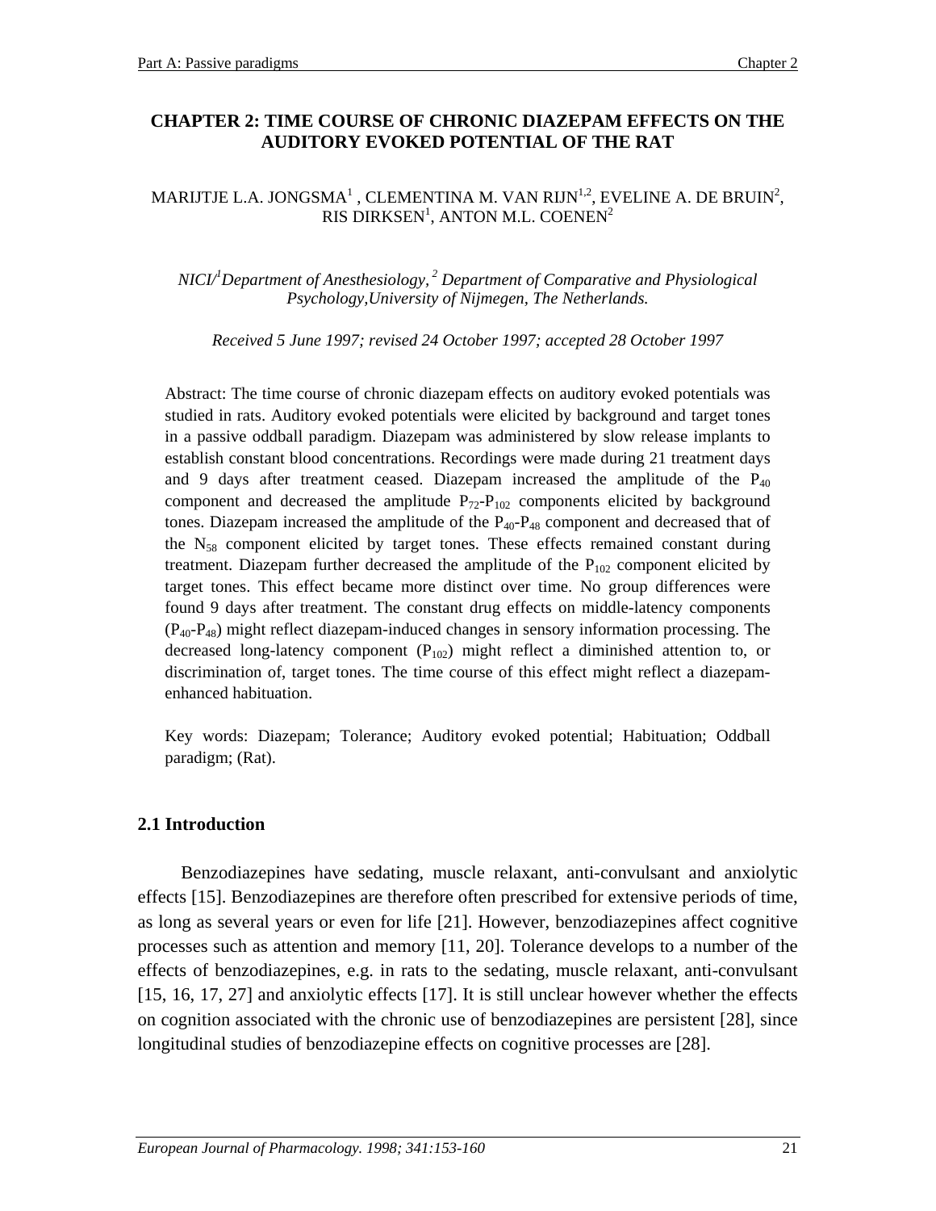# CHAPTER 2: TIME COURSE OF CHRONIC DIAZEPAM EFFECTS ON THE AUDITORY EVOKED POTENTIAL OF THE RAT

MARIJTJE L.A. JONGSMA[1], CLEMENTINA M. VAN RIJN[1,2], EVELINE A. DE BRUIN[2], RIS DIRKSEN[1], ANTON M.L. COENEN[2]

*NICI/[1]Department of Anesthesiology, [2] Department of Comparative and Physiological Psychology, University of Nijmegen, The Netherlands.*

*Received 5 June 1997; revised 24 October 1997; accepted 28 October 1997*

Abstract: The time course of chronic diazepam effects on auditory evoked potentials was studied in rats. Auditory evoked potentials were elicited by background and target tones in a passive oddball paradigm. Diazepam was administered by slow release implants to establish constant blood concentrations. Recordings were made during 21 treatment days and 9 days after treatment ceased. Diazepam increased the amplitude of the $P_{40}$ component and decreased the amplitude $P_{72}$-$P_{102}$ components elicited by background tones. Diazepam increased the amplitude of the $P_{40}$-$P_{48}$ component and decreased that of the $N_{58}$ component elicited by target tones. These effects remained constant during treatment. Diazepam further decreased the amplitude of the $P_{102}$ component elicited by target tones. This effect became more distinct over time. No group differences were found 9 days after treatment. The constant drug effects on middle-latency components ($P_{40}$-$P_{48}$) might reflect diazepam-induced changes in sensory information processing. The decreased long-latency component ($P_{102}$) might reflect a diminished attention to, or discrimination of, target tones. The time course of this effect might reflect a diazepam-enhanced habituation.

Key words: Diazepam; Tolerance; Auditory evoked potential; Habituation; Oddball paradigm; (Rat).

## 2.1 Introduction

Benzodiazepines have sedating, muscle relaxant, anti-convulsant and anxiolytic effects [15]. Benzodiazepines are therefore often prescribed for extensive periods of time, as long as several years or even for life [21]. However, benzodiazepines affect cognitive processes such as attention and memory [11, 20]. Tolerance develops to a number of the effects of benzodiazepines, e.g. in rats to the sedating, muscle relaxant, anti-convulsant [15, 16, 17, 27] and anxiolytic effects [17]. It is still unclear however whether the effects on cognition associated with the chronic use of benzodiazepines are persistent [28], since longitudinal studies of benzodiazepine effects on cognitive processes are [28].

*European Journal of Pharmacology. 1998; 341:153-160*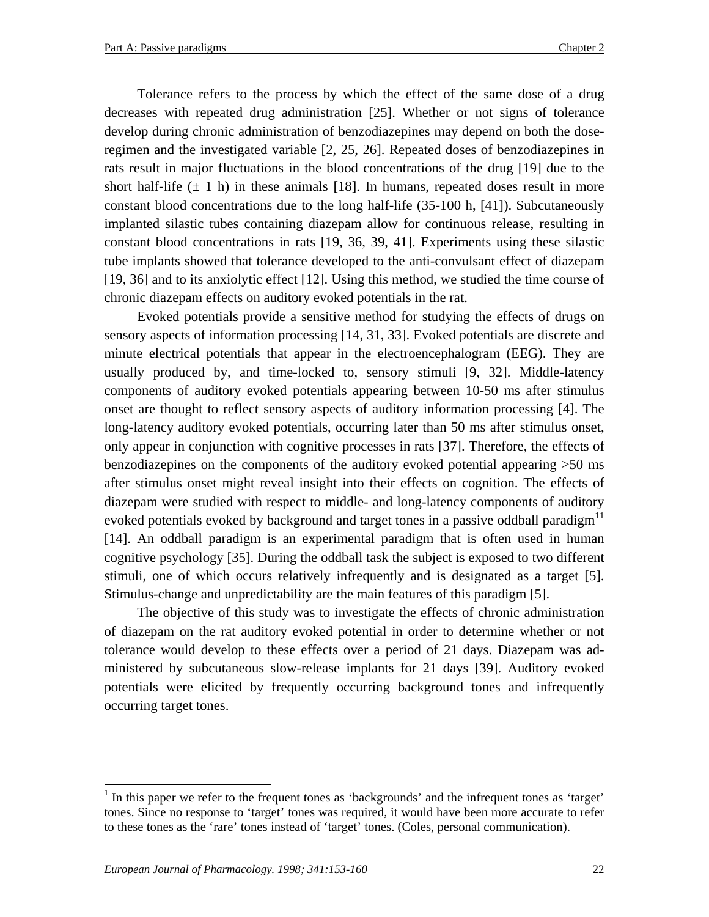Tolerance refers to the process by which the effect of the same dose of a drug decreases with repeated drug administration [25]. Whether or not signs of tolerance develop during chronic administration of benzodiazepines may depend on both the dose-regimen and the investigated variable [2, 25, 26]. Repeated doses of benzodiazepines in rats result in major fluctuations in the blood concentrations of the drug [19] due to the short half-life (± 1 h) in these animals [18]. In humans, repeated doses result in more constant blood concentrations due to the long half-life (35-100 h, [41]). Subcutaneously implanted silastic tubes containing diazepam allow for continuous release, resulting in constant blood concentrations in rats [19, 36, 39, 41]. Experiments using these silastic tube implants showed that tolerance developed to the anti-convulsant effect of diazepam [19, 36] and to its anxiolytic effect [12]. Using this method, we studied the time course of chronic diazepam effects on auditory evoked potentials in the rat.

Evoked potentials provide a sensitive method for studying the effects of drugs on sensory aspects of information processing [14, 31, 33]. Evoked potentials are discrete and minute electrical potentials that appear in the electroencephalogram (EEG). They are usually produced by, and time-locked to, sensory stimuli [9, 32]. Middle-latency components of auditory evoked potentials appearing between 10-50 ms after stimulus onset are thought to reflect sensory aspects of auditory information processing [4]. The long-latency auditory evoked potentials, occurring later than 50 ms after stimulus onset, only appear in conjunction with cognitive processes in rats [37]. Therefore, the effects of benzodiazepines on the components of the auditory evoked potential appearing >50 ms after stimulus onset might reveal insight into their effects on cognition. The effects of diazepam were studied with respect to middle- and long-latency components of auditory evoked potentials evoked by background and target tones in a passive oddball paradigm[1] [14]. An oddball paradigm is an experimental paradigm that is often used in human cognitive psychology [35]. During the oddball task the subject is exposed to two different stimuli, one of which occurs relatively infrequently and is designated as a target [5]. Stimulus-change and unpredictability are the main features of this paradigm [5].

The objective of this study was to investigate the effects of chronic administration of diazepam on the rat auditory evoked potential in order to determine whether or not tolerance would develop to these effects over a period of 21 days. Diazepam was administered by subcutaneous slow-release implants for 21 days [39]. Auditory evoked potentials were elicited by frequently occurring background tones and infrequently occurring target tones.

[1] In this paper we refer to the frequent tones as 'backgrounds' and the infrequent tones as 'target' tones. Since no response to 'target' tones was required, it would have been more accurate to refer to these tones as the 'rare' tones instead of 'target' tones. (Coles, personal communication).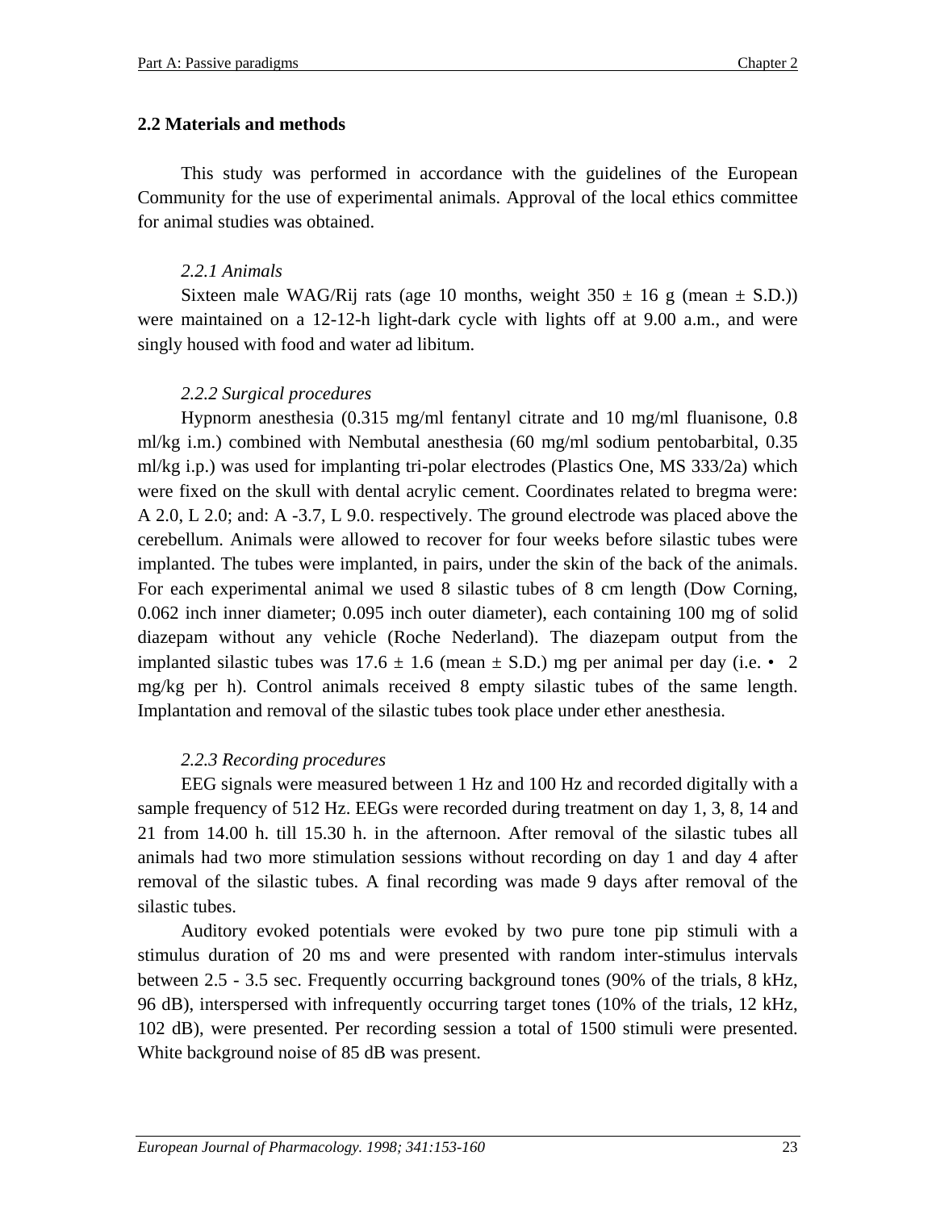## 2.2 Materials and methods

This study was performed in accordance with the guidelines of the European Community for the use of experimental animals. Approval of the local ethics committee for animal studies was obtained.

### *2.2.1 Animals*

Sixteen male WAG/Rij rats (age 10 months, weight 350 ± 16 g (mean ± S.D.)) were maintained on a 12-12-h light-dark cycle with lights off at 9.00 a.m., and were singly housed with food and water ad libitum.

### *2.2.2 Surgical procedures*

Hypnorm anesthesia (0.315 mg/ml fentanyl citrate and 10 mg/ml fluanisone, 0.8 ml/kg i.m.) combined with Nembutal anesthesia (60 mg/ml sodium pentobarbital, 0.35 ml/kg i.p.) was used for implanting tri-polar electrodes (Plastics One, MS 333/2a) which were fixed on the skull with dental acrylic cement. Coordinates related to bregma were: A 2.0, L 2.0; and: A -3.7, L 9.0. respectively. The ground electrode was placed above the cerebellum. Animals were allowed to recover for four weeks before silastic tubes were implanted. The tubes were implanted, in pairs, under the skin of the back of the animals. For each experimental animal we used 8 silastic tubes of 8 cm length (Dow Corning, 0.062 inch inner diameter; 0.095 inch outer diameter), each containing 100 mg of solid diazepam without any vehicle (Roche Nederland). The diazepam output from the implanted silastic tubes was 17.6 ± 1.6 (mean ± S.D.) mg per animal per day (i.e. • 2 mg/kg per h). Control animals received 8 empty silastic tubes of the same length. Implantation and removal of the silastic tubes took place under ether anesthesia.

### *2.2.3 Recording procedures*

EEG signals were measured between 1 Hz and 100 Hz and recorded digitally with a sample frequency of 512 Hz. EEGs were recorded during treatment on day 1, 3, 8, 14 and 21 from 14.00 h. till 15.30 h. in the afternoon. After removal of the silastic tubes all animals had two more stimulation sessions without recording on day 1 and day 4 after removal of the silastic tubes. A final recording was made 9 days after removal of the silastic tubes.

Auditory evoked potentials were evoked by two pure tone pip stimuli with a stimulus duration of 20 ms and were presented with random inter-stimulus intervals between 2.5 - 3.5 sec. Frequently occurring background tones (90% of the trials, 8 kHz, 96 dB), interspersed with infrequently occurring target tones (10% of the trials, 12 kHz, 102 dB), were presented. Per recording session a total of 1500 stimuli were presented. White background noise of 85 dB was present.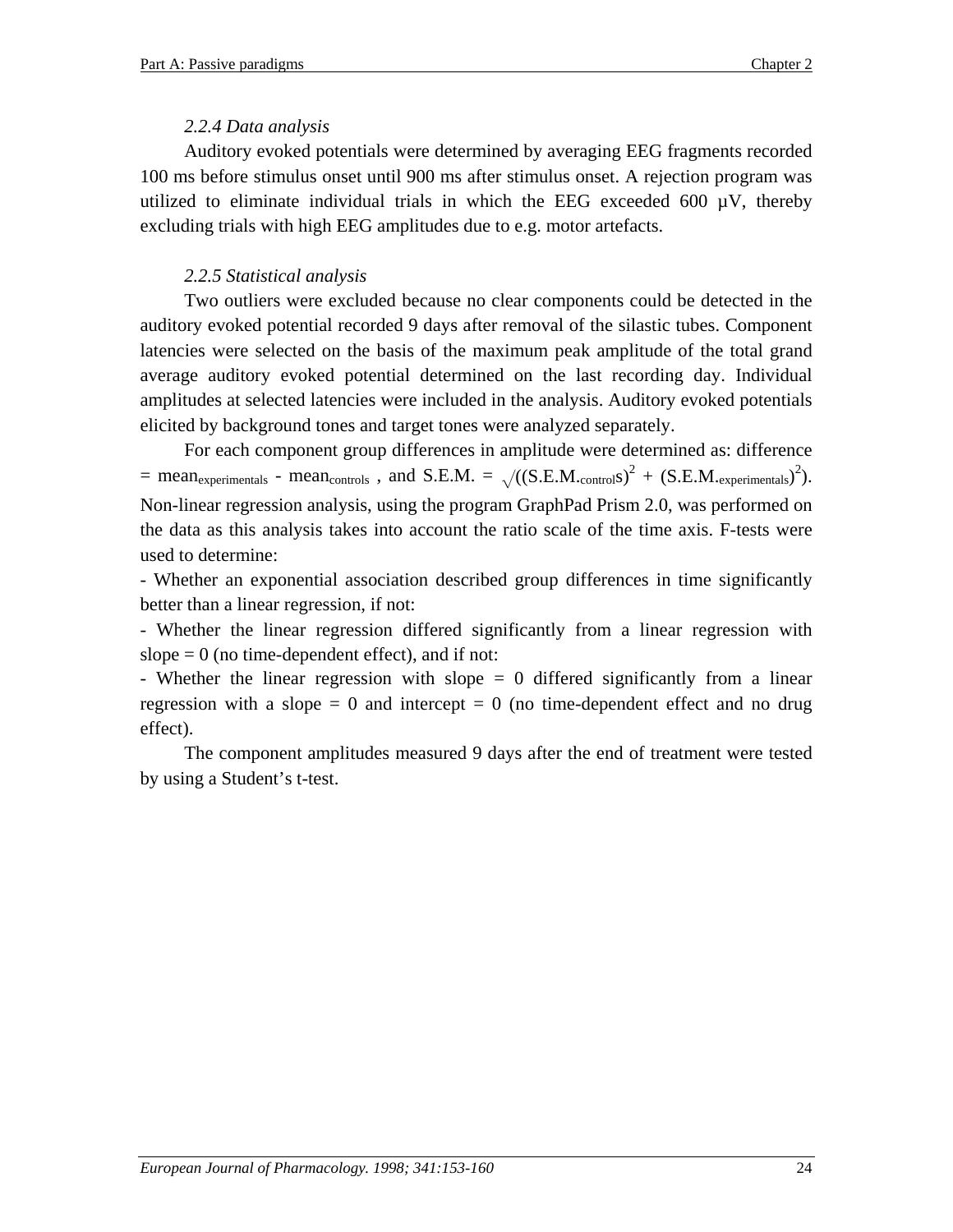### *2.2.4 Data analysis*

Auditory evoked potentials were determined by averaging EEG fragments recorded 100 ms before stimulus onset until 900 ms after stimulus onset. A rejection program was utilized to eliminate individual trials in which the EEG exceeded 600 µV, thereby excluding trials with high EEG amplitudes due to e.g. motor artefacts.

### *2.2.5 Statistical analysis*

Two outliers were excluded because no clear components could be detected in the auditory evoked potential recorded 9 days after removal of the silastic tubes. Component latencies were selected on the basis of the maximum peak amplitude of the total grand average auditory evoked potential determined on the last recording day. Individual amplitudes at selected latencies were included in the analysis. Auditory evoked potentials elicited by background tones and target tones were analyzed separately.

For each component group differences in amplitude were determined as: difference = $mean_{experimentals}$ - $mean_{controls}$ , and S.E.M. = $\sqrt{((S.E.M._{control}s)^2 + (S.E.M._{experimentals})^2)}$. Non-linear regression analysis, using the program GraphPad Prism 2.0, was performed on the data as this analysis takes into account the ratio scale of the time axis. F-tests were used to determine:

- Whether an exponential association described group differences in time significantly better than a linear regression, if not:
- Whether the linear regression differed significantly from a linear regression with slope = 0 (no time-dependent effect), and if not:
- Whether the linear regression with slope = 0 differed significantly from a linear regression with a slope = 0 and intercept = 0 (no time-dependent effect and no drug effect).

The component amplitudes measured 9 days after the end of treatment were tested by using a Student's t-test.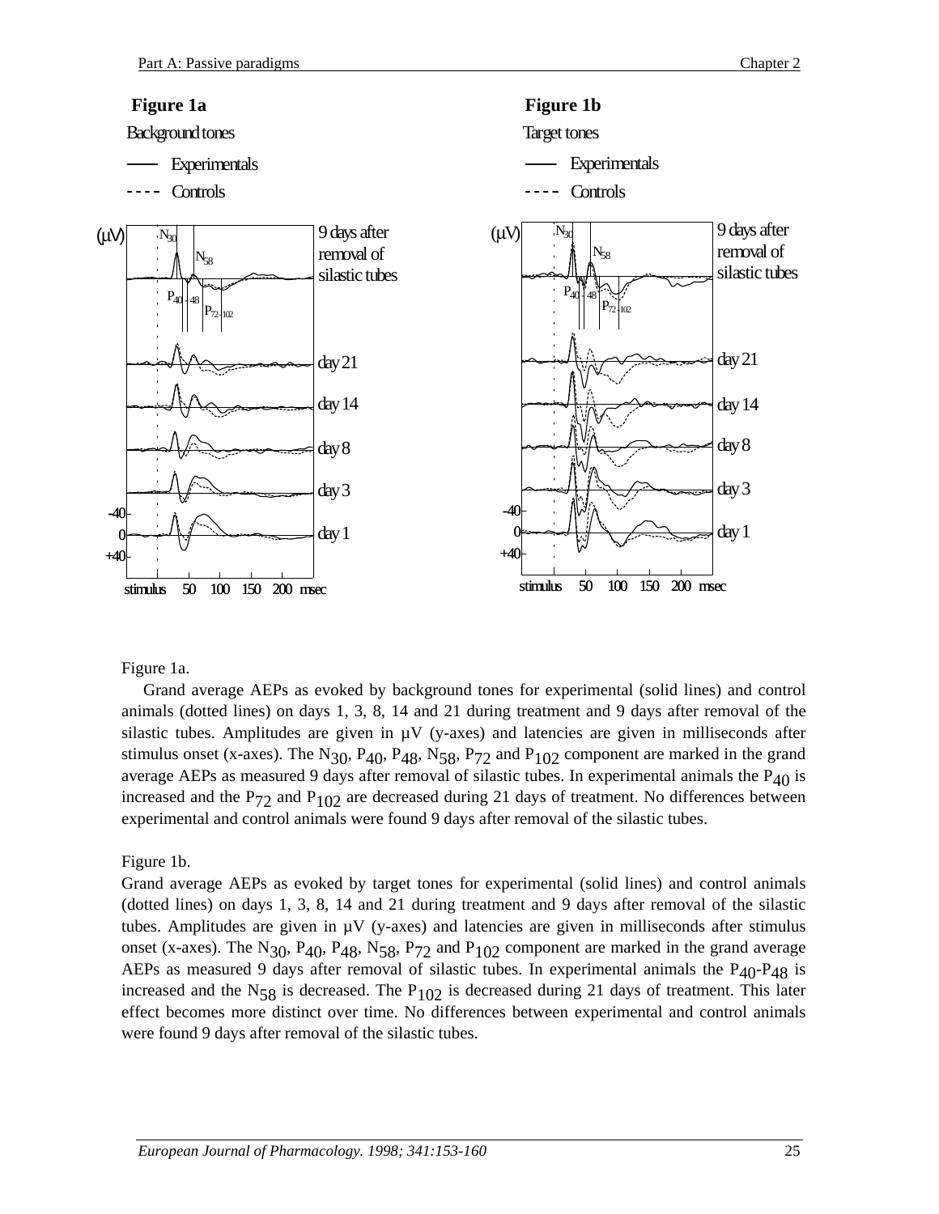**Figure 1a**

Background tones

—— Experimentals

- - - - Controls

(μV)

9 days after removal of silastic tubes

day 21

day 14

day 8

day 3

day 1

-40

0

+40

stimulus 50 100 150 200 msec

**Figure 1b**

Target tones

—— Experimentals

- - - - Controls

(μV)

9 days after removal of silastic tubes

day 21

day 14

day 8

day 3

day 1

-40

0

+40

stimulus 50 100 150 200 msec

Figure 1a.

Grand average AEPs as evoked by background tones for experimental (solid lines) and control animals (dotted lines) on days 1, 3, 8, 14 and 21 during treatment and 9 days after removal of the silastic tubes. Amplitudes are given in μV (y-axes) and latencies are given in milliseconds after stimulus onset (x-axes). The $N_{30}$, $P_{40}$, $P_{48}$, $N_{58}$, $P_{72}$ and $P_{102}$ component are marked in the grand average AEPs as measured 9 days after removal of silastic tubes. In experimental animals the $P_{40}$ is increased and the $P_{72}$ and $P_{102}$ are decreased during 21 days of treatment. No differences between experimental and control animals were found 9 days after removal of the silastic tubes.

Figure 1b.

Grand average AEPs as evoked by target tones for experimental (solid lines) and control animals (dotted lines) on days 1, 3, 8, 14 and 21 during treatment and 9 days after removal of the silastic tubes. Amplitudes are given in μV (y-axes) and latencies are given in milliseconds after stimulus onset (x-axes). The $N_{30}$, $P_{40}$, $P_{48}$, $N_{58}$, $P_{72}$ and $P_{102}$ component are marked in the grand average AEPs as measured 9 days after removal of silastic tubes. In experimental animals the $P_{40}$-$P_{48}$ is increased and the $N_{58}$ is decreased. The $P_{102}$ is decreased during 21 days of treatment. This later effect becomes more distinct over time. No differences between experimental and control animals were found 9 days after removal of the silastic tubes.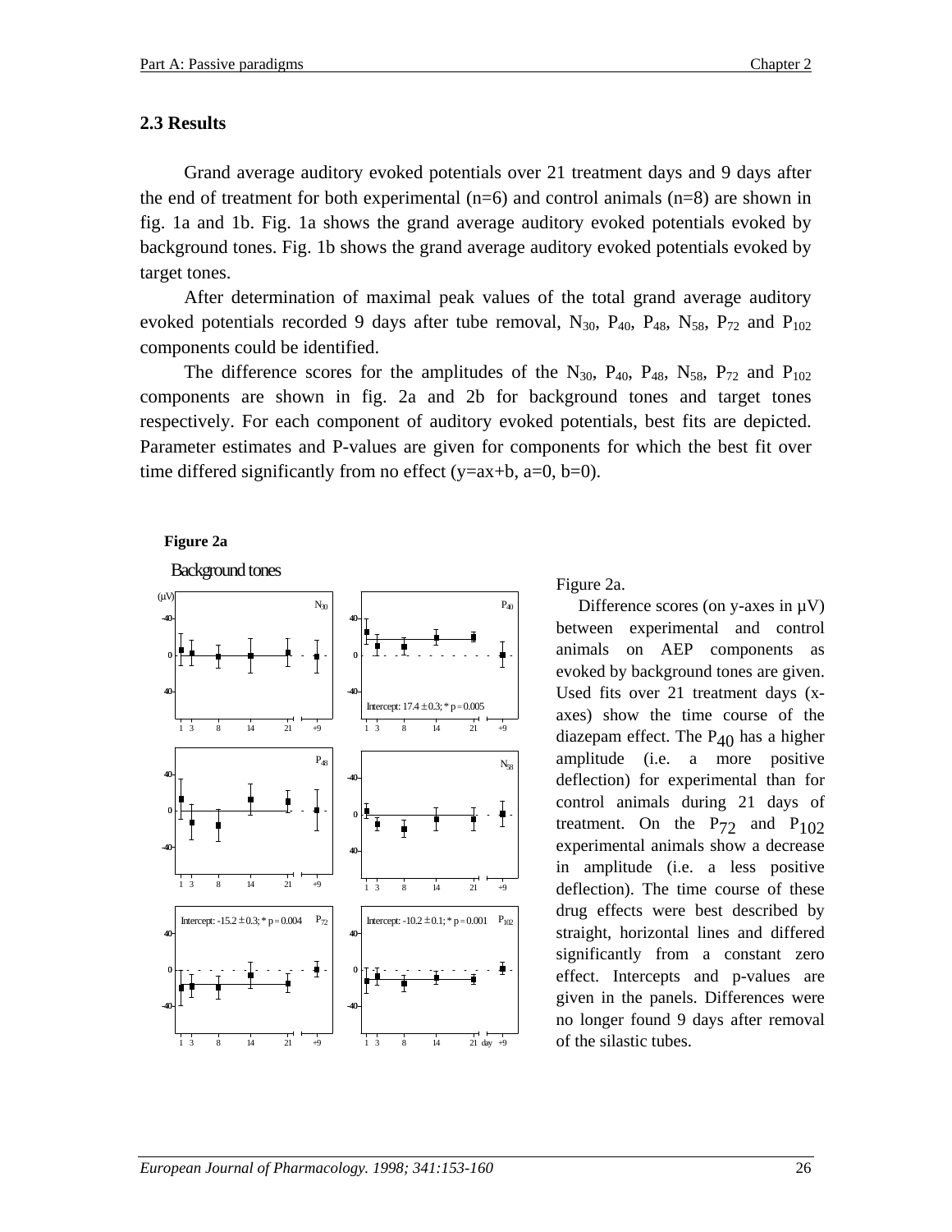## 2.3 Results

Grand average auditory evoked potentials over 21 treatment days and 9 days after the end of treatment for both experimental (n=6) and control animals (n=8) are shown in fig. 1a and 1b. Fig. 1a shows the grand average auditory evoked potentials evoked by background tones. Fig. 1b shows the grand average auditory evoked potentials evoked by target tones.

After determination of maximal peak values of the total grand average auditory evoked potentials recorded 9 days after tube removal, $N_{30}$, $P_{40}$, $P_{48}$, $N_{58}$, $P_{72}$ and $P_{102}$ components could be identified.

The difference scores for the amplitudes of the $N_{30}$, $P_{40}$, $P_{48}$, $N_{58}$, $P_{72}$ and $P_{102}$ components are shown in fig. 2a and 2b for background tones and target tones respectively. For each component of auditory evoked potentials, best fits are depicted. Parameter estimates and P-values are given for components for which the best fit over time differed significantly from no effect (y=ax+b, a=0, b=0).

**Figure 2a**

Background tones

Figure 2a.

Difference scores (on y-axes in µV) between experimental and control animals on AEP components as evoked by background tones are given. Used fits over 21 treatment days (x-axes) show the time course of the diazepam effect. The $P_{40}$ has a higher amplitude (i.e. a more positive deflection) for experimental than for control animals during 21 days of treatment. On the $P_{72}$ and $P_{102}$ experimental animals show a decrease in amplitude (i.e. a less positive deflection). The time course of these drug effects were best described by straight, horizontal lines and differed significantly from a constant zero effect. Intercepts and p-values are given in the panels. Differences were no longer found 9 days after removal of the silastic tubes.

$P_{40}$: Intercept: 17.4 ± 0.3; * p = 0.005

$P_{72}$: Intercept: -15.2 ± 0.3; * p = 0.004

$P_{102}$: Intercept: -10.2 ± 0.1; * p = 0.001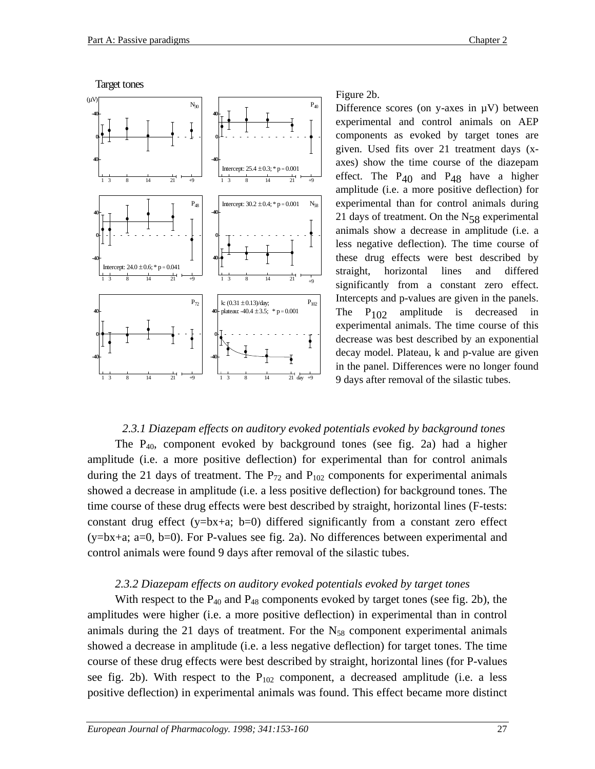Target tones

Figure 2b.

Difference scores (on y-axes in µV) between experimental and control animals on AEP components as evoked by target tones are given. Used fits over 21 treatment days (x-axes) show the time course of the diazepam effect. The $P_{40}$ and $P_{48}$ have a higher amplitude (i.e. a more positive deflection) for experimental than for control animals during 21 days of treatment. On the $N_{58}$ experimental animals show a decrease in amplitude (i.e. a less negative deflection). The time course of these drug effects were best described by straight, horizontal lines and differed significantly from a constant zero effect. Intercepts and p-values are given in the panels. The $P_{102}$ amplitude is decreased in experimental animals. The time course of this decrease was best described by an exponential decay model. Plateau, k and p-value are given in the panel. Differences were no longer found 9 days after removal of the silastic tubes.

### *2.3.1 Diazepam effects on auditory evoked potentials evoked by background tones*

The $P_{40}$, component evoked by background tones (see fig. 2a) had a higher amplitude (i.e. a more positive deflection) for experimental than for control animals during the 21 days of treatment. The $P_{72}$ and $P_{102}$ components for experimental animals showed a decrease in amplitude (i.e. a less positive deflection) for background tones. The time course of these drug effects were best described by straight, horizontal lines (F-tests: constant drug effect ($y=bx+a$; $b=0$) differed significantly from a constant zero effect ($y=bx+a$; $a=0$, $b=0$). For P-values see fig. 2a). No differences between experimental and control animals were found 9 days after removal of the silastic tubes.

### *2.3.2 Diazepam effects on auditory evoked potentials evoked by target tones*

With respect to the $P_{40}$ and $P_{48}$ components evoked by target tones (see fig. 2b), the amplitudes were higher (i.e. a more positive deflection) in experimental than in control animals during the 21 days of treatment. For the $N_{58}$ component experimental animals showed a decrease in amplitude (i.e. a less negative deflection) for target tones. The time course of these drug effects were best described by straight, horizontal lines (for P-values see fig. 2b). With respect to the $P_{102}$ component, a decreased amplitude (i.e. a less positive deflection) in experimental animals was found. This effect became more distinct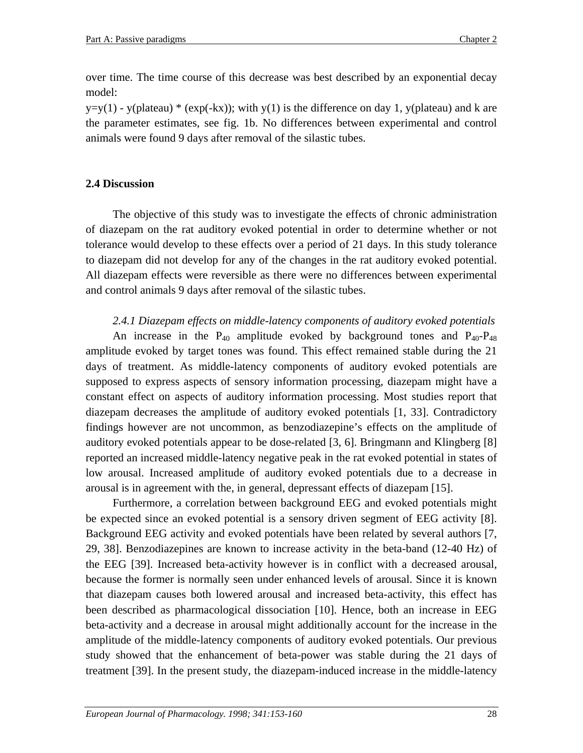over time. The time course of this decrease was best described by an exponential decay model:

y=y(1) - y(plateau) * (exp(-kx)); with y(1) is the difference on day 1, y(plateau) and k are the parameter estimates, see fig. 1b. No differences between experimental and control animals were found 9 days after removal of the silastic tubes.

## 2.4 Discussion

The objective of this study was to investigate the effects of chronic administration of diazepam on the rat auditory evoked potential in order to determine whether or not tolerance would develop to these effects over a period of 21 days. In this study tolerance to diazepam did not develop for any of the changes in the rat auditory evoked potential. All diazepam effects were reversible as there were no differences between experimental and control animals 9 days after removal of the silastic tubes.

### *2.4.1 Diazepam effects on middle-latency components of auditory evoked potentials*

An increase in the $P_{40}$ amplitude evoked by background tones and $P_{40}$-$P_{48}$ amplitude evoked by target tones was found. This effect remained stable during the 21 days of treatment. As middle-latency components of auditory evoked potentials are supposed to express aspects of sensory information processing, diazepam might have a constant effect on aspects of auditory information processing. Most studies report that diazepam decreases the amplitude of auditory evoked potentials [1, 33]. Contradictory findings however are not uncommon, as benzodiazepine's effects on the amplitude of auditory evoked potentials appear to be dose-related [3, 6]. Bringmann and Klingberg [8] reported an increased middle-latency negative peak in the rat evoked potential in states of low arousal. Increased amplitude of auditory evoked potentials due to a decrease in arousal is in agreement with the, in general, depressant effects of diazepam [15].

Furthermore, a correlation between background EEG and evoked potentials might be expected since an evoked potential is a sensory driven segment of EEG activity [8]. Background EEG activity and evoked potentials have been related by several authors [7, 29, 38]. Benzodiazepines are known to increase activity in the beta-band (12-40 Hz) of the EEG [39]. Increased beta-activity however is in conflict with a decreased arousal, because the former is normally seen under enhanced levels of arousal. Since it is known that diazepam causes both lowered arousal and increased beta-activity, this effect has been described as pharmacological dissociation [10]. Hence, both an increase in EEG beta-activity and a decrease in arousal might additionally account for the increase in the amplitude of the middle-latency components of auditory evoked potentials. Our previous study showed that the enhancement of beta-power was stable during the 21 days of treatment [39]. In the present study, the diazepam-induced increase in the middle-latency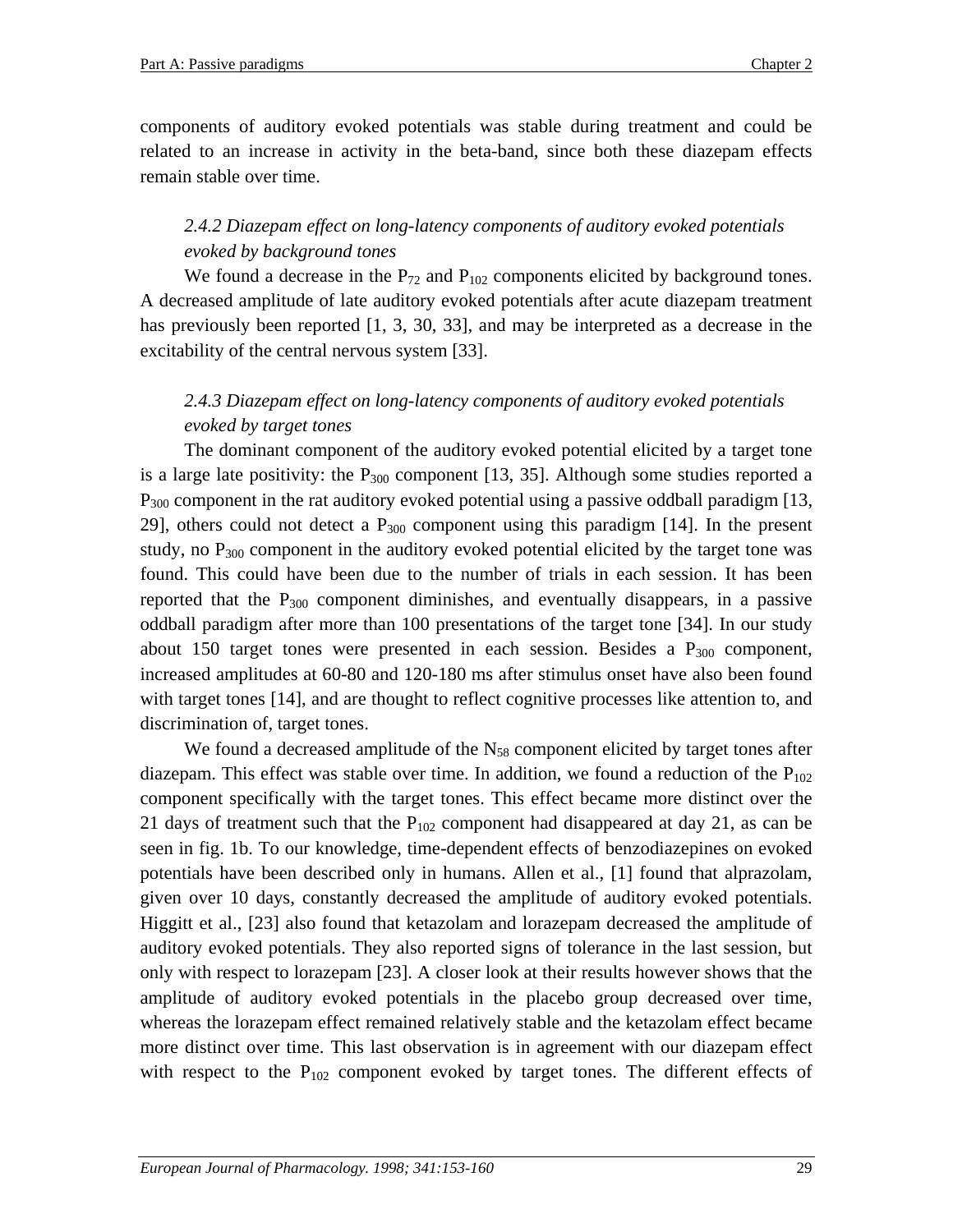components of auditory evoked potentials was stable during treatment and could be related to an increase in activity in the beta-band, since both these diazepam effects remain stable over time.

### *2.4.2 Diazepam effect on long-latency components of auditory evoked potentials evoked by background tones*

We found a decrease in the $P_{72}$ and $P_{102}$ components elicited by background tones. A decreased amplitude of late auditory evoked potentials after acute diazepam treatment has previously been reported [1, 3, 30, 33], and may be interpreted as a decrease in the excitability of the central nervous system [33].

### *2.4.3 Diazepam effect on long-latency components of auditory evoked potentials evoked by target tones*

The dominant component of the auditory evoked potential elicited by a target tone is a large late positivity: the $P_{300}$ component [13, 35]. Although some studies reported a $P_{300}$ component in the rat auditory evoked potential using a passive oddball paradigm [13, 29], others could not detect a $P_{300}$ component using this paradigm [14]. In the present study, no $P_{300}$ component in the auditory evoked potential elicited by the target tone was found. This could have been due to the number of trials in each session. It has been reported that the $P_{300}$ component diminishes, and eventually disappears, in a passive oddball paradigm after more than 100 presentations of the target tone [34]. In our study about 150 target tones were presented in each session. Besides a $P_{300}$ component, increased amplitudes at 60-80 and 120-180 ms after stimulus onset have also been found with target tones [14], and are thought to reflect cognitive processes like attention to, and discrimination of, target tones.

We found a decreased amplitude of the $N_{58}$ component elicited by target tones after diazepam. This effect was stable over time. In addition, we found a reduction of the $P_{102}$ component specifically with the target tones. This effect became more distinct over the 21 days of treatment such that the $P_{102}$ component had disappeared at day 21, as can be seen in fig. 1b. To our knowledge, time-dependent effects of benzodiazepines on evoked potentials have been described only in humans. Allen et al., [1] found that alprazolam, given over 10 days, constantly decreased the amplitude of auditory evoked potentials. Higgitt et al., [23] also found that ketazolam and lorazepam decreased the amplitude of auditory evoked potentials. They also reported signs of tolerance in the last session, but only with respect to lorazepam [23]. A closer look at their results however shows that the amplitude of auditory evoked potentials in the placebo group decreased over time, whereas the lorazepam effect remained relatively stable and the ketazolam effect became more distinct over time. This last observation is in agreement with our diazepam effect with respect to the $P_{102}$ component evoked by target tones. The different effects of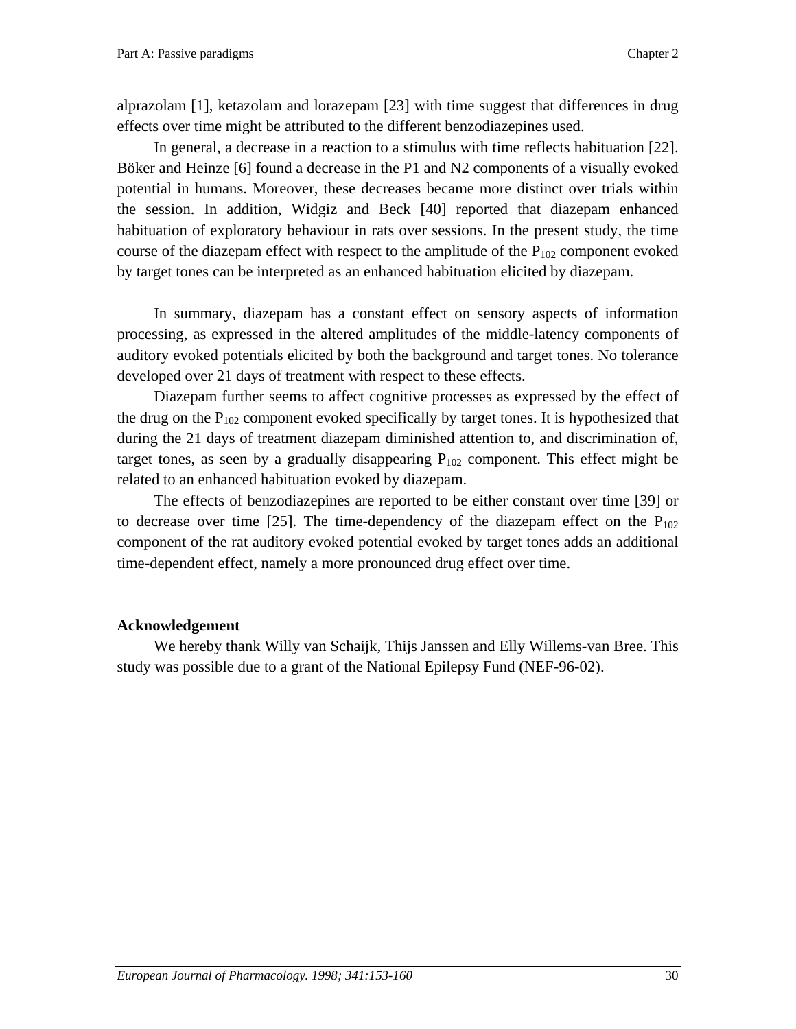alprazolam [1], ketazolam and lorazepam [23] with time suggest that differences in drug effects over time might be attributed to the different benzodiazepines used.

In general, a decrease in a reaction to a stimulus with time reflects habituation [22]. Böker and Heinze [6] found a decrease in the P1 and N2 components of a visually evoked potential in humans. Moreover, these decreases became more distinct over trials within the session. In addition, Widgiz and Beck [40] reported that diazepam enhanced habituation of exploratory behaviour in rats over sessions. In the present study, the time course of the diazepam effect with respect to the amplitude of the $P_{102}$ component evoked by target tones can be interpreted as an enhanced habituation elicited by diazepam.

In summary, diazepam has a constant effect on sensory aspects of information processing, as expressed in the altered amplitudes of the middle-latency components of auditory evoked potentials elicited by both the background and target tones. No tolerance developed over 21 days of treatment with respect to these effects.

Diazepam further seems to affect cognitive processes as expressed by the effect of the drug on the $P_{102}$ component evoked specifically by target tones. It is hypothesized that during the 21 days of treatment diazepam diminished attention to, and discrimination of, target tones, as seen by a gradually disappearing $P_{102}$ component. This effect might be related to an enhanced habituation evoked by diazepam.

The effects of benzodiazepines are reported to be either constant over time [39] or to decrease over time [25]. The time-dependency of the diazepam effect on the $P_{102}$ component of the rat auditory evoked potential evoked by target tones adds an additional time-dependent effect, namely a more pronounced drug effect over time.

**Acknowledgement**

We hereby thank Willy van Schaijk, Thijs Janssen and Elly Willems-van Bree. This study was possible due to a grant of the National Epilepsy Fund (NEF-96-02).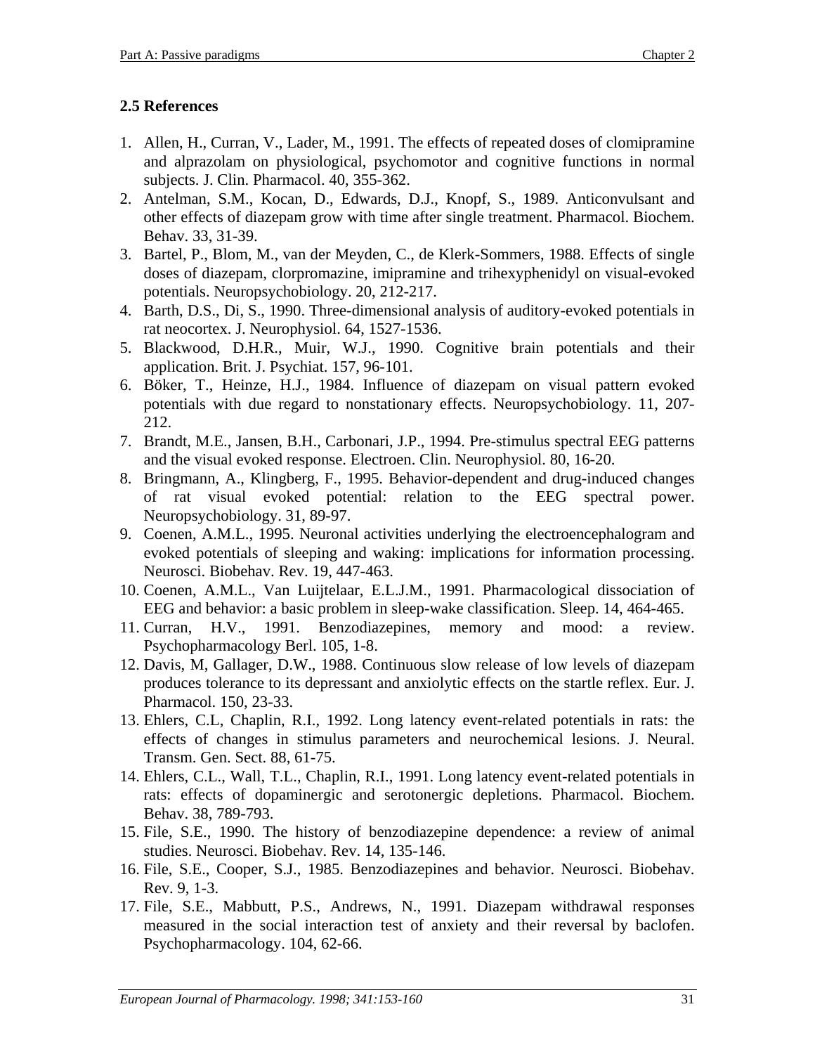## 2.5 References

1. Allen, H., Curran, V., Lader, M., 1991. The effects of repeated doses of clomipramine and alprazolam on physiological, psychomotor and cognitive functions in normal subjects. J. Clin. Pharmacol. 40, 355-362.
2. Antelman, S.M., Kocan, D., Edwards, D.J., Knopf, S., 1989. Anticonvulsant and other effects of diazepam grow with time after single treatment. Pharmacol. Biochem. Behav. 33, 31-39.
3. Bartel, P., Blom, M., van der Meyden, C., de Klerk-Sommers, 1988. Effects of single doses of diazepam, clorpromazine, imipramine and trihexyphenidyl on visual-evoked potentials. Neuropsychobiology. 20, 212-217.
4. Barth, D.S., Di, S., 1990. Three-dimensional analysis of auditory-evoked potentials in rat neocortex. J. Neurophysiol. 64, 1527-1536.
5. Blackwood, D.H.R., Muir, W.J., 1990. Cognitive brain potentials and their application. Brit. J. Psychiat. 157, 96-101.
6. Böker, T., Heinze, H.J., 1984. Influence of diazepam on visual pattern evoked potentials with due regard to nonstationary effects. Neuropsychobiology. 11, 207-212.
7. Brandt, M.E., Jansen, B.H., Carbonari, J.P., 1994. Pre-stimulus spectral EEG patterns and the visual evoked response. Electroen. Clin. Neurophysiol. 80, 16-20.
8. Bringmann, A., Klingberg, F., 1995. Behavior-dependent and drug-induced changes of rat visual evoked potential: relation to the EEG spectral power. Neuropsychobiology. 31, 89-97.
9. Coenen, A.M.L., 1995. Neuronal activities underlying the electroencephalogram and evoked potentials of sleeping and waking: implications for information processing. Neurosci. Biobehav. Rev. 19, 447-463.
10. Coenen, A.M.L., Van Luijtelaar, E.L.J.M., 1991. Pharmacological dissociation of EEG and behavior: a basic problem in sleep-wake classification. Sleep. 14, 464-465.
11. Curran, H.V., 1991. Benzodiazepines, memory and mood: a review. Psychopharmacology Berl. 105, 1-8.
12. Davis, M, Gallager, D.W., 1988. Continuous slow release of low levels of diazepam produces tolerance to its depressant and anxiolytic effects on the startle reflex. Eur. J. Pharmacol. 150, 23-33.
13. Ehlers, C.L, Chaplin, R.I., 1992. Long latency event-related potentials in rats: the effects of changes in stimulus parameters and neurochemical lesions. J. Neural. Transm. Gen. Sect. 88, 61-75.
14. Ehlers, C.L., Wall, T.L., Chaplin, R.I., 1991. Long latency event-related potentials in rats: effects of dopaminergic and serotonergic depletions. Pharmacol. Biochem. Behav. 38, 789-793.
15. File, S.E., 1990. The history of benzodiazepine dependence: a review of animal studies. Neurosci. Biobehav. Rev. 14, 135-146.
16. File, S.E., Cooper, S.J., 1985. Benzodiazepines and behavior. Neurosci. Biobehav. Rev. 9, 1-3.
17. File, S.E., Mabbutt, P.S., Andrews, N., 1991. Diazepam withdrawal responses measured in the social interaction test of anxiety and their reversal by baclofen. Psychopharmacology. 104, 62-66.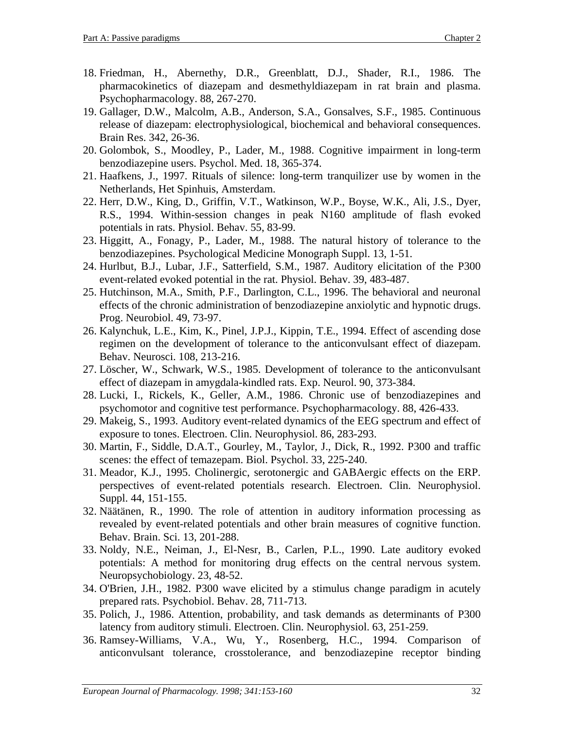18. Friedman, H., Abernethy, D.R., Greenblatt, D.J., Shader, R.I., 1986. The pharmacokinetics of diazepam and desmethyldiazepam in rat brain and plasma. Psychopharmacology. 88, 267-270.
19. Gallager, D.W., Malcolm, A.B., Anderson, S.A., Gonsalves, S.F., 1985. Continuous release of diazepam: electrophysiological, biochemical and behavioral consequences. Brain Res. 342, 26-36.
20. Golombok, S., Moodley, P., Lader, M., 1988. Cognitive impairment in long-term benzodiazepine users. Psychol. Med. 18, 365-374.
21. Haafkens, J., 1997. Rituals of silence: long-term tranquilizer use by women in the Netherlands, Het Spinhuis, Amsterdam.
22. Herr, D.W., King, D., Griffin, V.T., Watkinson, W.P., Boyse, W.K., Ali, J.S., Dyer, R.S., 1994. Within-session changes in peak N160 amplitude of flash evoked potentials in rats. Physiol. Behav. 55, 83-99.
23. Higgitt, A., Fonagy, P., Lader, M., 1988. The natural history of tolerance to the benzodiazepines. Psychological Medicine Monograph Suppl. 13, 1-51.
24. Hurlbut, B.J., Lubar, J.F., Satterfield, S.M., 1987. Auditory elicitation of the P300 event-related evoked potential in the rat. Physiol. Behav. 39, 483-487.
25. Hutchinson, M.A., Smith, P.F., Darlington, C.L., 1996. The behavioral and neuronal effects of the chronic administration of benzodiazepine anxiolytic and hypnotic drugs. Prog. Neurobiol. 49, 73-97.
26. Kalynchuk, L.E., Kim, K., Pinel, J.P.J., Kippin, T.E., 1994. Effect of ascending dose regimen on the development of tolerance to the anticonvulsant effect of diazepam. Behav. Neurosci. 108, 213-216.
27. Löscher, W., Schwark, W.S., 1985. Development of tolerance to the anticonvulsant effect of diazepam in amygdala-kindled rats. Exp. Neurol. 90, 373-384.
28. Lucki, I., Rickels, K., Geller, A.M., 1986. Chronic use of benzodiazepines and psychomotor and cognitive test performance. Psychopharmacology. 88, 426-433.
29. Makeig, S., 1993. Auditory event-related dynamics of the EEG spectrum and effect of exposure to tones. Electroen. Clin. Neurophysiol. 86, 283-293.
30. Martin, F., Siddle, D.A.T., Gourley, M., Taylor, J., Dick, R., 1992. P300 and traffic scenes: the effect of temazepam. Biol. Psychol. 33, 225-240.
31. Meador, K.J., 1995. Cholinergic, serotonergic and GABAergic effects on the ERP. perspectives of event-related potentials research. Electroen. Clin. Neurophysiol. Suppl. 44, 151-155.
32. Näätänen, R., 1990. The role of attention in auditory information processing as revealed by event-related potentials and other brain measures of cognitive function. Behav. Brain. Sci. 13, 201-288.
33. Noldy, N.E., Neiman, J., El-Nesr, B., Carlen, P.L., 1990. Late auditory evoked potentials: A method for monitoring drug effects on the central nervous system. Neuropsychobiology. 23, 48-52.
34. O'Brien, J.H., 1982. P300 wave elicited by a stimulus change paradigm in acutely prepared rats. Psychobiol. Behav. 28, 711-713.
35. Polich, J., 1986. Attention, probability, and task demands as determinants of P300 latency from auditory stimuli. Electroen. Clin. Neurophysiol. 63, 251-259.
36. Ramsey-Williams, V.A., Wu, Y., Rosenberg, H.C., 1994. Comparison of anticonvulsant tolerance, crosstolerance, and benzodiazepine receptor binding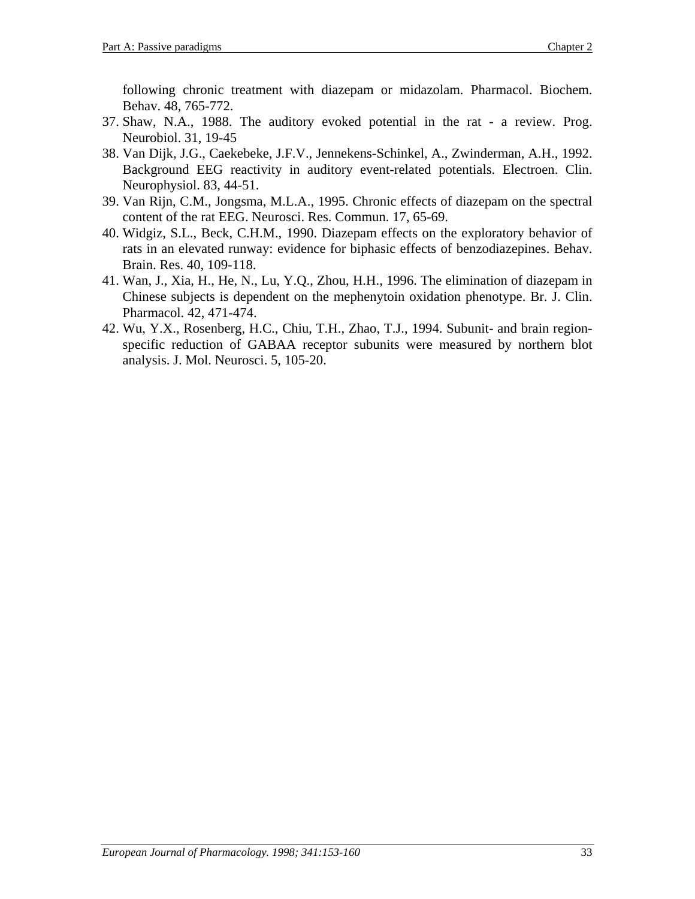following chronic treatment with diazepam or midazolam. Pharmacol. Biochem. Behav. 48, 765-772.

37. Shaw, N.A., 1988. The auditory evoked potential in the rat - a review. Prog. Neurobiol. 31, 19-45
38. Van Dijk, J.G., Caekebeke, J.F.V., Jennekens-Schinkel, A., Zwinderman, A.H., 1992. Background EEG reactivity in auditory event-related potentials. Electroen. Clin. Neurophysiol. 83, 44-51.
39. Van Rijn, C.M., Jongsma, M.L.A., 1995. Chronic effects of diazepam on the spectral content of the rat EEG. Neurosci. Res. Commun. 17, 65-69.
40. Widgiz, S.L., Beck, C.H.M., 1990. Diazepam effects on the exploratory behavior of rats in an elevated runway: evidence for biphasic effects of benzodiazepines. Behav. Brain. Res. 40, 109-118.
41. Wan, J., Xia, H., He, N., Lu, Y.Q., Zhou, H.H., 1996. The elimination of diazepam in Chinese subjects is dependent on the mephenytoin oxidation phenotype. Br. J. Clin. Pharmacol. 42, 471-474.
42. Wu, Y.X., Rosenberg, H.C., Chiu, T.H., Zhao, T.J., 1994. Subunit- and brain region-specific reduction of GABAA receptor subunits were measured by northern blot analysis. J. Mol. Neurosci. 5, 105-20.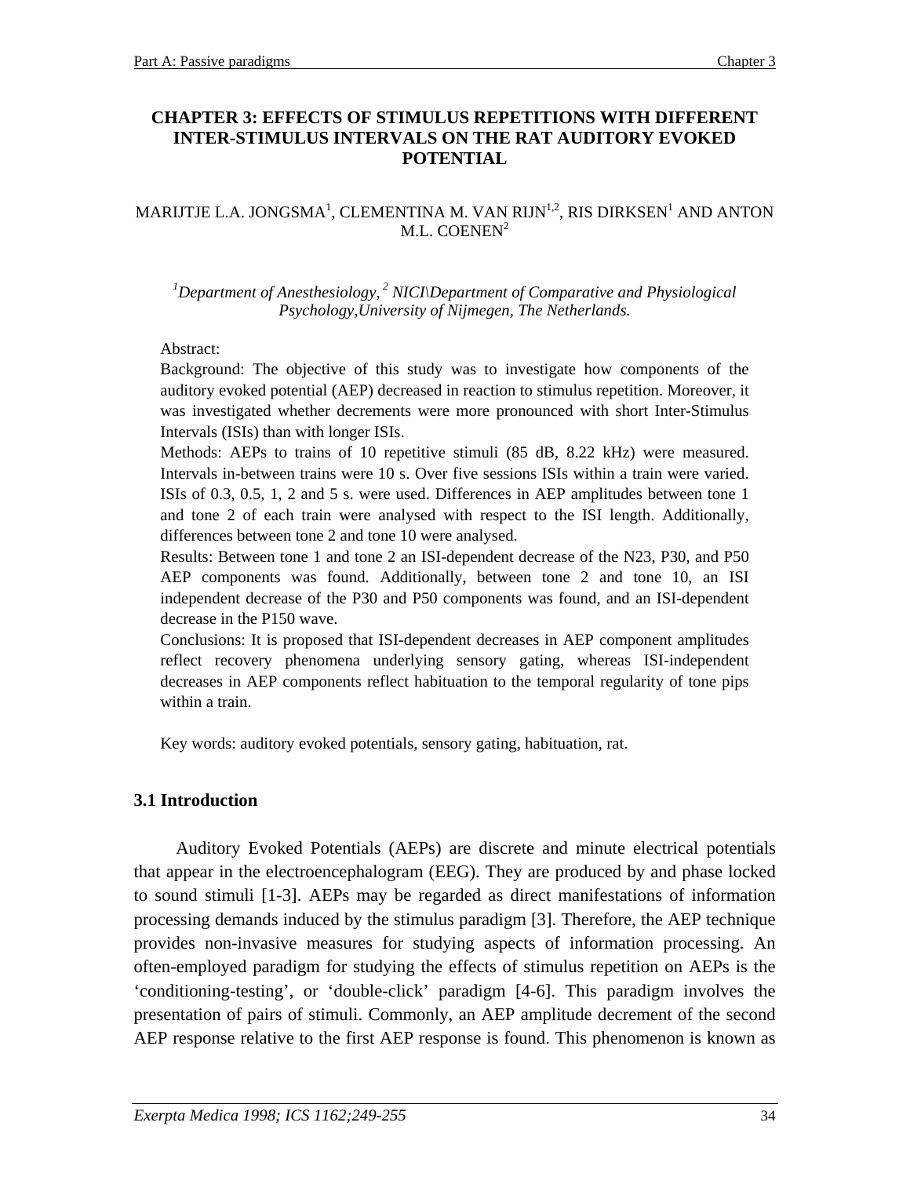# CHAPTER 3: EFFECTS OF STIMULUS REPETITIONS WITH DIFFERENT INTER-STIMULUS INTERVALS ON THE RAT AUDITORY EVOKED POTENTIAL

MARIJTJE L.A. JONGSMA[1], CLEMENTINA M. VAN RIJN[1,2], RIS DIRKSEN[1] AND ANTON M.L. COENEN[2]

*[1]Department of Anesthesiology, [2] NICI\Department of Comparative and Physiological Psychology,University of Nijmegen, The Netherlands.*

Abstract:

Background: The objective of this study was to investigate how components of the auditory evoked potential (AEP) decreased in reaction to stimulus repetition. Moreover, it was investigated whether decrements were more pronounced with short Inter-Stimulus Intervals (ISIs) than with longer ISIs.

Methods: AEPs to trains of 10 repetitive stimuli (85 dB, 8.22 kHz) were measured. Intervals in-between trains were 10 s. Over five sessions ISIs within a train were varied. ISIs of 0.3, 0.5, 1, 2 and 5 s. were used. Differences in AEP amplitudes between tone 1 and tone 2 of each train were analysed with respect to the ISI length. Additionally, differences between tone 2 and tone 10 were analysed.

Results: Between tone 1 and tone 2 an ISI-dependent decrease of the N23, P30, and P50 AEP components was found. Additionally, between tone 2 and tone 10, an ISI independent decrease of the P30 and P50 components was found, and an ISI-dependent decrease in the P150 wave.

Conclusions: It is proposed that ISI-dependent decreases in AEP component amplitudes reflect recovery phenomena underlying sensory gating, whereas ISI-independent decreases in AEP components reflect habituation to the temporal regularity of tone pips within a train.

Key words: auditory evoked potentials, sensory gating, habituation, rat.

## 3.1 Introduction

Auditory Evoked Potentials (AEPs) are discrete and minute electrical potentials that appear in the electroencephalogram (EEG). They are produced by and phase locked to sound stimuli [1-3]. AEPs may be regarded as direct manifestations of information processing demands induced by the stimulus paradigm [3]. Therefore, the AEP technique provides non-invasive measures for studying aspects of information processing. An often-employed paradigm for studying the effects of stimulus repetition on AEPs is the 'conditioning-testing', or 'double-click' paradigm [4-6]. This paradigm involves the presentation of pairs of stimuli. Commonly, an AEP amplitude decrement of the second AEP response relative to the first AEP response is found. This phenomenon is known as

*Exerpta Medica 1998; ICS 1162;249-255*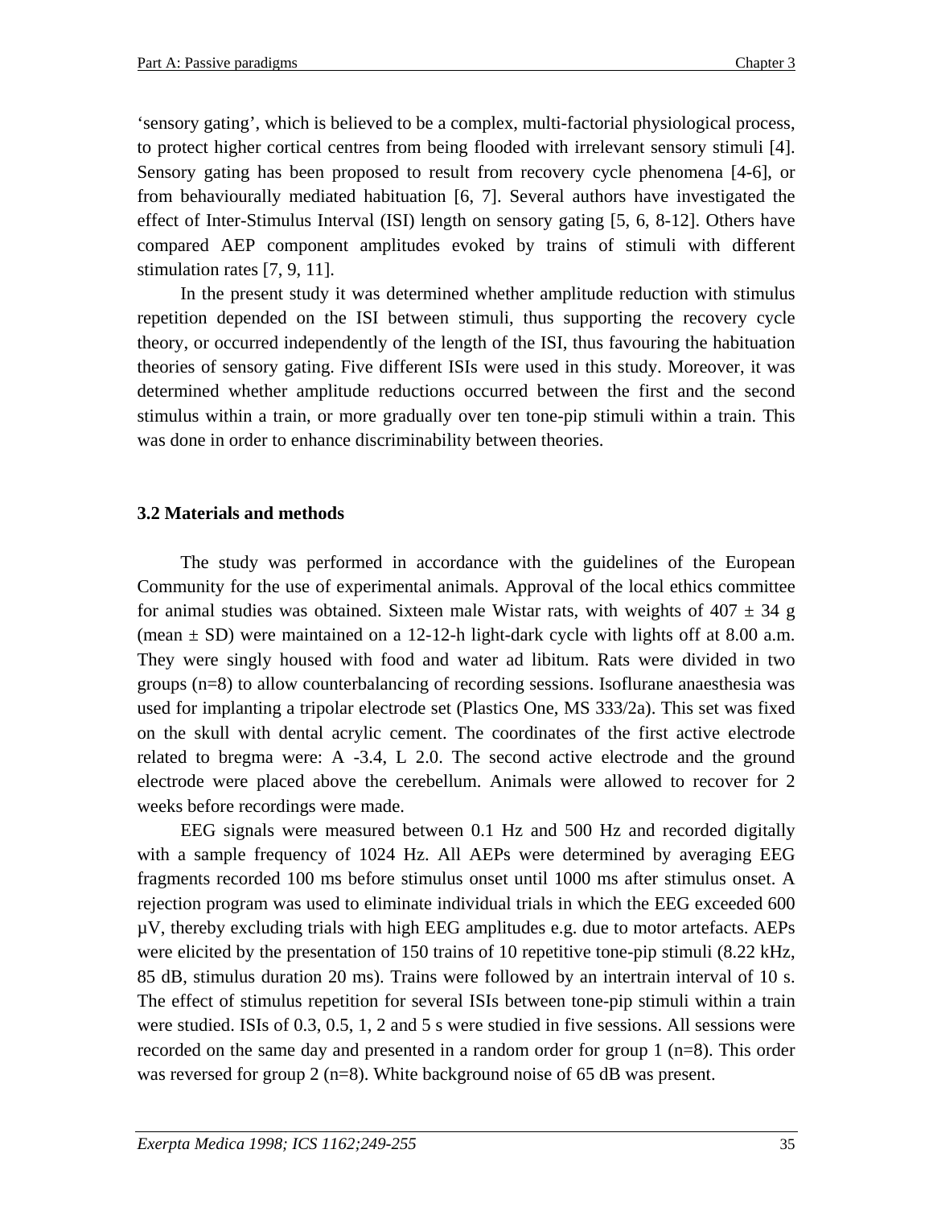'sensory gating', which is believed to be a complex, multi-factorial physiological process, to protect higher cortical centres from being flooded with irrelevant sensory stimuli [4]. Sensory gating has been proposed to result from recovery cycle phenomena [4-6], or from behaviourally mediated habituation [6, 7]. Several authors have investigated the effect of Inter-Stimulus Interval (ISI) length on sensory gating [5, 6, 8-12]. Others have compared AEP component amplitudes evoked by trains of stimuli with different stimulation rates [7, 9, 11].

In the present study it was determined whether amplitude reduction with stimulus repetition depended on the ISI between stimuli, thus supporting the recovery cycle theory, or occurred independently of the length of the ISI, thus favouring the habituation theories of sensory gating. Five different ISIs were used in this study. Moreover, it was determined whether amplitude reductions occurred between the first and the second stimulus within a train, or more gradually over ten tone-pip stimuli within a train. This was done in order to enhance discriminability between theories.

### 3.2 Materials and methods

The study was performed in accordance with the guidelines of the European Community for the use of experimental animals. Approval of the local ethics committee for animal studies was obtained. Sixteen male Wistar rats, with weights of 407 ± 34 g (mean ± SD) were maintained on a 12-12-h light-dark cycle with lights off at 8.00 a.m. They were singly housed with food and water ad libitum. Rats were divided in two groups (n=8) to allow counterbalancing of recording sessions. Isoflurane anaesthesia was used for implanting a tripolar electrode set (Plastics One, MS 333/2a). This set was fixed on the skull with dental acrylic cement. The coordinates of the first active electrode related to bregma were: A -3.4, L 2.0. The second active electrode and the ground electrode were placed above the cerebellum. Animals were allowed to recover for 2 weeks before recordings were made.

EEG signals were measured between 0.1 Hz and 500 Hz and recorded digitally with a sample frequency of 1024 Hz. All AEPs were determined by averaging EEG fragments recorded 100 ms before stimulus onset until 1000 ms after stimulus onset. A rejection program was used to eliminate individual trials in which the EEG exceeded 600 µV, thereby excluding trials with high EEG amplitudes e.g. due to motor artefacts. AEPs were elicited by the presentation of 150 trains of 10 repetitive tone-pip stimuli (8.22 kHz, 85 dB, stimulus duration 20 ms). Trains were followed by an intertrain interval of 10 s. The effect of stimulus repetition for several ISIs between tone-pip stimuli within a train were studied. ISIs of 0.3, 0.5, 1, 2 and 5 s were studied in five sessions. All sessions were recorded on the same day and presented in a random order for group 1 (n=8). This order was reversed for group 2 (n=8). White background noise of 65 dB was present.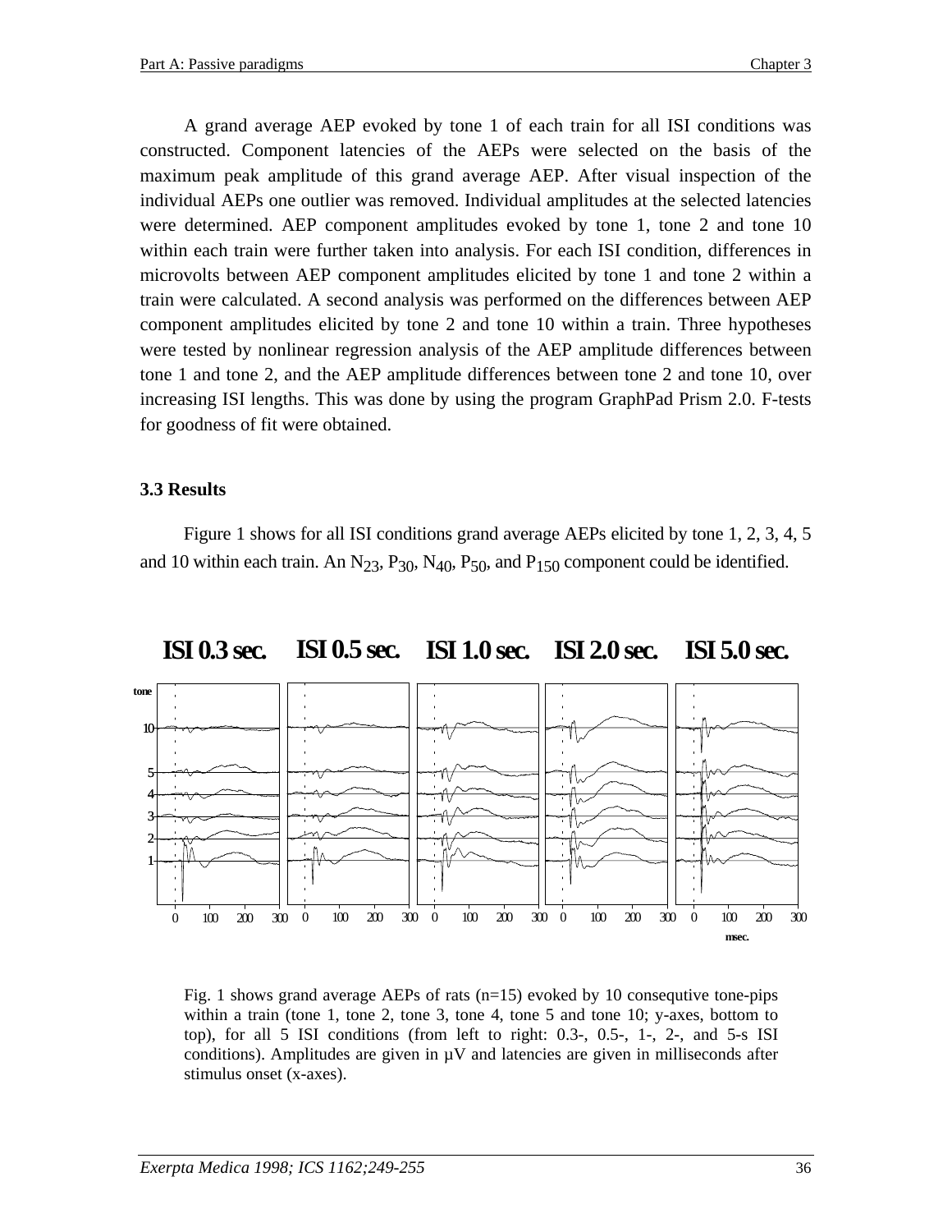A grand average AEP evoked by tone 1 of each train for all ISI conditions was constructed. Component latencies of the AEPs were selected on the basis of the maximum peak amplitude of this grand average AEP. After visual inspection of the individual AEPs one outlier was removed. Individual amplitudes at the selected latencies were determined. AEP component amplitudes evoked by tone 1, tone 2 and tone 10 within each train were further taken into analysis. For each ISI condition, differences in microvolts between AEP component amplitudes elicited by tone 1 and tone 2 within a train were calculated. A second analysis was performed on the differences between AEP component amplitudes elicited by tone 2 and tone 10 within a train. Three hypotheses were tested by nonlinear regression analysis of the AEP amplitude differences between tone 1 and tone 2, and the AEP amplitude differences between tone 2 and tone 10, over increasing ISI lengths. This was done by using the program GraphPad Prism 2.0. F-tests for goodness of fit were obtained.

### 3.3 Results

Figure 1 shows for all ISI conditions grand average AEPs elicited by tone 1, 2, 3, 4, 5 and 10 within each train. An $N_{23}$, $P_{30}$, $N_{40}$, $P_{50}$, and $P_{150}$ component could be identified.

Fig. 1 shows grand average AEPs of rats (n=15) evoked by 10 consequtive tone-pips within a train (tone 1, tone 2, tone 3, tone 4, tone 5 and tone 10; y-axes, bottom to top), for all 5 ISI conditions (from left to right: 0.3-, 0.5-, 1-, 2-, and 5-s ISI conditions). Amplitudes are given in µV and latencies are given in milliseconds after stimulus onset (x-axes).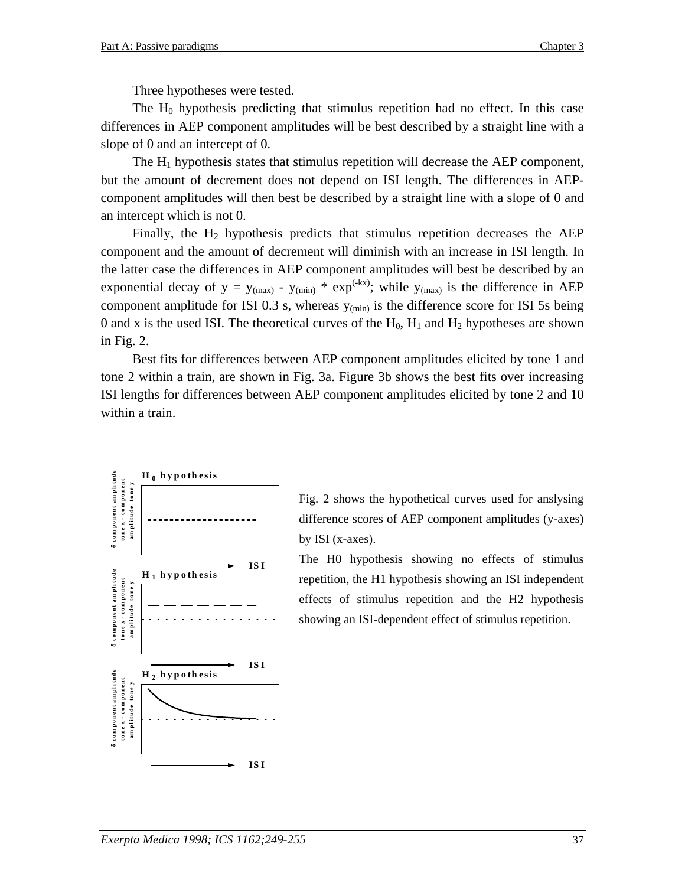Three hypotheses were tested.

The $H_0$ hypothesis predicting that stimulus repetition had no effect. In this case differences in AEP component amplitudes will be best described by a straight line with a slope of 0 and an intercept of 0.

The $H_1$ hypothesis states that stimulus repetition will decrease the AEP component, but the amount of decrement does not depend on ISI length. The differences in AEP-component amplitudes will then best be described by a straight line with a slope of 0 and an intercept which is not 0.

Finally, the $H_2$ hypothesis predicts that stimulus repetition decreases the AEP component and the amount of decrement will diminish with an increase in ISI length. In the latter case the differences in AEP component amplitudes will best be described by an exponential decay of $y = y_{(max)} - y_{(min)} * \exp^{(-kx)}$; while $y_{(max)}$ is the difference in AEP component amplitude for ISI 0.3 s, whereas $y_{(min)}$ is the difference score for ISI 5s being 0 and x is the used ISI. The theoretical curves of the $H_0$, $H_1$ and $H_2$ hypotheses are shown in Fig. 2.

Best fits for differences between AEP component amplitudes elicited by tone 1 and tone 2 within a train, are shown in Fig. 3a. Figure 3b shows the best fits over increasing ISI lengths for differences between AEP component amplitudes elicited by tone 2 and 10 within a train.

Fig. 2 shows the hypothetical curves used for anslysing difference scores of AEP component amplitudes (y-axes) by ISI (x-axes).

The H0 hypothesis showing no effects of stimulus repetition, the H1 hypothesis showing an ISI independent effects of stimulus repetition and the H2 hypothesis showing an ISI-dependent effect of stimulus repetition.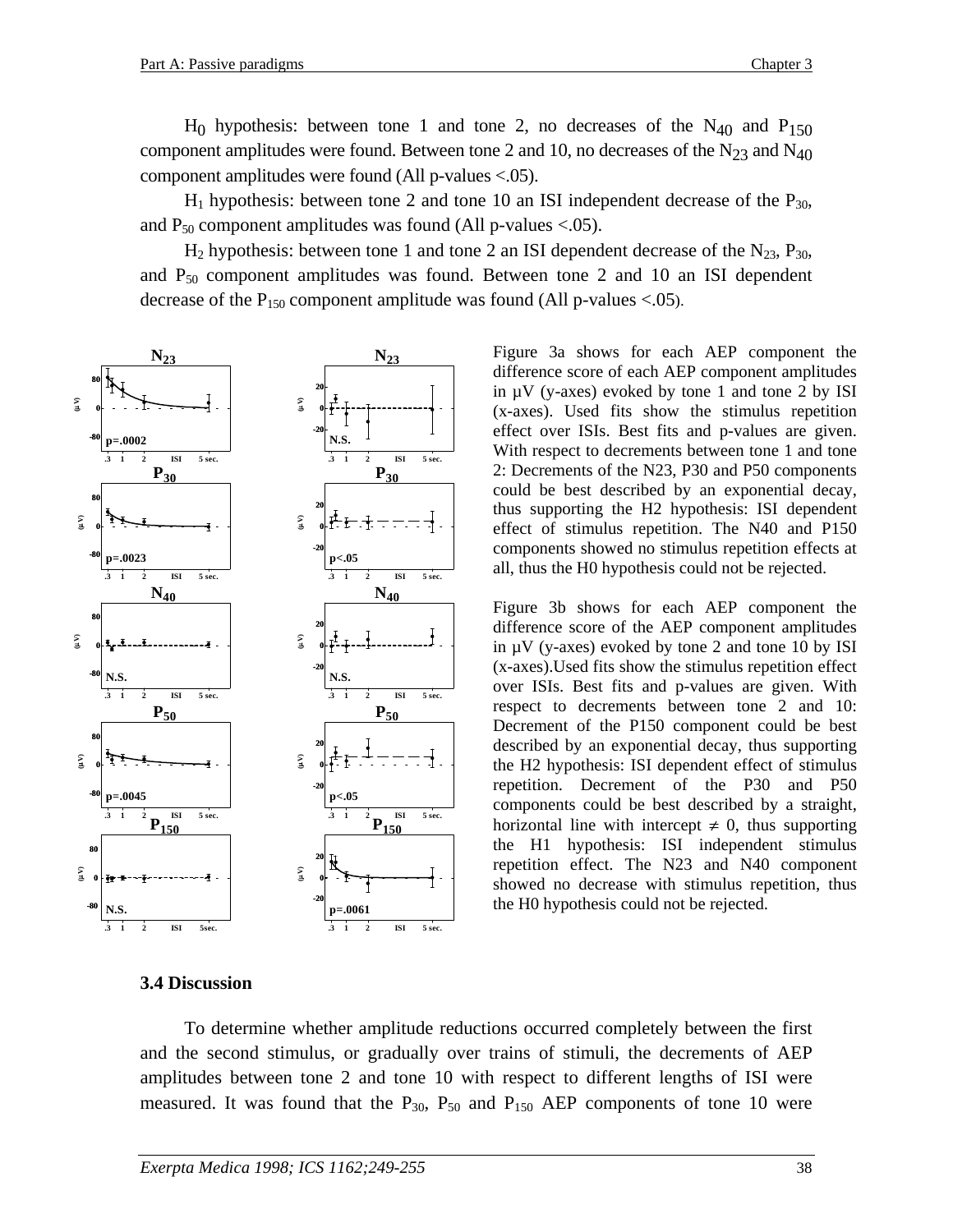$H_0$ hypothesis: between tone 1 and tone 2, no decreases of the $N_{40}$ and $P_{150}$ component amplitudes were found. Between tone 2 and 10, no decreases of the $N_{23}$ and $N_{40}$ component amplitudes were found (All p-values <.05).

$H_1$ hypothesis: between tone 2 and tone 10 an ISI independent decrease of the $P_{30}$, and $P_{50}$ component amplitudes was found (All p-values <.05).

$H_2$ hypothesis: between tone 1 and tone 2 an ISI dependent decrease of the $N_{23}$, $P_{30}$, and $P_{50}$ component amplitudes was found. Between tone 2 and 10 an ISI dependent decrease of the $P_{150}$ component amplitude was found (All p-values <.05).

Figure 3a shows for each AEP component the difference score of each AEP component amplitudes in µV (y-axes) evoked by tone 1 and tone 2 by ISI (x-axes). Used fits show the stimulus repetition effect over ISIs. Best fits and p-values are given. With respect to decrements between tone 1 and tone 2: Decrements of the N23, P30 and P50 components could be best described by an exponential decay, thus supporting the H2 hypothesis: ISI dependent effect of stimulus repetition. The N40 and P150 components showed no stimulus repetition effects at all, thus the H0 hypothesis could not be rejected.

Figure 3b shows for each AEP component the difference score of the AEP component amplitudes in µV (y-axes) evoked by tone 2 and tone 10 by ISI (x-axes).Used fits show the stimulus repetition effect over ISIs. Best fits and p-values are given. With respect to decrements between tone 2 and 10: Decrement of the P150 component could be best described by an exponential decay, thus supporting the H2 hypothesis: ISI dependent effect of stimulus repetition. Decrement of the P30 and P50 components could be best described by a straight, horizontal line with intercept $\neq$ 0, thus supporting the H1 hypothesis: ISI independent stimulus repetition effect. The N23 and N40 component showed no decrease with stimulus repetition, thus the H0 hypothesis could not be rejected.

### 3.4 Discussion

To determine whether amplitude reductions occurred completely between the first and the second stimulus, or gradually over trains of stimuli, the decrements of AEP amplitudes between tone 2 and tone 10 with respect to different lengths of ISI were measured. It was found that the $P_{30}$, $P_{50}$ and $P_{150}$ AEP components of tone 10 were

*Exerpta Medica 1998; ICS 1162;249-255*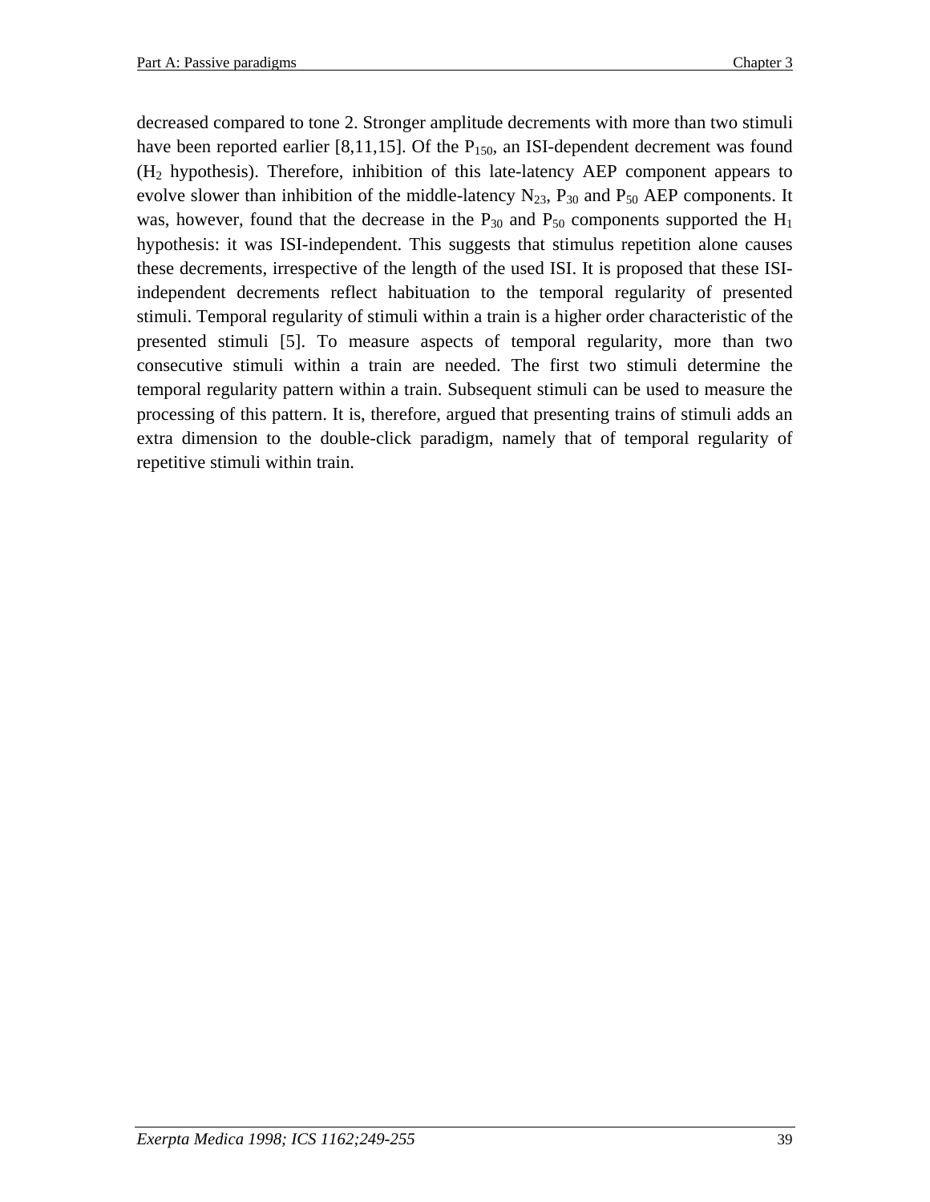decreased compared to tone 2. Stronger amplitude decrements with more than two stimuli have been reported earlier [8,11,15]. Of the $P_{150}$, an ISI-dependent decrement was found ($H_2$ hypothesis). Therefore, inhibition of this late-latency AEP component appears to evolve slower than inhibition of the middle-latency $N_{23}$, $P_{30}$ and $P_{50}$ AEP components. It was, however, found that the decrease in the $P_{30}$ and $P_{50}$ components supported the $H_1$ hypothesis: it was ISI-independent. This suggests that stimulus repetition alone causes these decrements, irrespective of the length of the used ISI. It is proposed that these ISI-independent decrements reflect habituation to the temporal regularity of presented stimuli. Temporal regularity of stimuli within a train is a higher order characteristic of the presented stimuli [5]. To measure aspects of temporal regularity, more than two consecutive stimuli within a train are needed. The first two stimuli determine the temporal regularity pattern within a train. Subsequent stimuli can be used to measure the processing of this pattern. It is, therefore, argued that presenting trains of stimuli adds an extra dimension to the double-click paradigm, namely that of temporal regularity of repetitive stimuli within train.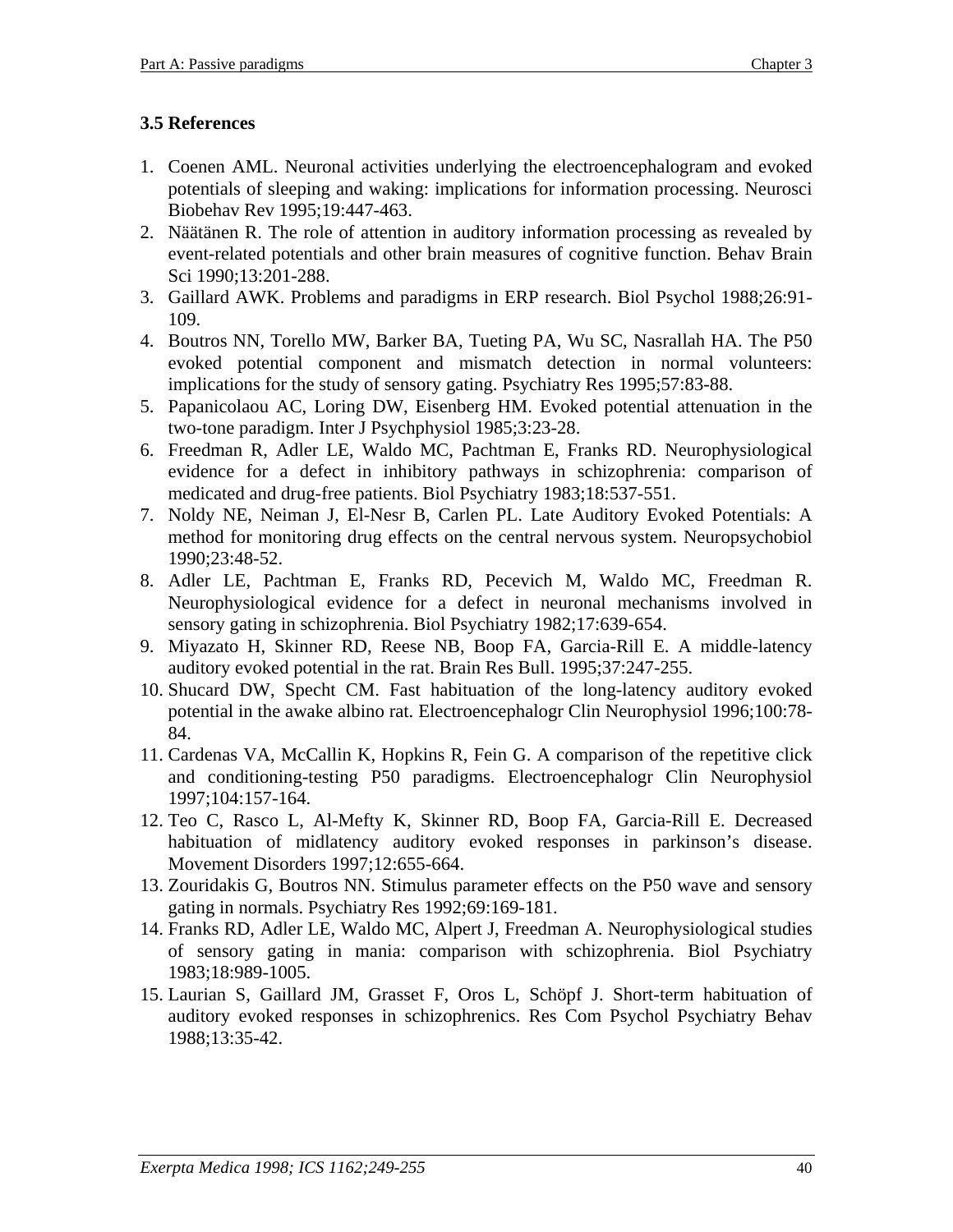### 3.5 References

1. Coenen AML. Neuronal activities underlying the electroencephalogram and evoked potentials of sleeping and waking: implications for information processing. Neurosci Biobehav Rev 1995;19:447-463.
2. Näätänen R. The role of attention in auditory information processing as revealed by event-related potentials and other brain measures of cognitive function. Behav Brain Sci 1990;13:201-288.
3. Gaillard AWK. Problems and paradigms in ERP research. Biol Psychol 1988;26:91-109.
4. Boutros NN, Torello MW, Barker BA, Tueting PA, Wu SC, Nasrallah HA. The P50 evoked potential component and mismatch detection in normal volunteers: implications for the study of sensory gating. Psychiatry Res 1995;57:83-88.
5. Papanicolaou AC, Loring DW, Eisenberg HM. Evoked potential attenuation in the two-tone paradigm. Inter J Psychphysiol 1985;3:23-28.
6. Freedman R, Adler LE, Waldo MC, Pachtman E, Franks RD. Neurophysiological evidence for a defect in inhibitory pathways in schizophrenia: comparison of medicated and drug-free patients. Biol Psychiatry 1983;18:537-551.
7. Noldy NE, Neiman J, El-Nesr B, Carlen PL. Late Auditory Evoked Potentials: A method for monitoring drug effects on the central nervous system. Neuropsychobiol 1990;23:48-52.
8. Adler LE, Pachtman E, Franks RD, Pecevich M, Waldo MC, Freedman R. Neurophysiological evidence for a defect in neuronal mechanisms involved in sensory gating in schizophrenia. Biol Psychiatry 1982;17:639-654.
9. Miyazato H, Skinner RD, Reese NB, Boop FA, Garcia-Rill E. A middle-latency auditory evoked potential in the rat. Brain Res Bull. 1995;37:247-255.
10. Shucard DW, Specht CM. Fast habituation of the long-latency auditory evoked potential in the awake albino rat. Electroencephalogr Clin Neurophysiol 1996;100:78-84.
11. Cardenas VA, McCallin K, Hopkins R, Fein G. A comparison of the repetitive click and conditioning-testing P50 paradigms. Electroencephalogr Clin Neurophysiol 1997;104:157-164.
12. Teo C, Rasco L, Al-Mefty K, Skinner RD, Boop FA, Garcia-Rill E. Decreased habituation of midlatency auditory evoked responses in parkinson's disease. Movement Disorders 1997;12:655-664.
13. Zouridakis G, Boutros NN. Stimulus parameter effects on the P50 wave and sensory gating in normals. Psychiatry Res 1992;69:169-181.
14. Franks RD, Adler LE, Waldo MC, Alpert J, Freedman A. Neurophysiological studies of sensory gating in mania: comparison with schizophrenia. Biol Psychiatry 1983;18:989-1005.
15. Laurian S, Gaillard JM, Grasset F, Oros L, Schöpf J. Short-term habituation of auditory evoked responses in schizophrenics. Res Com Psychol Psychiatry Behav 1988;13:35-42.

*Exerpta Medica 1998; ICS 1162;249-255*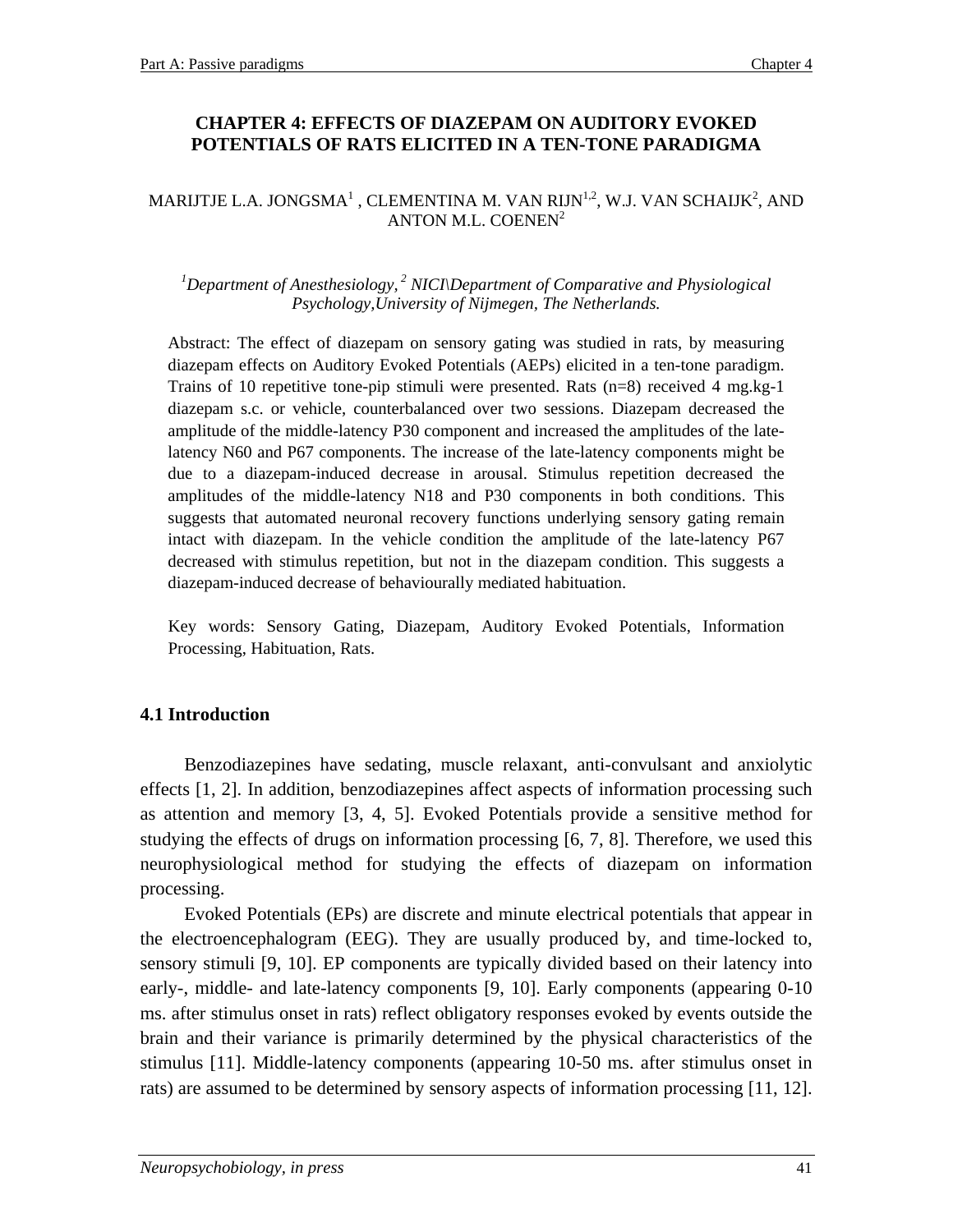# CHAPTER 4: EFFECTS OF DIAZEPAM ON AUDITORY EVOKED POTENTIALS OF RATS ELICITED IN A TEN-TONE PARADIGMA

MARIJTJE L.A. JONGSMA[1] , CLEMENTINA M. VAN RIJN[1,2], W.J. VAN SCHAIJK[2], AND ANTON M.L. COENEN[2]

*[1]Department of Anesthesiology, [2] NICI\Department of Comparative and Physiological Psychology,University of Nijmegen, The Netherlands.*

Abstract: The effect of diazepam on sensory gating was studied in rats, by measuring diazepam effects on Auditory Evoked Potentials (AEPs) elicited in a ten-tone paradigm. Trains of 10 repetitive tone-pip stimuli were presented. Rats (n=8) received 4 mg.kg-1 diazepam s.c. or vehicle, counterbalanced over two sessions. Diazepam decreased the amplitude of the middle-latency P30 component and increased the amplitudes of the late-latency N60 and P67 components. The increase of the late-latency components might be due to a diazepam-induced decrease in arousal. Stimulus repetition decreased the amplitudes of the middle-latency N18 and P30 components in both conditions. This suggests that automated neuronal recovery functions underlying sensory gating remain intact with diazepam. In the vehicle condition the amplitude of the late-latency P67 decreased with stimulus repetition, but not in the diazepam condition. This suggests a diazepam-induced decrease of behaviourally mediated habituation.

Key words: Sensory Gating, Diazepam, Auditory Evoked Potentials, Information Processing, Habituation, Rats.

## 4.1 Introduction

Benzodiazepines have sedating, muscle relaxant, anti-convulsant and anxiolytic effects [1, 2]. In addition, benzodiazepines affect aspects of information processing such as attention and memory [3, 4, 5]. Evoked Potentials provide a sensitive method for studying the effects of drugs on information processing [6, 7, 8]. Therefore, we used this neurophysiological method for studying the effects of diazepam on information processing.

Evoked Potentials (EPs) are discrete and minute electrical potentials that appear in the electroencephalogram (EEG). They are usually produced by, and time-locked to, sensory stimuli [9, 10]. EP components are typically divided based on their latency into early-, middle- and late-latency components [9, 10]. Early components (appearing 0-10 ms. after stimulus onset in rats) reflect obligatory responses evoked by events outside the brain and their variance is primarily determined by the physical characteristics of the stimulus [11]. Middle-latency components (appearing 10-50 ms. after stimulus onset in rats) are assumed to be determined by sensory aspects of information processing [11, 12].

*Neuropsychobiology, in press*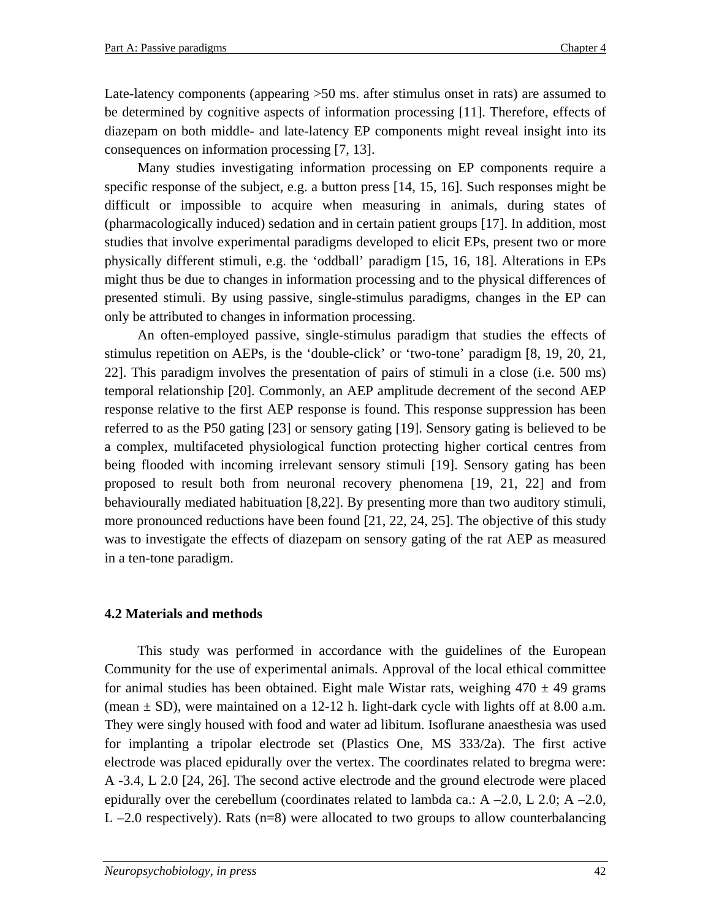Late-latency components (appearing >50 ms. after stimulus onset in rats) are assumed to be determined by cognitive aspects of information processing [11]. Therefore, effects of diazepam on both middle- and late-latency EP components might reveal insight into its consequences on information processing [7, 13].

Many studies investigating information processing on EP components require a specific response of the subject, e.g. a button press [14, 15, 16]. Such responses might be difficult or impossible to acquire when measuring in animals, during states of (pharmacologically induced) sedation and in certain patient groups [17]. In addition, most studies that involve experimental paradigms developed to elicit EPs, present two or more physically different stimuli, e.g. the 'oddball' paradigm [15, 16, 18]. Alterations in EPs might thus be due to changes in information processing and to the physical differences of presented stimuli. By using passive, single-stimulus paradigms, changes in the EP can only be attributed to changes in information processing.

An often-employed passive, single-stimulus paradigm that studies the effects of stimulus repetition on AEPs, is the 'double-click' or 'two-tone' paradigm [8, 19, 20, 21, 22]. This paradigm involves the presentation of pairs of stimuli in a close (i.e. 500 ms) temporal relationship [20]. Commonly, an AEP amplitude decrement of the second AEP response relative to the first AEP response is found. This response suppression has been referred to as the P50 gating [23] or sensory gating [19]. Sensory gating is believed to be a complex, multifaceted physiological function protecting higher cortical centres from being flooded with incoming irrelevant sensory stimuli [19]. Sensory gating has been proposed to result both from neuronal recovery phenomena [19, 21, 22] and from behaviourally mediated habituation [8,22]. By presenting more than two auditory stimuli, more pronounced reductions have been found [21, 22, 24, 25]. The objective of this study was to investigate the effects of diazepam on sensory gating of the rat AEP as measured in a ten-tone paradigm.

## 4.2 Materials and methods

This study was performed in accordance with the guidelines of the European Community for the use of experimental animals. Approval of the local ethical committee for animal studies has been obtained. Eight male Wistar rats, weighing 470 ± 49 grams (mean ± SD), were maintained on a 12-12 h. light-dark cycle with lights off at 8.00 a.m. They were singly housed with food and water ad libitum. Isoflurane anaesthesia was used for implanting a tripolar electrode set (Plastics One, MS 333/2a). The first active electrode was placed epidurally over the vertex. The coordinates related to bregma were: A -3.4, L 2.0 [24, 26]. The second active electrode and the ground electrode were placed epidurally over the cerebellum (coordinates related to lambda ca.: A –2.0, L 2.0; A –2.0, L –2.0 respectively). Rats (n=8) were allocated to two groups to allow counterbalancing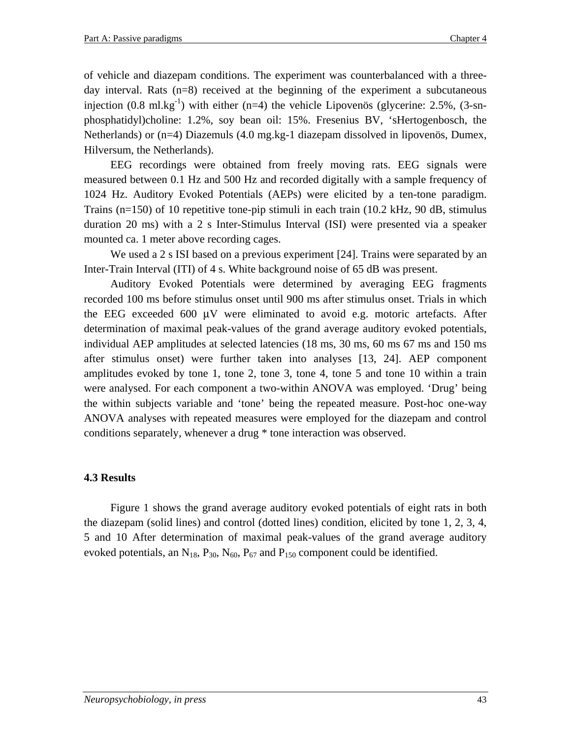of vehicle and diazepam conditions. The experiment was counterbalanced with a three-day interval. Rats (n=8) received at the beginning of the experiment a subcutaneous injection (0.8 ml.kg$^{-1}$) with either (n=4) the vehicle Lipovenös (glycerine: 2.5%, (3-sn-phosphatidyl)choline: 1.2%, soy bean oil: 15%. Fresenius BV, 'sHertogenbosch, the Netherlands) or (n=4) Diazemuls (4.0 mg.kg-1 diazepam dissolved in lipovenös, Dumex, Hilversum, the Netherlands).

EEG recordings were obtained from freely moving rats. EEG signals were measured between 0.1 Hz and 500 Hz and recorded digitally with a sample frequency of 1024 Hz. Auditory Evoked Potentials (AEPs) were elicited by a ten-tone paradigm. Trains (n=150) of 10 repetitive tone-pip stimuli in each train (10.2 kHz, 90 dB, stimulus duration 20 ms) with a 2 s Inter-Stimulus Interval (ISI) were presented via a speaker mounted ca. 1 meter above recording cages.

We used a 2 s ISI based on a previous experiment [24]. Trains were separated by an Inter-Train Interval (ITI) of 4 s. White background noise of 65 dB was present.

Auditory Evoked Potentials were determined by averaging EEG fragments recorded 100 ms before stimulus onset until 900 ms after stimulus onset. Trials in which the EEG exceeded 600 μV were eliminated to avoid e.g. motoric artefacts. After determination of maximal peak-values of the grand average auditory evoked potentials, individual AEP amplitudes at selected latencies (18 ms, 30 ms, 60 ms 67 ms and 150 ms after stimulus onset) were further taken into analyses [13, 24]. AEP component amplitudes evoked by tone 1, tone 2, tone 3, tone 4, tone 5 and tone 10 within a train were analysed. For each component a two-within ANOVA was employed. 'Drug' being the within subjects variable and 'tone' being the repeated measure. Post-hoc one-way ANOVA analyses with repeated measures were employed for the diazepam and control conditions separately, whenever a drug * tone interaction was observed.

## 4.3 Results

Figure 1 shows the grand average auditory evoked potentials of eight rats in both the diazepam (solid lines) and control (dotted lines) condition, elicited by tone 1, 2, 3, 4, 5 and 10 After determination of maximal peak-values of the grand average auditory evoked potentials, an $N_{18}$, $P_{30}$, $N_{60}$, $P_{67}$ and $P_{150}$ component could be identified.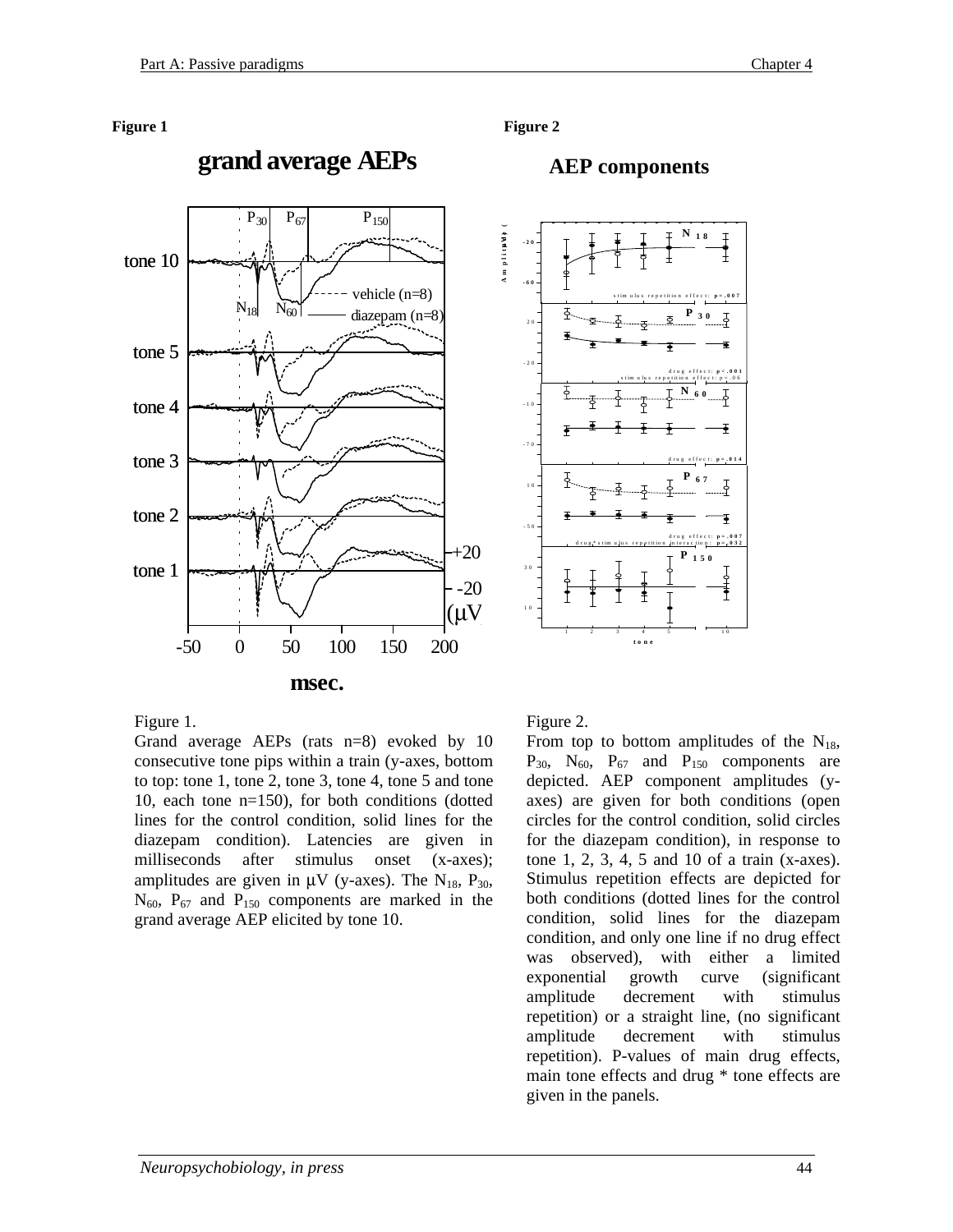**Figure 1**

**Figure 2**

Figure 1.

Grand average AEPs (rats n=8) evoked by 10 consecutive tone pips within a train (y-axes, bottom to top: tone 1, tone 2, tone 3, tone 4, tone 5 and tone 10, each tone n=150), for both conditions (dotted lines for the control condition, solid lines for the diazepam condition). Latencies are given in milliseconds after stimulus onset (x-axes); amplitudes are given in μV (y-axes). The $N_{18}$, $P_{30}$, $N_{60}$, $P_{67}$ and $P_{150}$ components are marked in the grand average AEP elicited by tone 10.

Figure 2.

From top to bottom amplitudes of the $N_{18}$, $P_{30}$, $N_{60}$, $P_{67}$ and $P_{150}$ components are depicted. AEP component amplitudes (y-axes) are given for both conditions (open circles for the control condition, solid circles for the diazepam condition), in response to tone 1, 2, 3, 4, 5 and 10 of a train (x-axes). Stimulus repetition effects are depicted for both conditions (dotted lines for the control condition, solid lines for the diazepam condition, and only one line if no drug effect was observed), with either a limited exponential growth curve (significant amplitude decrement with stimulus repetition) or a straight line, (no significant amplitude decrement with stimulus repetition). P-values of main drug effects, main tone effects and drug * tone effects are given in the panels.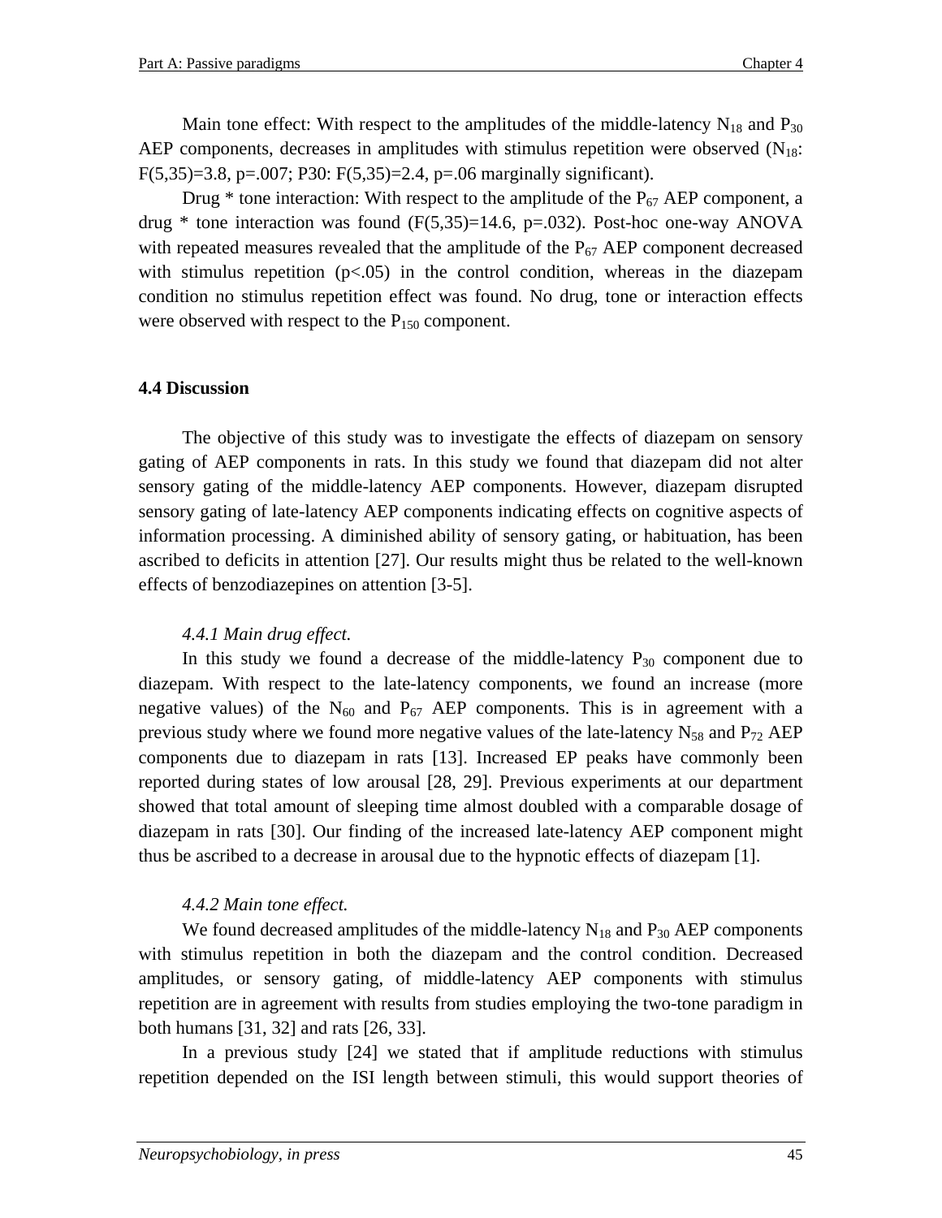Main tone effect: With respect to the amplitudes of the middle-latency $N_{18}$ and $P_{30}$ AEP components, decreases in amplitudes with stimulus repetition were observed ($N_{18}$: $F(5,35)=3.8$, $p=.007$; P30: $F(5,35)=2.4$, $p=.06$ marginally significant).

Drug * tone interaction: With respect to the amplitude of the $P_{67}$ AEP component, a drug * tone interaction was found ($F(5,35)=14.6$, $p=.032$). Post-hoc one-way ANOVA with repeated measures revealed that the amplitude of the $P_{67}$ AEP component decreased with stimulus repetition ($p<.05$) in the control condition, whereas in the diazepam condition no stimulus repetition effect was found. No drug, tone or interaction effects were observed with respect to the $P_{150}$ component.

## 4.4 Discussion

The objective of this study was to investigate the effects of diazepam on sensory gating of AEP components in rats. In this study we found that diazepam did not alter sensory gating of the middle-latency AEP components. However, diazepam disrupted sensory gating of late-latency AEP components indicating effects on cognitive aspects of information processing. A diminished ability of sensory gating, or habituation, has been ascribed to deficits in attention [27]. Our results might thus be related to the well-known effects of benzodiazepines on attention [3-5].

### *4.4.1 Main drug effect.*

In this study we found a decrease of the middle-latency $P_{30}$ component due to diazepam. With respect to the late-latency components, we found an increase (more negative values) of the $N_{60}$ and $P_{67}$ AEP components. This is in agreement with a previous study where we found more negative values of the late-latency $N_{58}$ and $P_{72}$ AEP components due to diazepam in rats [13]. Increased EP peaks have commonly been reported during states of low arousal [28, 29]. Previous experiments at our department showed that total amount of sleeping time almost doubled with a comparable dosage of diazepam in rats [30]. Our finding of the increased late-latency AEP component might thus be ascribed to a decrease in arousal due to the hypnotic effects of diazepam [1].

### *4.4.2 Main tone effect.*

We found decreased amplitudes of the middle-latency $N_{18}$ and $P_{30}$ AEP components with stimulus repetition in both the diazepam and the control condition. Decreased amplitudes, or sensory gating, of middle-latency AEP components with stimulus repetition are in agreement with results from studies employing the two-tone paradigm in both humans [31, 32] and rats [26, 33].

In a previous study [24] we stated that if amplitude reductions with stimulus repetition depended on the ISI length between stimuli, this would support theories of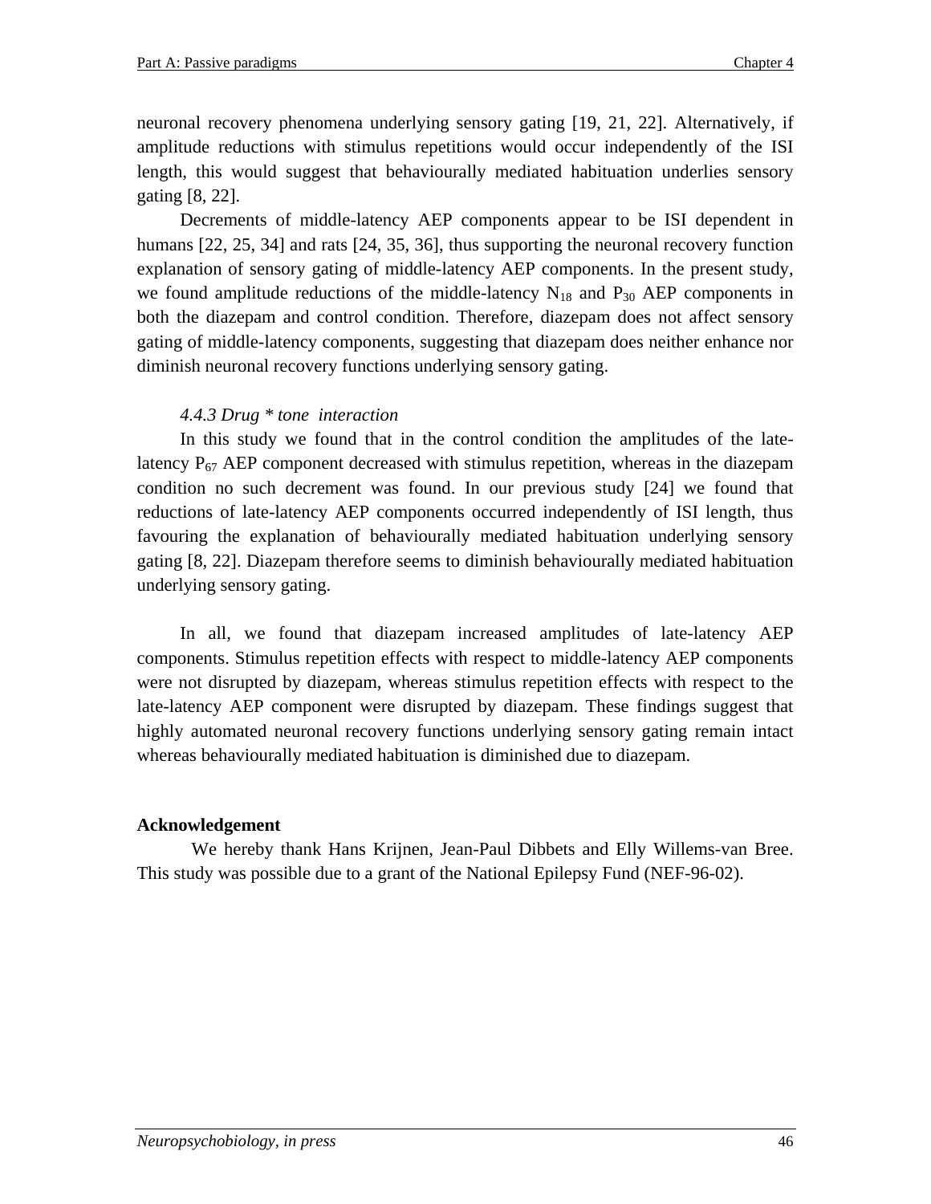neuronal recovery phenomena underlying sensory gating [19, 21, 22]. Alternatively, if amplitude reductions with stimulus repetitions would occur independently of the ISI length, this would suggest that behaviourally mediated habituation underlies sensory gating [8, 22].

Decrements of middle-latency AEP components appear to be ISI dependent in humans [22, 25, 34] and rats [24, 35, 36], thus supporting the neuronal recovery function explanation of sensory gating of middle-latency AEP components. In the present study, we found amplitude reductions of the middle-latency $N_{18}$ and $P_{30}$ AEP components in both the diazepam and control condition. Therefore, diazepam does not affect sensory gating of middle-latency components, suggesting that diazepam does neither enhance nor diminish neuronal recovery functions underlying sensory gating.

### *4.4.3 Drug * tone interaction*

In this study we found that in the control condition the amplitudes of the late-latency $P_{67}$ AEP component decreased with stimulus repetition, whereas in the diazepam condition no such decrement was found. In our previous study [24] we found that reductions of late-latency AEP components occurred independently of ISI length, thus favouring the explanation of behaviourally mediated habituation underlying sensory gating [8, 22]. Diazepam therefore seems to diminish behaviourally mediated habituation underlying sensory gating.

In all, we found that diazepam increased amplitudes of late-latency AEP components. Stimulus repetition effects with respect to middle-latency AEP components were not disrupted by diazepam, whereas stimulus repetition effects with respect to the late-latency AEP component were disrupted by diazepam. These findings suggest that highly automated neuronal recovery functions underlying sensory gating remain intact whereas behaviourally mediated habituation is diminished due to diazepam.

**Acknowledgement**

We hereby thank Hans Krijnen, Jean-Paul Dibbets and Elly Willems-van Bree. This study was possible due to a grant of the National Epilepsy Fund (NEF-96-02).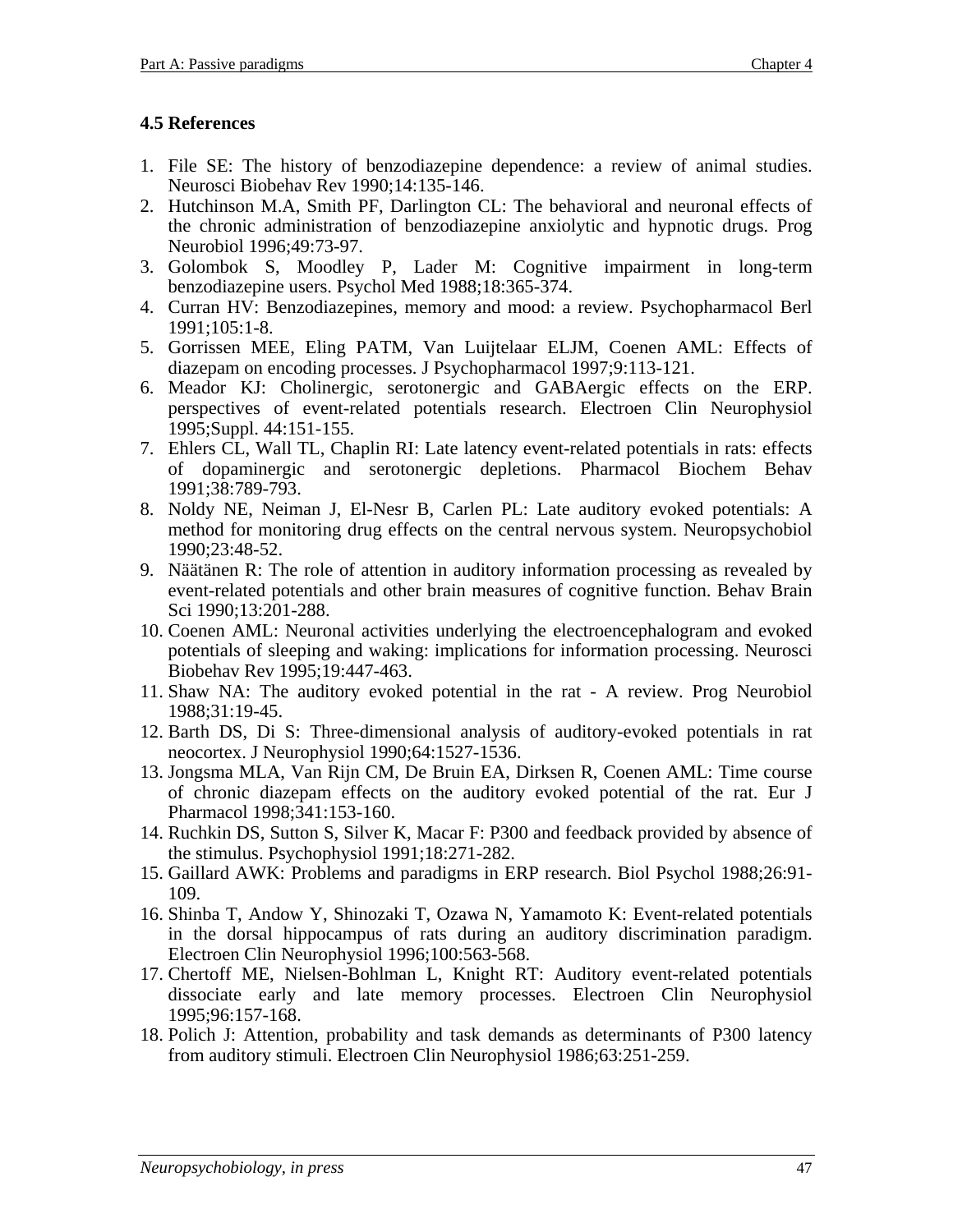## 4.5 References

1. File SE: The history of benzodiazepine dependence: a review of animal studies. Neurosci Biobehav Rev 1990;14:135-146.
2. Hutchinson M.A, Smith PF, Darlington CL: The behavioral and neuronal effects of the chronic administration of benzodiazepine anxiolytic and hypnotic drugs. Prog Neurobiol 1996;49:73-97.
3. Golombok S, Moodley P, Lader M: Cognitive impairment in long-term benzodiazepine users. Psychol Med 1988;18:365-374.
4. Curran HV: Benzodiazepines, memory and mood: a review. Psychopharmacol Berl 1991;105:1-8.
5. Gorrissen MEE, Eling PATM, Van Luijtelaar ELJM, Coenen AML: Effects of diazepam on encoding processes. J Psychopharmacol 1997;9:113-121.
6. Meador KJ: Cholinergic, serotonergic and GABAergic effects on the ERP. perspectives of event-related potentials research. Electroen Clin Neurophysiol 1995;Suppl. 44:151-155.
7. Ehlers CL, Wall TL, Chaplin RI: Late latency event-related potentials in rats: effects of dopaminergic and serotonergic depletions. Pharmacol Biochem Behav 1991;38:789-793.
8. Noldy NE, Neiman J, El-Nesr B, Carlen PL: Late auditory evoked potentials: A method for monitoring drug effects on the central nervous system. Neuropsychobiol 1990;23:48-52.
9. Näätänen R: The role of attention in auditory information processing as revealed by event-related potentials and other brain measures of cognitive function. Behav Brain Sci 1990;13:201-288.
10. Coenen AML: Neuronal activities underlying the electroencephalogram and evoked potentials of sleeping and waking: implications for information processing. Neurosci Biobehav Rev 1995;19:447-463.
11. Shaw NA: The auditory evoked potential in the rat - A review. Prog Neurobiol 1988;31:19-45.
12. Barth DS, Di S: Three-dimensional analysis of auditory-evoked potentials in rat neocortex. J Neurophysiol 1990;64:1527-1536.
13. Jongsma MLA, Van Rijn CM, De Bruin EA, Dirksen R, Coenen AML: Time course of chronic diazepam effects on the auditory evoked potential of the rat. Eur J Pharmacol 1998;341:153-160.
14. Ruchkin DS, Sutton S, Silver K, Macar F: P300 and feedback provided by absence of the stimulus. Psychophysiol 1991;18:271-282.
15. Gaillard AWK: Problems and paradigms in ERP research. Biol Psychol 1988;26:91-109.
16. Shinba T, Andow Y, Shinozaki T, Ozawa N, Yamamoto K: Event-related potentials in the dorsal hippocampus of rats during an auditory discrimination paradigm. Electroen Clin Neurophysiol 1996;100:563-568.
17. Chertoff ME, Nielsen-Bohlman L, Knight RT: Auditory event-related potentials dissociate early and late memory processes. Electroen Clin Neurophysiol 1995;96:157-168.
18. Polich J: Attention, probability and task demands as determinants of P300 latency from auditory stimuli. Electroen Clin Neurophysiol 1986;63:251-259.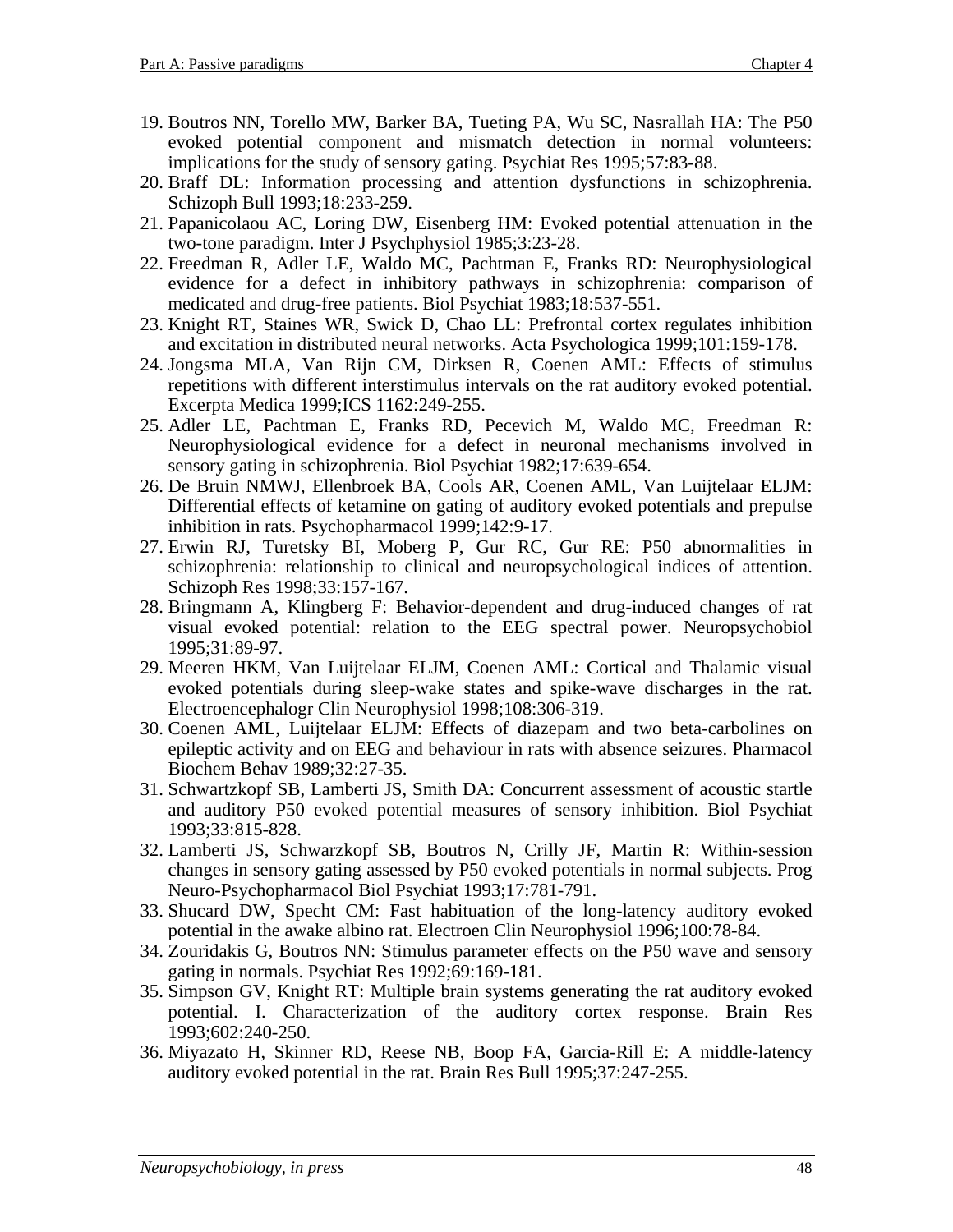19. Boutros NN, Torello MW, Barker BA, Tueting PA, Wu SC, Nasrallah HA: The P50 evoked potential component and mismatch detection in normal volunteers: implications for the study of sensory gating. Psychiat Res 1995;57:83-88.
20. Braff DL: Information processing and attention dysfunctions in schizophrenia. Schizoph Bull 1993;18:233-259.
21. Papanicolaou AC, Loring DW, Eisenberg HM: Evoked potential attenuation in the two-tone paradigm. Inter J Psychphysiol 1985;3:23-28.
22. Freedman R, Adler LE, Waldo MC, Pachtman E, Franks RD: Neurophysiological evidence for a defect in inhibitory pathways in schizophrenia: comparison of medicated and drug-free patients. Biol Psychiat 1983;18:537-551.
23. Knight RT, Staines WR, Swick D, Chao LL: Prefrontal cortex regulates inhibition and excitation in distributed neural networks. Acta Psychologica 1999;101:159-178.
24. Jongsma MLA, Van Rijn CM, Dirksen R, Coenen AML: Effects of stimulus repetitions with different interstimulus intervals on the rat auditory evoked potential. Excerpta Medica 1999;ICS 1162:249-255.
25. Adler LE, Pachtman E, Franks RD, Pecevich M, Waldo MC, Freedman R: Neurophysiological evidence for a defect in neuronal mechanisms involved in sensory gating in schizophrenia. Biol Psychiat 1982;17:639-654.
26. De Bruin NMWJ, Ellenbroek BA, Cools AR, Coenen AML, Van Luijtelaar ELJM: Differential effects of ketamine on gating of auditory evoked potentials and prepulse inhibition in rats. Psychopharmacol 1999;142:9-17.
27. Erwin RJ, Turetsky BI, Moberg P, Gur RC, Gur RE: P50 abnormalities in schizophrenia: relationship to clinical and neuropsychological indices of attention. Schizoph Res 1998;33:157-167.
28. Bringmann A, Klingberg F: Behavior-dependent and drug-induced changes of rat visual evoked potential: relation to the EEG spectral power. Neuropsychobiol 1995;31:89-97.
29. Meeren HKM, Van Luijtelaar ELJM, Coenen AML: Cortical and Thalamic visual evoked potentials during sleep-wake states and spike-wave discharges in the rat. Electroencephalogr Clin Neurophysiol 1998;108:306-319.
30. Coenen AML, Luijtelaar ELJM: Effects of diazepam and two beta-carbolines on epileptic activity and on EEG and behaviour in rats with absence seizures. Pharmacol Biochem Behav 1989;32:27-35.
31. Schwartzkopf SB, Lamberti JS, Smith DA: Concurrent assessment of acoustic startle and auditory P50 evoked potential measures of sensory inhibition. Biol Psychiat 1993;33:815-828.
32. Lamberti JS, Schwarzkopf SB, Boutros N, Crilly JF, Martin R: Within-session changes in sensory gating assessed by P50 evoked potentials in normal subjects. Prog Neuro-Psychopharmacol Biol Psychiat 1993;17:781-791.
33. Shucard DW, Specht CM: Fast habituation of the long-latency auditory evoked potential in the awake albino rat. Electroen Clin Neurophysiol 1996;100:78-84.
34. Zouridakis G, Boutros NN: Stimulus parameter effects on the P50 wave and sensory gating in normals. Psychiat Res 1992;69:169-181.
35. Simpson GV, Knight RT: Multiple brain systems generating the rat auditory evoked potential. I. Characterization of the auditory cortex response. Brain Res 1993;602:240-250.
36. Miyazato H, Skinner RD, Reese NB, Boop FA, Garcia-Rill E: A middle-latency auditory evoked potential in the rat. Brain Res Bull 1995;37:247-255.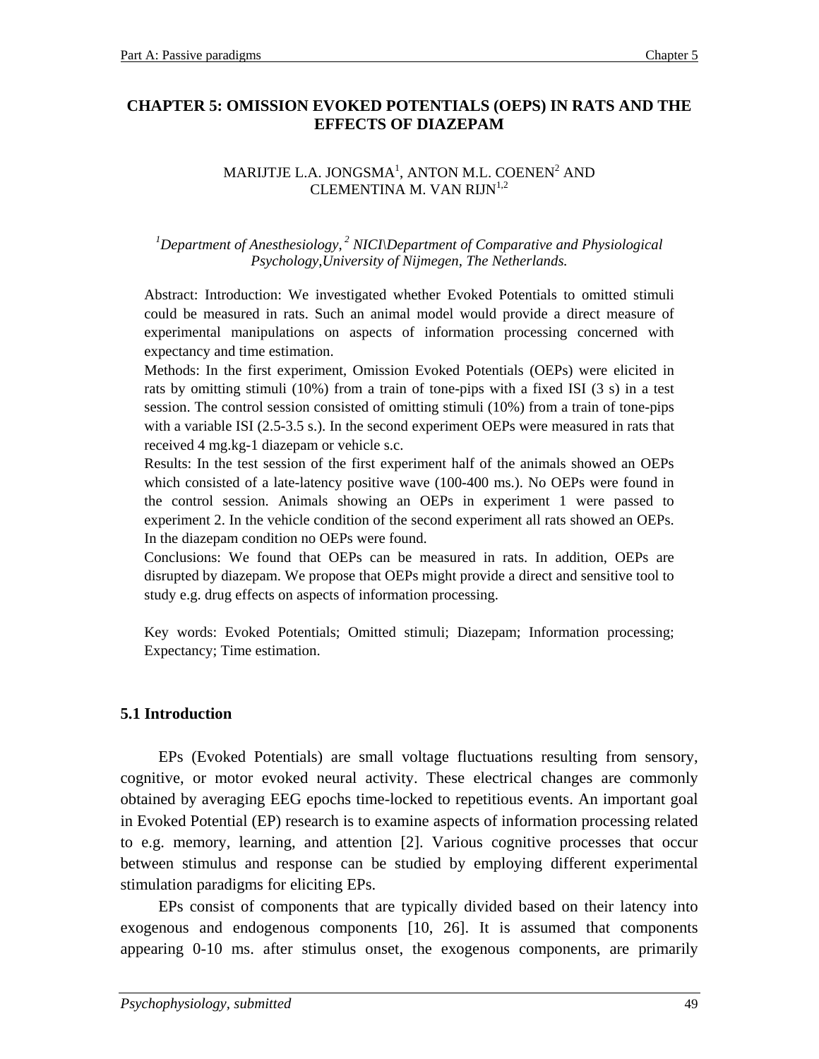# CHAPTER 5: OMISSION EVOKED POTENTIALS (OEPS) IN RATS AND THE EFFECTS OF DIAZEPAM

MARIJTJE L.A. JONGSMA[1], ANTON M.L. COENEN[2] AND CLEMENTINA M. VAN RIJN[1,2]

*[1]Department of Anesthesiology, [2] NICI\Department of Comparative and Physiological Psychology,University of Nijmegen, The Netherlands.*

Abstract: Introduction: We investigated whether Evoked Potentials to omitted stimuli could be measured in rats. Such an animal model would provide a direct measure of experimental manipulations on aspects of information processing concerned with expectancy and time estimation.

Methods: In the first experiment, Omission Evoked Potentials (OEPs) were elicited in rats by omitting stimuli (10%) from a train of tone-pips with a fixed ISI (3 s) in a test session. The control session consisted of omitting stimuli (10%) from a train of tone-pips with a variable ISI (2.5-3.5 s.). In the second experiment OEPs were measured in rats that received 4 mg.kg-1 diazepam or vehicle s.c.

Results: In the test session of the first experiment half of the animals showed an OEPs which consisted of a late-latency positive wave (100-400 ms.). No OEPs were found in the control session. Animals showing an OEPs in experiment 1 were passed to experiment 2. In the vehicle condition of the second experiment all rats showed an OEPs. In the diazepam condition no OEPs were found.

Conclusions: We found that OEPs can be measured in rats. In addition, OEPs are disrupted by diazepam. We propose that OEPs might provide a direct and sensitive tool to study e.g. drug effects on aspects of information processing.

Key words: Evoked Potentials; Omitted stimuli; Diazepam; Information processing; Expectancy; Time estimation.

## 5.1 Introduction

EPs (Evoked Potentials) are small voltage fluctuations resulting from sensory, cognitive, or motor evoked neural activity. These electrical changes are commonly obtained by averaging EEG epochs time-locked to repetitious events. An important goal in Evoked Potential (EP) research is to examine aspects of information processing related to e.g. memory, learning, and attention [2]. Various cognitive processes that occur between stimulus and response can be studied by employing different experimental stimulation paradigms for eliciting EPs.

EPs consist of components that are typically divided based on their latency into exogenous and endogenous components [10, 26]. It is assumed that components appearing 0-10 ms. after stimulus onset, the exogenous components, are primarily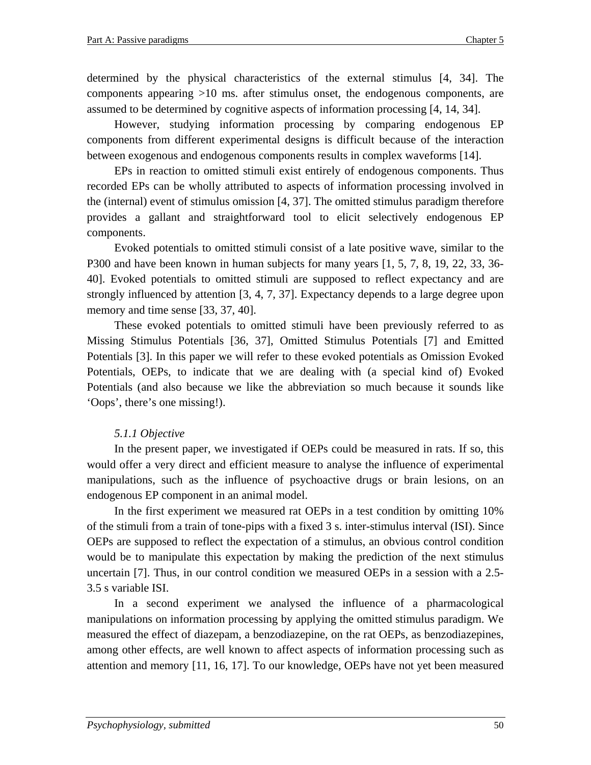determined by the physical characteristics of the external stimulus [4, 34]. The components appearing >10 ms. after stimulus onset, the endogenous components, are assumed to be determined by cognitive aspects of information processing [4, 14, 34].

However, studying information processing by comparing endogenous EP components from different experimental designs is difficult because of the interaction between exogenous and endogenous components results in complex waveforms [14].

EPs in reaction to omitted stimuli exist entirely of endogenous components. Thus recorded EPs can be wholly attributed to aspects of information processing involved in the (internal) event of stimulus omission [4, 37]. The omitted stimulus paradigm therefore provides a gallant and straightforward tool to elicit selectively endogenous EP components.

Evoked potentials to omitted stimuli consist of a late positive wave, similar to the P300 and have been known in human subjects for many years [1, 5, 7, 8, 19, 22, 33, 36-40]. Evoked potentials to omitted stimuli are supposed to reflect expectancy and are strongly influenced by attention [3, 4, 7, 37]. Expectancy depends to a large degree upon memory and time sense [33, 37, 40].

These evoked potentials to omitted stimuli have been previously referred to as Missing Stimulus Potentials [36, 37], Omitted Stimulus Potentials [7] and Emitted Potentials [3]. In this paper we will refer to these evoked potentials as Omission Evoked Potentials, OEPs, to indicate that we are dealing with (a special kind of) Evoked Potentials (and also because we like the abbreviation so much because it sounds like 'Oops', there's one missing!).

### *5.1.1 Objective*

In the present paper, we investigated if OEPs could be measured in rats. If so, this would offer a very direct and efficient measure to analyse the influence of experimental manipulations, such as the influence of psychoactive drugs or brain lesions, on an endogenous EP component in an animal model.

In the first experiment we measured rat OEPs in a test condition by omitting 10% of the stimuli from a train of tone-pips with a fixed 3 s. inter-stimulus interval (ISI). Since OEPs are supposed to reflect the expectation of a stimulus, an obvious control condition would be to manipulate this expectation by making the prediction of the next stimulus uncertain [7]. Thus, in our control condition we measured OEPs in a session with a 2.5-3.5 s variable ISI.

In a second experiment we analysed the influence of a pharmacological manipulations on information processing by applying the omitted stimulus paradigm. We measured the effect of diazepam, a benzodiazepine, on the rat OEPs, as benzodiazepines, among other effects, are well known to affect aspects of information processing such as attention and memory [11, 16, 17]. To our knowledge, OEPs have not yet been measured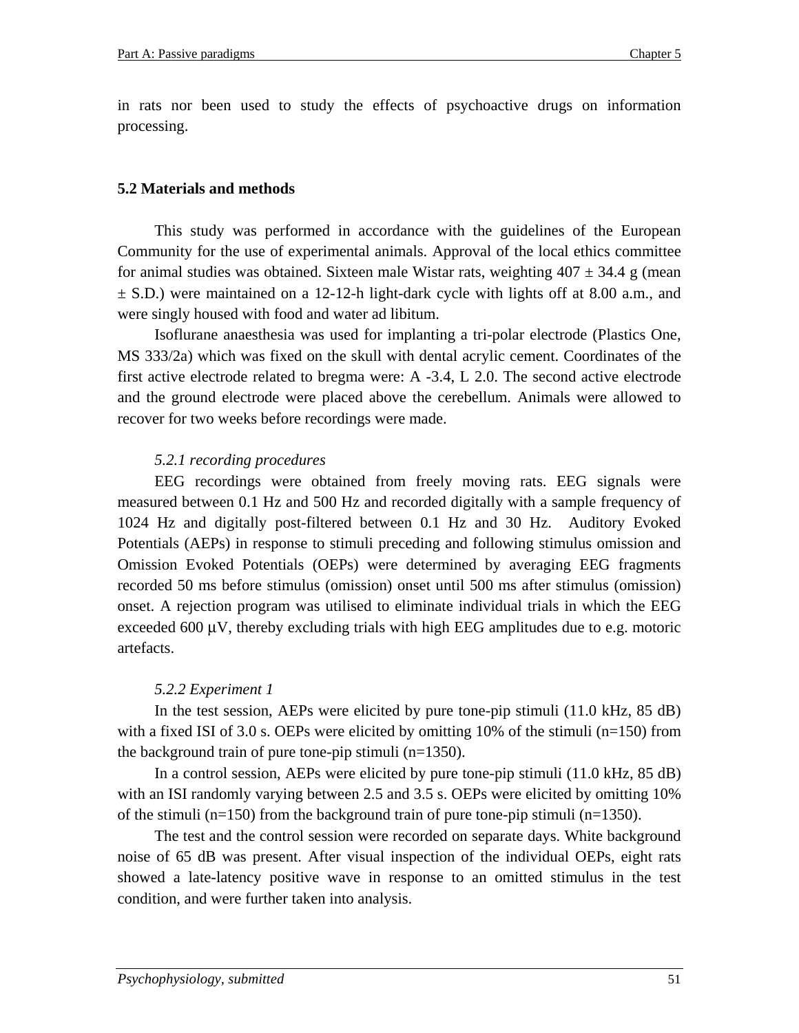in rats nor been used to study the effects of psychoactive drugs on information processing.

## 5.2 Materials and methods

This study was performed in accordance with the guidelines of the European Community for the use of experimental animals. Approval of the local ethics committee for animal studies was obtained. Sixteen male Wistar rats, weighting 407 ± 34.4 g (mean ± S.D.) were maintained on a 12-12-h light-dark cycle with lights off at 8.00 a.m., and were singly housed with food and water ad libitum.

Isoflurane anaesthesia was used for implanting a tri-polar electrode (Plastics One, MS 333/2a) which was fixed on the skull with dental acrylic cement. Coordinates of the first active electrode related to bregma were: A -3.4, L 2.0. The second active electrode and the ground electrode were placed above the cerebellum. Animals were allowed to recover for two weeks before recordings were made.

### *5.2.1 recording procedures*

EEG recordings were obtained from freely moving rats. EEG signals were measured between 0.1 Hz and 500 Hz and recorded digitally with a sample frequency of 1024 Hz and digitally post-filtered between 0.1 Hz and 30 Hz. Auditory Evoked Potentials (AEPs) in response to stimuli preceding and following stimulus omission and Omission Evoked Potentials (OEPs) were determined by averaging EEG fragments recorded 50 ms before stimulus (omission) onset until 500 ms after stimulus (omission) onset. A rejection program was utilised to eliminate individual trials in which the EEG exceeded 600 μV, thereby excluding trials with high EEG amplitudes due to e.g. motoric artefacts.

### *5.2.2 Experiment 1*

In the test session, AEPs were elicited by pure tone-pip stimuli (11.0 kHz, 85 dB) with a fixed ISI of 3.0 s. OEPs were elicited by omitting 10% of the stimuli (n=150) from the background train of pure tone-pip stimuli (n=1350).

In a control session, AEPs were elicited by pure tone-pip stimuli (11.0 kHz, 85 dB) with an ISI randomly varying between 2.5 and 3.5 s. OEPs were elicited by omitting 10% of the stimuli (n=150) from the background train of pure tone-pip stimuli (n=1350).

The test and the control session were recorded on separate days. White background noise of 65 dB was present. After visual inspection of the individual OEPs, eight rats showed a late-latency positive wave in response to an omitted stimulus in the test condition, and were further taken into analysis.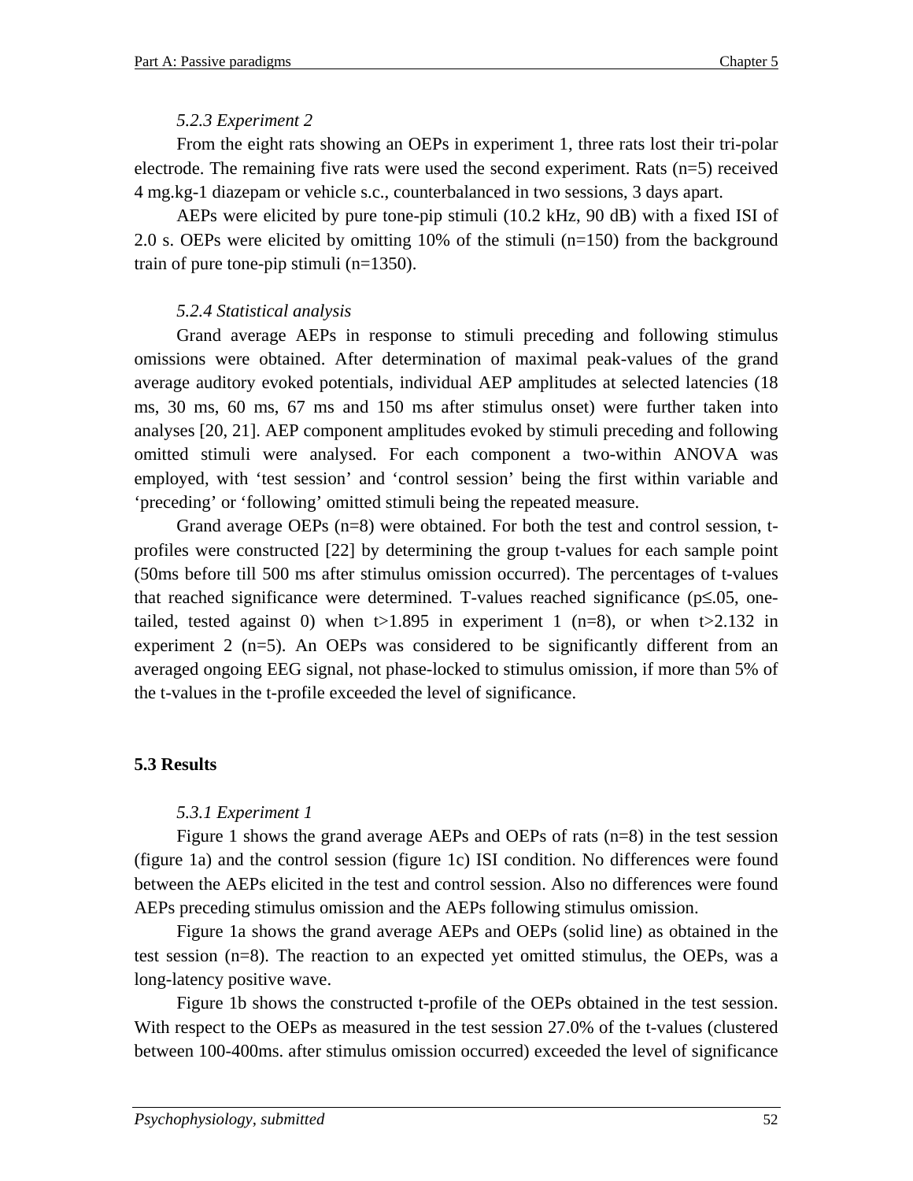### *5.2.3 Experiment 2*

From the eight rats showing an OEPs in experiment 1, three rats lost their tri-polar electrode. The remaining five rats were used the second experiment. Rats (n=5) received 4 mg.kg-1 diazepam or vehicle s.c., counterbalanced in two sessions, 3 days apart.

AEPs were elicited by pure tone-pip stimuli (10.2 kHz, 90 dB) with a fixed ISI of 2.0 s. OEPs were elicited by omitting 10% of the stimuli (n=150) from the background train of pure tone-pip stimuli (n=1350).

### *5.2.4 Statistical analysis*

Grand average AEPs in response to stimuli preceding and following stimulus omissions were obtained. After determination of maximal peak-values of the grand average auditory evoked potentials, individual AEP amplitudes at selected latencies (18 ms, 30 ms, 60 ms, 67 ms and 150 ms after stimulus onset) were further taken into analyses [20, 21]. AEP component amplitudes evoked by stimuli preceding and following omitted stimuli were analysed. For each component a two-within ANOVA was employed, with 'test session' and 'control session' being the first within variable and 'preceding' or 'following' omitted stimuli being the repeated measure.

Grand average OEPs (n=8) were obtained. For both the test and control session, t-profiles were constructed [22] by determining the group t-values for each sample point (50ms before till 500 ms after stimulus omission occurred). The percentages of t-values that reached significance were determined. T-values reached significance ($p \leq .05$, one-tailed, tested against 0) when $t > 1.895$ in experiment 1 (n=8), or when $t > 2.132$ in experiment 2 (n=5). An OEPs was considered to be significantly different from an averaged ongoing EEG signal, not phase-locked to stimulus omission, if more than 5% of the t-values in the t-profile exceeded the level of significance.

## 5.3 Results

### *5.3.1 Experiment 1*

Figure 1 shows the grand average AEPs and OEPs of rats (n=8) in the test session (figure 1a) and the control session (figure 1c) ISI condition. No differences were found between the AEPs elicited in the test and control session. Also no differences were found AEPs preceding stimulus omission and the AEPs following stimulus omission.

Figure 1a shows the grand average AEPs and OEPs (solid line) as obtained in the test session (n=8). The reaction to an expected yet omitted stimulus, the OEPs, was a long-latency positive wave.

Figure 1b shows the constructed t-profile of the OEPs obtained in the test session. With respect to the OEPs as measured in the test session 27.0% of the t-values (clustered between 100-400ms. after stimulus omission occurred) exceeded the level of significance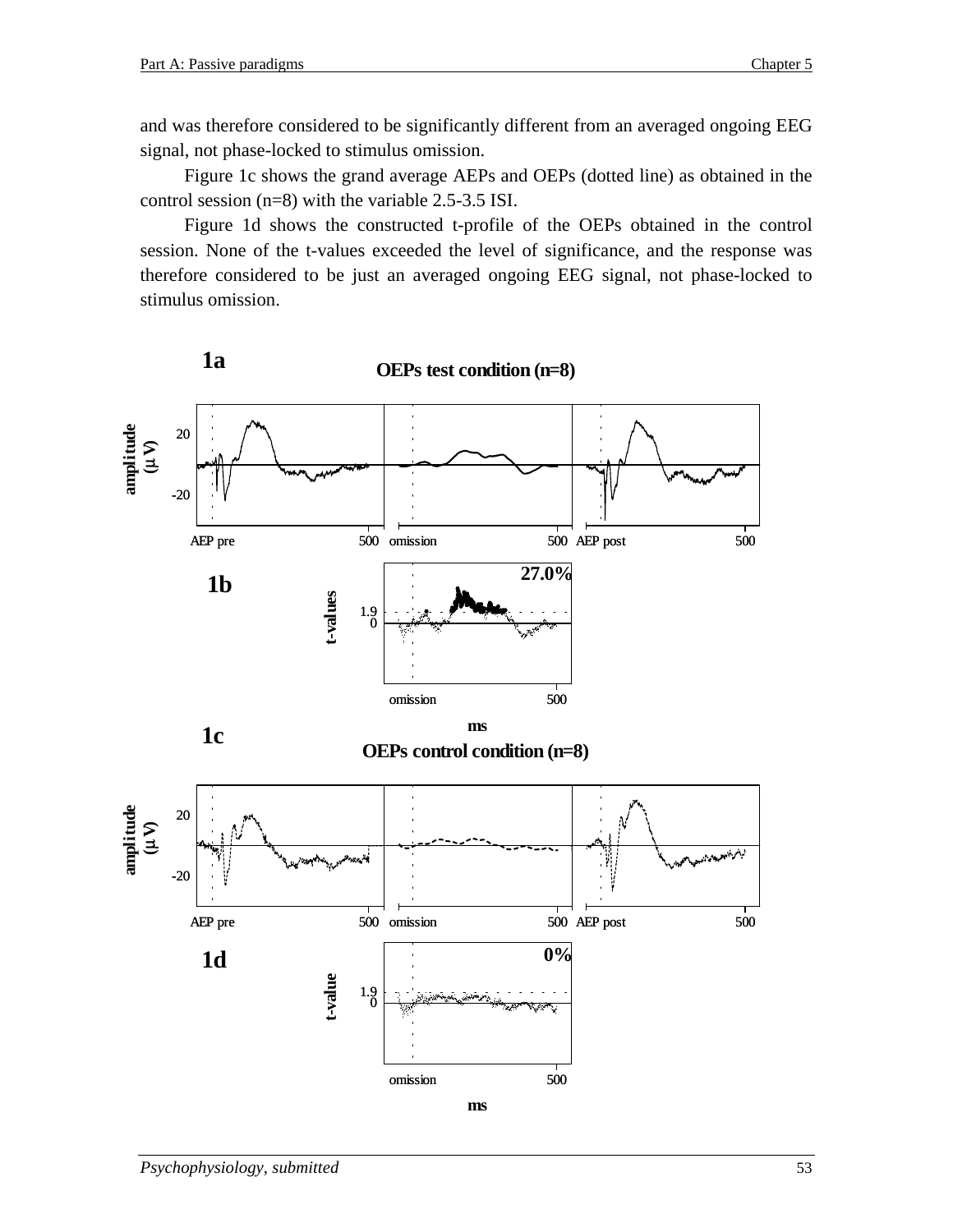and was therefore considered to be significantly different from an averaged ongoing EEG signal, not phase-locked to stimulus omission.

Figure 1c shows the grand average AEPs and OEPs (dotted line) as obtained in the control session (n=8) with the variable 2.5-3.5 ISI.

Figure 1d shows the constructed t-profile of the OEPs obtained in the control session. None of the t-values exceeded the level of significance, and the response was therefore considered to be just an averaged ongoing EEG signal, not phase-locked to stimulus omission.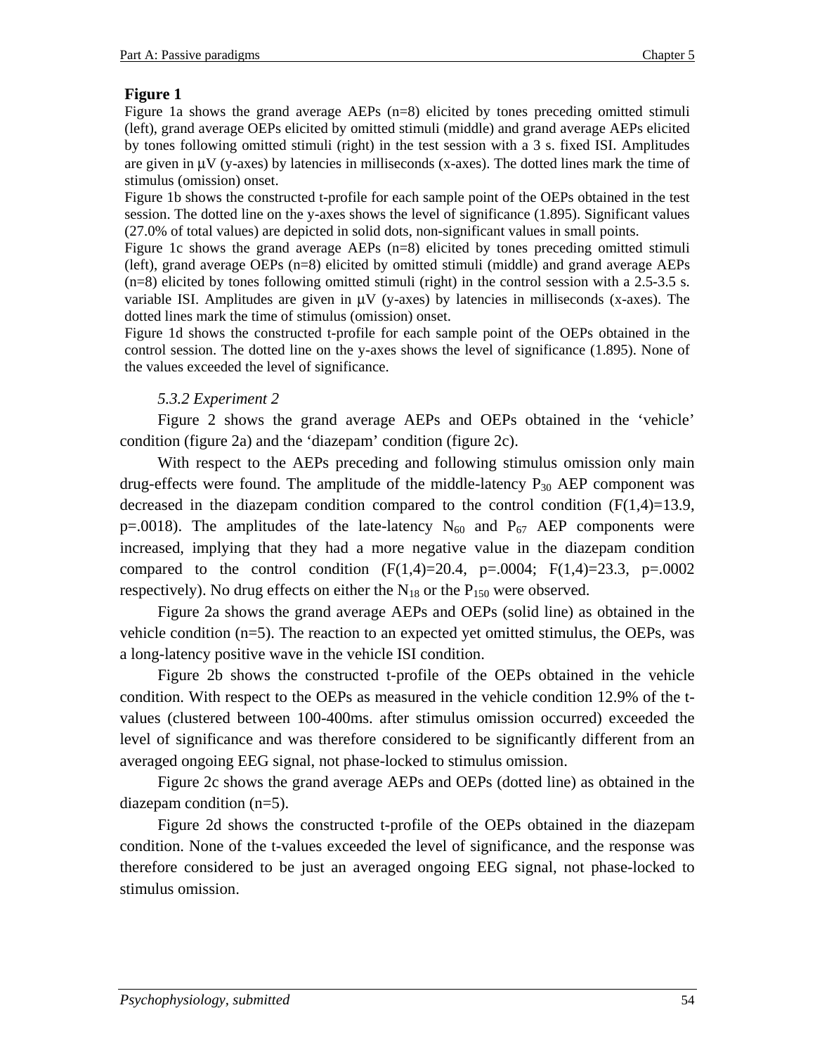**Figure 1**

Figure 1a shows the grand average AEPs (n=8) elicited by tones preceding omitted stimuli (left), grand average OEPs elicited by omitted stimuli (middle) and grand average AEPs elicited by tones following omitted stimuli (right) in the test session with a 3 s. fixed ISI. Amplitudes are given in μV (y-axes) by latencies in milliseconds (x-axes). The dotted lines mark the time of stimulus (omission) onset.

Figure 1b shows the constructed t-profile for each sample point of the OEPs obtained in the test session. The dotted line on the y-axes shows the level of significance (1.895). Significant values (27.0% of total values) are depicted in solid dots, non-significant values in small points.

Figure 1c shows the grand average AEPs (n=8) elicited by tones preceding omitted stimuli (left), grand average OEPs (n=8) elicited by omitted stimuli (middle) and grand average AEPs (n=8) elicited by tones following omitted stimuli (right) in the control session with a 2.5-3.5 s. variable ISI. Amplitudes are given in μV (y-axes) by latencies in milliseconds (x-axes). The dotted lines mark the time of stimulus (omission) onset.

Figure 1d shows the constructed t-profile for each sample point of the OEPs obtained in the control session. The dotted line on the y-axes shows the level of significance (1.895). None of the values exceeded the level of significance.

*5.3.2 Experiment 2*

Figure 2 shows the grand average AEPs and OEPs obtained in the 'vehicle' condition (figure 2a) and the 'diazepam' condition (figure 2c).

With respect to the AEPs preceding and following stimulus omission only main drug-effects were found. The amplitude of the middle-latency $P_{30}$ AEP component was decreased in the diazepam condition compared to the control condition ($F(1,4)=13.9$, $p=.0018$). The amplitudes of the late-latency $N_{60}$ and $P_{67}$ AEP components were increased, implying that they had a more negative value in the diazepam condition compared to the control condition ($F(1,4)=20.4$, $p=.0004$; $F(1,4)=23.3$, $p=.0002$ respectively). No drug effects on either the $N_{18}$ or the $P_{150}$ were observed.

Figure 2a shows the grand average AEPs and OEPs (solid line) as obtained in the vehicle condition (n=5). The reaction to an expected yet omitted stimulus, the OEPs, was a long-latency positive wave in the vehicle ISI condition.

Figure 2b shows the constructed t-profile of the OEPs obtained in the vehicle condition. With respect to the OEPs as measured in the vehicle condition 12.9% of the t-values (clustered between 100-400ms. after stimulus omission occurred) exceeded the level of significance and was therefore considered to be significantly different from an averaged ongoing EEG signal, not phase-locked to stimulus omission.

Figure 2c shows the grand average AEPs and OEPs (dotted line) as obtained in the diazepam condition (n=5).

Figure 2d shows the constructed t-profile of the OEPs obtained in the diazepam condition. None of the t-values exceeded the level of significance, and the response was therefore considered to be just an averaged ongoing EEG signal, not phase-locked to stimulus omission.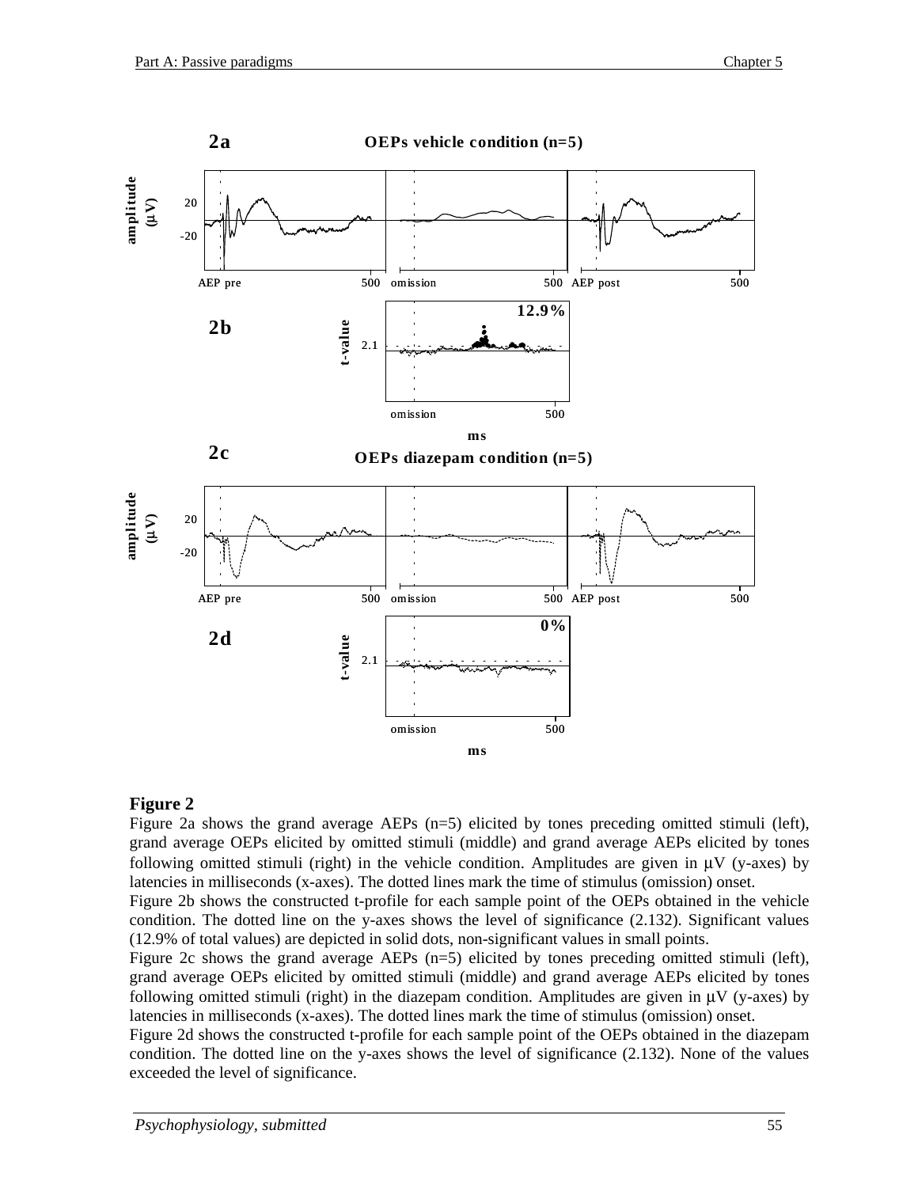**Figure 2**

Figure 2a shows the grand average AEPs (n=5) elicited by tones preceding omitted stimuli (left), grand average OEPs elicited by omitted stimuli (middle) and grand average AEPs elicited by tones following omitted stimuli (right) in the vehicle condition. Amplitudes are given in μV (y-axes) by latencies in milliseconds (x-axes). The dotted lines mark the time of stimulus (omission) onset.

Figure 2b shows the constructed t-profile for each sample point of the OEPs obtained in the vehicle condition. The dotted line on the y-axes shows the level of significance (2.132). Significant values (12.9% of total values) are depicted in solid dots, non-significant values in small points.

Figure 2c shows the grand average AEPs (n=5) elicited by tones preceding omitted stimuli (left), grand average OEPs elicited by omitted stimuli (middle) and grand average AEPs elicited by tones following omitted stimuli (right) in the diazepam condition. Amplitudes are given in μV (y-axes) by latencies in milliseconds (x-axes). The dotted lines mark the time of stimulus (omission) onset.

Figure 2d shows the constructed t-profile for each sample point of the OEPs obtained in the diazepam condition. The dotted line on the y-axes shows the level of significance (2.132). None of the values exceeded the level of significance.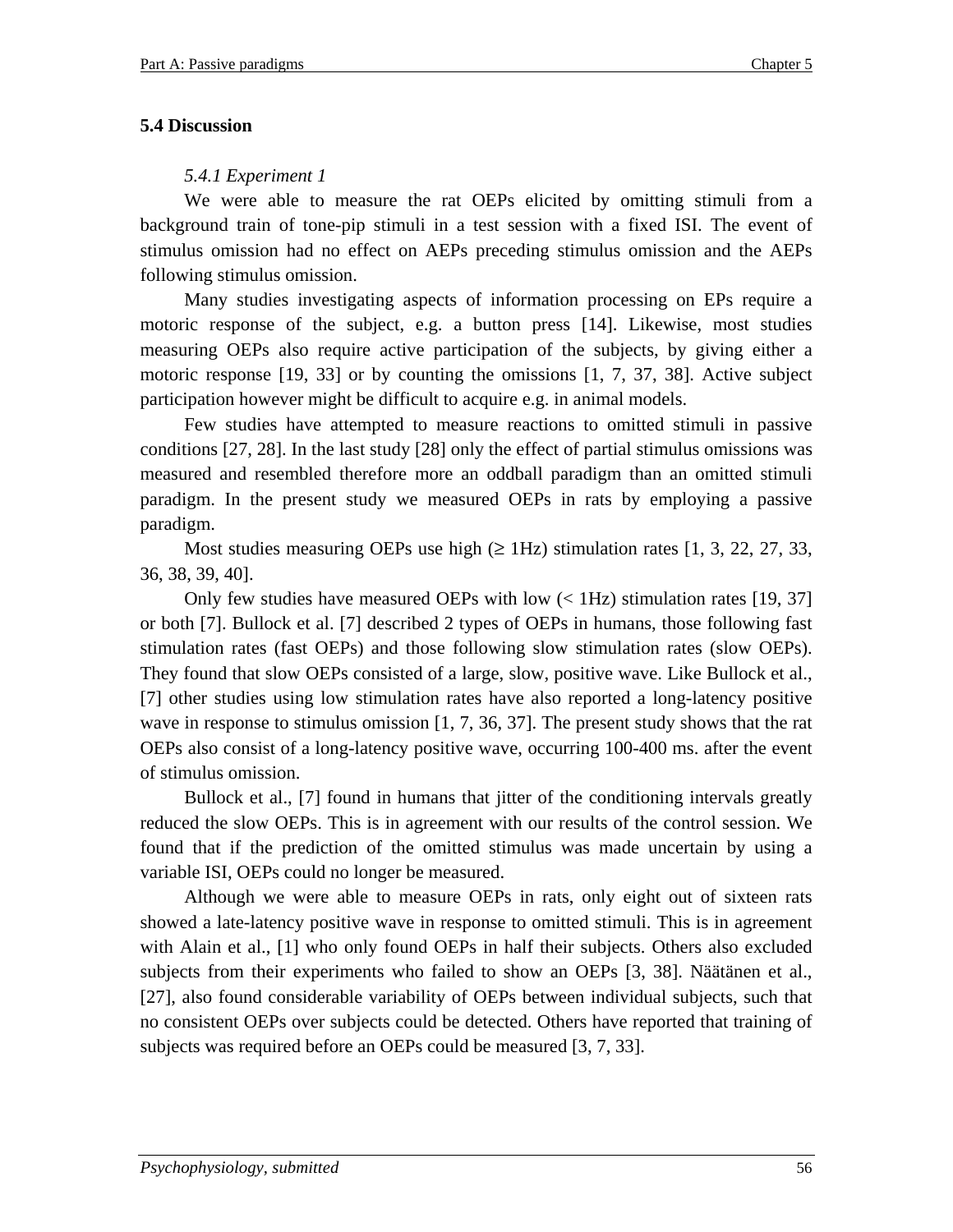## 5.4 Discussion

### *5.4.1 Experiment 1*

We were able to measure the rat OEPs elicited by omitting stimuli from a background train of tone-pip stimuli in a test session with a fixed ISI. The event of stimulus omission had no effect on AEPs preceding stimulus omission and the AEPs following stimulus omission.

Many studies investigating aspects of information processing on EPs require a motoric response of the subject, e.g. a button press [14]. Likewise, most studies measuring OEPs also require active participation of the subjects, by giving either a motoric response [19, 33] or by counting the omissions [1, 7, 37, 38]. Active subject participation however might be difficult to acquire e.g. in animal models.

Few studies have attempted to measure reactions to omitted stimuli in passive conditions [27, 28]. In the last study [28] only the effect of partial stimulus omissions was measured and resembled therefore more an oddball paradigm than an omitted stimuli paradigm. In the present study we measured OEPs in rats by employing a passive paradigm.

Most studies measuring OEPs use high ($\geq$ 1Hz) stimulation rates [1, 3, 22, 27, 33, 36, 38, 39, 40].

Only few studies have measured OEPs with low ($<$ 1Hz) stimulation rates [19, 37] or both [7]. Bullock et al. [7] described 2 types of OEPs in humans, those following fast stimulation rates (fast OEPs) and those following slow stimulation rates (slow OEPs). They found that slow OEPs consisted of a large, slow, positive wave. Like Bullock et al., [7] other studies using low stimulation rates have also reported a long-latency positive wave in response to stimulus omission [1, 7, 36, 37]. The present study shows that the rat OEPs also consist of a long-latency positive wave, occurring 100-400 ms. after the event of stimulus omission.

Bullock et al., [7] found in humans that jitter of the conditioning intervals greatly reduced the slow OEPs. This is in agreement with our results of the control session. We found that if the prediction of the omitted stimulus was made uncertain by using a variable ISI, OEPs could no longer be measured.

Although we were able to measure OEPs in rats, only eight out of sixteen rats showed a late-latency positive wave in response to omitted stimuli. This is in agreement with Alain et al., [1] who only found OEPs in half their subjects. Others also excluded subjects from their experiments who failed to show an OEPs [3, 38]. Näätänen et al., [27], also found considerable variability of OEPs between individual subjects, such that no consistent OEPs over subjects could be detected. Others have reported that training of subjects was required before an OEPs could be measured [3, 7, 33].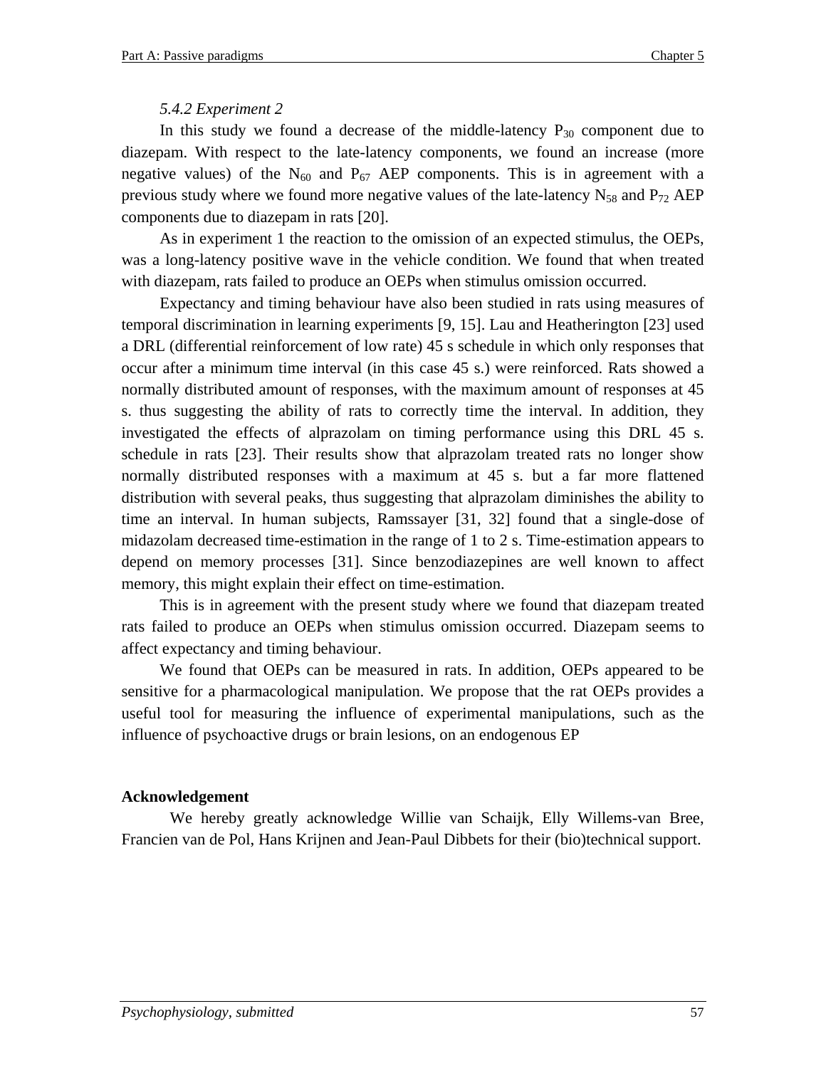### *5.4.2 Experiment 2*

In this study we found a decrease of the middle-latency $P_{30}$ component due to diazepam. With respect to the late-latency components, we found an increase (more negative values) of the $N_{60}$ and $P_{67}$ AEP components. This is in agreement with a previous study where we found more negative values of the late-latency $N_{58}$ and $P_{72}$ AEP components due to diazepam in rats [20].

As in experiment 1 the reaction to the omission of an expected stimulus, the OEPs, was a long-latency positive wave in the vehicle condition. We found that when treated with diazepam, rats failed to produce an OEPs when stimulus omission occurred.

Expectancy and timing behaviour have also been studied in rats using measures of temporal discrimination in learning experiments [9, 15]. Lau and Heatherington [23] used a DRL (differential reinforcement of low rate) 45 s schedule in which only responses that occur after a minimum time interval (in this case 45 s.) were reinforced. Rats showed a normally distributed amount of responses, with the maximum amount of responses at 45 s. thus suggesting the ability of rats to correctly time the interval. In addition, they investigated the effects of alprazolam on timing performance using this DRL 45 s. schedule in rats [23]. Their results show that alprazolam treated rats no longer show normally distributed responses with a maximum at 45 s. but a far more flattened distribution with several peaks, thus suggesting that alprazolam diminishes the ability to time an interval. In human subjects, Ramssayer [31, 32] found that a single-dose of midazolam decreased time-estimation in the range of 1 to 2 s. Time-estimation appears to depend on memory processes [31]. Since benzodiazepines are well known to affect memory, this might explain their effect on time-estimation.

This is in agreement with the present study where we found that diazepam treated rats failed to produce an OEPs when stimulus omission occurred. Diazepam seems to affect expectancy and timing behaviour.

We found that OEPs can be measured in rats. In addition, OEPs appeared to be sensitive for a pharmacological manipulation. We propose that the rat OEPs provides a useful tool for measuring the influence of experimental manipulations, such as the influence of psychoactive drugs or brain lesions, on an endogenous EP

**Acknowledgement**

We hereby greatly acknowledge Willie van Schaijk, Elly Willems-van Bree, Francien van de Pol, Hans Krijnen and Jean-Paul Dibbets for their (bio)technical support.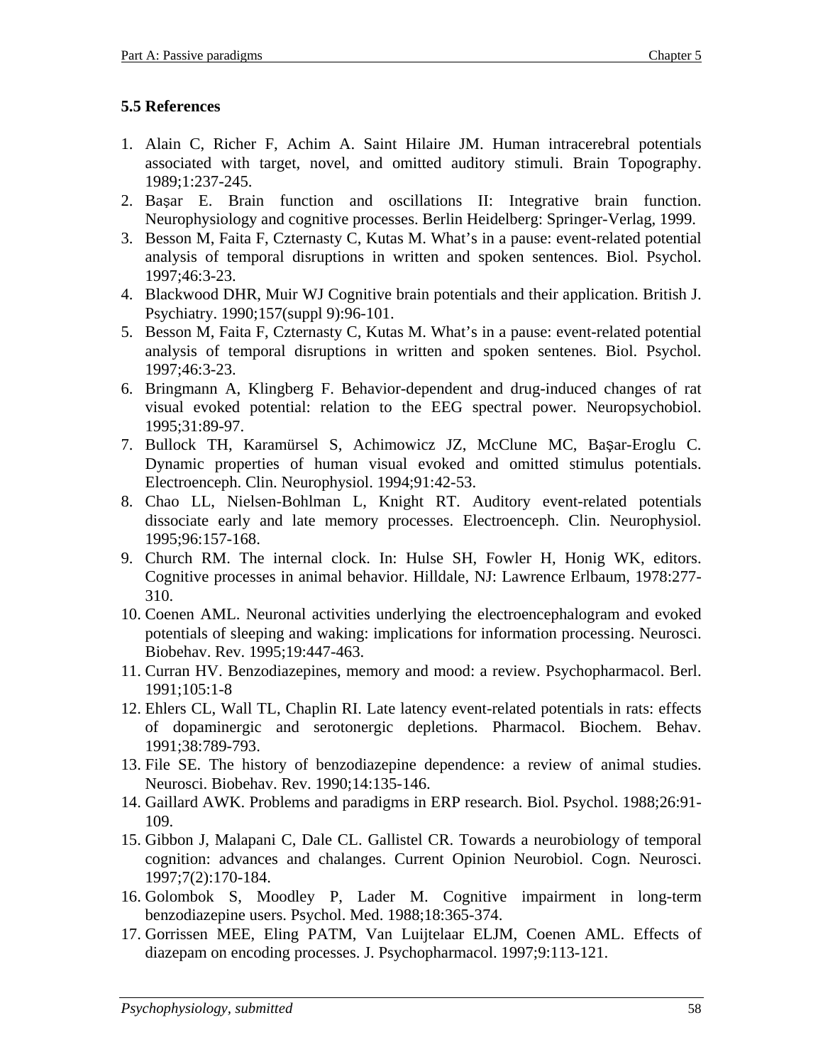## 5.5 References

1. Alain C, Richer F, Achim A. Saint Hilaire JM. Human intracerebral potentials associated with target, novel, and omitted auditory stimuli. Brain Topography. 1989;1:237-245.
2. Başar E. Brain function and oscillations II: Integrative brain function. Neurophysiology and cognitive processes. Berlin Heidelberg: Springer-Verlag, 1999.
3. Besson M, Faita F, Czternasty C, Kutas M. What's in a pause: event-related potential analysis of temporal disruptions in written and spoken sentences. Biol. Psychol. 1997;46:3-23.
4. Blackwood DHR, Muir WJ Cognitive brain potentials and their application. British J. Psychiatry. 1990;157(suppl 9):96-101.
5. Besson M, Faita F, Czternasty C, Kutas M. What's in a pause: event-related potential analysis of temporal disruptions in written and spoken sentenes. Biol. Psychol. 1997;46:3-23.
6. Bringmann A, Klingberg F. Behavior-dependent and drug-induced changes of rat visual evoked potential: relation to the EEG spectral power. Neuropsychobiol. 1995;31:89-97.
7. Bullock TH, Karamürsel S, Achimowicz JZ, McClune MC, Başar-Eroglu C. Dynamic properties of human visual evoked and omitted stimulus potentials. Electroenceph. Clin. Neurophysiol. 1994;91:42-53.
8. Chao LL, Nielsen-Bohlman L, Knight RT. Auditory event-related potentials dissociate early and late memory processes. Electroenceph. Clin. Neurophysiol. 1995;96:157-168.
9. Church RM. The internal clock. In: Hulse SH, Fowler H, Honig WK, editors. Cognitive processes in animal behavior. Hilldale, NJ: Lawrence Erlbaum, 1978:277-310.
10. Coenen AML. Neuronal activities underlying the electroencephalogram and evoked potentials of sleeping and waking: implications for information processing. Neurosci. Biobehav. Rev. 1995;19:447-463.
11. Curran HV. Benzodiazepines, memory and mood: a review. Psychopharmacol. Berl. 1991;105:1-8
12. Ehlers CL, Wall TL, Chaplin RI. Late latency event-related potentials in rats: effects of dopaminergic and serotonergic depletions. Pharmacol. Biochem. Behav. 1991;38:789-793.
13. File SE. The history of benzodiazepine dependence: a review of animal studies. Neurosci. Biobehav. Rev. 1990;14:135-146.
14. Gaillard AWK. Problems and paradigms in ERP research. Biol. Psychol. 1988;26:91-109.
15. Gibbon J, Malapani C, Dale CL. Gallistel CR. Towards a neurobiology of temporal cognition: advances and chalanges. Current Opinion Neurobiol. Cogn. Neurosci. 1997;7(2):170-184.
16. Golombok S, Moodley P, Lader M. Cognitive impairment in long-term benzodiazepine users. Psychol. Med. 1988;18:365-374.
17. Gorrissen MEE, Eling PATM, Van Luijtelaar ELJM, Coenen AML. Effects of diazepam on encoding processes. J. Psychopharmacol. 1997;9:113-121.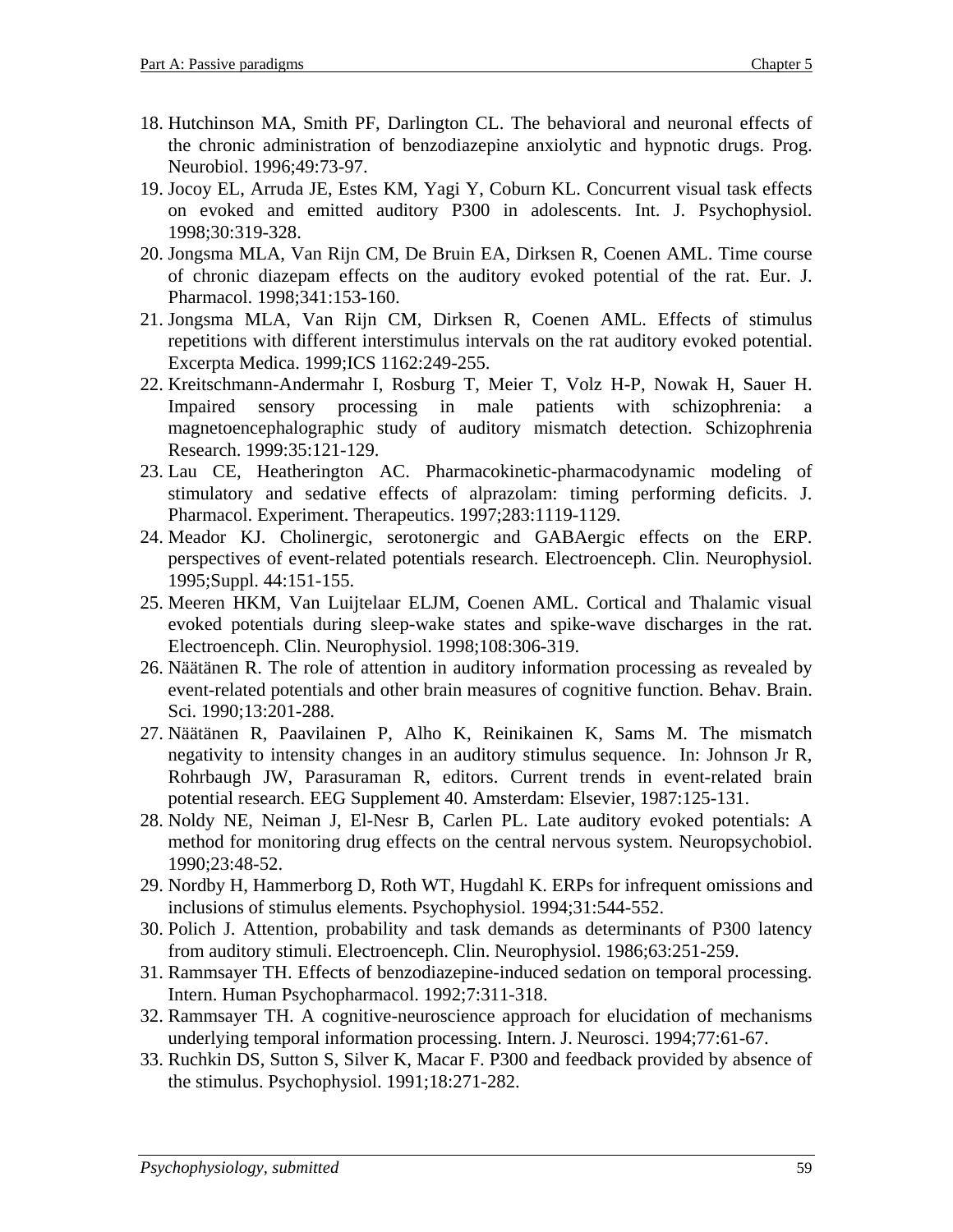18. Hutchinson MA, Smith PF, Darlington CL. The behavioral and neuronal effects of the chronic administration of benzodiazepine anxiolytic and hypnotic drugs. Prog. Neurobiol. 1996;49:73-97.
19. Jocoy EL, Arruda JE, Estes KM, Yagi Y, Coburn KL. Concurrent visual task effects on evoked and emitted auditory P300 in adolescents. Int. J. Psychophysiol. 1998;30:319-328.
20. Jongsma MLA, Van Rijn CM, De Bruin EA, Dirksen R, Coenen AML. Time course of chronic diazepam effects on the auditory evoked potential of the rat. Eur. J. Pharmacol. 1998;341:153-160.
21. Jongsma MLA, Van Rijn CM, Dirksen R, Coenen AML. Effects of stimulus repetitions with different interstimulus intervals on the rat auditory evoked potential. Excerpta Medica. 1999;ICS 1162:249-255.
22. Kreitschmann-Andermahr I, Rosburg T, Meier T, Volz H-P, Nowak H, Sauer H. Impaired sensory processing in male patients with schizophrenia: a magnetoencephalographic study of auditory mismatch detection. Schizophrenia Research. 1999:35:121-129.
23. Lau CE, Heatherington AC. Pharmacokinetic-pharmacodynamic modeling of stimulatory and sedative effects of alprazolam: timing performing deficits. J. Pharmacol. Experiment. Therapeutics. 1997;283:1119-1129.
24. Meador KJ. Cholinergic, serotonergic and GABAergic effects on the ERP. perspectives of event-related potentials research. Electroenceph. Clin. Neurophysiol. 1995;Suppl. 44:151-155.
25. Meeren HKM, Van Luijtelaar ELJM, Coenen AML. Cortical and Thalamic visual evoked potentials during sleep-wake states and spike-wave discharges in the rat. Electroenceph. Clin. Neurophysiol. 1998;108:306-319.
26. Näätänen R. The role of attention in auditory information processing as revealed by event-related potentials and other brain measures of cognitive function. Behav. Brain. Sci. 1990;13:201-288.
27. Näätänen R, Paavilainen P, Alho K, Reinikainen K, Sams M. The mismatch negativity to intensity changes in an auditory stimulus sequence. In: Johnson Jr R, Rohrbaugh JW, Parasuraman R, editors. Current trends in event-related brain potential research. EEG Supplement 40. Amsterdam: Elsevier, 1987:125-131.
28. Noldy NE, Neiman J, El-Nesr B, Carlen PL. Late auditory evoked potentials: A method for monitoring drug effects on the central nervous system. Neuropsychobiol. 1990;23:48-52.
29. Nordby H, Hammerborg D, Roth WT, Hugdahl K. ERPs for infrequent omissions and inclusions of stimulus elements. Psychophysiol. 1994;31:544-552.
30. Polich J. Attention, probability and task demands as determinants of P300 latency from auditory stimuli. Electroenceph. Clin. Neurophysiol. 1986;63:251-259.
31. Rammsayer TH. Effects of benzodiazepine-induced sedation on temporal processing. Intern. Human Psychopharmacol. 1992;7:311-318.
32. Rammsayer TH. A cognitive-neuroscience approach for elucidation of mechanisms underlying temporal information processing. Intern. J. Neurosci. 1994;77:61-67.
33. Ruchkin DS, Sutton S, Silver K, Macar F. P300 and feedback provided by absence of the stimulus. Psychophysiol. 1991;18:271-282.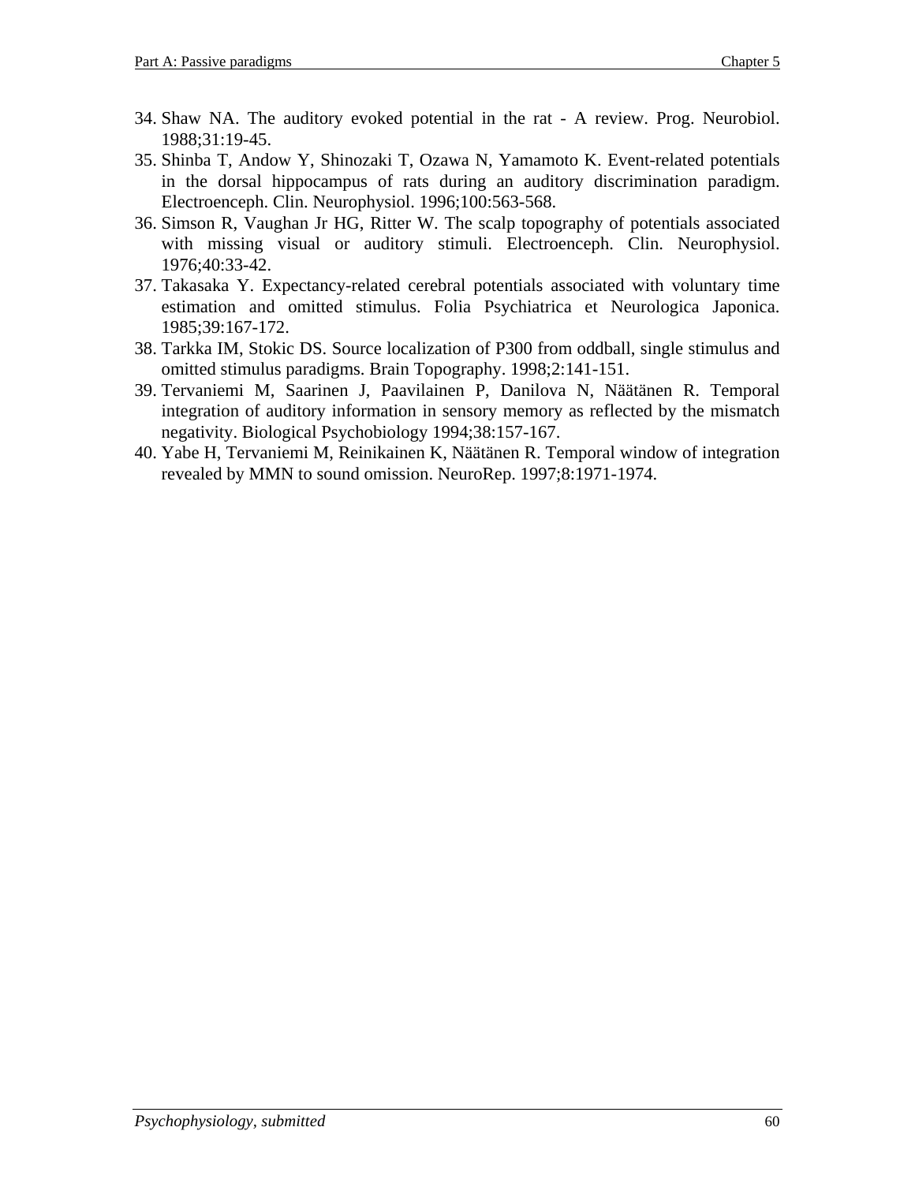34. Shaw NA. The auditory evoked potential in the rat - A review. Prog. Neurobiol. 1988;31:19-45.
35. Shinba T, Andow Y, Shinozaki T, Ozawa N, Yamamoto K. Event-related potentials in the dorsal hippocampus of rats during an auditory discrimination paradigm. Electroenceph. Clin. Neurophysiol. 1996;100:563-568.
36. Simson R, Vaughan Jr HG, Ritter W. The scalp topography of potentials associated with missing visual or auditory stimuli. Electroenceph. Clin. Neurophysiol. 1976;40:33-42.
37. Takasaka Y. Expectancy-related cerebral potentials associated with voluntary time estimation and omitted stimulus. Folia Psychiatrica et Neurologica Japonica. 1985;39:167-172.
38. Tarkka IM, Stokic DS. Source localization of P300 from oddball, single stimulus and omitted stimulus paradigms. Brain Topography. 1998;2:141-151.
39. Tervaniemi M, Saarinen J, Paavilainen P, Danilova N, Näätänen R. Temporal integration of auditory information in sensory memory as reflected by the mismatch negativity. Biological Psychobiology 1994;38:157-167.
40. Yabe H, Tervaniemi M, Reinikainen K, Näätänen R. Temporal window of integration revealed by MMN to sound omission. NeuroRep. 1997;8:1971-1974.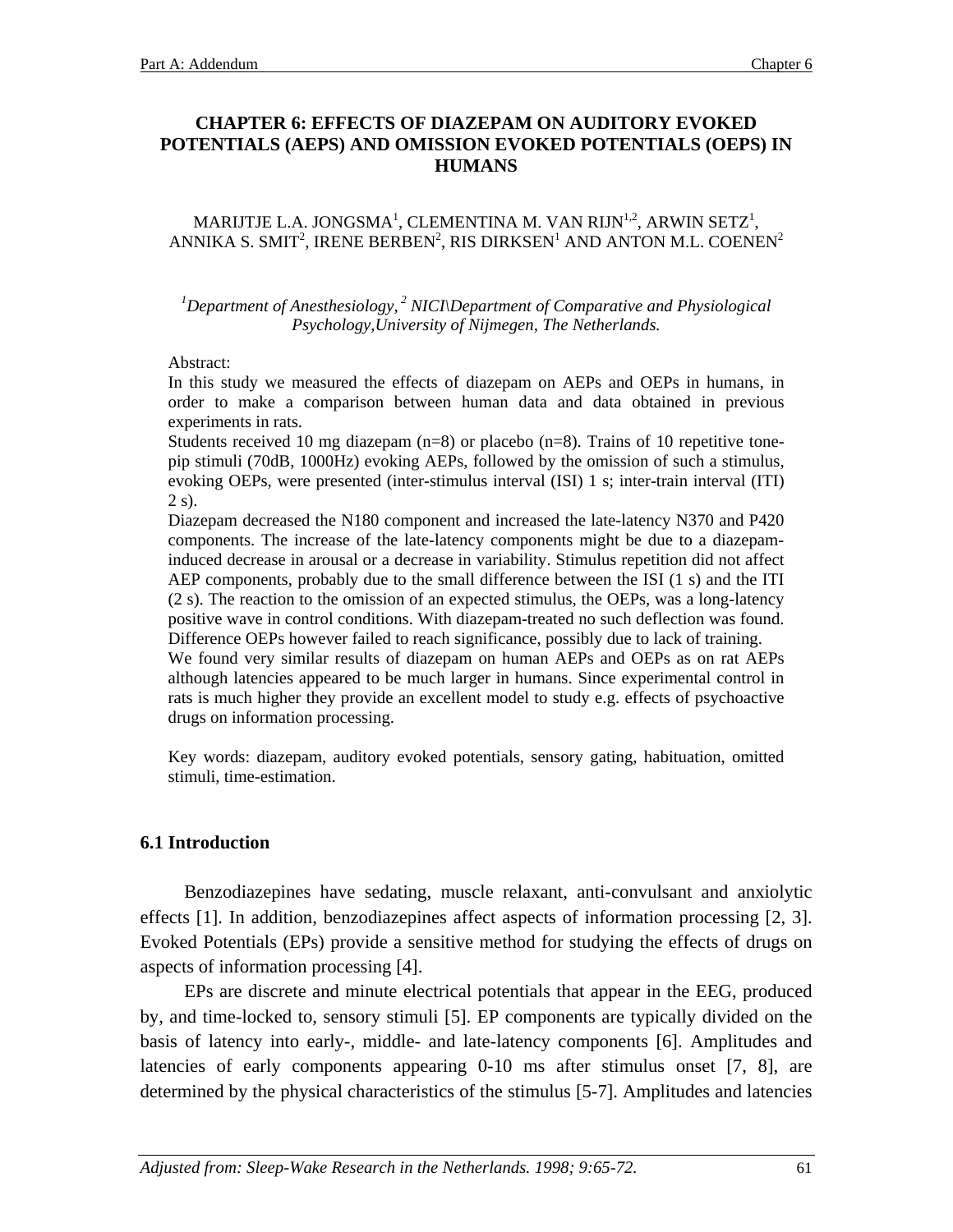# CHAPTER 6: EFFECTS OF DIAZEPAM ON AUDITORY EVOKED POTENTIALS (AEPS) AND OMISSION EVOKED POTENTIALS (OEPS) IN HUMANS

MARIJTJE L.A. JONGSMA[1], CLEMENTINA M. VAN RIJN[1,2], ARWIN SETZ[1], ANNIKA S. SMIT[2], IRENE BERBEN[2], RIS DIRKSEN[1] AND ANTON M.L. COENEN[2]

*[1]Department of Anesthesiology, [2] NICI\Department of Comparative and Physiological Psychology, University of Nijmegen, The Netherlands.*

Abstract:

In this study we measured the effects of diazepam on AEPs and OEPs in humans, in order to make a comparison between human data and data obtained in previous experiments in rats.

Students received 10 mg diazepam (n=8) or placebo (n=8). Trains of 10 repetitive tone-pip stimuli (70dB, 1000Hz) evoking AEPs, followed by the omission of such a stimulus, evoking OEPs, were presented (inter-stimulus interval (ISI) 1 s; inter-train interval (ITI) 2 s).

Diazepam decreased the N180 component and increased the late-latency N370 and P420 components. The increase of the late-latency components might be due to a diazepam-induced decrease in arousal or a decrease in variability. Stimulus repetition did not affect AEP components, probably due to the small difference between the ISI (1 s) and the ITI (2 s). The reaction to the omission of an expected stimulus, the OEPs, was a long-latency positive wave in control conditions. With diazepam-treated no such deflection was found. Difference OEPs however failed to reach significance, possibly due to lack of training.

We found very similar results of diazepam on human AEPs and OEPs as on rat AEPs although latencies appeared to be much larger in humans. Since experimental control in rats is much higher they provide an excellent model to study e.g. effects of psychoactive drugs on information processing.

Key words: diazepam, auditory evoked potentials, sensory gating, habituation, omitted stimuli, time-estimation.

## 6.1 Introduction

Benzodiazepines have sedating, muscle relaxant, anti-convulsant and anxiolytic effects [1]. In addition, benzodiazepines affect aspects of information processing [2, 3]. Evoked Potentials (EPs) provide a sensitive method for studying the effects of drugs on aspects of information processing [4].

EPs are discrete and minute electrical potentials that appear in the EEG, produced by, and time-locked to, sensory stimuli [5]. EP components are typically divided on the basis of latency into early-, middle- and late-latency components [6]. Amplitudes and latencies of early components appearing 0-10 ms after stimulus onset [7, 8], are determined by the physical characteristics of the stimulus [5-7]. Amplitudes and latencies

*Adjusted from: Sleep-Wake Research in the Netherlands. 1998; 9:65-72.*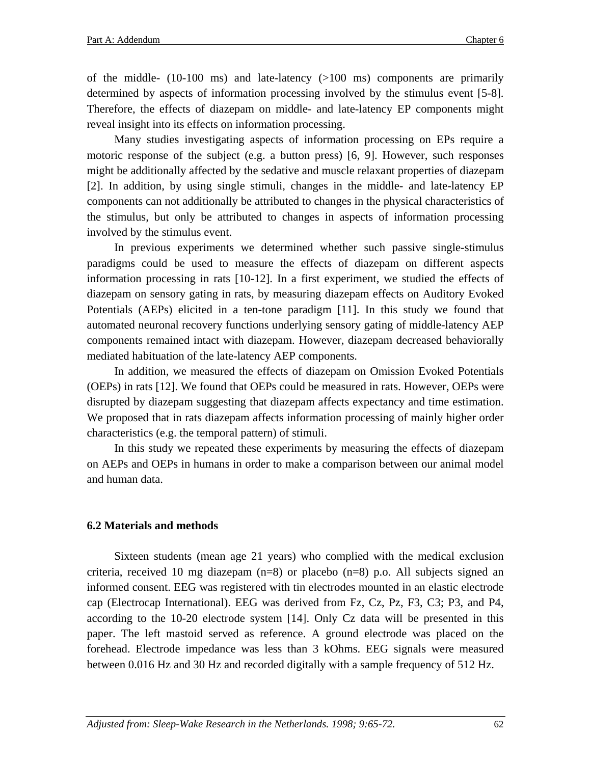of the middle- (10-100 ms) and late-latency (>100 ms) components are primarily determined by aspects of information processing involved by the stimulus event [5-8]. Therefore, the effects of diazepam on middle- and late-latency EP components might reveal insight into its effects on information processing.

Many studies investigating aspects of information processing on EPs require a motoric response of the subject (e.g. a button press) [6, 9]. However, such responses might be additionally affected by the sedative and muscle relaxant properties of diazepam [2]. In addition, by using single stimuli, changes in the middle- and late-latency EP components can not additionally be attributed to changes in the physical characteristics of the stimulus, but only be attributed to changes in aspects of information processing involved by the stimulus event.

In previous experiments we determined whether such passive single-stimulus paradigms could be used to measure the effects of diazepam on different aspects information processing in rats [10-12]. In a first experiment, we studied the effects of diazepam on sensory gating in rats, by measuring diazepam effects on Auditory Evoked Potentials (AEPs) elicited in a ten-tone paradigm [11]. In this study we found that automated neuronal recovery functions underlying sensory gating of middle-latency AEP components remained intact with diazepam. However, diazepam decreased behaviorally mediated habituation of the late-latency AEP components.

In addition, we measured the effects of diazepam on Omission Evoked Potentials (OEPs) in rats [12]. We found that OEPs could be measured in rats. However, OEPs were disrupted by diazepam suggesting that diazepam affects expectancy and time estimation. We proposed that in rats diazepam affects information processing of mainly higher order characteristics (e.g. the temporal pattern) of stimuli.

In this study we repeated these experiments by measuring the effects of diazepam on AEPs and OEPs in humans in order to make a comparison between our animal model and human data.

## 6.2 Materials and methods

Sixteen students (mean age 21 years) who complied with the medical exclusion criteria, received 10 mg diazepam (n=8) or placebo (n=8) p.o. All subjects signed an informed consent. EEG was registered with tin electrodes mounted in an elastic electrode cap (Electrocap International). EEG was derived from Fz, Cz, Pz, F3, C3; P3, and P4, according to the 10-20 electrode system [14]. Only Cz data will be presented in this paper. The left mastoid served as reference. A ground electrode was placed on the forehead. Electrode impedance was less than 3 kOhms. EEG signals were measured between 0.016 Hz and 30 Hz and recorded digitally with a sample frequency of 512 Hz.

*Adjusted from: Sleep-Wake Research in the Netherlands. 1998; 9:65-72.*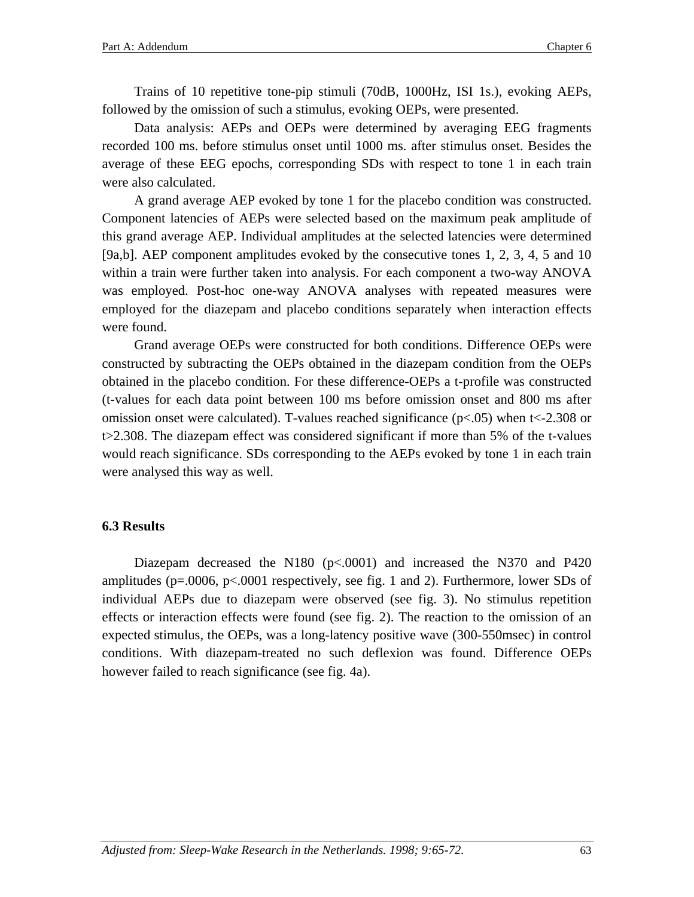Trains of 10 repetitive tone-pip stimuli (70dB, 1000Hz, ISI 1s.), evoking AEPs, followed by the omission of such a stimulus, evoking OEPs, were presented.

Data analysis: AEPs and OEPs were determined by averaging EEG fragments recorded 100 ms. before stimulus onset until 1000 ms. after stimulus onset. Besides the average of these EEG epochs, corresponding SDs with respect to tone 1 in each train were also calculated.

A grand average AEP evoked by tone 1 for the placebo condition was constructed. Component latencies of AEPs were selected based on the maximum peak amplitude of this grand average AEP. Individual amplitudes at the selected latencies were determined [9a,b]. AEP component amplitudes evoked by the consecutive tones 1, 2, 3, 4, 5 and 10 within a train were further taken into analysis. For each component a two-way ANOVA was employed. Post-hoc one-way ANOVA analyses with repeated measures were employed for the diazepam and placebo conditions separately when interaction effects were found.

Grand average OEPs were constructed for both conditions. Difference OEPs were constructed by subtracting the OEPs obtained in the diazepam condition from the OEPs obtained in the placebo condition. For these difference-OEPs a t-profile was constructed (t-values for each data point between 100 ms before omission onset and 800 ms after omission onset were calculated). T-values reached significance ($p<.05$) when $t<-2.308$ or $t>2.308$. The diazepam effect was considered significant if more than 5% of the t-values would reach significance. SDs corresponding to the AEPs evoked by tone 1 in each train were analysed this way as well.

## 6.3 Results

Diazepam decreased the N180 ($p<.0001$) and increased the N370 and P420 amplitudes ($p=.0006$, $p<.0001$ respectively, see fig. 1 and 2). Furthermore, lower SDs of individual AEPs due to diazepam were observed (see fig. 3). No stimulus repetition effects or interaction effects were found (see fig. 2). The reaction to the omission of an expected stimulus, the OEPs, was a long-latency positive wave (300-550msec) in control conditions. With diazepam-treated no such deflexion was found. Difference OEPs however failed to reach significance (see fig. 4a).

*Adjusted from: Sleep-Wake Research in the Netherlands. 1998; 9:65-72.*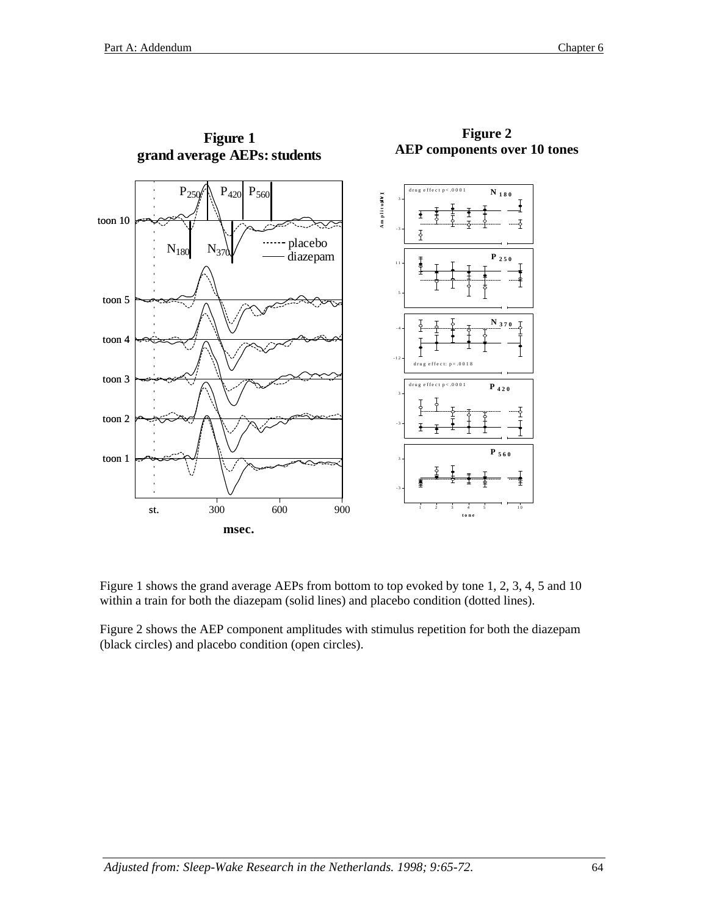**Figure 1**
**grand average AEPs: students**

**Figure 2**
**AEP components over 10 tones**

Figure 1 shows the grand average AEPs from bottom to top evoked by tone 1, 2, 3, 4, 5 and 10 within a train for both the diazepam (solid lines) and placebo condition (dotted lines).

Figure 2 shows the AEP component amplitudes with stimulus repetition for both the diazepam (black circles) and placebo condition (open circles).

*Adjusted from: Sleep-Wake Research in the Netherlands. 1998; 9:65-72.*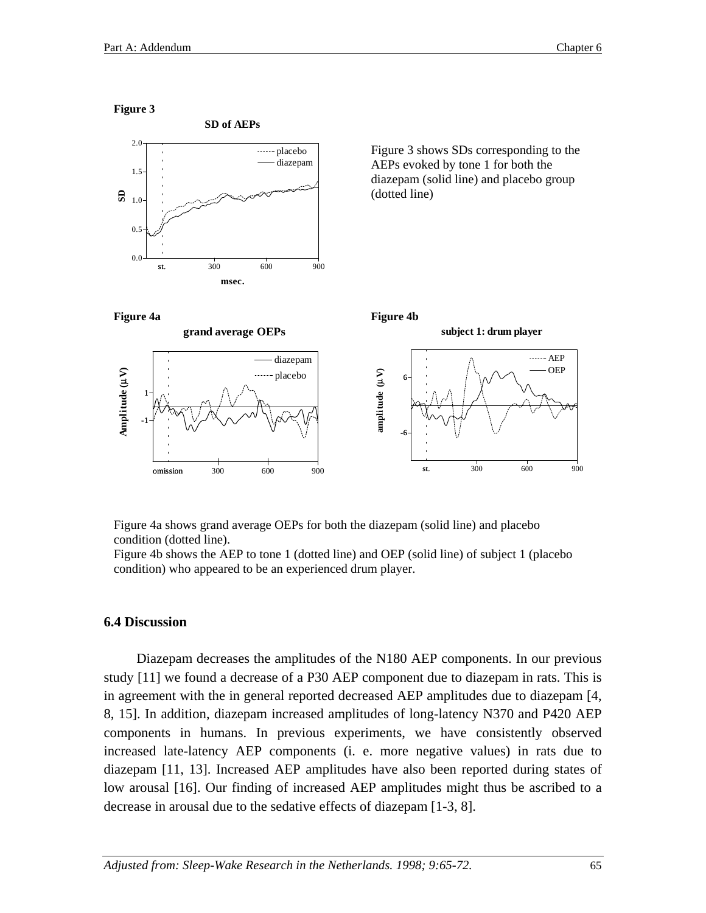**Figure 3**

Figure 3 shows SDs corresponding to the AEPs evoked by tone 1 for both the diazepam (solid line) and placebo group (dotted line)

**Figure 4a**

**Figure 4b**

Figure 4a shows grand average OEPs for both the diazepam (solid line) and placebo condition (dotted line).

Figure 4b shows the AEP to tone 1 (dotted line) and OEP (solid line) of subject 1 (placebo condition) who appeared to be an experienced drum player.

## 6.4 Discussion

Diazepam decreases the amplitudes of the N180 AEP components. In our previous study [11] we found a decrease of a P30 AEP component due to diazepam in rats. This is in agreement with the in general reported decreased AEP amplitudes due to diazepam [4, 8, 15]. In addition, diazepam increased amplitudes of long-latency N370 and P420 AEP components in humans. In previous experiments, we have consistently observed increased late-latency AEP components (i. e. more negative values) in rats due to diazepam [11, 13]. Increased AEP amplitudes have also been reported during states of low arousal [16]. Our finding of increased AEP amplitudes might thus be ascribed to a decrease in arousal due to the sedative effects of diazepam [1-3, 8].

*Adjusted from: Sleep-Wake Research in the Netherlands. 1998; 9:65-72.*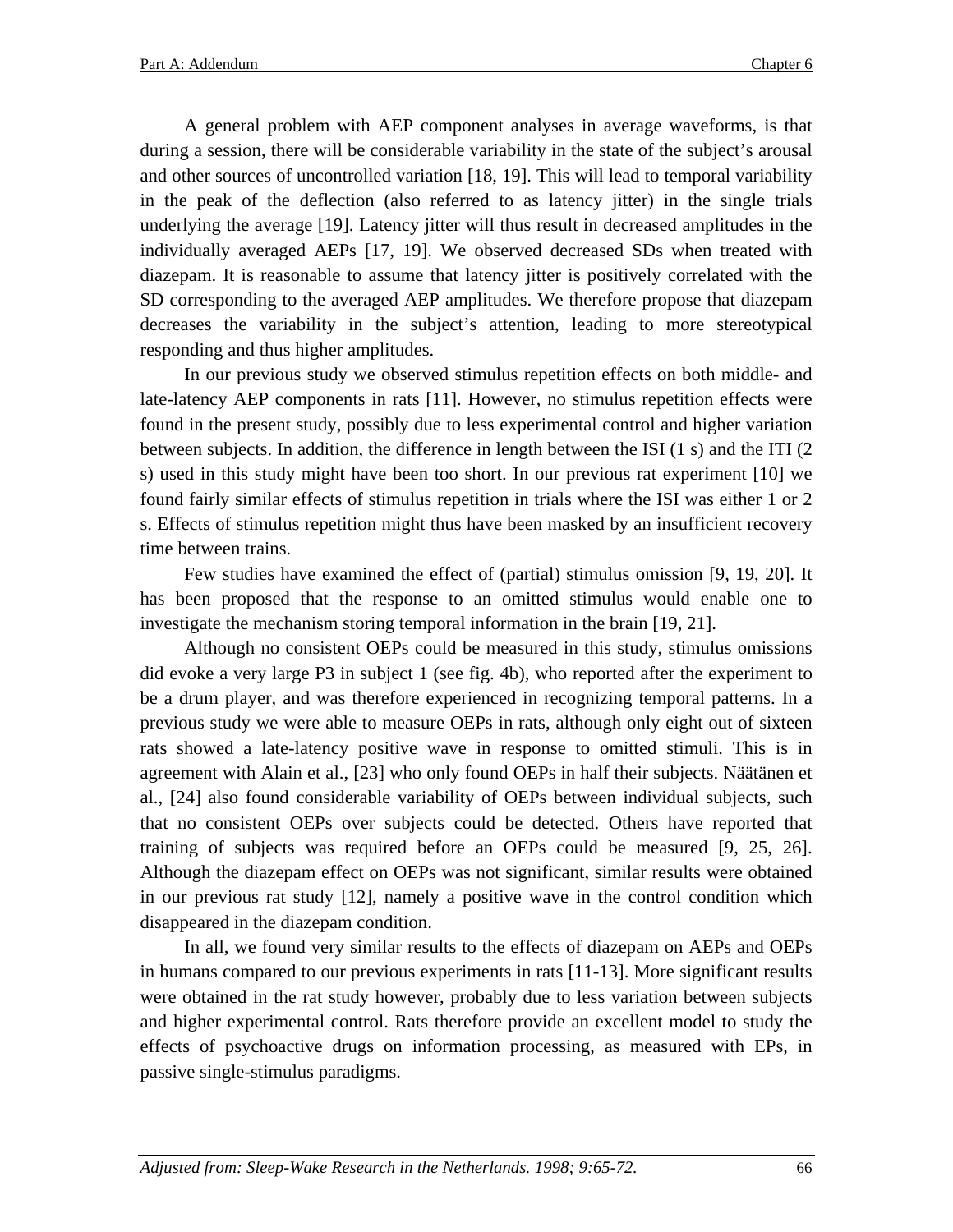A general problem with AEP component analyses in average waveforms, is that during a session, there will be considerable variability in the state of the subject's arousal and other sources of uncontrolled variation [18, 19]. This will lead to temporal variability in the peak of the deflection (also referred to as latency jitter) in the single trials underlying the average [19]. Latency jitter will thus result in decreased amplitudes in the individually averaged AEPs [17, 19]. We observed decreased SDs when treated with diazepam. It is reasonable to assume that latency jitter is positively correlated with the SD corresponding to the averaged AEP amplitudes. We therefore propose that diazepam decreases the variability in the subject's attention, leading to more stereotypical responding and thus higher amplitudes.

In our previous study we observed stimulus repetition effects on both middle- and late-latency AEP components in rats [11]. However, no stimulus repetition effects were found in the present study, possibly due to less experimental control and higher variation between subjects. In addition, the difference in length between the ISI (1 s) and the ITI (2 s) used in this study might have been too short. In our previous rat experiment [10] we found fairly similar effects of stimulus repetition in trials where the ISI was either 1 or 2 s. Effects of stimulus repetition might thus have been masked by an insufficient recovery time between trains.

Few studies have examined the effect of (partial) stimulus omission [9, 19, 20]. It has been proposed that the response to an omitted stimulus would enable one to investigate the mechanism storing temporal information in the brain [19, 21].

Although no consistent OEPs could be measured in this study, stimulus omissions did evoke a very large P3 in subject 1 (see fig. 4b), who reported after the experiment to be a drum player, and was therefore experienced in recognizing temporal patterns. In a previous study we were able to measure OEPs in rats, although only eight out of sixteen rats showed a late-latency positive wave in response to omitted stimuli. This is in agreement with Alain et al., [23] who only found OEPs in half their subjects. Näätänen et al., [24] also found considerable variability of OEPs between individual subjects, such that no consistent OEPs over subjects could be detected. Others have reported that training of subjects was required before an OEPs could be measured [9, 25, 26]. Although the diazepam effect on OEPs was not significant, similar results were obtained in our previous rat study [12], namely a positive wave in the control condition which disappeared in the diazepam condition.

In all, we found very similar results to the effects of diazepam on AEPs and OEPs in humans compared to our previous experiments in rats [11-13]. More significant results were obtained in the rat study however, probably due to less variation between subjects and higher experimental control. Rats therefore provide an excellent model to study the effects of psychoactive drugs on information processing, as measured with EPs, in passive single-stimulus paradigms.

*Adjusted from: Sleep-Wake Research in the Netherlands. 1998; 9:65-72.*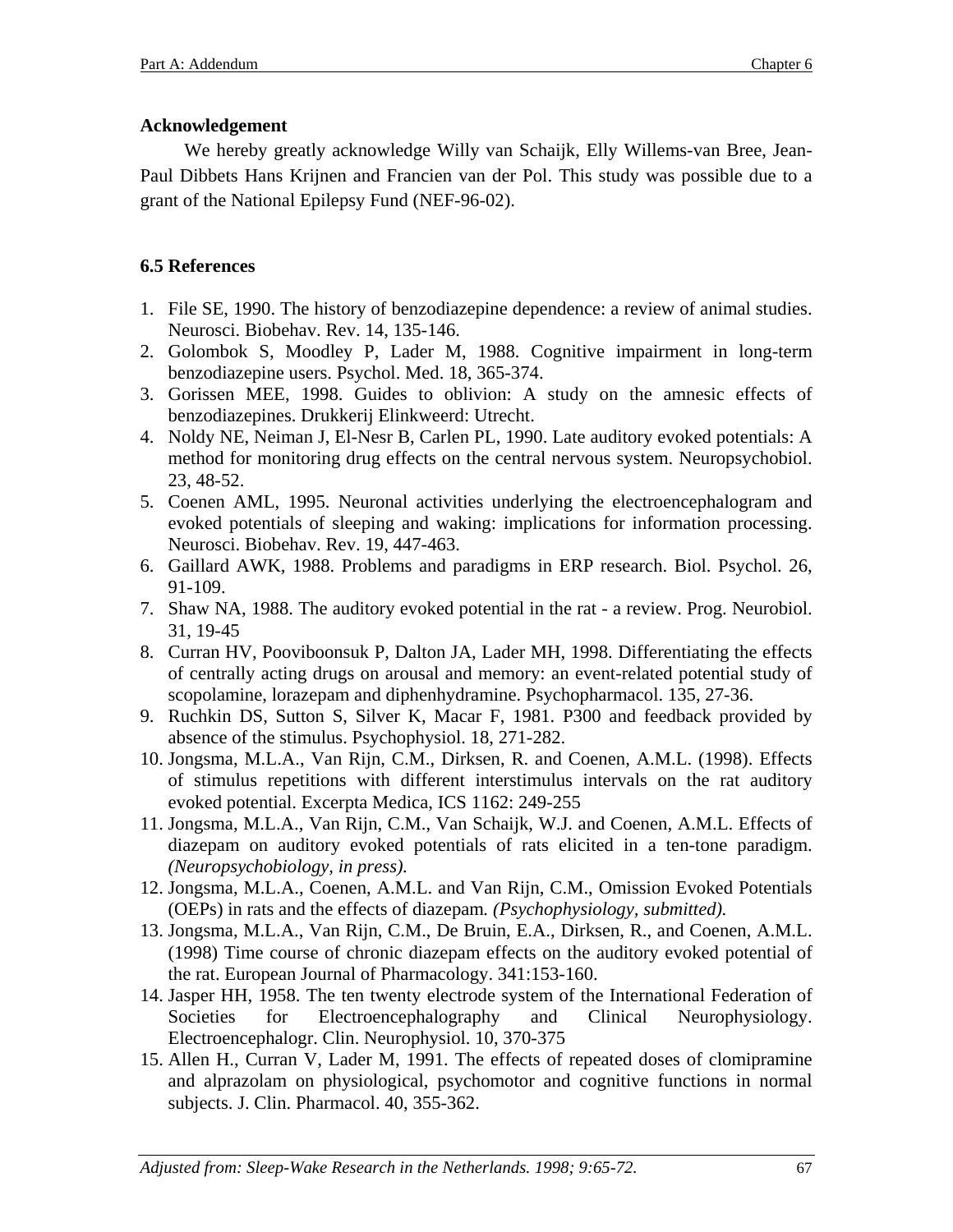**Acknowledgement**

We hereby greatly acknowledge Willy van Schaijk, Elly Willems-van Bree, Jean-Paul Dibbets Hans Krijnen and Francien van der Pol. This study was possible due to a grant of the National Epilepsy Fund (NEF-96-02).

## 6.5 References

1. File SE, 1990. The history of benzodiazepine dependence: a review of animal studies. Neurosci. Biobehav. Rev. 14, 135-146.
2. Golombok S, Moodley P, Lader M, 1988. Cognitive impairment in long-term benzodiazepine users. Psychol. Med. 18, 365-374.
3. Gorissen MEE, 1998. Guides to oblivion: A study on the amnesic effects of benzodiazepines. Drukkerij Elinkweerd: Utrecht.
4. Noldy NE, Neiman J, El-Nesr B, Carlen PL, 1990. Late auditory evoked potentials: A method for monitoring drug effects on the central nervous system. Neuropsychobiol. 23, 48-52.
5. Coenen AML, 1995. Neuronal activities underlying the electroencephalogram and evoked potentials of sleeping and waking: implications for information processing. Neurosci. Biobehav. Rev. 19, 447-463.
6. Gaillard AWK, 1988. Problems and paradigms in ERP research. Biol. Psychol. 26, 91-109.
7. Shaw NA, 1988. The auditory evoked potential in the rat - a review. Prog. Neurobiol. 31, 19-45
8. Curran HV, Pooviboonsuk P, Dalton JA, Lader MH, 1998. Differentiating the effects of centrally acting drugs on arousal and memory: an event-related potential study of scopolamine, lorazepam and diphenhydramine. Psychopharmacol. 135, 27-36.
9. Ruchkin DS, Sutton S, Silver K, Macar F, 1981. P300 and feedback provided by absence of the stimulus. Psychophysiol. 18, 271-282.
10. Jongsma, M.L.A., Van Rijn, C.M., Dirksen, R. and Coenen, A.M.L. (1998). Effects of stimulus repetitions with different interstimulus intervals on the rat auditory evoked potential. Excerpta Medica, ICS 1162: 249-255
11. Jongsma, M.L.A., Van Rijn, C.M., Van Schaijk, W.J. and Coenen, A.M.L. Effects of diazepam on auditory evoked potentials of rats elicited in a ten-tone paradigm. *(Neuropsychobiology, in press).*
12. Jongsma, M.L.A., Coenen, A.M.L. and Van Rijn, C.M., Omission Evoked Potentials (OEPs) in rats and the effects of diazepam*. (Psychophysiology, submitted).*
13. Jongsma, M.L.A., Van Rijn, C.M., De Bruin, E.A., Dirksen, R., and Coenen, A.M.L. (1998) Time course of chronic diazepam effects on the auditory evoked potential of the rat. European Journal of Pharmacology. 341:153-160.
14. Jasper HH, 1958. The ten twenty electrode system of the International Federation of Societies for Electroencephalography and Clinical Neurophysiology. Electroencephalogr. Clin. Neurophysiol. 10, 370-375
15. Allen H., Curran V, Lader M, 1991. The effects of repeated doses of clomipramine and alprazolam on physiological, psychomotor and cognitive functions in normal subjects. J. Clin. Pharmacol. 40, 355-362.

*Adjusted from: Sleep-Wake Research in the Netherlands. 1998; 9:65-72.*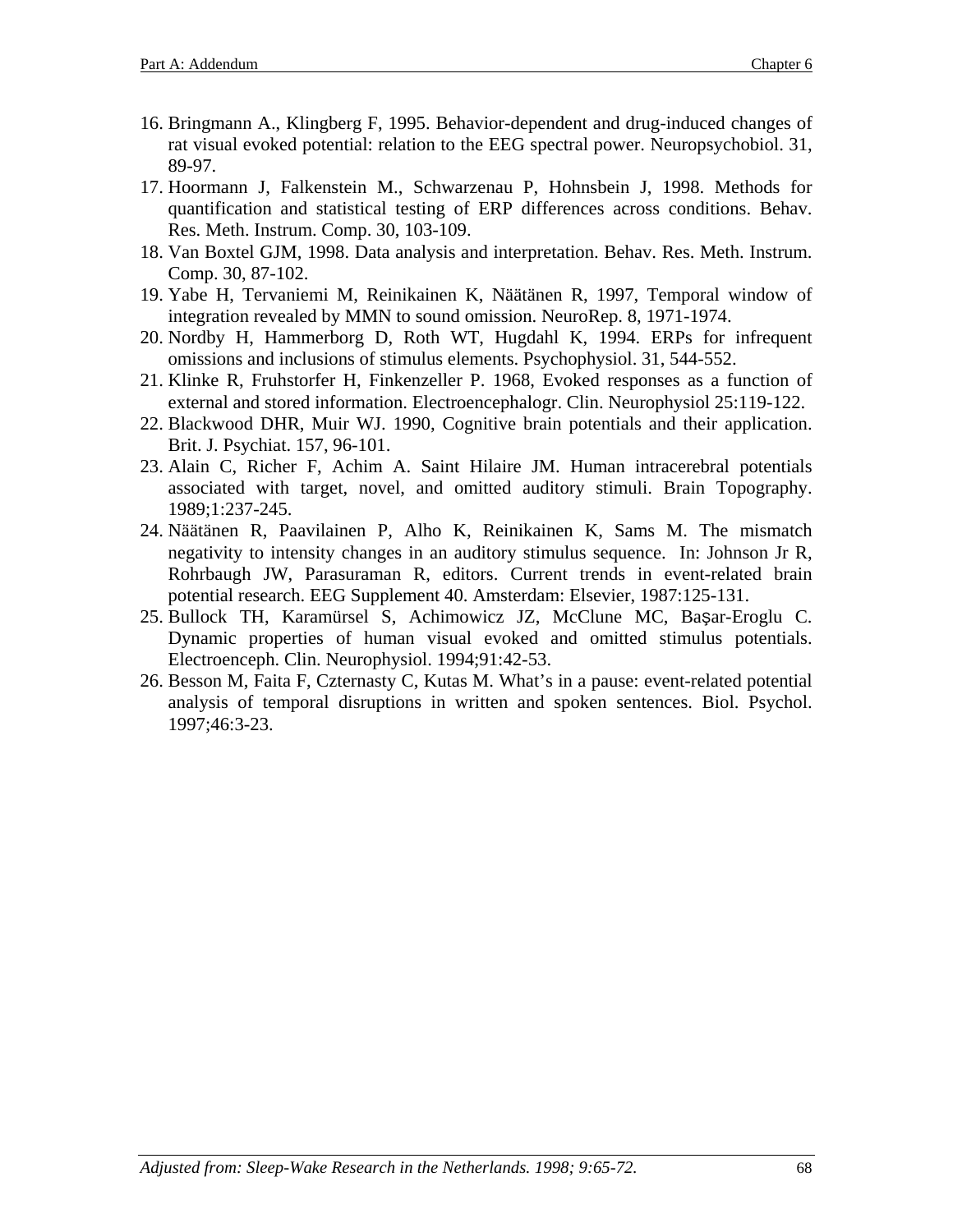16. Bringmann A., Klingberg F, 1995. Behavior-dependent and drug-induced changes of rat visual evoked potential: relation to the EEG spectral power. Neuropsychobiol. 31, 89-97.
17. Hoormann J, Falkenstein M., Schwarzenau P, Hohnsbein J, 1998. Methods for quantification and statistical testing of ERP differences across conditions. Behav. Res. Meth. Instrum. Comp. 30, 103-109.
18. Van Boxtel GJM, 1998. Data analysis and interpretation. Behav. Res. Meth. Instrum. Comp. 30, 87-102.
19. Yabe H, Tervaniemi M, Reinikainen K, Näätänen R, 1997, Temporal window of integration revealed by MMN to sound omission. NeuroRep. 8, 1971-1974.
20. Nordby H, Hammerborg D, Roth WT, Hugdahl K, 1994. ERPs for infrequent omissions and inclusions of stimulus elements. Psychophysiol. 31, 544-552.
21. Klinke R, Fruhstorfer H, Finkenzeller P. 1968, Evoked responses as a function of external and stored information. Electroencephalogr. Clin. Neurophysiol 25:119-122.
22. Blackwood DHR, Muir WJ. 1990, Cognitive brain potentials and their application. Brit. J. Psychiat. 157, 96-101.
23. Alain C, Richer F, Achim A. Saint Hilaire JM. Human intracerebral potentials associated with target, novel, and omitted auditory stimuli. Brain Topography. 1989;1:237-245.
24. Näätänen R, Paavilainen P, Alho K, Reinikainen K, Sams M. The mismatch negativity to intensity changes in an auditory stimulus sequence. In: Johnson Jr R, Rohrbaugh JW, Parasuraman R, editors. Current trends in event-related brain potential research. EEG Supplement 40. Amsterdam: Elsevier, 1987:125-131.
25. Bullock TH, Karamürsel S, Achimowicz JZ, McClune MC, Başar-Eroglu C. Dynamic properties of human visual evoked and omitted stimulus potentials. Electroenceph. Clin. Neurophysiol. 1994;91:42-53.
26. Besson M, Faita F, Czternasty C, Kutas M. What's in a pause: event-related potential analysis of temporal disruptions in written and spoken sentences. Biol. Psychol. 1997;46:3-23.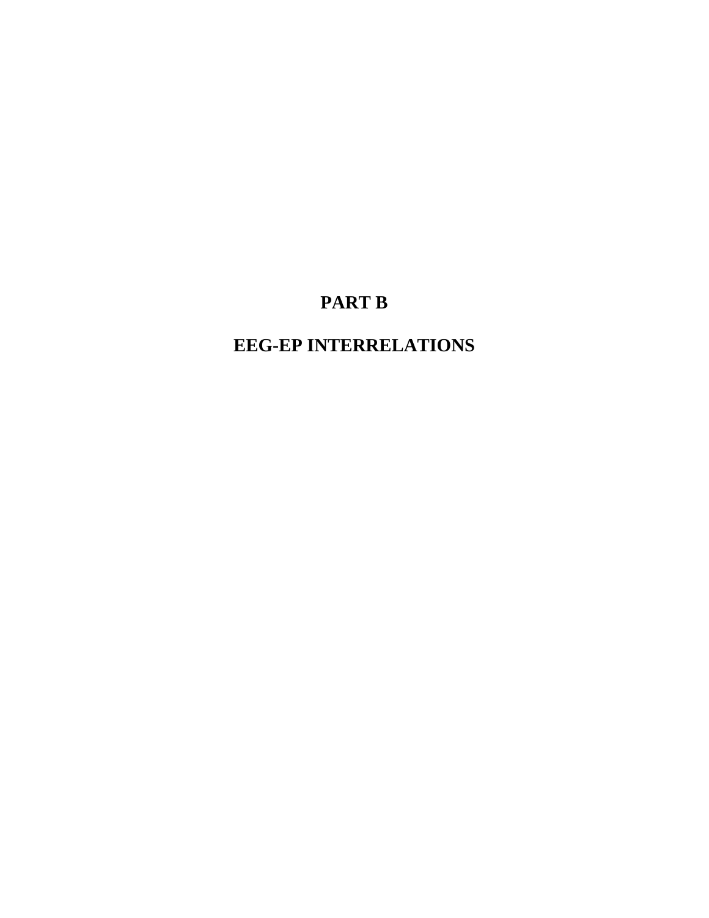# PART B

# EEG-EP INTERRELATIONS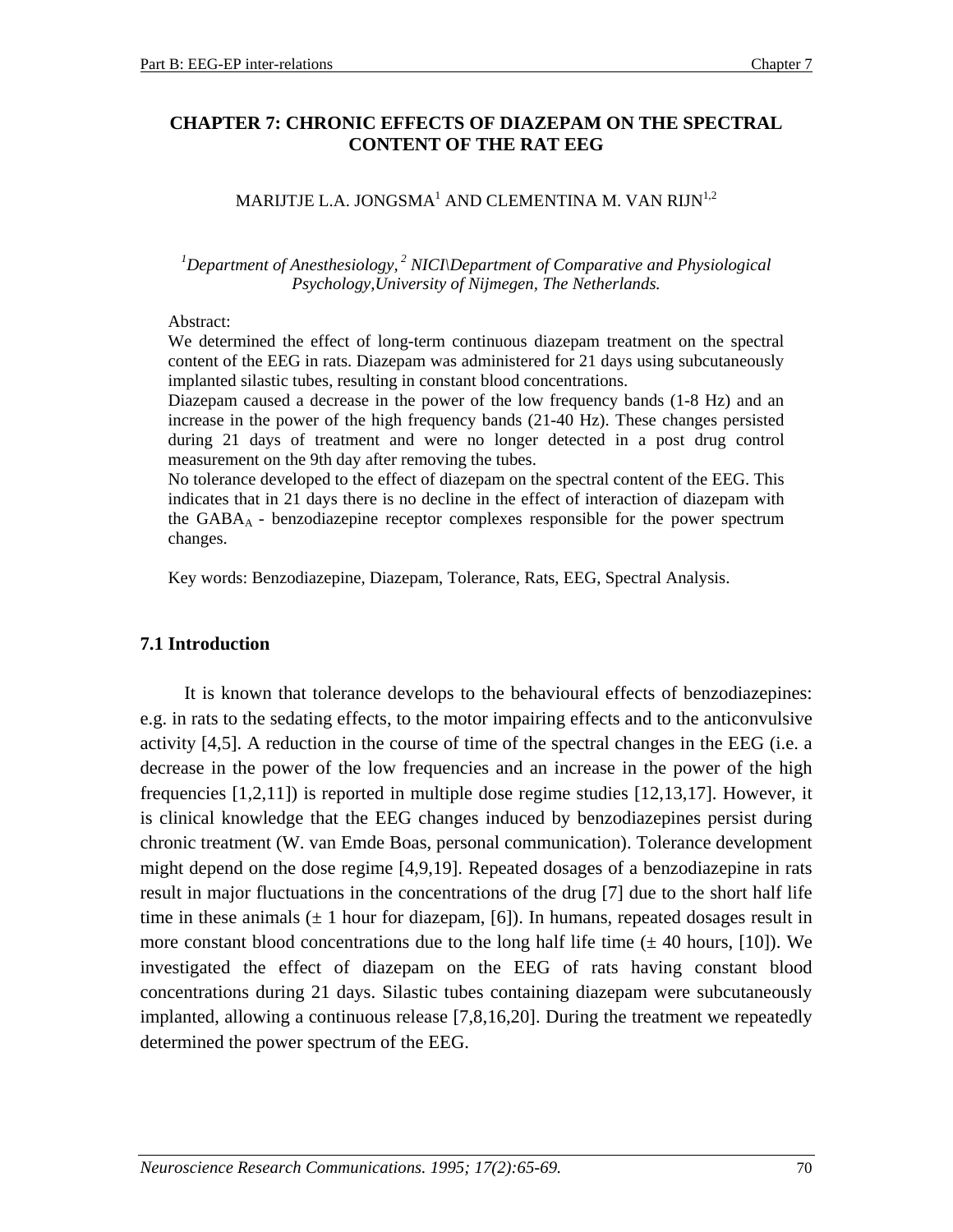# CHAPTER 7: CHRONIC EFFECTS OF DIAZEPAM ON THE SPECTRAL CONTENT OF THE RAT EEG

MARIJTJE L.A. JONGSMA[1] AND CLEMENTINA M. VAN RIJN[1,2]

*[1]Department of Anesthesiology, [2] NICI\Department of Comparative and Physiological Psychology, University of Nijmegen, The Netherlands.*

Abstract:

We determined the effect of long-term continuous diazepam treatment on the spectral content of the EEG in rats. Diazepam was administered for 21 days using subcutaneously implanted silastic tubes, resulting in constant blood concentrations.

Diazepam caused a decrease in the power of the low frequency bands (1-8 Hz) and an increase in the power of the high frequency bands (21-40 Hz). These changes persisted during 21 days of treatment and were no longer detected in a post drug control measurement on the 9th day after removing the tubes.

No tolerance developed to the effect of diazepam on the spectral content of the EEG. This indicates that in 21 days there is no decline in the effect of interaction of diazepam with the $GABA_A$ - benzodiazepine receptor complexes responsible for the power spectrum changes.

Key words: Benzodiazepine, Diazepam, Tolerance, Rats, EEG, Spectral Analysis.

## 7.1 Introduction

It is known that tolerance develops to the behavioural effects of benzodiazepines: e.g. in rats to the sedating effects, to the motor impairing effects and to the anticonvulsive activity [4,5]. A reduction in the course of time of the spectral changes in the EEG (i.e. a decrease in the power of the low frequencies and an increase in the power of the high frequencies [1,2,11]) is reported in multiple dose regime studies [12,13,17]. However, it is clinical knowledge that the EEG changes induced by benzodiazepines persist during chronic treatment (W. van Emde Boas, personal communication). Tolerance development might depend on the dose regime [4,9,19]. Repeated dosages of a benzodiazepine in rats result in major fluctuations in the concentrations of the drug [7] due to the short half life time in these animals (± 1 hour for diazepam, [6]). In humans, repeated dosages result in more constant blood concentrations due to the long half life time (± 40 hours, [10]). We investigated the effect of diazepam on the EEG of rats having constant blood concentrations during 21 days. Silastic tubes containing diazepam were subcutaneously implanted, allowing a continuous release [7,8,16,20]. During the treatment we repeatedly determined the power spectrum of the EEG.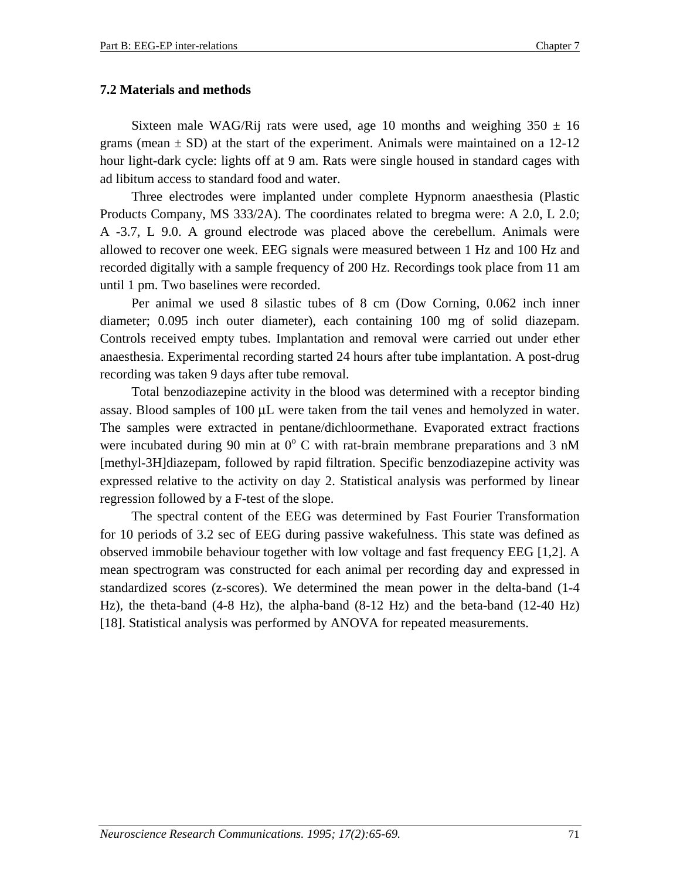### 7.2 Materials and methods

Sixteen male WAG/Rij rats were used, age 10 months and weighing 350 ± 16 grams (mean ± SD) at the start of the experiment. Animals were maintained on a 12-12 hour light-dark cycle: lights off at 9 am. Rats were single housed in standard cages with ad libitum access to standard food and water.

Three electrodes were implanted under complete Hypnorm anaesthesia (Plastic Products Company, MS 333/2A). The coordinates related to bregma were: A 2.0, L 2.0; A -3.7, L 9.0. A ground electrode was placed above the cerebellum. Animals were allowed to recover one week. EEG signals were measured between 1 Hz and 100 Hz and recorded digitally with a sample frequency of 200 Hz. Recordings took place from 11 am until 1 pm. Two baselines were recorded.

Per animal we used 8 silastic tubes of 8 cm (Dow Corning, 0.062 inch inner diameter; 0.095 inch outer diameter), each containing 100 mg of solid diazepam. Controls received empty tubes. Implantation and removal were carried out under ether anaesthesia. Experimental recording started 24 hours after tube implantation. A post-drug recording was taken 9 days after tube removal.

Total benzodiazepine activity in the blood was determined with a receptor binding assay. Blood samples of 100 μL were taken from the tail venes and hemolyzed in water. The samples were extracted in pentane/dichloormethane. Evaporated extract fractions were incubated during 90 min at $0^o$ C with rat-brain membrane preparations and 3 nM [methyl-3H]diazepam, followed by rapid filtration. Specific benzodiazepine activity was expressed relative to the activity on day 2. Statistical analysis was performed by linear regression followed by a F-test of the slope.

The spectral content of the EEG was determined by Fast Fourier Transformation for 10 periods of 3.2 sec of EEG during passive wakefulness. This state was defined as observed immobile behaviour together with low voltage and fast frequency EEG [1,2]. A mean spectrogram was constructed for each animal per recording day and expressed in standardized scores (z-scores). We determined the mean power in the delta-band (1-4 Hz), the theta-band (4-8 Hz), the alpha-band (8-12 Hz) and the beta-band (12-40 Hz) [18]. Statistical analysis was performed by ANOVA for repeated measurements.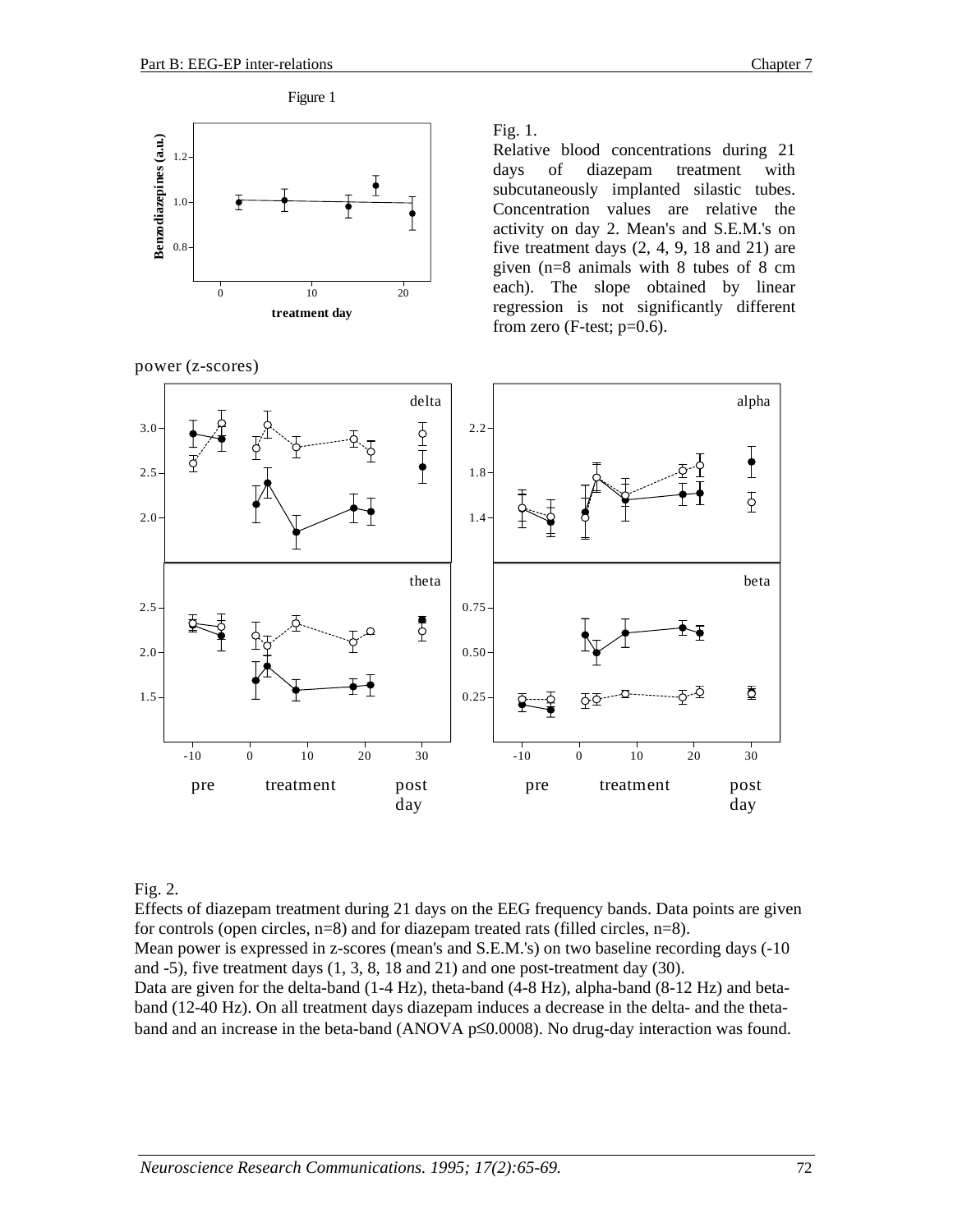Figure 1

Fig. 1.
Relative blood concentrations during 21 days of diazepam treatment with subcutaneously implanted silastic tubes. Concentration values are relative the activity on day 2. Mean's and S.E.M.'s on five treatment days (2, 4, 9, 18 and 21) are given (n=8 animals with 8 tubes of 8 cm each). The slope obtained by linear regression is not significantly different from zero (F-test; p=0.6).

Fig. 2.
Effects of diazepam treatment during 21 days on the EEG frequency bands. Data points are given for controls (open circles, n=8) and for diazepam treated rats (filled circles, n=8).
Mean power is expressed in z-scores (mean's and S.E.M.'s) on two baseline recording days (-10 and -5), five treatment days (1, 3, 8, 18 and 21) and one post-treatment day (30).
Data are given for the delta-band (1-4 Hz), theta-band (4-8 Hz), alpha-band (8-12 Hz) and beta-band (12-40 Hz). On all treatment days diazepam induces a decrease in the delta- and the theta-band and an increase in the beta-band (ANOVA $p \leq 0.0008$). No drug-day interaction was found.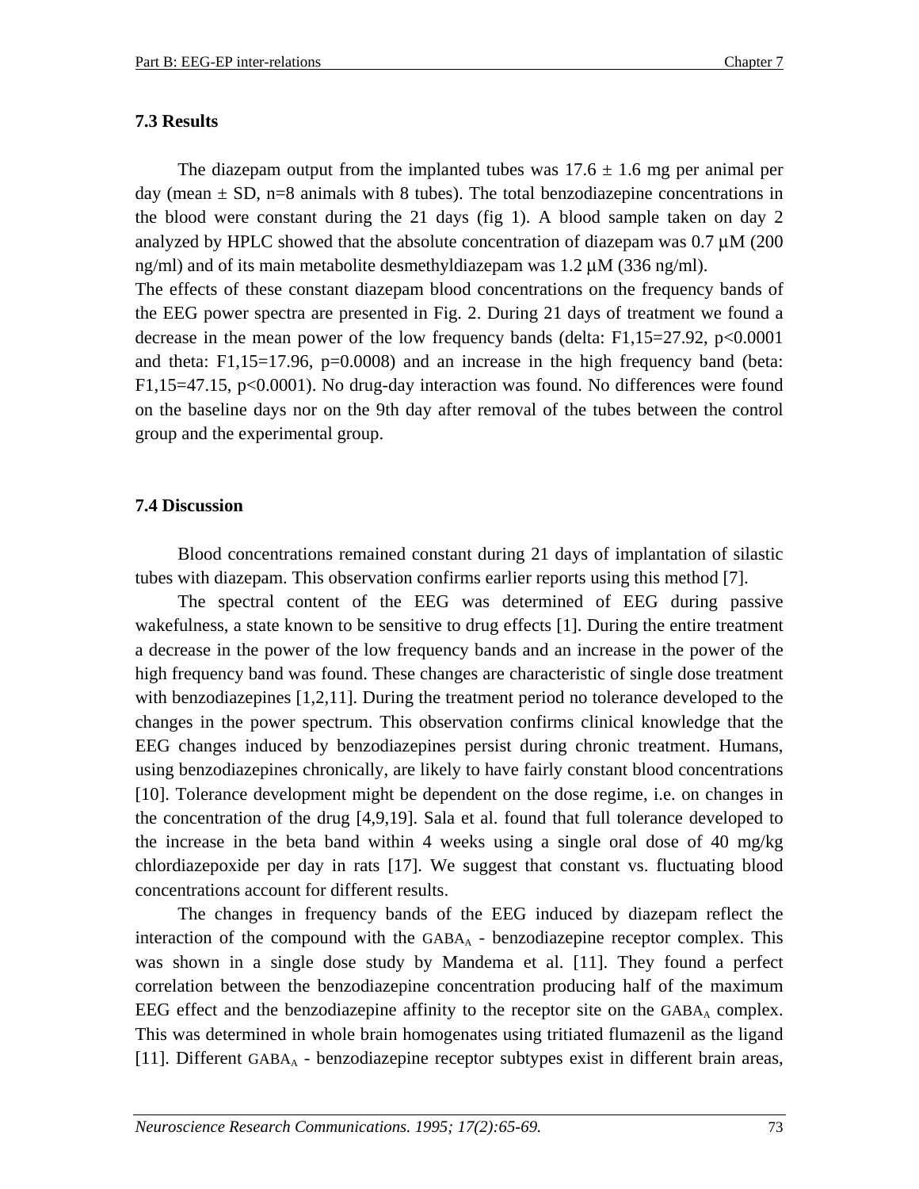## 7.3 Results

The diazepam output from the implanted tubes was $17.6 \pm 1.6$ mg per animal per day (mean ± SD, n=8 animals with 8 tubes). The total benzodiazepine concentrations in the blood were constant during the 21 days (fig 1). A blood sample taken on day 2 analyzed by HPLC showed that the absolute concentration of diazepam was 0.7 µM (200 ng/ml) and of its main metabolite desmethyldiazepam was 1.2 µM (336 ng/ml).

The effects of these constant diazepam blood concentrations on the frequency bands of the EEG power spectra are presented in Fig. 2. During 21 days of treatment we found a decrease in the mean power of the low frequency bands (delta: $F_{1,15}=27.92$, $p<0.0001$ and theta: $F_{1,15}=17.96$, $p=0.0008$) and an increase in the high frequency band (beta: $F_{1,15}=47.15$, $p<0.0001$). No drug-day interaction was found. No differences were found on the baseline days nor on the 9th day after removal of the tubes between the control group and the experimental group.

## 7.4 Discussion

Blood concentrations remained constant during 21 days of implantation of silastic tubes with diazepam. This observation confirms earlier reports using this method [7].

The spectral content of the EEG was determined of EEG during passive wakefulness, a state known to be sensitive to drug effects [1]. During the entire treatment a decrease in the power of the low frequency bands and an increase in the power of the high frequency band was found. These changes are characteristic of single dose treatment with benzodiazepines [1,2,11]. During the treatment period no tolerance developed to the changes in the power spectrum. This observation confirms clinical knowledge that the EEG changes induced by benzodiazepines persist during chronic treatment. Humans, using benzodiazepines chronically, are likely to have fairly constant blood concentrations [10]. Tolerance development might be dependent on the dose regime, i.e. on changes in the concentration of the drug [4,9,19]. Sala et al. found that full tolerance developed to the increase in the beta band within 4 weeks using a single oral dose of 40 mg/kg chlordiazepoxide per day in rats [17]. We suggest that constant vs. fluctuating blood concentrations account for different results.

The changes in frequency bands of the EEG induced by diazepam reflect the interaction of the compound with the $GABA_A$ - benzodiazepine receptor complex. This was shown in a single dose study by Mandema et al. [11]. They found a perfect correlation between the benzodiazepine concentration producing half of the maximum EEG effect and the benzodiazepine affinity to the receptor site on the $GABA_A$ complex. This was determined in whole brain homogenates using tritiated flumazenil as the ligand [11]. Different $GABA_A$ - benzodiazepine receptor subtypes exist in different brain areas,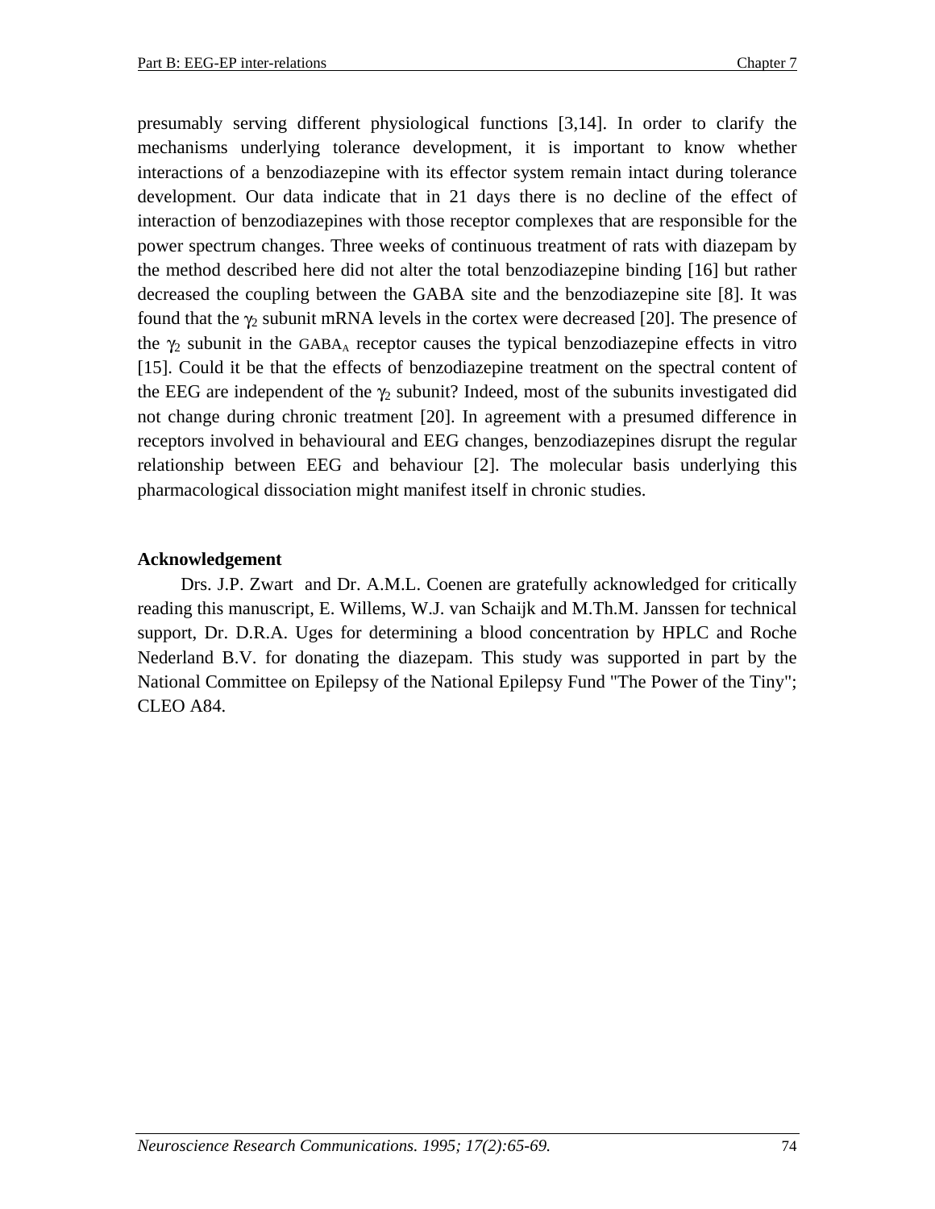presumably serving different physiological functions [3,14]. In order to clarify the mechanisms underlying tolerance development, it is important to know whether interactions of a benzodiazepine with its effector system remain intact during tolerance development. Our data indicate that in 21 days there is no decline of the effect of interaction of benzodiazepines with those receptor complexes that are responsible for the power spectrum changes. Three weeks of continuous treatment of rats with diazepam by the method described here did not alter the total benzodiazepine binding [16] but rather decreased the coupling between the GABA site and the benzodiazepine site [8]. It was found that the $\gamma_2$ subunit mRNA levels in the cortex were decreased [20]. The presence of the $\gamma_2$ subunit in the $GABA_A$ receptor causes the typical benzodiazepine effects in vitro [15]. Could it be that the effects of benzodiazepine treatment on the spectral content of the EEG are independent of the $\gamma_2$ subunit? Indeed, most of the subunits investigated did not change during chronic treatment [20]. In agreement with a presumed difference in receptors involved in behavioural and EEG changes, benzodiazepines disrupt the regular relationship between EEG and behaviour [2]. The molecular basis underlying this pharmacological dissociation might manifest itself in chronic studies.

## Acknowledgement

Drs. J.P. Zwart and Dr. A.M.L. Coenen are gratefully acknowledged for critically reading this manuscript, E. Willems, W.J. van Schaijk and M.Th.M. Janssen for technical support, Dr. D.R.A. Uges for determining a blood concentration by HPLC and Roche Nederland B.V. for donating the diazepam. This study was supported in part by the National Committee on Epilepsy of the National Epilepsy Fund "The Power of the Tiny"; CLEO A84.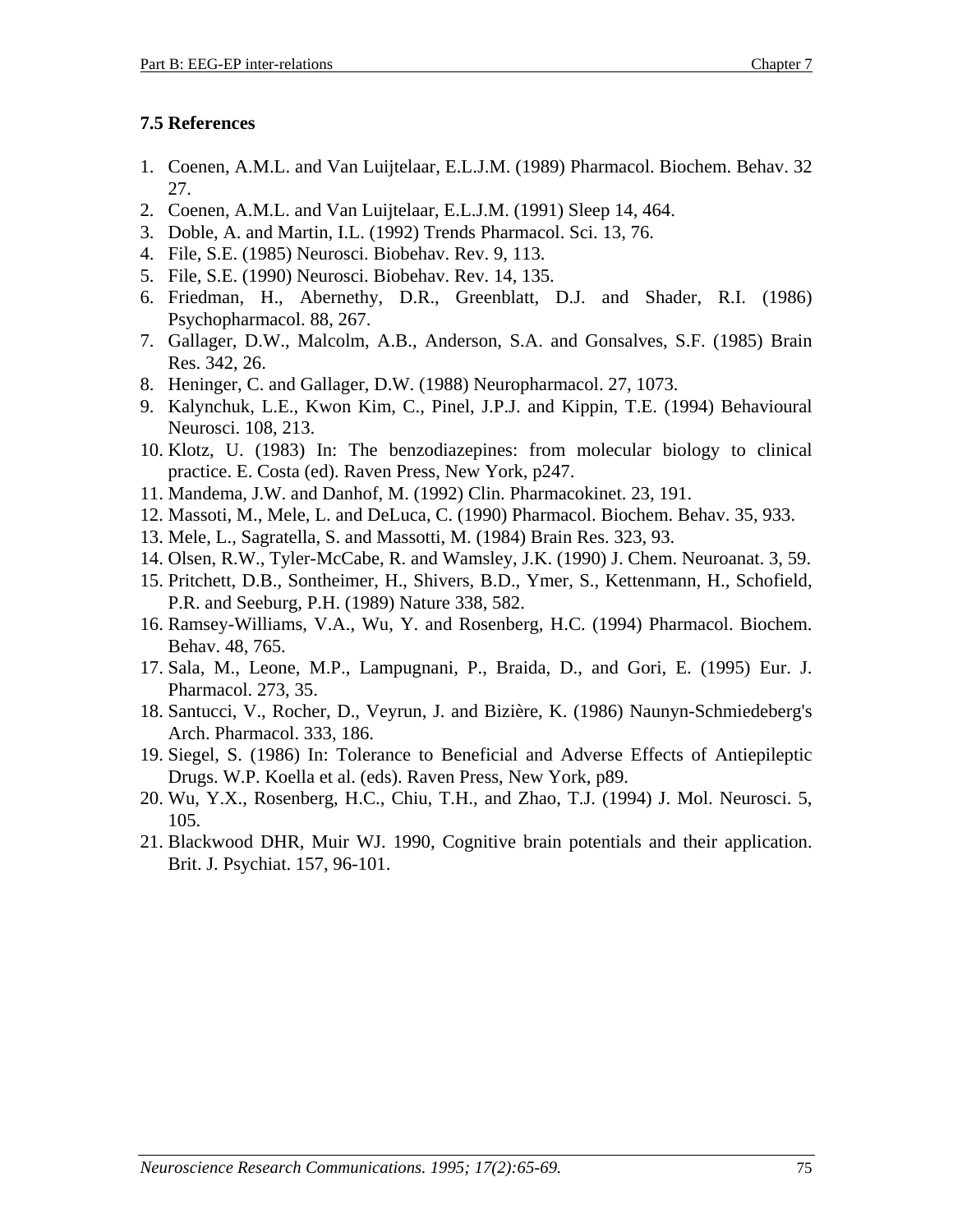### 7.5 References

1. Coenen, A.M.L. and Van Luijtelaar, E.L.J.M. (1989) Pharmacol. Biochem. Behav. 32 27.
2. Coenen, A.M.L. and Van Luijtelaar, E.L.J.M. (1991) Sleep 14, 464.
3. Doble, A. and Martin, I.L. (1992) Trends Pharmacol. Sci. 13, 76.
4. File, S.E. (1985) Neurosci. Biobehav. Rev. 9, 113.
5. File, S.E. (1990) Neurosci. Biobehav. Rev. 14, 135.
6. Friedman, H., Abernethy, D.R., Greenblatt, D.J. and Shader, R.I. (1986) Psychopharmacol. 88, 267.
7. Gallager, D.W., Malcolm, A.B., Anderson, S.A. and Gonsalves, S.F. (1985) Brain Res. 342, 26.
8. Heninger, C. and Gallager, D.W. (1988) Neuropharmacol. 27, 1073.
9. Kalynchuk, L.E., Kwon Kim, C., Pinel, J.P.J. and Kippin, T.E. (1994) Behavioural Neurosci. 108, 213.
10. Klotz, U. (1983) In: The benzodiazepines: from molecular biology to clinical practice. E. Costa (ed). Raven Press, New York, p247.
11. Mandema, J.W. and Danhof, M. (1992) Clin. Pharmacokinet. 23, 191.
12. Massoti, M., Mele, L. and DeLuca, C. (1990) Pharmacol. Biochem. Behav. 35, 933.
13. Mele, L., Sagratella, S. and Massotti, M. (1984) Brain Res. 323, 93.
14. Olsen, R.W., Tyler-McCabe, R. and Wamsley, J.K. (1990) J. Chem. Neuroanat. 3, 59.
15. Pritchett, D.B., Sontheimer, H., Shivers, B.D., Ymer, S., Kettenmann, H., Schofield, P.R. and Seeburg, P.H. (1989) Nature 338, 582.
16. Ramsey-Williams, V.A., Wu, Y. and Rosenberg, H.C. (1994) Pharmacol. Biochem. Behav. 48, 765.
17. Sala, M., Leone, M.P., Lampugnani, P., Braida, D., and Gori, E. (1995) Eur. J. Pharmacol. 273, 35.
18. Santucci, V., Rocher, D., Veyrun, J. and Bizière, K. (1986) Naunyn-Schmiedeberg's Arch. Pharmacol. 333, 186.
19. Siegel, S. (1986) In: Tolerance to Beneficial and Adverse Effects of Antiepileptic Drugs. W.P. Koella et al. (eds). Raven Press, New York, p89.
20. Wu, Y.X., Rosenberg, H.C., Chiu, T.H., and Zhao, T.J. (1994) J. Mol. Neurosci. 5, 105.
21. Blackwood DHR, Muir WJ. 1990, Cognitive brain potentials and their application. Brit. J. Psychiat. 157, 96-101.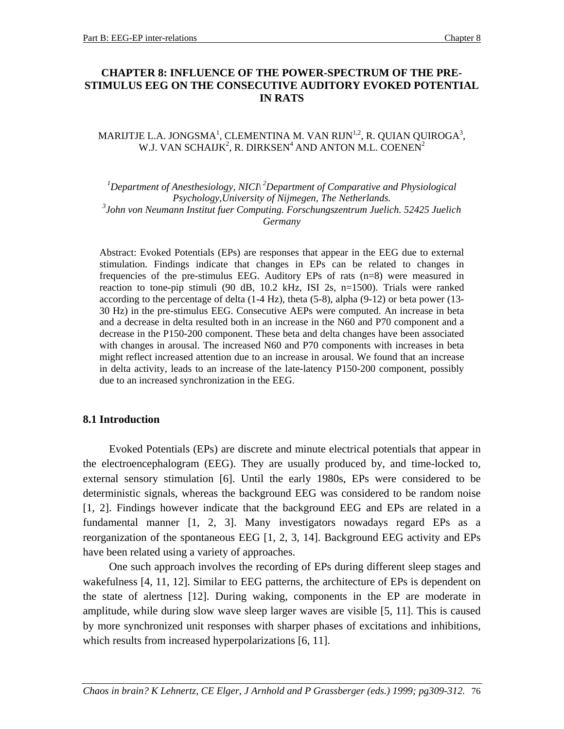# CHAPTER 8: INFLUENCE OF THE POWER-SPECTRUM OF THE PRE-STIMULUS EEG ON THE CONSECUTIVE AUDITORY EVOKED POTENTIAL IN RATS

MARIJTJE L.A. JONGSMA[1], CLEMENTINA M. VAN RIJN[1,2], R. QUIAN QUIROGA[3], W.J. VAN SCHAIJK[2], R. DIRKSEN[4] AND ANTON M.L. COENEN[2]

*[1]Department of Anesthesiology, NICI\ [2]Department of Comparative and Physiological Psychology,University of Nijmegen, The Netherlands.*
*[3]John von Neumann Institut fuer Computing. Forschungszentrum Juelich. 52425 Juelich Germany*

Abstract: Evoked Potentials (EPs) are responses that appear in the EEG due to external stimulation. Findings indicate that changes in EPs can be related to changes in frequencies of the pre-stimulus EEG. Auditory EPs of rats (n=8) were measured in reaction to tone-pip stimuli (90 dB, 10.2 kHz, ISI 2s, n=1500). Trials were ranked according to the percentage of delta (1-4 Hz), theta (5-8), alpha (9-12) or beta power (13-30 Hz) in the pre-stimulus EEG. Consecutive AEPs were computed. An increase in beta and a decrease in delta resulted both in an increase in the N60 and P70 component and a decrease in the P150-200 component. These beta and delta changes have been associated with changes in arousal. The increased N60 and P70 components with increases in beta might reflect increased attention due to an increase in arousal. We found that an increase in delta activity, leads to an increase of the late-latency P150-200 component, possibly due to an increased synchronization in the EEG.

## 8.1 Introduction

Evoked Potentials (EPs) are discrete and minute electrical potentials that appear in the electroencephalogram (EEG). They are usually produced by, and time-locked to, external sensory stimulation [6]. Until the early 1980s, EPs were considered to be deterministic signals, whereas the background EEG was considered to be random noise [1, 2]. Findings however indicate that the background EEG and EPs are related in a fundamental manner [1, 2, 3]. Many investigators nowadays regard EPs as a reorganization of the spontaneous EEG [1, 2, 3, 14]. Background EEG activity and EPs have been related using a variety of approaches.

One such approach involves the recording of EPs during different sleep stages and wakefulness [4, 11, 12]. Similar to EEG patterns, the architecture of EPs is dependent on the state of alertness [12]. During waking, components in the EP are moderate in amplitude, while during slow wave sleep larger waves are visible [5, 11]. This is caused by more synchronized unit responses with sharper phases of excitations and inhibitions, which results from increased hyperpolarizations [6, 11].

*Chaos in brain? K Lehnertz, CE Elger, J Arnhold and P Grassberger (eds.) 1999; pg309-312.*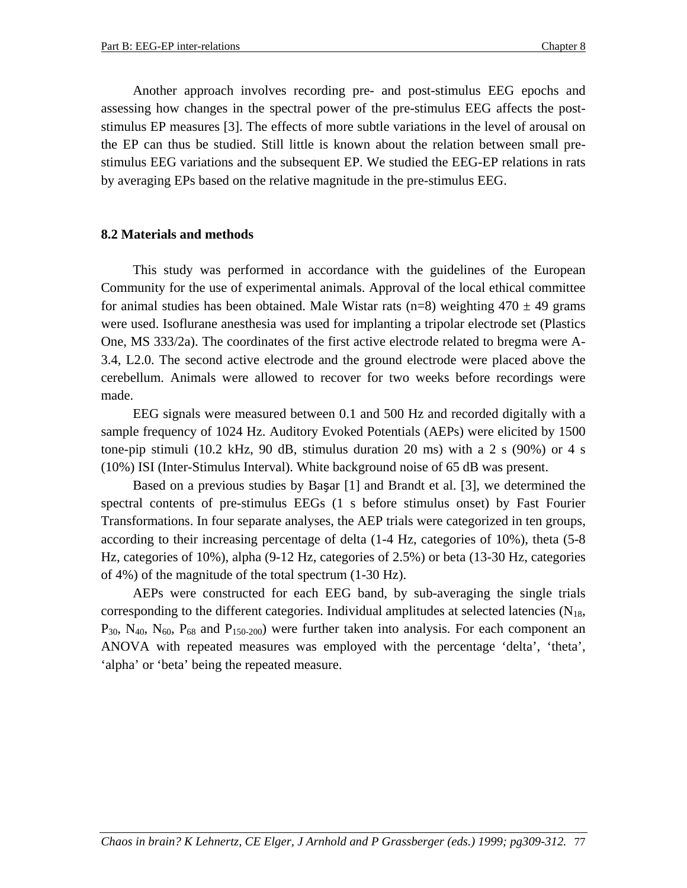Another approach involves recording pre- and post-stimulus EEG epochs and assessing how changes in the spectral power of the pre-stimulus EEG affects the post-stimulus EP measures [3]. The effects of more subtle variations in the level of arousal on the EP can thus be studied. Still little is known about the relation between small pre-stimulus EEG variations and the subsequent EP. We studied the EEG-EP relations in rats by averaging EPs based on the relative magnitude in the pre-stimulus EEG.

## 8.2 Materials and methods

This study was performed in accordance with the guidelines of the European Community for the use of experimental animals. Approval of the local ethical committee for animal studies has been obtained. Male Wistar rats (n=8) weighting 470 ± 49 grams were used. Isoflurane anesthesia was used for implanting a tripolar electrode set (Plastics One, MS 333/2a). The coordinates of the first active electrode related to bregma were A-3.4, L2.0. The second active electrode and the ground electrode were placed above the cerebellum. Animals were allowed to recover for two weeks before recordings were made.

EEG signals were measured between 0.1 and 500 Hz and recorded digitally with a sample frequency of 1024 Hz. Auditory Evoked Potentials (AEPs) were elicited by 1500 tone-pip stimuli (10.2 kHz, 90 dB, stimulus duration 20 ms) with a 2 s (90%) or 4 s (10%) ISI (Inter-Stimulus Interval). White background noise of 65 dB was present.

Based on a previous studies by Başar [1] and Brandt et al. [3], we determined the spectral contents of pre-stimulus EEGs (1 s before stimulus onset) by Fast Fourier Transformations. In four separate analyses, the AEP trials were categorized in ten groups, according to their increasing percentage of delta (1-4 Hz, categories of 10%), theta (5-8 Hz, categories of 10%), alpha (9-12 Hz, categories of 2.5%) or beta (13-30 Hz, categories of 4%) of the magnitude of the total spectrum (1-30 Hz).

AEPs were constructed for each EEG band, by sub-averaging the single trials corresponding to the different categories. Individual amplitudes at selected latencies ($N_{18}$, $P_{30}$, $N_{40}$, $N_{60}$, $P_{68}$ and $P_{150\text{-}200}$) were further taken into analysis. For each component an ANOVA with repeated measures was employed with the percentage 'delta', 'theta', 'alpha' or 'beta' being the repeated measure.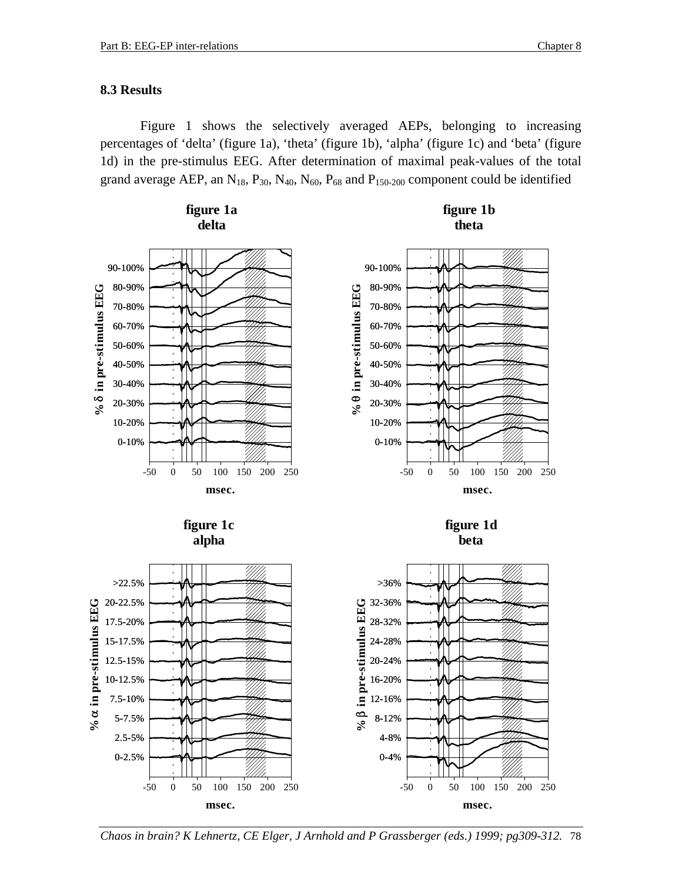### 8.3 Results

Figure 1 shows the selectively averaged AEPs, belonging to increasing percentages of 'delta' (figure 1a), 'theta' (figure 1b), 'alpha' (figure 1c) and 'beta' (figure 1d) in the pre-stimulus EEG. After determination of maximal peak-values of the total grand average AEP, an $N_{18}$, $P_{30}$, $N_{40}$, $N_{60}$, $P_{68}$ and $P_{150\text{-}200}$ component could be identified

**figure 1a**
**delta**

**figure 1b**
**theta**

**figure 1c**
**alpha**

**figure 1d**
**beta**

*Chaos in brain? K Lehnertz, CE Elger, J Arnhold and P Grassberger (eds.) 1999; pg309-312.*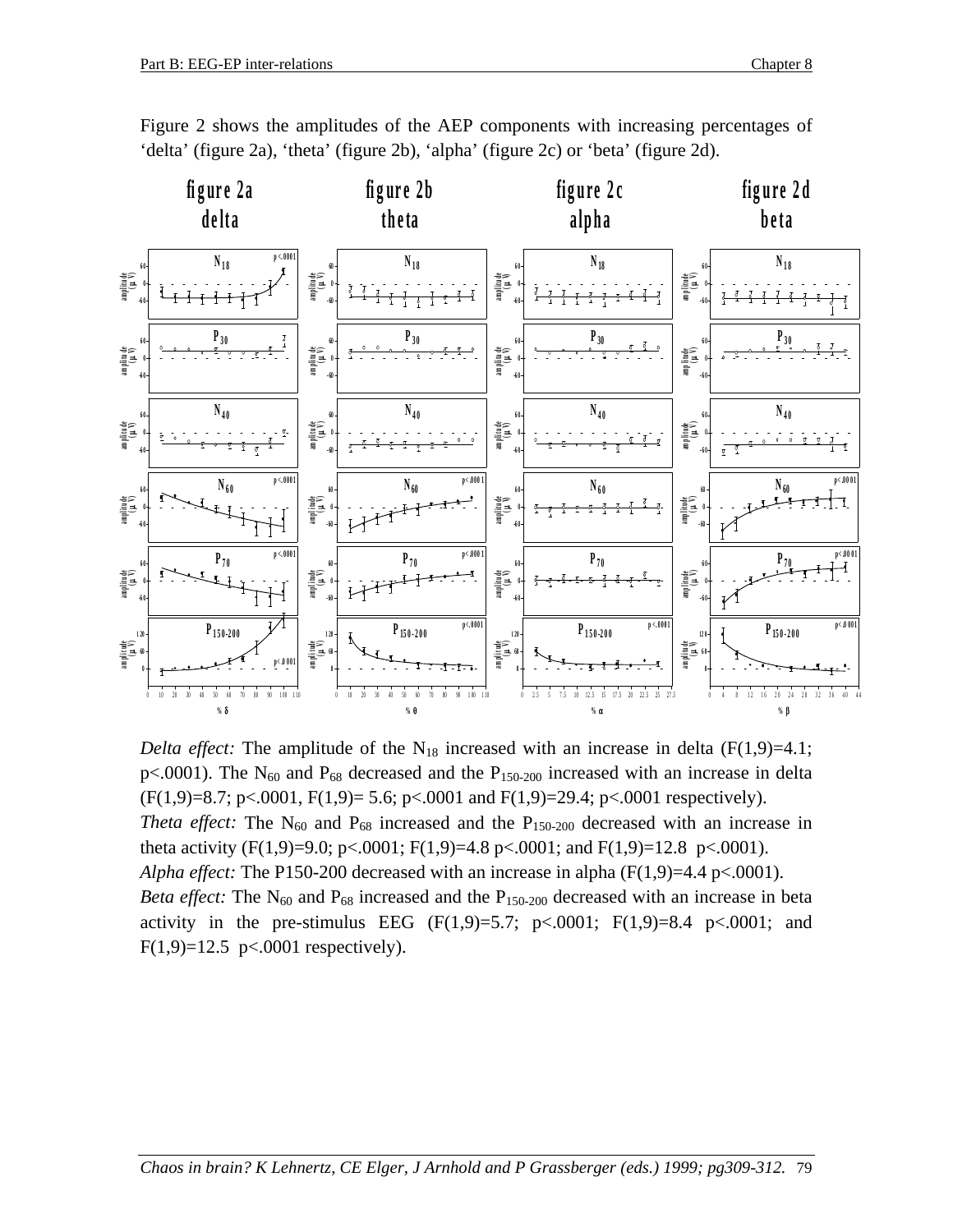Figure 2 shows the amplitudes of the AEP components with increasing percentages of ‘delta’ (figure 2a), ‘theta’ (figure 2b), ‘alpha’ (figure 2c) or ‘beta’ (figure 2d).

*Delta effect:* The amplitude of the $N_{18}$ increased with an increase in delta ($F(1,9)=4.1$; $p<.0001$). The $N_{60}$ and $P_{68}$ decreased and the $P_{150\text{-}200}$ increased with an increase in delta ($F(1,9)=8.7$; $p<.0001$, $F(1,9)= 5.6$; $p<.0001$ and $F(1,9)=29.4$; $p<.0001$ respectively).

*Theta effect:* The $N_{60}$ and $P_{68}$ increased and the $P_{150\text{-}200}$ decreased with an increase in theta activity ($F(1,9)=9.0$; $p<.0001$; $F(1,9)=4.8$ $p<.0001$; and $F(1,9)=12.8$ $p<.0001$).

*Alpha effect:* The P150-200 decreased with an increase in alpha ($F(1,9)=4.4$ $p<.0001$).

*Beta effect:* The $N_{60}$ and $P_{68}$ increased and the $P_{150\text{-}200}$ decreased with an increase in beta activity in the pre-stimulus EEG ($F(1,9)=5.7$; $p<.0001$; $F(1,9)=8.4$ $p<.0001$; and $F(1,9)=12.5$ $p<.0001$ respectively).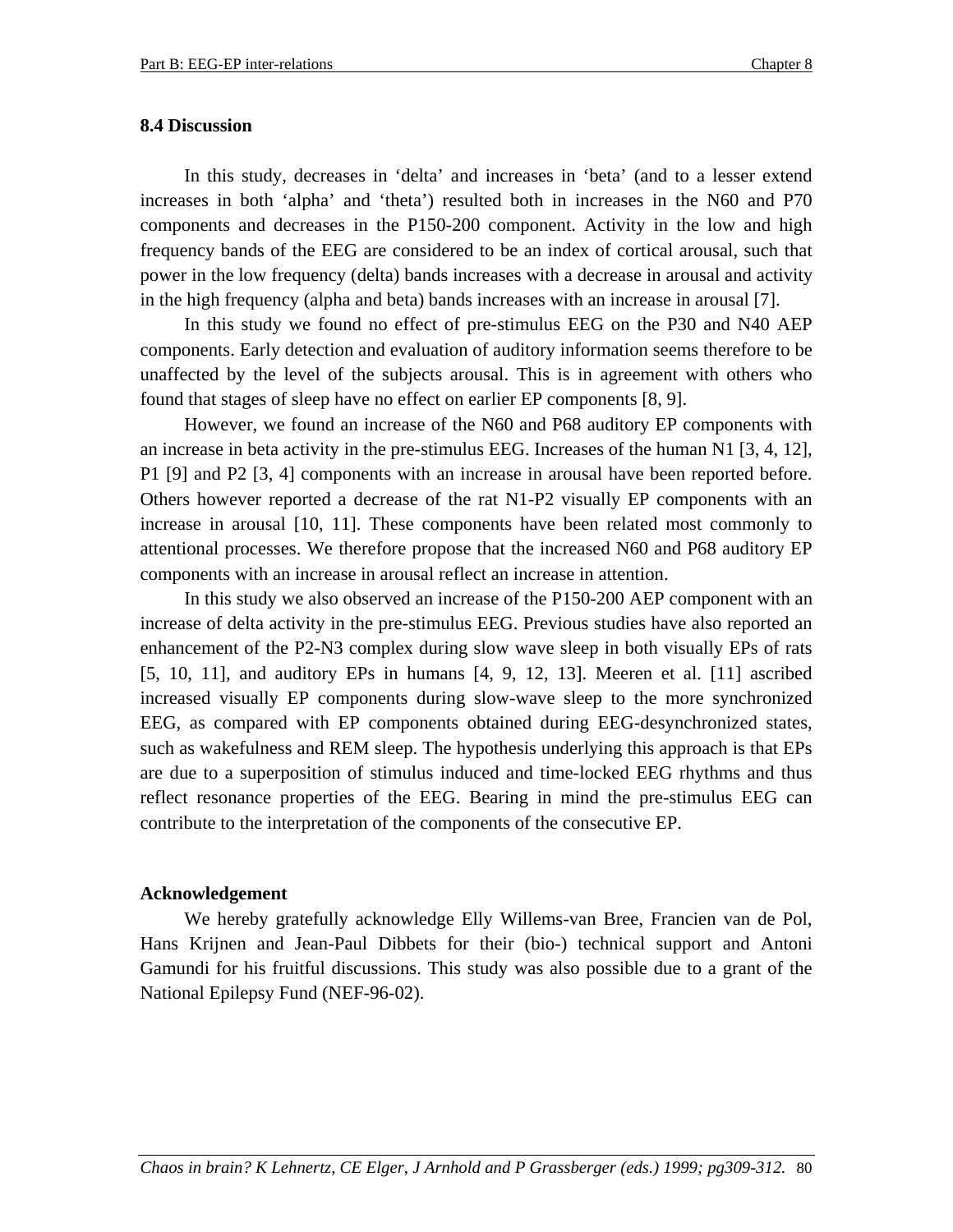## 8.4 Discussion

In this study, decreases in 'delta' and increases in 'beta' (and to a lesser extend increases in both 'alpha' and 'theta') resulted both in increases in the N60 and P70 components and decreases in the P150-200 component. Activity in the low and high frequency bands of the EEG are considered to be an index of cortical arousal, such that power in the low frequency (delta) bands increases with a decrease in arousal and activity in the high frequency (alpha and beta) bands increases with an increase in arousal [7].

In this study we found no effect of pre-stimulus EEG on the P30 and N40 AEP components. Early detection and evaluation of auditory information seems therefore to be unaffected by the level of the subjects arousal. This is in agreement with others who found that stages of sleep have no effect on earlier EP components [8, 9].

However, we found an increase of the N60 and P68 auditory EP components with an increase in beta activity in the pre-stimulus EEG. Increases of the human N1 [3, 4, 12], P1 [9] and P2 [3, 4] components with an increase in arousal have been reported before. Others however reported a decrease of the rat N1-P2 visually EP components with an increase in arousal [10, 11]. These components have been related most commonly to attentional processes. We therefore propose that the increased N60 and P68 auditory EP components with an increase in arousal reflect an increase in attention.

In this study we also observed an increase of the P150-200 AEP component with an increase of delta activity in the pre-stimulus EEG. Previous studies have also reported an enhancement of the P2-N3 complex during slow wave sleep in both visually EPs of rats [5, 10, 11], and auditory EPs in humans [4, 9, 12, 13]. Meeren et al. [11] ascribed increased visually EP components during slow-wave sleep to the more synchronized EEG, as compared with EP components obtained during EEG-desynchronized states, such as wakefulness and REM sleep. The hypothesis underlying this approach is that EPs are due to a superposition of stimulus induced and time-locked EEG rhythms and thus reflect resonance properties of the EEG. Bearing in mind the pre-stimulus EEG can contribute to the interpretation of the components of the consecutive EP.

### Acknowledgement

We hereby gratefully acknowledge Elly Willems-van Bree, Francien van de Pol, Hans Krijnen and Jean-Paul Dibbets for their (bio-) technical support and Antoni Gamundi for his fruitful discussions. This study was also possible due to a grant of the National Epilepsy Fund (NEF-96-02).

*Chaos in brain? K Lehnertz, CE Elger, J Arnhold and P Grassberger (eds.) 1999; pg309-312.*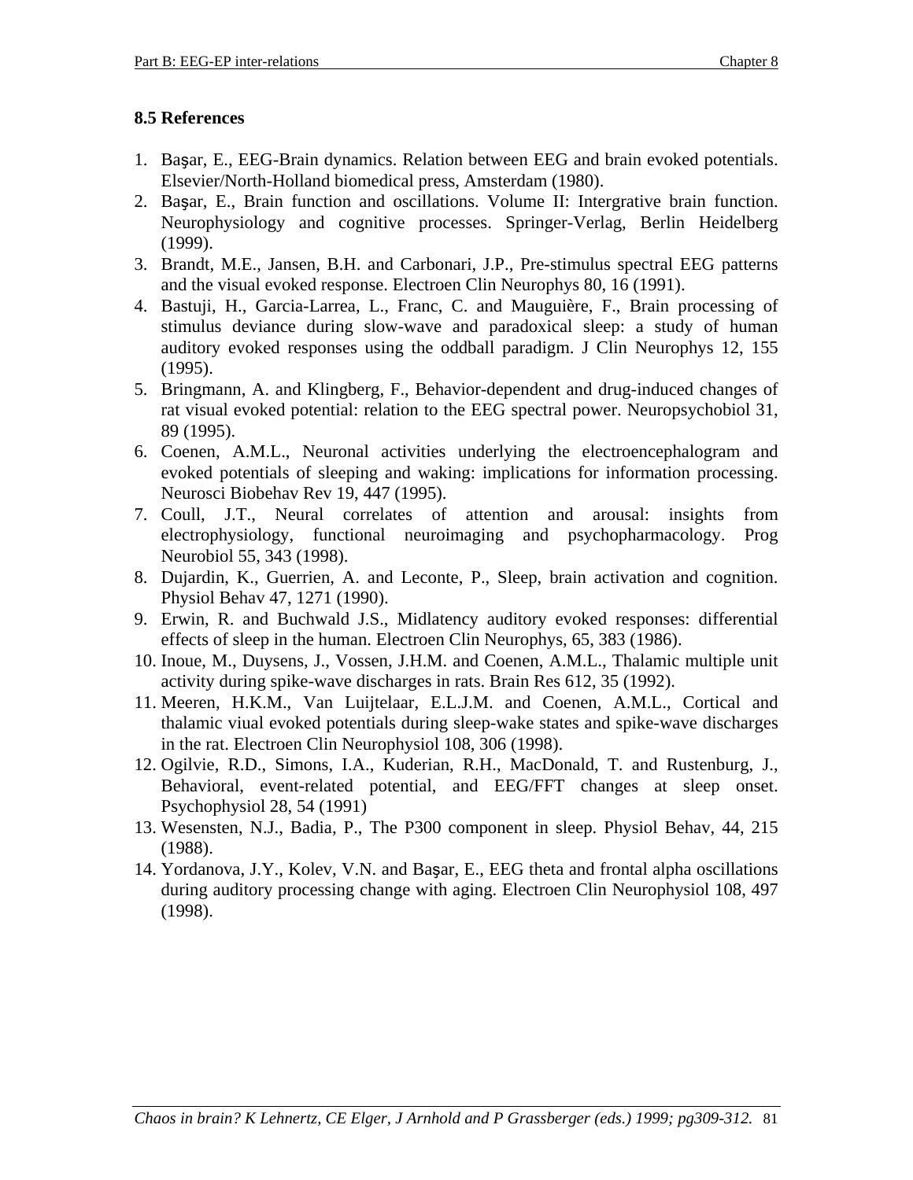### 8.5 References

1. Başar, E., EEG-Brain dynamics. Relation between EEG and brain evoked potentials. Elsevier/North-Holland biomedical press, Amsterdam (1980).
2. Başar, E., Brain function and oscillations. Volume II: Intergrative brain function. Neurophysiology and cognitive processes. Springer-Verlag, Berlin Heidelberg (1999).
3. Brandt, M.E., Jansen, B.H. and Carbonari, J.P., Pre-stimulus spectral EEG patterns and the visual evoked response. Electroen Clin Neurophys 80, 16 (1991).
4. Bastuji, H., Garcia-Larrea, L., Franc, C. and Mauguière, F., Brain processing of stimulus deviance during slow-wave and paradoxical sleep: a study of human auditory evoked responses using the oddball paradigm. J Clin Neurophys 12, 155 (1995).
5. Bringmann, A. and Klingberg, F., Behavior-dependent and drug-induced changes of rat visual evoked potential: relation to the EEG spectral power. Neuropsychobiol 31, 89 (1995).
6. Coenen, A.M.L., Neuronal activities underlying the electroencephalogram and evoked potentials of sleeping and waking: implications for information processing. Neurosci Biobehav Rev 19, 447 (1995).
7. Coull, J.T., Neural correlates of attention and arousal: insights from electrophysiology, functional neuroimaging and psychopharmacology. Prog Neurobiol 55, 343 (1998).
8. Dujardin, K., Guerrien, A. and Leconte, P., Sleep, brain activation and cognition. Physiol Behav 47, 1271 (1990).
9. Erwin, R. and Buchwald J.S., Midlatency auditory evoked responses: differential effects of sleep in the human. Electroen Clin Neurophys, 65, 383 (1986).
10. Inoue, M., Duysens, J., Vossen, J.H.M. and Coenen, A.M.L., Thalamic multiple unit activity during spike-wave discharges in rats. Brain Res 612, 35 (1992).
11. Meeren, H.K.M., Van Luijtelaar, E.L.J.M. and Coenen, A.M.L., Cortical and thalamic viual evoked potentials during sleep-wake states and spike-wave discharges in the rat. Electroen Clin Neurophysiol 108, 306 (1998).
12. Ogilvie, R.D., Simons, I.A., Kuderian, R.H., MacDonald, T. and Rustenburg, J., Behavioral, event-related potential, and EEG/FFT changes at sleep onset. Psychophysiol 28, 54 (1991)
13. Wesensten, N.J., Badia, P., The P300 component in sleep. Physiol Behav, 44, 215 (1988).
14. Yordanova, J.Y., Kolev, V.N. and Başar, E., EEG theta and frontal alpha oscillations during auditory processing change with aging. Electroen Clin Neurophysiol 108, 497 (1998).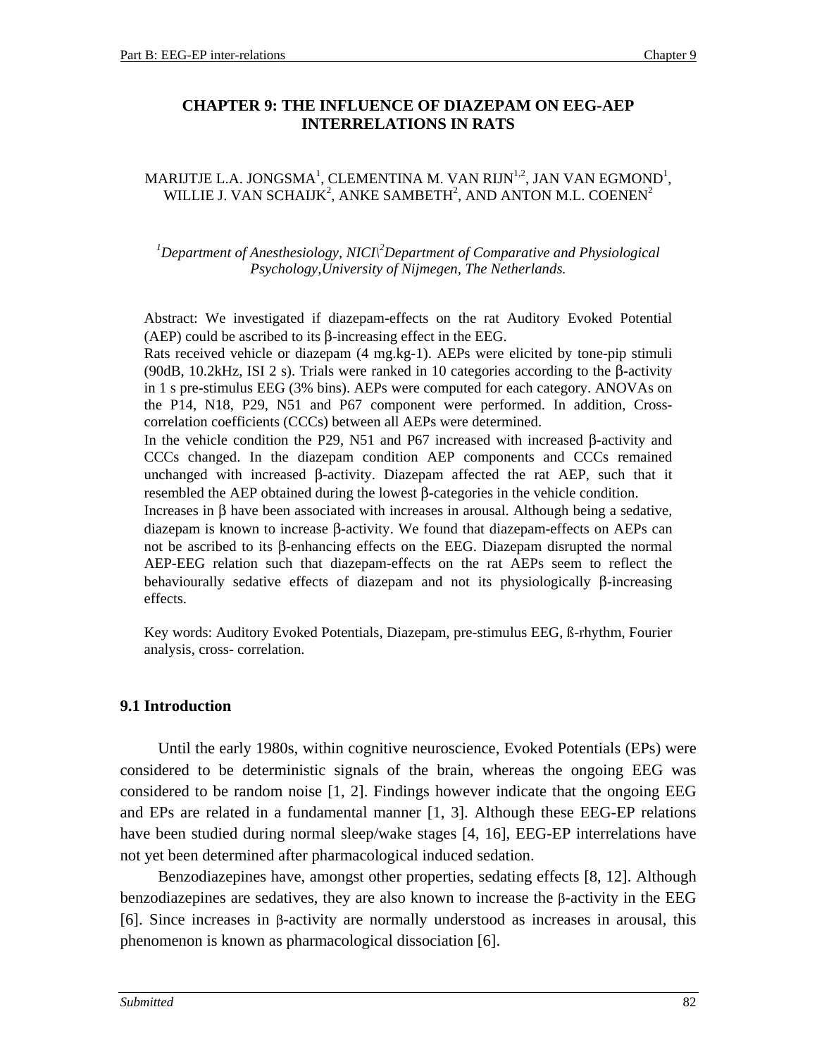# CHAPTER 9: THE INFLUENCE OF DIAZEPAM ON EEG-AEP INTERRELATIONS IN RATS

MARIJTJE L.A. JONGSMA[1], CLEMENTINA M. VAN RIJN[1,2], JAN VAN EGMOND[1], WILLIE J. VAN SCHAIJK[2], ANKE SAMBETH[2], AND ANTON M.L. COENEN[2]

*[1]Department of Anesthesiology, NICI\[2]Department of Comparative and Physiological Psychology,University of Nijmegen, The Netherlands.*

Abstract: We investigated if diazepam-effects on the rat Auditory Evoked Potential (AEP) could be ascribed to its β-increasing effect in the EEG.

Rats received vehicle or diazepam (4 mg.kg-1). AEPs were elicited by tone-pip stimuli (90dB, 10.2kHz, ISI 2 s). Trials were ranked in 10 categories according to the β-activity in 1 s pre-stimulus EEG (3% bins). AEPs were computed for each category. ANOVAs on the P14, N18, P29, N51 and P67 component were performed. In addition, Cross-correlation coefficients (CCCs) between all AEPs were determined.

In the vehicle condition the P29, N51 and P67 increased with increased β-activity and CCCs changed. In the diazepam condition AEP components and CCCs remained unchanged with increased β-activity. Diazepam affected the rat AEP, such that it resembled the AEP obtained during the lowest β-categories in the vehicle condition.

Increases in β have been associated with increases in arousal. Although being a sedative, diazepam is known to increase β-activity. We found that diazepam-effects on AEPs can not be ascribed to its β-enhancing effects on the EEG. Diazepam disrupted the normal AEP-EEG relation such that diazepam-effects on the rat AEPs seem to reflect the behaviourally sedative effects of diazepam and not its physiologically β-increasing effects.

Key words: Auditory Evoked Potentials, Diazepam, pre-stimulus EEG, ß-rhythm, Fourier analysis, cross- correlation.

## 9.1 Introduction

Until the early 1980s, within cognitive neuroscience, Evoked Potentials (EPs) were considered to be deterministic signals of the brain, whereas the ongoing EEG was considered to be random noise [1, 2]. Findings however indicate that the ongoing EEG and EPs are related in a fundamental manner [1, 3]. Although these EEG-EP relations have been studied during normal sleep/wake stages [4, 16], EEG-EP interrelations have not yet been determined after pharmacological induced sedation.

Benzodiazepines have, amongst other properties, sedating effects [8, 12]. Although benzodiazepines are sedatives, they are also known to increase the β-activity in the EEG [6]. Since increases in β-activity are normally understood as increases in arousal, this phenomenon is known as pharmacological dissociation [6].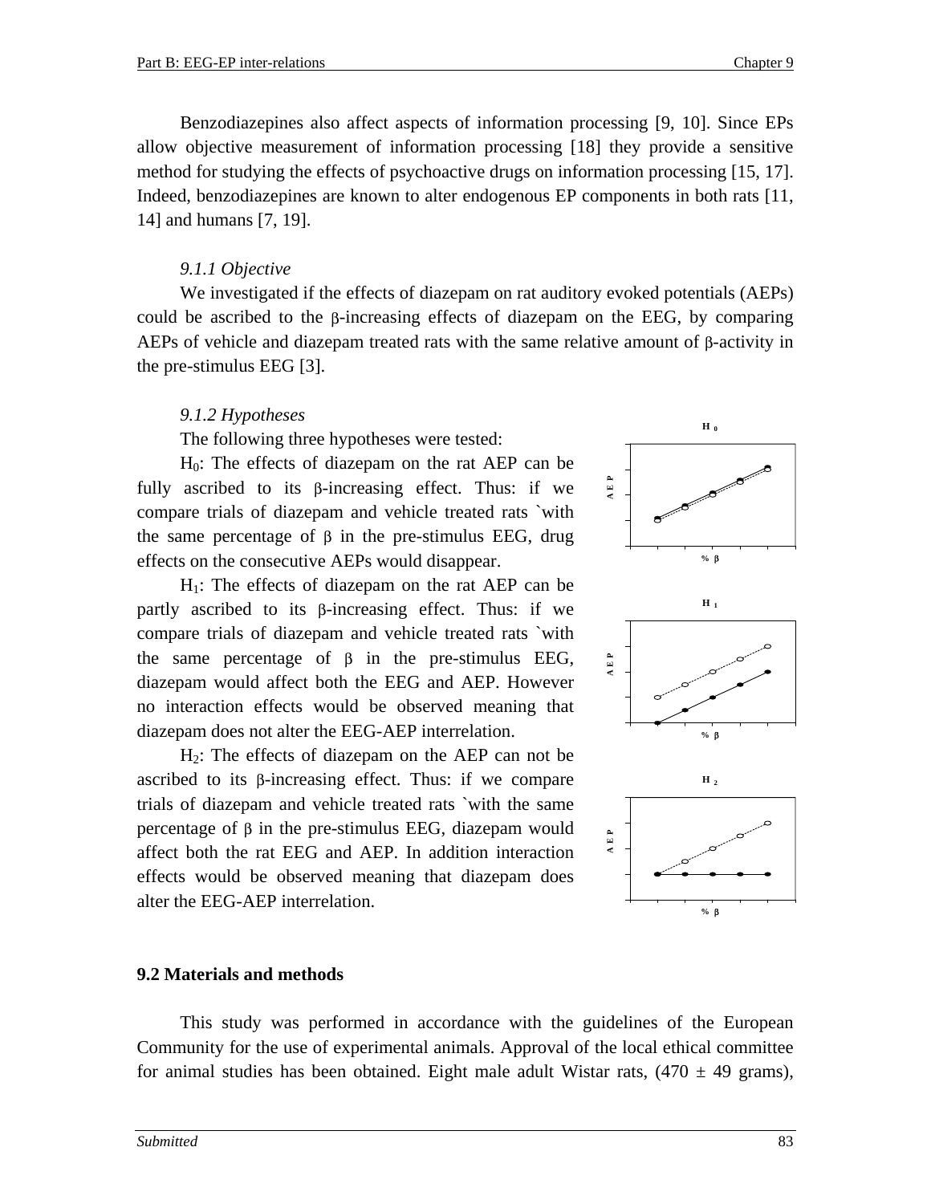Benzodiazepines also affect aspects of information processing [9, 10]. Since EPs allow objective measurement of information processing [18] they provide a sensitive method for studying the effects of psychoactive drugs on information processing [15, 17]. Indeed, benzodiazepines are known to alter endogenous EP components in both rats [11, 14] and humans [7, 19].

### *9.1.1 Objective*

We investigated if the effects of diazepam on rat auditory evoked potentials (AEPs) could be ascribed to the β-increasing effects of diazepam on the EEG, by comparing AEPs of vehicle and diazepam treated rats with the same relative amount of β-activity in the pre-stimulus EEG [3].

### *9.1.2 Hypotheses*

The following three hypotheses were tested:

$H_0$: The effects of diazepam on the rat AEP can be fully ascribed to its β-increasing effect. Thus: if we compare trials of diazepam and vehicle treated rats `with the same percentage of β in the pre-stimulus EEG, drug effects on the consecutive AEPs would disappear.

$H_1$: The effects of diazepam on the rat AEP can be partly ascribed to its β-increasing effect. Thus: if we compare trials of diazepam and vehicle treated rats `with the same percentage of β in the pre-stimulus EEG, diazepam would affect both the EEG and AEP. However no interaction effects would be observed meaning that diazepam does not alter the EEG-AEP interrelation.

$H_2$: The effects of diazepam on the AEP can not be ascribed to its β-increasing effect. Thus: if we compare trials of diazepam and vehicle treated rats `with the same percentage of β in the pre-stimulus EEG, diazepam would affect both the rat EEG and AEP. In addition interaction effects would be observed meaning that diazepam does alter the EEG-AEP interrelation.

## 9.2 Materials and methods

This study was performed in accordance with the guidelines of the European Community for the use of experimental animals. Approval of the local ethical committee for animal studies has been obtained. Eight male adult Wistar rats, (470 ± 49 grams),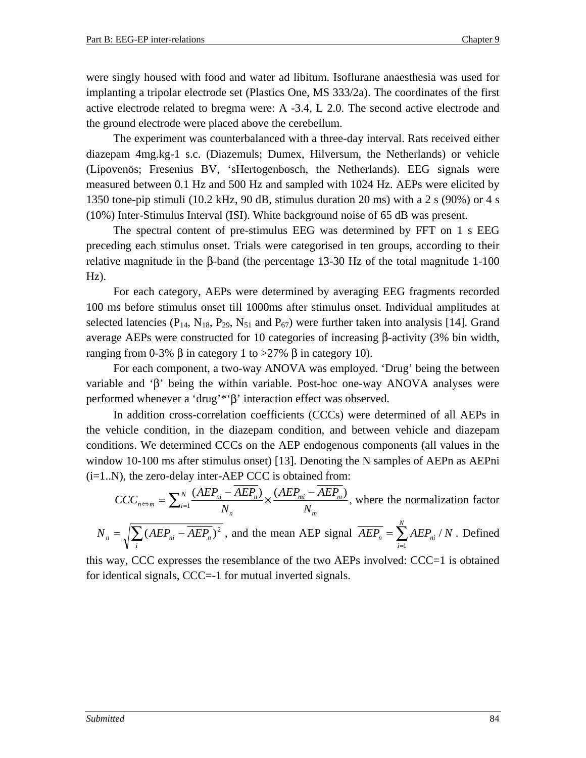were singly housed with food and water ad libitum. Isoflurane anaesthesia was used for implanting a tripolar electrode set (Plastics One, MS 333/2a). The coordinates of the first active electrode related to bregma were: A -3.4, L 2.0. The second active electrode and the ground electrode were placed above the cerebellum.

The experiment was counterbalanced with a three-day interval. Rats received either diazepam 4mg.kg-1 s.c. (Diazemuls; Dumex, Hilversum, the Netherlands) or vehicle (Lipovenös; Fresenius BV, 'sHertogenbosch, the Netherlands). EEG signals were measured between 0.1 Hz and 500 Hz and sampled with 1024 Hz. AEPs were elicited by 1350 tone-pip stimuli (10.2 kHz, 90 dB, stimulus duration 20 ms) with a 2 s (90%) or 4 s (10%) Inter-Stimulus Interval (ISI). White background noise of 65 dB was present.

The spectral content of pre-stimulus EEG was determined by FFT on 1 s EEG preceding each stimulus onset. Trials were categorised in ten groups, according to their relative magnitude in the β-band (the percentage 13-30 Hz of the total magnitude 1-100 Hz).

For each category, AEPs were determined by averaging EEG fragments recorded 100 ms before stimulus onset till 1000ms after stimulus onset. Individual amplitudes at selected latencies ($P_{14}$, $N_{18}$, $P_{29}$, $N_{51}$ and $P_{67}$) were further taken into analysis [14]. Grand average AEPs were constructed for 10 categories of increasing β-activity (3% bin width, ranging from 0-3% β in category 1 to >27% β in category 10).

For each component, a two-way ANOVA was employed. 'Drug' being the between variable and 'β' being the within variable. Post-hoc one-way ANOVA analyses were performed whenever a 'drug'*'β' interaction effect was observed.

In addition cross-correlation coefficients (CCCs) were determined of all AEPs in the vehicle condition, in the diazepam condition, and between vehicle and diazepam conditions. We determined CCCs on the AEP endogenous components (all values in the window 10-100 ms after stimulus onset) [13]. Denoting the N samples of AEPn as AEPni (i=1..N), the zero-delay inter-AEP CCC is obtained from:

$$CCC_{n \Leftrightarrow m} = \sum_{i=1}^{N} \frac{(AEP_{ni} - \overline{AEP_n})}{N_n} \times \frac{(AEP_{mi} - \overline{AEP_m})}{N_m}$$

, where the normalization factor $N_n = \sqrt{\sum_i (AEP_{ni} - \overline{AEP_n})^2}$, and the mean AEP signal $\overline{AEP_n} = \sum_{i=1}^{N} AEP_{ni} / N$. Defined this way, CCC expresses the resemblance of the two AEPs involved: CCC=1 is obtained for identical signals, CCC=-1 for mutual inverted signals.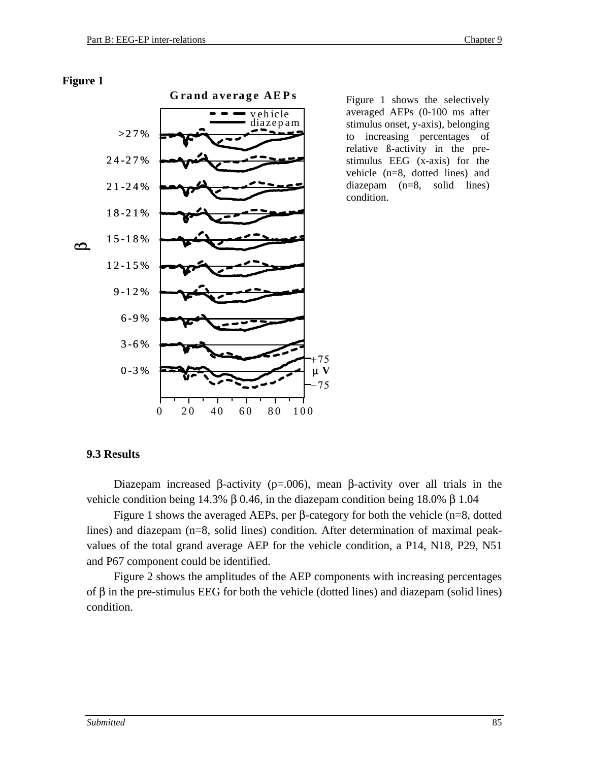**Figure 1**

Figure 1 shows the selectively averaged AEPs (0-100 ms after stimulus onset, y-axis), belonging to increasing percentages of relative ß-activity in the pre-stimulus EEG (x-axis) for the vehicle (n=8, dotted lines) and diazepam (n=8, solid lines) condition.

## 9.3 Results

Diazepam increased β-activity (p=.006), mean β-activity over all trials in the vehicle condition being 14.3% β 0.46, in the diazepam condition being 18.0% β 1.04

Figure 1 shows the averaged AEPs, per β-category for both the vehicle (n=8, dotted lines) and diazepam (n=8, solid lines) condition. After determination of maximal peak-values of the total grand average AEP for the vehicle condition, a P14, N18, P29, N51 and P67 component could be identified.

Figure 2 shows the amplitudes of the AEP components with increasing percentages of β in the pre-stimulus EEG for both the vehicle (dotted lines) and diazepam (solid lines) condition.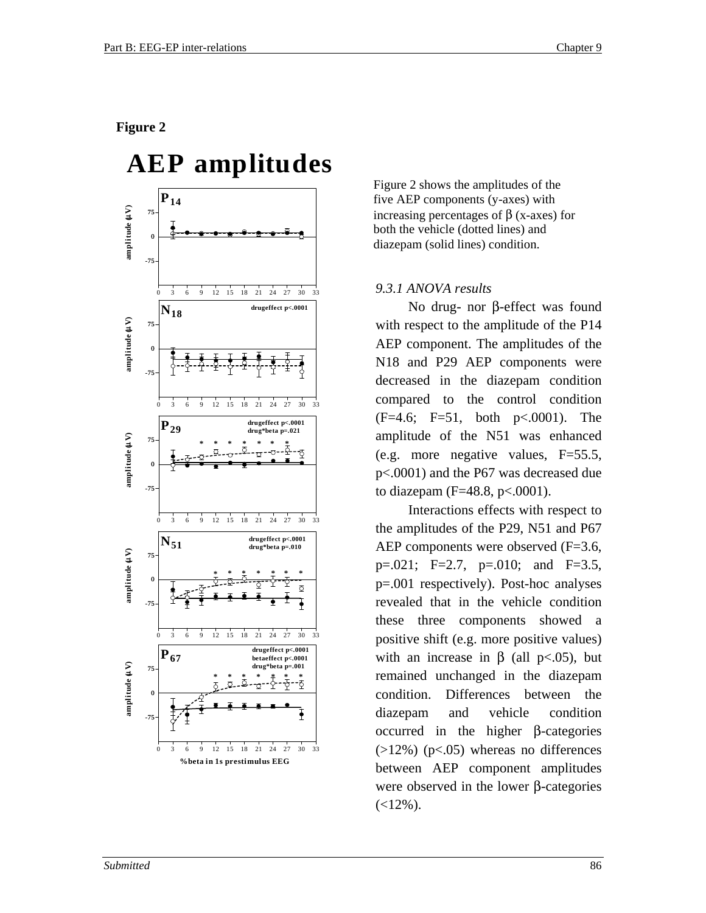**Figure 2**

# AEP amplitudes

Figure 2 shows the amplitudes of the five AEP components (y-axes) with increasing percentages of β (x-axes) for both the vehicle (dotted lines) and diazepam (solid lines) condition.

*9.3.1 ANOVA results*

No drug- nor β-effect was found with respect to the amplitude of the P14 AEP component. The amplitudes of the N18 and P29 AEP components were decreased in the diazepam condition compared to the control condition ($F=4.6$; $F=51$, both $p<.0001$). The amplitude of the N51 was enhanced (e.g. more negative values, $F=55.5$, $p<.0001$) and the P67 was decreased due to diazepam ($F=48.8$, $p<.0001$).

Interactions effects with respect to the amplitudes of the P29, N51 and P67 AEP components were observed ($F=3.6$, $p=.021$; $F=2.7$, $p=.010$; and $F=3.5$, $p=.001$ respectively). Post-hoc analyses revealed that in the vehicle condition these three components showed a positive shift (e.g. more positive values) with an increase in β (all $p<.05$), but remained unchanged in the diazepam condition. Differences between the diazepam and vehicle condition occurred in the higher β-categories (>12%) ($p<.05$) whereas no differences between AEP component amplitudes were observed in the lower β-categories (<12%).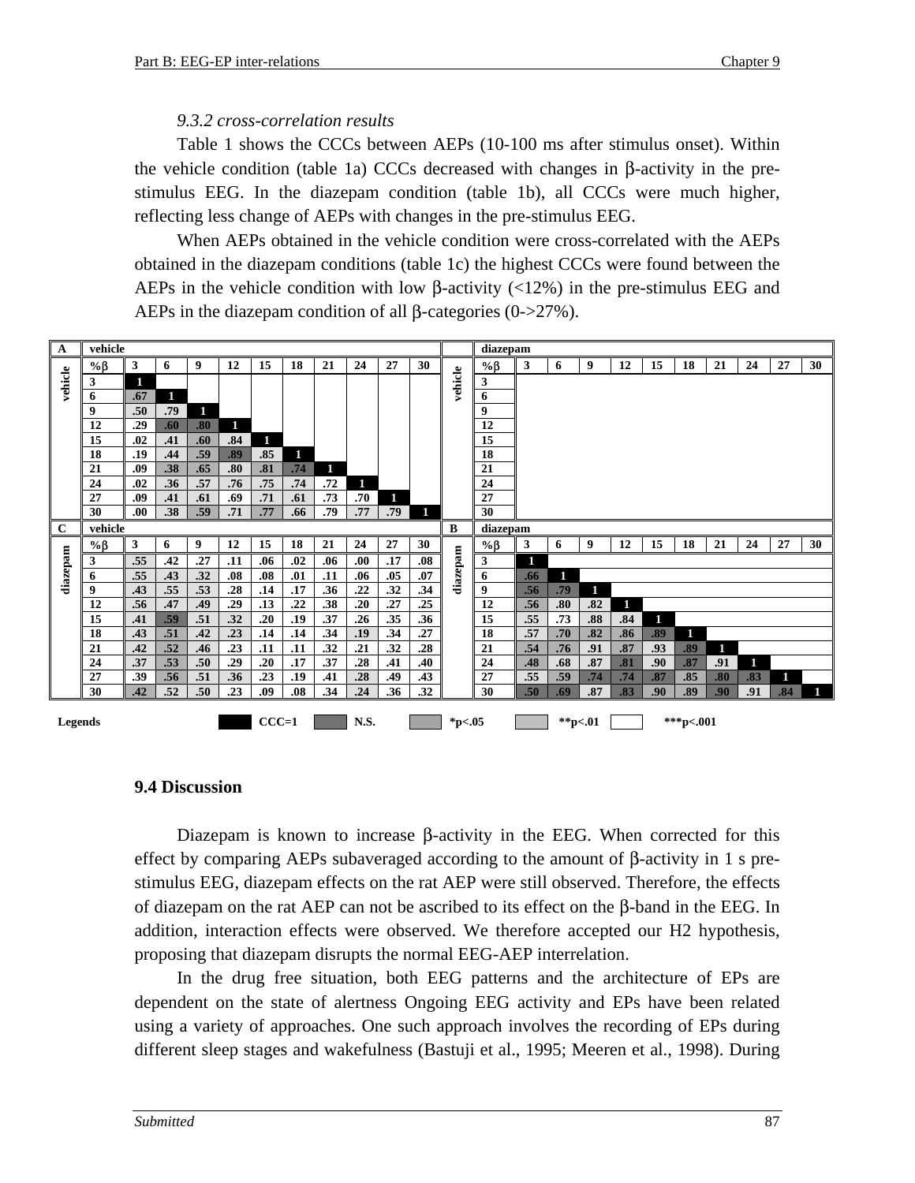*9.3.2 cross-correlation results*

Table 1 shows the CCCs between AEPs (10-100 ms after stimulus onset). Within the vehicle condition (table 1a) CCCs decreased with changes in β-activity in the pre-stimulus EEG. In the diazepam condition (table 1b), all CCCs were much higher, reflecting less change of AEPs with changes in the pre-stimulus EEG.

When AEPs obtained in the vehicle condition were cross-correlated with the AEPs obtained in the diazepam conditions (table 1c) the highest CCCs were found between the AEPs in the vehicle condition with low β-activity (<12%) in the pre-stimulus EEG and AEPs in the diazepam condition of all β-categories (0->27%).

**A** — vehicle × vehicle

| %β | 3 | 6 | 9 | 12 | 15 | 18 | 21 | 24 | 27 | 30 |
|---|---|---|---|---|---|---|---|---|---|---|
| 3 | 1 | | | | | | | | | |
| 6 | .67 | 1 | | | | | | | | |
| 9 | .50 | .79 | 1 | | | | | | | |
| 12 | .29 | .60 | .80 | 1 | | | | | | |
| 15 | .02 | .41 | .60 | .84 | 1 | | | | | |
| 18 | .19 | .44 | .59 | .89 | .85 | 1 | | | | |
| 21 | .09 | .38 | .65 | .80 | .81 | .74 | 1 | | | |
| 24 | .02 | .36 | .57 | .76 | .75 | .74 | .72 | 1 | | |
| 27 | .09 | .41 | .61 | .69 | .71 | .61 | .73 | .70 | 1 | |
| 30 | .00 | .38 | .59 | .71 | .77 | .66 | .79 | .77 | .79 | 1 |

**B** — diazepam × diazepam

| %β | 3 | 6 | 9 | 12 | 15 | 18 | 21 | 24 | 27 | 30 |
|---|---|---|---|---|---|---|---|---|---|---|
| 3 | 1 | | | | | | | | | |
| 6 | .66 | 1 | | | | | | | | |
| 9 | .56 | .79 | 1 | | | | | | | |
| 12 | .56 | .80 | .82 | 1 | | | | | | |
| 15 | .55 | .73 | .88 | .84 | 1 | | | | | |
| 18 | .57 | .70 | .82 | .86 | .89 | 1 | | | | |
| 21 | .54 | .76 | .91 | .87 | .93 | .89 | 1 | | | |
| 24 | .48 | .68 | .87 | .81 | .90 | .87 | .91 | 1 | | |
| 27 | .55 | .59 | .74 | .74 | .87 | .85 | .80 | .83 | 1 | |
| 30 | .50 | .69 | .87 | .83 | .90 | .89 | .90 | .91 | .84 | 1 |

**C** — vehicle (columns) × diazepam (rows)

| %β | 3 | 6 | 9 | 12 | 15 | 18 | 21 | 24 | 27 | 30 |
|---|---|---|---|---|---|---|---|---|---|---|
| 3 | .55 | .42 | .27 | .11 | .06 | .02 | .06 | .00 | .17 | .08 |
| 6 | .55 | .43 | .32 | .08 | .08 | .01 | .11 | .06 | .05 | .07 |
| 9 | .43 | .55 | .53 | .28 | .14 | .17 | .36 | .22 | .32 | .34 |
| 12 | .56 | .47 | .49 | .29 | .13 | .22 | .38 | .20 | .27 | .25 |
| 15 | .41 | .59 | .51 | .32 | .20 | .19 | .37 | .26 | .35 | .36 |
| 18 | .43 | .51 | .42 | .23 | .14 | .14 | .34 | .19 | .34 | .27 |
| 21 | .42 | .52 | .46 | .23 | .11 | .11 | .32 | .21 | .32 | .28 |
| 24 | .37 | .53 | .50 | .29 | .20 | .17 | .37 | .28 | .41 | .40 |
| 27 | .39 | .56 | .51 | .36 | .23 | .19 | .41 | .28 | .49 | .43 |
| 30 | .42 | .52 | .50 | .23 | .09 | .08 | .34 | .24 | .36 | .32 |

Legends: CCC=1; N.S.; *p<.05; **p<.01; ***p<.001

## 9.4 Discussion

Diazepam is known to increase β-activity in the EEG. When corrected for this effect by comparing AEPs subaveraged according to the amount of β-activity in 1 s pre-stimulus EEG, diazepam effects on the rat AEP were still observed. Therefore, the effects of diazepam on the rat AEP can not be ascribed to its effect on the β-band in the EEG. In addition, interaction effects were observed. We therefore accepted our H2 hypothesis, proposing that diazepam disrupts the normal EEG-AEP interrelation.

In the drug free situation, both EEG patterns and the architecture of EPs are dependent on the state of alertness Ongoing EEG activity and EPs have been related using a variety of approaches. One such approach involves the recording of EPs during different sleep stages and wakefulness (Bastuji et al., 1995; Meeren et al., 1998). During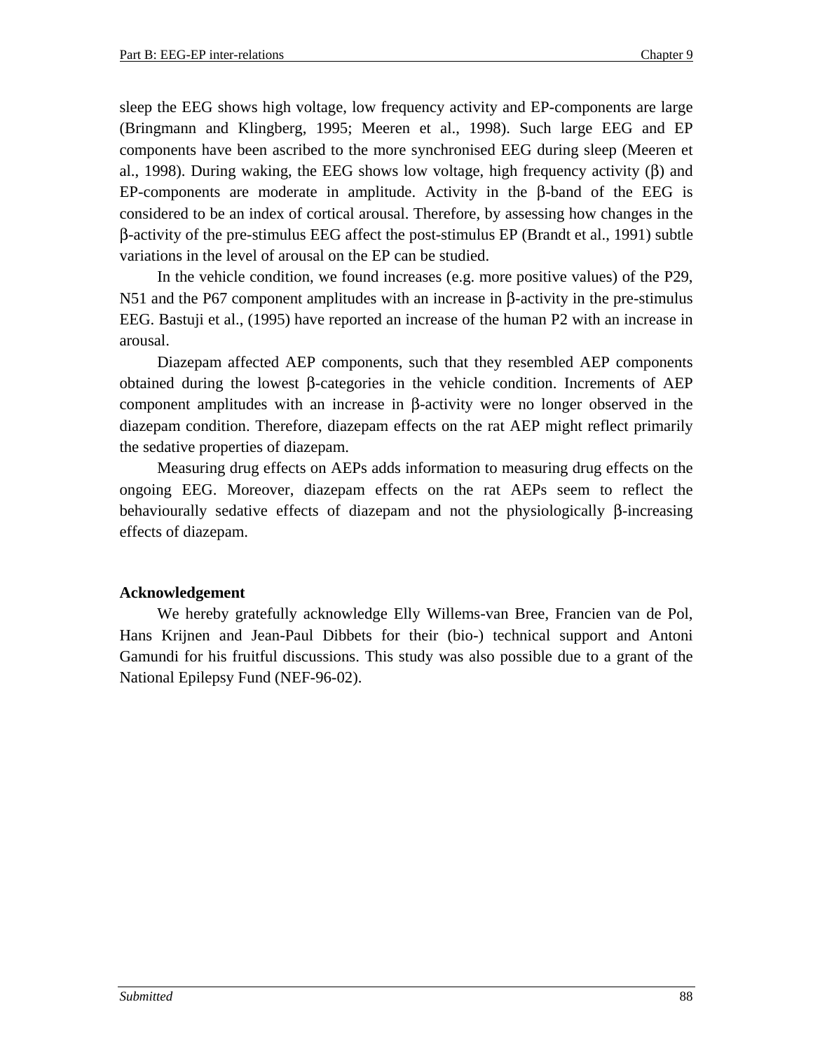sleep the EEG shows high voltage, low frequency activity and EP-components are large (Bringmann and Klingberg, 1995; Meeren et al., 1998). Such large EEG and EP components have been ascribed to the more synchronised EEG during sleep (Meeren et al., 1998). During waking, the EEG shows low voltage, high frequency activity (β) and EP-components are moderate in amplitude. Activity in the β-band of the EEG is considered to be an index of cortical arousal. Therefore, by assessing how changes in the β-activity of the pre-stimulus EEG affect the post-stimulus EP (Brandt et al., 1991) subtle variations in the level of arousal on the EP can be studied.

In the vehicle condition, we found increases (e.g. more positive values) of the P29, N51 and the P67 component amplitudes with an increase in β-activity in the pre-stimulus EEG. Bastuji et al., (1995) have reported an increase of the human P2 with an increase in arousal.

Diazepam affected AEP components, such that they resembled AEP components obtained during the lowest β-categories in the vehicle condition. Increments of AEP component amplitudes with an increase in β-activity were no longer observed in the diazepam condition. Therefore, diazepam effects on the rat AEP might reflect primarily the sedative properties of diazepam.

Measuring drug effects on AEPs adds information to measuring drug effects on the ongoing EEG. Moreover, diazepam effects on the rat AEPs seem to reflect the behaviourally sedative effects of diazepam and not the physiologically β-increasing effects of diazepam.

**Acknowledgement**

We hereby gratefully acknowledge Elly Willems-van Bree, Francien van de Pol, Hans Krijnen and Jean-Paul Dibbets for their (bio-) technical support and Antoni Gamundi for his fruitful discussions. This study was also possible due to a grant of the National Epilepsy Fund (NEF-96-02).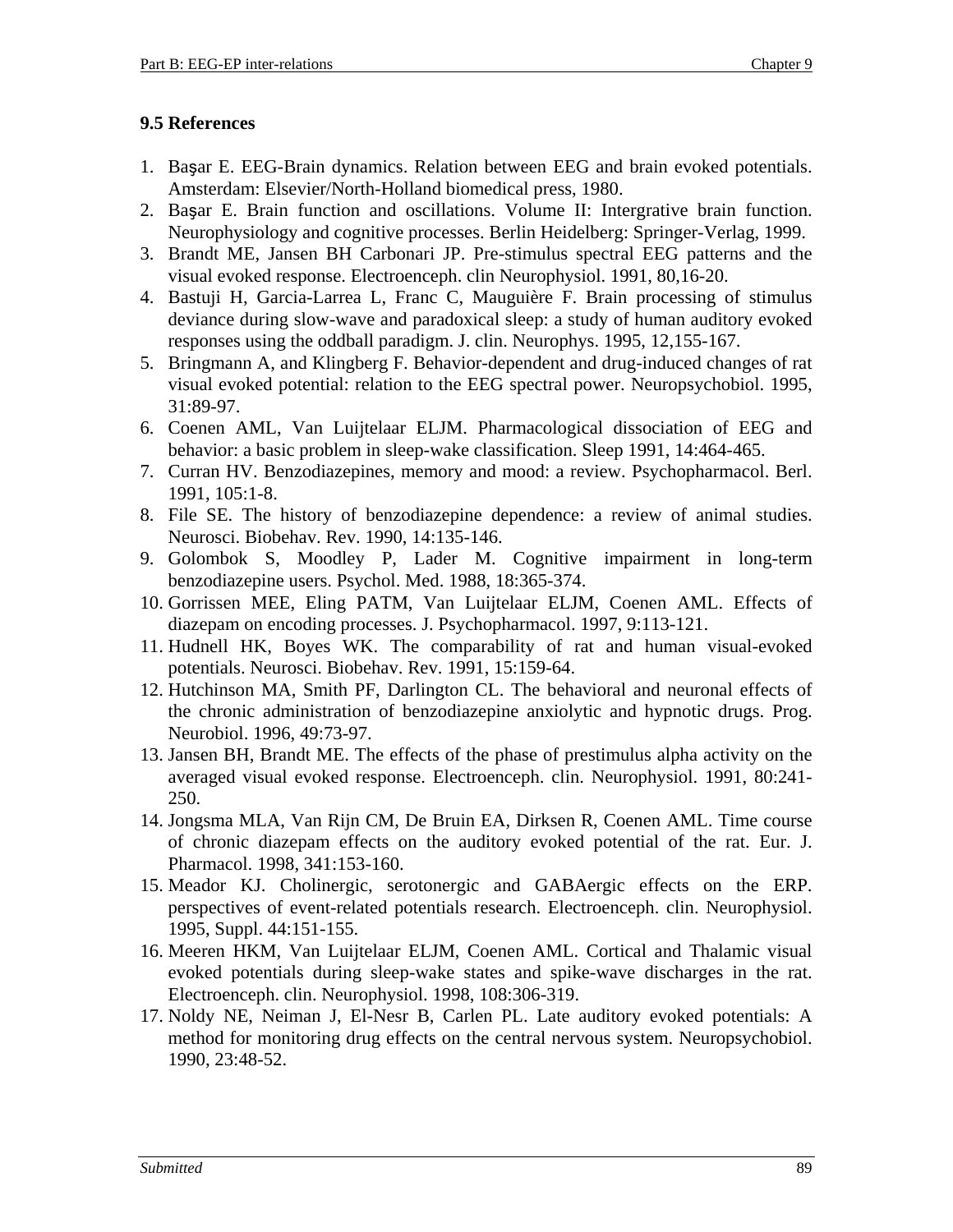### 9.5 References

1. Başar E. EEG-Brain dynamics. Relation between EEG and brain evoked potentials. Amsterdam: Elsevier/North-Holland biomedical press, 1980.
2. Başar E. Brain function and oscillations. Volume II: Intergrative brain function. Neurophysiology and cognitive processes. Berlin Heidelberg: Springer-Verlag, 1999.
3. Brandt ME, Jansen BH Carbonari JP. Pre-stimulus spectral EEG patterns and the visual evoked response. Electroenceph. clin Neurophysiol. 1991, 80,16-20.
4. Bastuji H, Garcia-Larrea L, Franc C, Mauguière F. Brain processing of stimulus deviance during slow-wave and paradoxical sleep: a study of human auditory evoked responses using the oddball paradigm. J. clin. Neurophys. 1995, 12,155-167.
5. Bringmann A, and Klingberg F. Behavior-dependent and drug-induced changes of rat visual evoked potential: relation to the EEG spectral power. Neuropsychobiol. 1995, 31:89-97.
6. Coenen AML, Van Luijtelaar ELJM. Pharmacological dissociation of EEG and behavior: a basic problem in sleep-wake classification. Sleep 1991, 14:464-465.
7. Curran HV. Benzodiazepines, memory and mood: a review. Psychopharmacol. Berl. 1991, 105:1-8.
8. File SE. The history of benzodiazepine dependence: a review of animal studies. Neurosci. Biobehav. Rev. 1990, 14:135-146.
9. Golombok S, Moodley P, Lader M. Cognitive impairment in long-term benzodiazepine users. Psychol. Med. 1988, 18:365-374.
10. Gorrissen MEE, Eling PATM, Van Luijtelaar ELJM, Coenen AML. Effects of diazepam on encoding processes. J. Psychopharmacol. 1997, 9:113-121.
11. Hudnell HK, Boyes WK. The comparability of rat and human visual-evoked potentials. Neurosci. Biobehav. Rev. 1991, 15:159-64.
12. Hutchinson MA, Smith PF, Darlington CL. The behavioral and neuronal effects of the chronic administration of benzodiazepine anxiolytic and hypnotic drugs. Prog. Neurobiol. 1996, 49:73-97.
13. Jansen BH, Brandt ME. The effects of the phase of prestimulus alpha activity on the averaged visual evoked response. Electroenceph. clin. Neurophysiol. 1991, 80:241-250.
14. Jongsma MLA, Van Rijn CM, De Bruin EA, Dirksen R, Coenen AML. Time course of chronic diazepam effects on the auditory evoked potential of the rat. Eur. J. Pharmacol. 1998, 341:153-160.
15. Meador KJ. Cholinergic, serotonergic and GABAergic effects on the ERP. perspectives of event-related potentials research. Electroenceph. clin. Neurophysiol. 1995, Suppl. 44:151-155.
16. Meeren HKM, Van Luijtelaar ELJM, Coenen AML. Cortical and Thalamic visual evoked potentials during sleep-wake states and spike-wave discharges in the rat. Electroenceph. clin. Neurophysiol. 1998, 108:306-319.
17. Noldy NE, Neiman J, El-Nesr B, Carlen PL. Late auditory evoked potentials: A method for monitoring drug effects on the central nervous system. Neuropsychobiol. 1990, 23:48-52.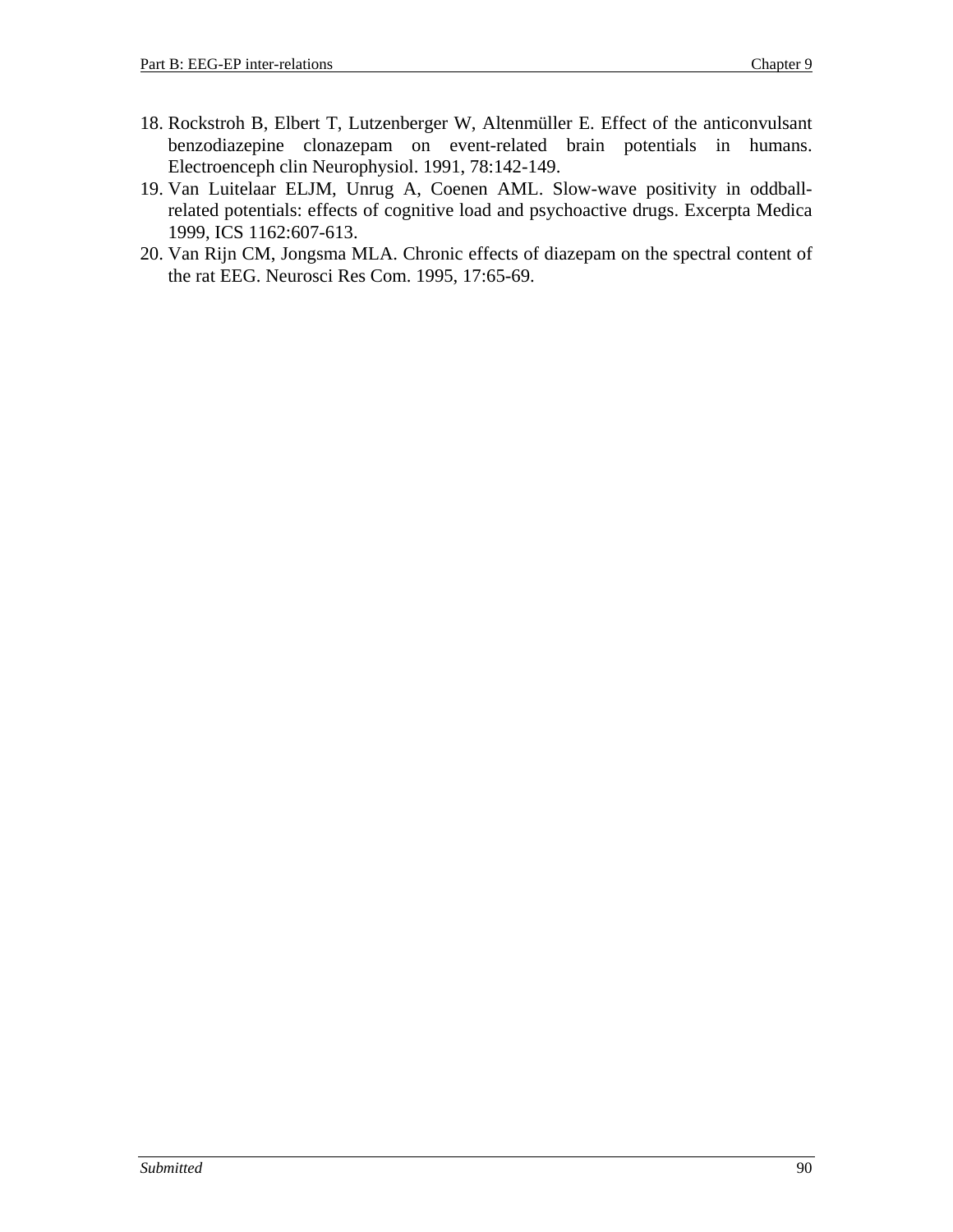18. Rockstroh B, Elbert T, Lutzenberger W, Altenmüller E. Effect of the anticonvulsant benzodiazepine clonazepam on event-related brain potentials in humans. Electroenceph clin Neurophysiol. 1991, 78:142-149.
19. Van Luitelaar ELJM, Unrug A, Coenen AML. Slow-wave positivity in oddball-related potentials: effects of cognitive load and psychoactive drugs. Excerpta Medica 1999, ICS 1162:607-613.
20. Van Rijn CM, Jongsma MLA. Chronic effects of diazepam on the spectral content of the rat EEG. Neurosci Res Com. 1995, 17:65-69.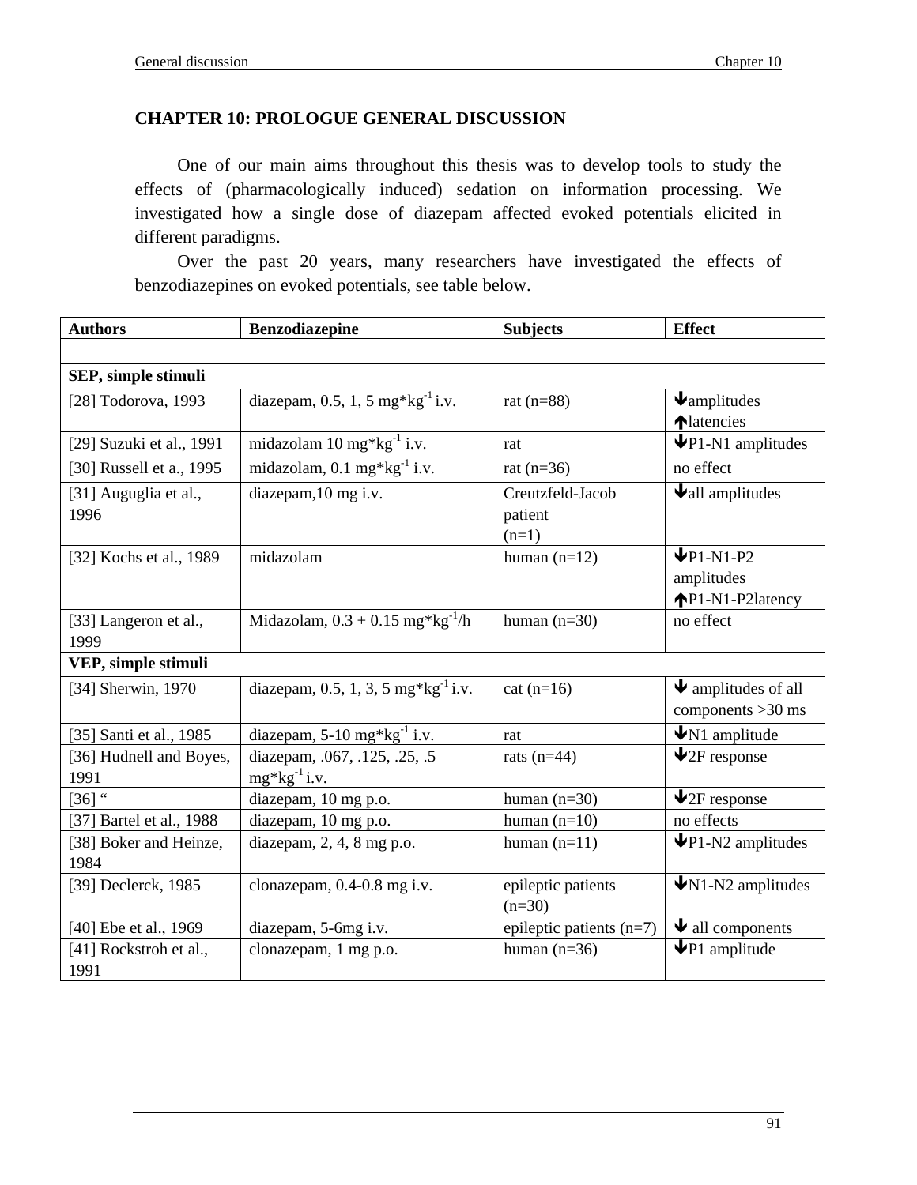## CHAPTER 10: PROLOGUE GENERAL DISCUSSION

One of our main aims throughout this thesis was to develop tools to study the effects of (pharmacologically induced) sedation on information processing. We investigated how a single dose of diazepam affected evoked potentials elicited in different paradigms.

Over the past 20 years, many researchers have investigated the effects of benzodiazepines on evoked potentials, see table below.

| Authors | Benzodiazepine | Subjects | Effect |
|---|---|---|---|
| | | | |
| **SEP, simple stimuli** | | | |
| [28] Todorova, 1993 | diazepam, 0.5, 1, 5 mg*kg$^{-1}$ i.v. | rat (n=88) | ↓amplitudes ↑latencies |
| [29] Suzuki et al., 1991 | midazolam 10 mg*kg$^{-1}$ i.v. | rat | ↓P1-N1 amplitudes |
| [30] Russell et a., 1995 | midazolam, 0.1 mg*kg$^{-1}$ i.v. | rat (n=36) | no effect |
| [31] Auguglia et al., 1996 | diazepam,10 mg i.v. | Creutzfeld-Jacob patient (n=1) | ↓all amplitudes |
| [32] Kochs et al., 1989 | midazolam | human (n=12) | ↓P1-N1-P2 amplitudes ↑P1-N1-P2latency |
| [33] Langeron et al., 1999 | Midazolam, 0.3 + 0.15 mg*kg$^{-1}$/h | human (n=30) | no effect |
| **VEP, simple stimuli** | | | |
| [34] Sherwin, 1970 | diazepam, 0.5, 1, 3, 5 mg*kg$^{-1}$ i.v. | cat (n=16) | ↓ amplitudes of all components >30 ms |
| [35] Santi et al., 1985 | diazepam, 5-10 mg*kg$^{-1}$ i.v. | rat | ↓N1 amplitude |
| [36] Hudnell and Boyes, 1991 | diazepam, .067, .125, .25, .5 mg*kg$^{-1}$ i.v. | rats (n=44) | ↓2F response |
| [36] " | diazepam, 10 mg p.o. | human (n=30) | ↓2F response |
| [37] Bartel et al., 1988 | diazepam, 10 mg p.o. | human (n=10) | no effects |
| [38] Boker and Heinze, 1984 | diazepam, 2, 4, 8 mg p.o. | human (n=11) | ↓P1-N2 amplitudes |
| [39] Declerck, 1985 | clonazepam, 0.4-0.8 mg i.v. | epileptic patients (n=30) | ↓N1-N2 amplitudes |
| [40] Ebe et al., 1969 | diazepam, 5-6mg i.v. | epileptic patients (n=7) | ↓ all components |
| [41] Rockstroh et al., 1991 | clonazepam, 1 mg p.o. | human (n=36) | ↓P1 amplitude |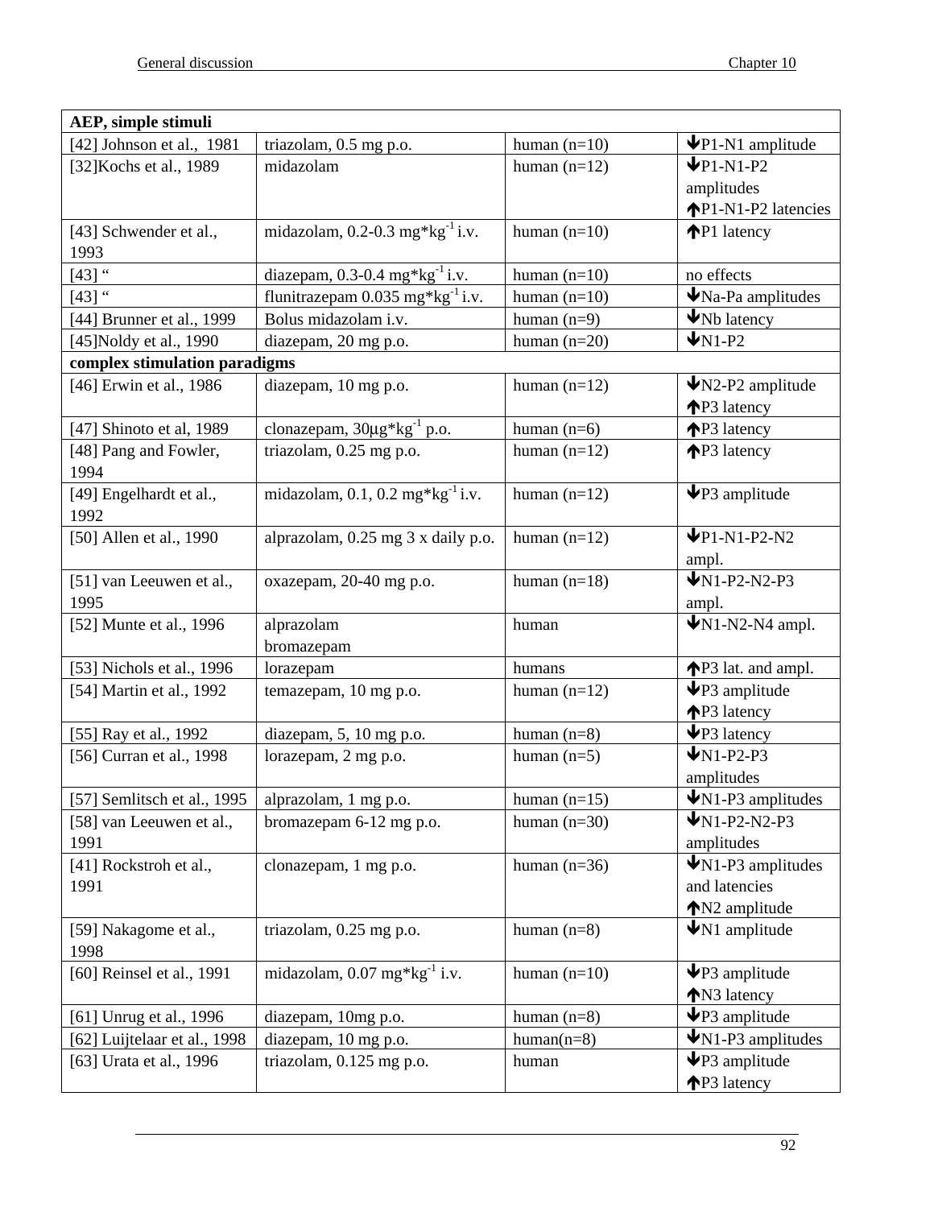| **AEP, simple stimuli** | | | |
|---|---|---|---|
| [42] Johnson et al., 1981 | triazolam, 0.5 mg p.o. | human (n=10) | ↓P1-N1 amplitude |
| [32]Kochs et al., 1989 | midazolam | human (n=12) | ↓P1-N1-P2 amplitudes ↑P1-N1-P2 latencies |
| [43] Schwender et al., 1993 | midazolam, 0.2-0.3 mg*kg$^{-1}$ i.v. | human (n=10) | ↑P1 latency |
| [43] “ | diazepam, 0.3-0.4 mg*kg$^{-1}$ i.v. | human (n=10) | no effects |
| [43] “ | flunitrazepam 0.035 mg*kg$^{-1}$ i.v. | human (n=10) | ↓Na-Pa amplitudes |
| [44] Brunner et al., 1999 | Bolus midazolam i.v. | human (n=9) | ↓Nb latency |
| [45]Noldy et al., 1990 | diazepam, 20 mg p.o. | human (n=20) | ↓N1-P2 |
| **complex stimulation paradigms** | | | |
| [46] Erwin et al., 1986 | diazepam, 10 mg p.o. | human (n=12) | ↓N2-P2 amplitude ↑P3 latency |
| [47] Shinoto et al, 1989 | clonazepam, 30μg*kg$^{-1}$ p.o. | human (n=6) | ↑P3 latency |
| [48] Pang and Fowler, 1994 | triazolam, 0.25 mg p.o. | human (n=12) | ↑P3 latency |
| [49] Engelhardt et al., 1992 | midazolam, 0.1, 0.2 mg*kg$^{-1}$ i.v. | human (n=12) | ↓P3 amplitude |
| [50] Allen et al., 1990 | alprazolam, 0.25 mg 3 x daily p.o. | human (n=12) | ↓P1-N1-P2-N2 ampl. |
| [51] van Leeuwen et al., 1995 | oxazepam, 20-40 mg p.o. | human (n=18) | ↓N1-P2-N2-P3 ampl. |
| [52] Munte et al., 1996 | alprazolam bromazepam | human | ↓N1-N2-N4 ampl. |
| [53] Nichols et al., 1996 | lorazepam | humans | ↑P3 lat. and ampl. |
| [54] Martin et al., 1992 | temazepam, 10 mg p.o. | human (n=12) | ↓P3 amplitude ↑P3 latency |
| [55] Ray et al., 1992 | diazepam, 5, 10 mg p.o. | human (n=8) | ↓P3 latency |
| [56] Curran et al., 1998 | lorazepam, 2 mg p.o. | human (n=5) | ↓N1-P2-P3 amplitudes |
| [57] Semlitsch et al., 1995 | alprazolam, 1 mg p.o. | human (n=15) | ↓N1-P3 amplitudes |
| [58] van Leeuwen et al., 1991 | bromazepam 6-12 mg p.o. | human (n=30) | ↓N1-P2-N2-P3 amplitudes |
| [41] Rockstroh et al., 1991 | clonazepam, 1 mg p.o. | human (n=36) | ↓N1-P3 amplitudes and latencies ↑N2 amplitude |
| [59] Nakagome et al., 1998 | triazolam, 0.25 mg p.o. | human (n=8) | ↓N1 amplitude |
| [60] Reinsel et al., 1991 | midazolam, 0.07 mg*kg$^{-1}$ i.v. | human (n=10) | ↓P3 amplitude ↑N3 latency |
| [61] Unrug et al., 1996 | diazepam, 10mg p.o. | human (n=8) | ↓P3 amplitude |
| [62] Luijtelaar et al., 1998 | diazepam, 10 mg p.o. | human(n=8) | ↓N1-P3 amplitudes |
| [63] Urata et al., 1996 | triazolam, 0.125 mg p.o. | human | ↓P3 amplitude ↑P3 latency |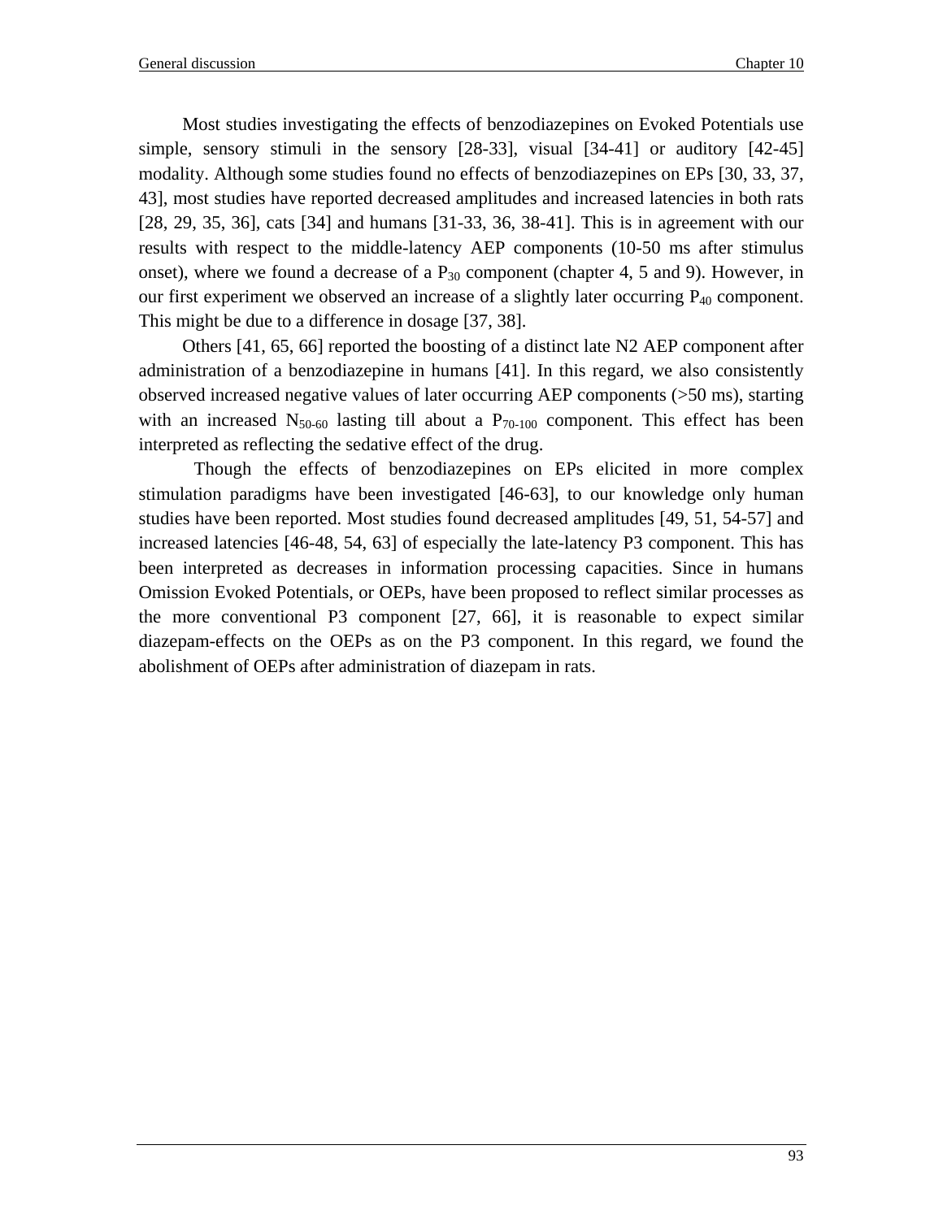Most studies investigating the effects of benzodiazepines on Evoked Potentials use simple, sensory stimuli in the sensory [28-33], visual [34-41] or auditory [42-45] modality. Although some studies found no effects of benzodiazepines on EPs [30, 33, 37, 43], most studies have reported decreased amplitudes and increased latencies in both rats [28, 29, 35, 36], cats [34] and humans [31-33, 36, 38-41]. This is in agreement with our results with respect to the middle-latency AEP components (10-50 ms after stimulus onset), where we found a decrease of a $P_{30}$ component (chapter 4, 5 and 9). However, in our first experiment we observed an increase of a slightly later occurring $P_{40}$ component. This might be due to a difference in dosage [37, 38].

Others [41, 65, 66] reported the boosting of a distinct late N2 AEP component after administration of a benzodiazepine in humans [41]. In this regard, we also consistently observed increased negative values of later occurring AEP components (>50 ms), starting with an increased $N_{50\text{-}60}$ lasting till about a $P_{70\text{-}100}$ component. This effect has been interpreted as reflecting the sedative effect of the drug.

Though the effects of benzodiazepines on EPs elicited in more complex stimulation paradigms have been investigated [46-63], to our knowledge only human studies have been reported. Most studies found decreased amplitudes [49, 51, 54-57] and increased latencies [46-48, 54, 63] of especially the late-latency P3 component. This has been interpreted as decreases in information processing capacities. Since in humans Omission Evoked Potentials, or OEPs, have been proposed to reflect similar processes as the more conventional P3 component [27, 66], it is reasonable to expect similar diazepam-effects on the OEPs as on the P3 component. In this regard, we found the abolishment of OEPs after administration of diazepam in rats.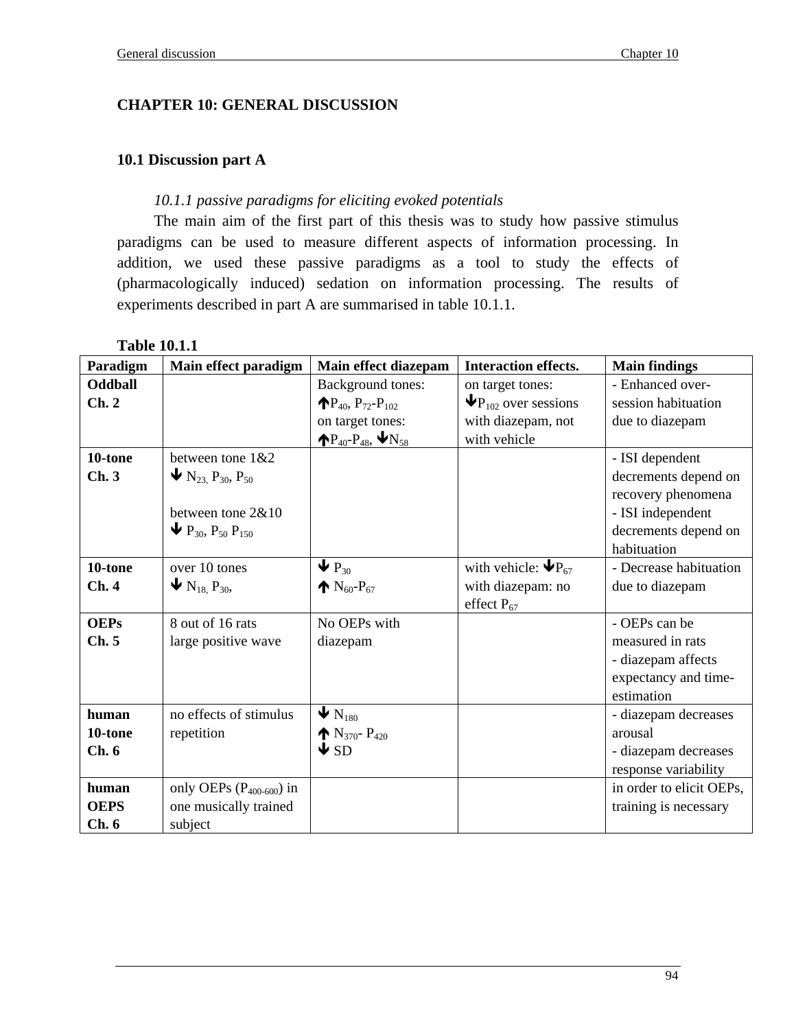# CHAPTER 10: GENERAL DISCUSSION

## 10.1 Discussion part A

### *10.1.1 passive paradigms for eliciting evoked potentials*

The main aim of the first part of this thesis was to study how passive stimulus paradigms can be used to measure different aspects of information processing. In addition, we used these passive paradigms as a tool to study the effects of (pharmacologically induced) sedation on information processing. The results of experiments described in part A are summarised in table 10.1.1.

**Table 10.1.1**

| Paradigm | Main effect paradigm | Main effect diazepam | Interaction effects. | Main findings |
|---|---|---|---|---|
| **Oddball Ch. 2** | | Background tones: ↑$P_{40}$, $P_{72}$-$P_{102}$ on target tones: ↑$P_{40}$-$P_{48}$, ↓$N_{58}$ | on target tones: ↓$P_{102}$ over sessions with diazepam, not with vehicle | - Enhanced over-session habituation due to diazepam |
| **10-tone Ch. 3** | between tone 1&2 ↓ $N_{23}$, $P_{30}$, $P_{50}$ <br> between tone 2&10 ↓ $P_{30}$, $P_{50}$ $P_{150}$ | | | - ISI dependent decrements depend on recovery phenomena <br> - ISI independent decrements depend on habituation |
| **10-tone Ch. 4** | over 10 tones ↓ $N_{18}$, $P_{30}$, | ↓ $P_{30}$ <br> ↑ $N_{60}$-$P_{67}$ | with vehicle: ↓$P_{67}$ with diazepam: no effect $P_{67}$ | - Decrease habituation due to diazepam |
| **OEPs Ch. 5** | 8 out of 16 rats large positive wave | No OEPs with diazepam | | - OEPs can be measured in rats <br> - diazepam affects expectancy and time-estimation |
| **human 10-tone Ch. 6** | no effects of stimulus repetition | ↓ $N_{180}$ <br> ↑ $N_{370}$- $P_{420}$ <br> ↓ SD | | - diazepam decreases arousal <br> - diazepam decreases response variability |
| **human OEPS Ch. 6** | only OEPs ($P_{400\text{-}600}$) in one musically trained subject | | | in order to elicit OEPs, training is necessary |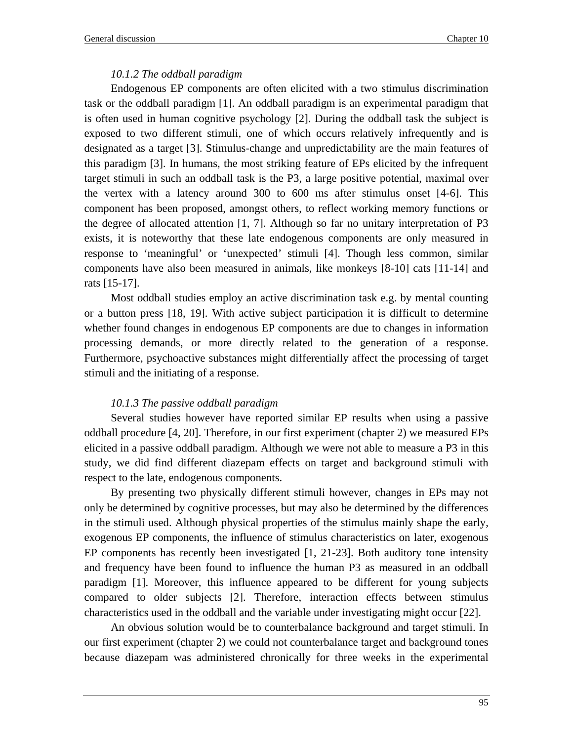### *10.1.2 The oddball paradigm*

Endogenous EP components are often elicited with a two stimulus discrimination task or the oddball paradigm [1]. An oddball paradigm is an experimental paradigm that is often used in human cognitive psychology [2]. During the oddball task the subject is exposed to two different stimuli, one of which occurs relatively infrequently and is designated as a target [3]. Stimulus-change and unpredictability are the main features of this paradigm [3]. In humans, the most striking feature of EPs elicited by the infrequent target stimuli in such an oddball task is the P3, a large positive potential, maximal over the vertex with a latency around 300 to 600 ms after stimulus onset [4-6]. This component has been proposed, amongst others, to reflect working memory functions or the degree of allocated attention [1, 7]. Although so far no unitary interpretation of P3 exists, it is noteworthy that these late endogenous components are only measured in response to 'meaningful' or 'unexpected' stimuli [4]. Though less common, similar components have also been measured in animals, like monkeys [8-10] cats [11-14] and rats [15-17].

Most oddball studies employ an active discrimination task e.g. by mental counting or a button press [18, 19]. With active subject participation it is difficult to determine whether found changes in endogenous EP components are due to changes in information processing demands, or more directly related to the generation of a response. Furthermore, psychoactive substances might differentially affect the processing of target stimuli and the initiating of a response.

### *10.1.3 The passive oddball paradigm*

Several studies however have reported similar EP results when using a passive oddball procedure [4, 20]. Therefore, in our first experiment (chapter 2) we measured EPs elicited in a passive oddball paradigm. Although we were not able to measure a P3 in this study, we did find different diazepam effects on target and background stimuli with respect to the late, endogenous components.

By presenting two physically different stimuli however, changes in EPs may not only be determined by cognitive processes, but may also be determined by the differences in the stimuli used. Although physical properties of the stimulus mainly shape the early, exogenous EP components, the influence of stimulus characteristics on later, exogenous EP components has recently been investigated [1, 21-23]. Both auditory tone intensity and frequency have been found to influence the human P3 as measured in an oddball paradigm [1]. Moreover, this influence appeared to be different for young subjects compared to older subjects [2]. Therefore, interaction effects between stimulus characteristics used in the oddball and the variable under investigating might occur [22].

An obvious solution would be to counterbalance background and target stimuli. In our first experiment (chapter 2) we could not counterbalance target and background tones because diazepam was administered chronically for three weeks in the experimental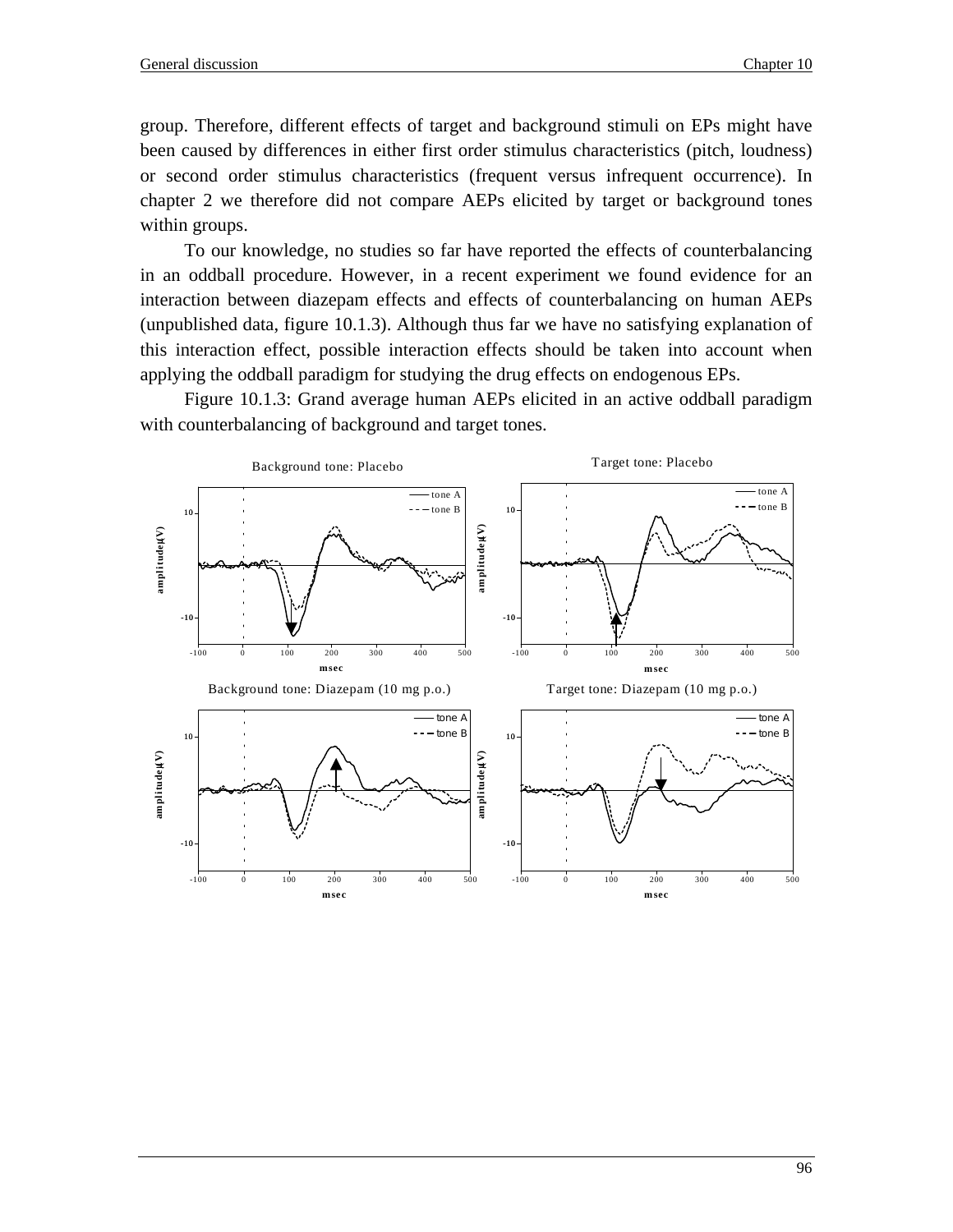group. Therefore, different effects of target and background stimuli on EPs might have been caused by differences in either first order stimulus characteristics (pitch, loudness) or second order stimulus characteristics (frequent versus infrequent occurrence). In chapter 2 we therefore did not compare AEPs elicited by target or background tones within groups.

To our knowledge, no studies so far have reported the effects of counterbalancing in an oddball procedure. However, in a recent experiment we found evidence for an interaction between diazepam effects and effects of counterbalancing on human AEPs (unpublished data, figure 10.1.3). Although thus far we have no satisfying explanation of this interaction effect, possible interaction effects should be taken into account when applying the oddball paradigm for studying the drug effects on endogenous EPs.

Figure 10.1.3: Grand average human AEPs elicited in an active oddball paradigm with counterbalancing of background and target tones.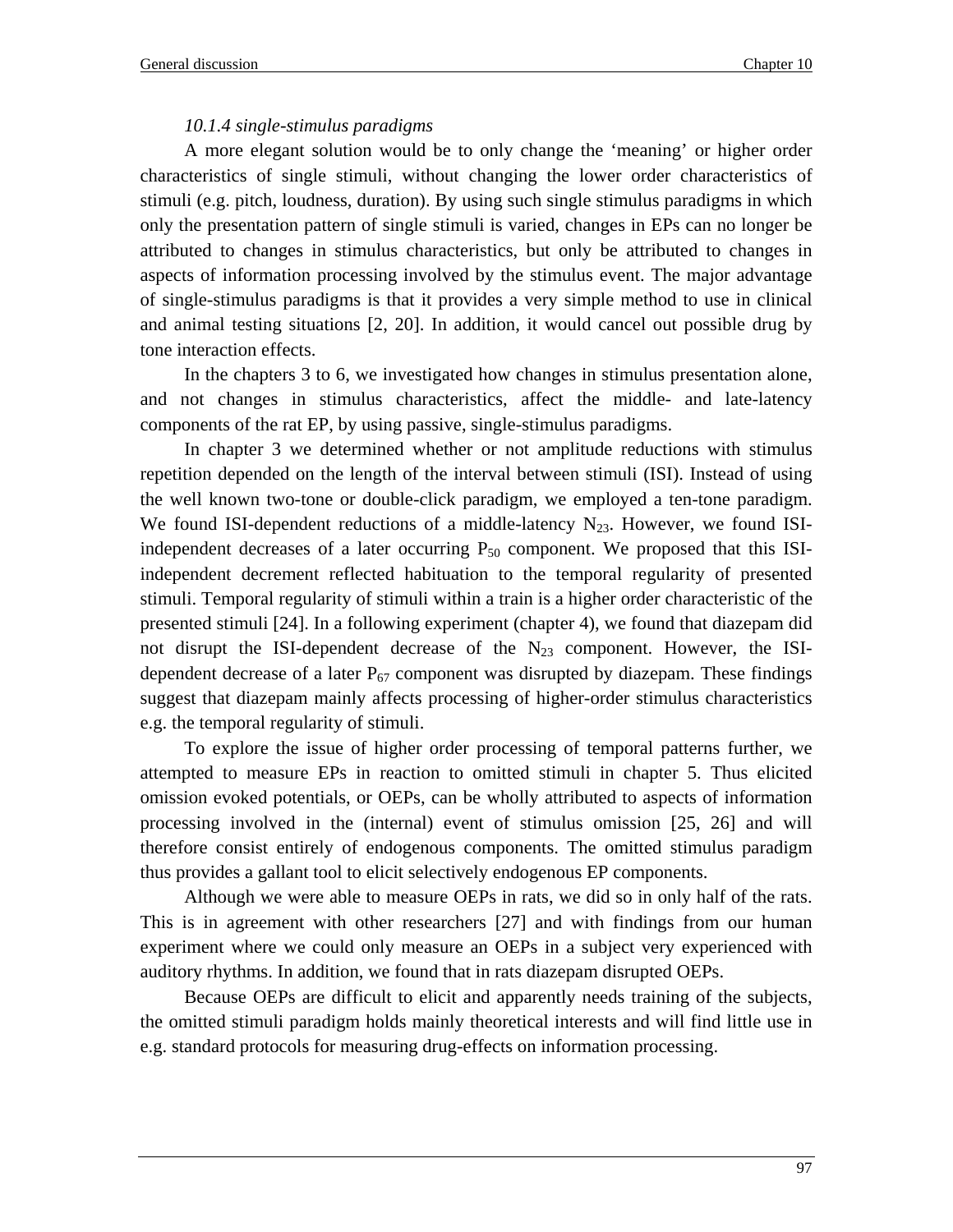### *10.1.4 single-stimulus paradigms*

A more elegant solution would be to only change the 'meaning' or higher order characteristics of single stimuli, without changing the lower order characteristics of stimuli (e.g. pitch, loudness, duration). By using such single stimulus paradigms in which only the presentation pattern of single stimuli is varied, changes in EPs can no longer be attributed to changes in stimulus characteristics, but only be attributed to changes in aspects of information processing involved by the stimulus event. The major advantage of single-stimulus paradigms is that it provides a very simple method to use in clinical and animal testing situations [2, 20]. In addition, it would cancel out possible drug by tone interaction effects.

In the chapters 3 to 6, we investigated how changes in stimulus presentation alone, and not changes in stimulus characteristics, affect the middle- and late-latency components of the rat EP, by using passive, single-stimulus paradigms.

In chapter 3 we determined whether or not amplitude reductions with stimulus repetition depended on the length of the interval between stimuli (ISI). Instead of using the well known two-tone or double-click paradigm, we employed a ten-tone paradigm. We found ISI-dependent reductions of a middle-latency $N_{23}$. However, we found ISI-independent decreases of a later occurring $P_{50}$ component. We proposed that this ISI-independent decrement reflected habituation to the temporal regularity of presented stimuli. Temporal regularity of stimuli within a train is a higher order characteristic of the presented stimuli [24]. In a following experiment (chapter 4), we found that diazepam did not disrupt the ISI-dependent decrease of the $N_{23}$ component. However, the ISI-dependent decrease of a later $P_{67}$ component was disrupted by diazepam. These findings suggest that diazepam mainly affects processing of higher-order stimulus characteristics e.g. the temporal regularity of stimuli.

To explore the issue of higher order processing of temporal patterns further, we attempted to measure EPs in reaction to omitted stimuli in chapter 5. Thus elicited omission evoked potentials, or OEPs, can be wholly attributed to aspects of information processing involved in the (internal) event of stimulus omission [25, 26] and will therefore consist entirely of endogenous components. The omitted stimulus paradigm thus provides a gallant tool to elicit selectively endogenous EP components.

Although we were able to measure OEPs in rats, we did so in only half of the rats. This is in agreement with other researchers [27] and with findings from our human experiment where we could only measure an OEPs in a subject very experienced with auditory rhythms. In addition, we found that in rats diazepam disrupted OEPs.

Because OEPs are difficult to elicit and apparently needs training of the subjects, the omitted stimuli paradigm holds mainly theoretical interests and will find little use in e.g. standard protocols for measuring drug-effects on information processing.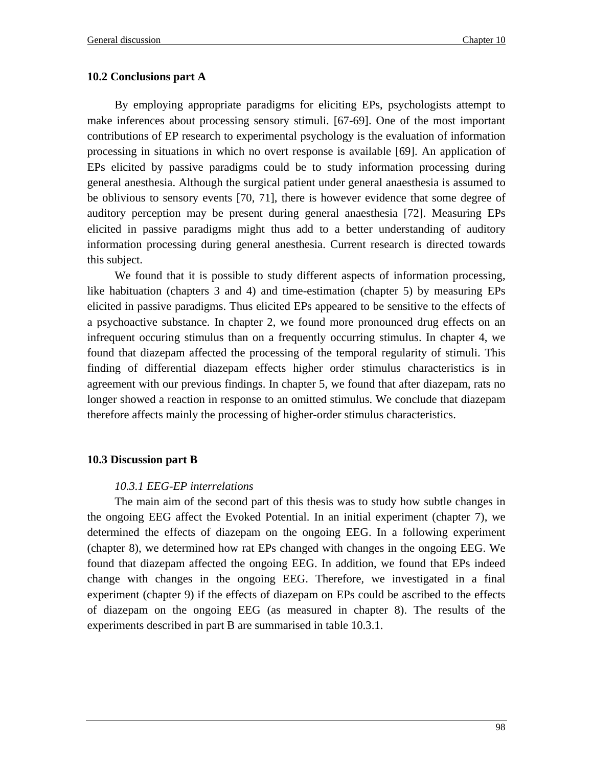## 10.2 Conclusions part A

By employing appropriate paradigms for eliciting EPs, psychologists attempt to make inferences about processing sensory stimuli. [67-69]. One of the most important contributions of EP research to experimental psychology is the evaluation of information processing in situations in which no overt response is available [69]. An application of EPs elicited by passive paradigms could be to study information processing during general anesthesia. Although the surgical patient under general anaesthesia is assumed to be oblivious to sensory events [70, 71], there is however evidence that some degree of auditory perception may be present during general anaesthesia [72]. Measuring EPs elicited in passive paradigms might thus add to a better understanding of auditory information processing during general anesthesia. Current research is directed towards this subject.

We found that it is possible to study different aspects of information processing, like habituation (chapters 3 and 4) and time-estimation (chapter 5) by measuring EPs elicited in passive paradigms. Thus elicited EPs appeared to be sensitive to the effects of a psychoactive substance. In chapter 2, we found more pronounced drug effects on an infrequent occuring stimulus than on a frequently occurring stimulus. In chapter 4, we found that diazepam affected the processing of the temporal regularity of stimuli. This finding of differential diazepam effects higher order stimulus characteristics is in agreement with our previous findings. In chapter 5, we found that after diazepam, rats no longer showed a reaction in response to an omitted stimulus. We conclude that diazepam therefore affects mainly the processing of higher-order stimulus characteristics.

## 10.3 Discussion part B

### *10.3.1 EEG-EP interrelations*

The main aim of the second part of this thesis was to study how subtle changes in the ongoing EEG affect the Evoked Potential. In an initial experiment (chapter 7), we determined the effects of diazepam on the ongoing EEG. In a following experiment (chapter 8), we determined how rat EPs changed with changes in the ongoing EEG. We found that diazepam affected the ongoing EEG. In addition, we found that EPs indeed change with changes in the ongoing EEG. Therefore, we investigated in a final experiment (chapter 9) if the effects of diazepam on EPs could be ascribed to the effects of diazepam on the ongoing EEG (as measured in chapter 8). The results of the experiments described in part B are summarised in table 10.3.1.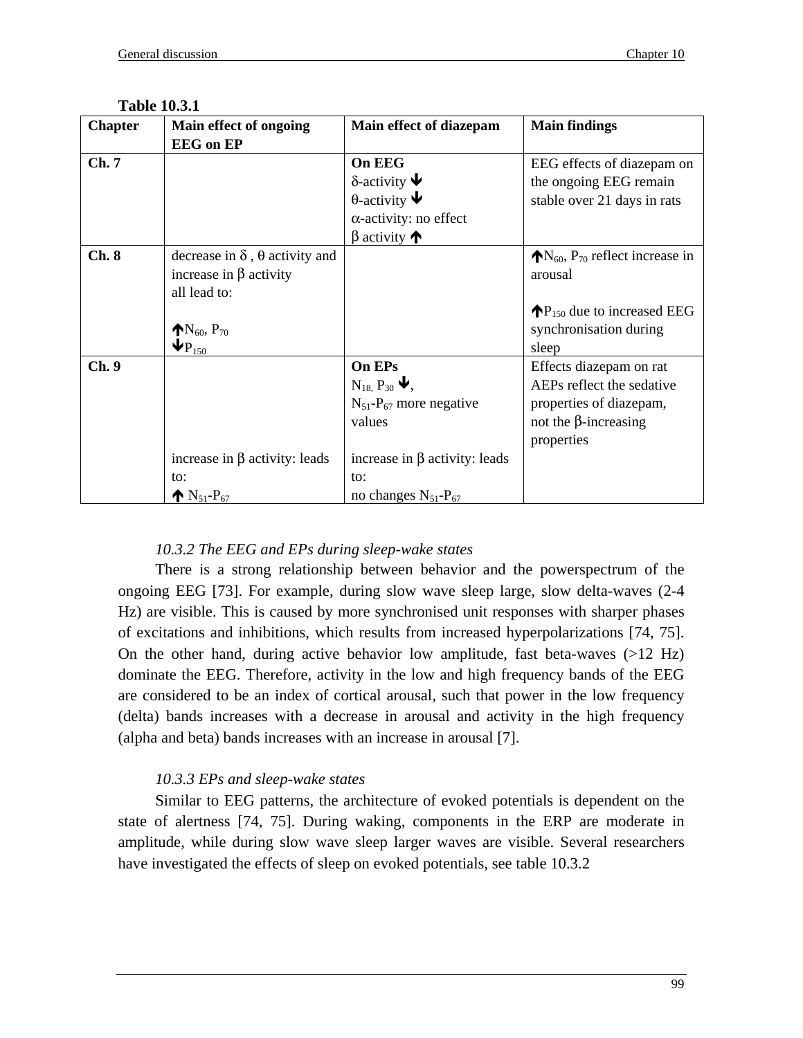**Table 10.3.1**

| Chapter | Main effect of ongoing EEG on EP | Main effect of diazepam | Main findings |
|---|---|---|---|
| **Ch. 7** | | **On EEG**<br>δ-activity ↓<br>θ-activity ↓<br>α-activity: no effect<br>β activity ↑ | EEG effects of diazepam on the ongoing EEG remain stable over 21 days in rats |
| **Ch. 8** | decrease in δ , θ activity and increase in β activity all lead to:<br><br>↑$N_{60}$, $P_{70}$<br>↓$P_{150}$ | | ↑$N_{60}$, $P_{70}$ reflect increase in arousal<br><br>↑$P_{150}$ due to increased EEG synchronisation during sleep |
| **Ch. 9** | increase in β activity: leads to:<br>↑ $N_{51}$-$P_{67}$ | **On EPs**<br>$N_{18}$, $P_{30}$ ↓,<br>$N_{51}$-$P_{67}$ more negative values<br><br>increase in β activity: leads to:<br>no changes $N_{51}$-$P_{67}$ | Effects diazepam on rat AEPs reflect the sedative properties of diazepam, not the β-increasing properties |

### *10.3.2 The EEG and EPs during sleep-wake states*

There is a strong relationship between behavior and the powerspectrum of the ongoing EEG [73]. For example, during slow wave sleep large, slow delta-waves (2-4 Hz) are visible. This is caused by more synchronised unit responses with sharper phases of excitations and inhibitions, which results from increased hyperpolarizations [74, 75]. On the other hand, during active behavior low amplitude, fast beta-waves (>12 Hz) dominate the EEG. Therefore, activity in the low and high frequency bands of the EEG are considered to be an index of cortical arousal, such that power in the low frequency (delta) bands increases with a decrease in arousal and activity in the high frequency (alpha and beta) bands increases with an increase in arousal [7].

### *10.3.3 EPs and sleep-wake states*

Similar to EEG patterns, the architecture of evoked potentials is dependent on the state of alertness [74, 75]. During waking, components in the ERP are moderate in amplitude, while during slow wave sleep larger waves are visible. Several researchers have investigated the effects of sleep on evoked potentials, see table 10.3.2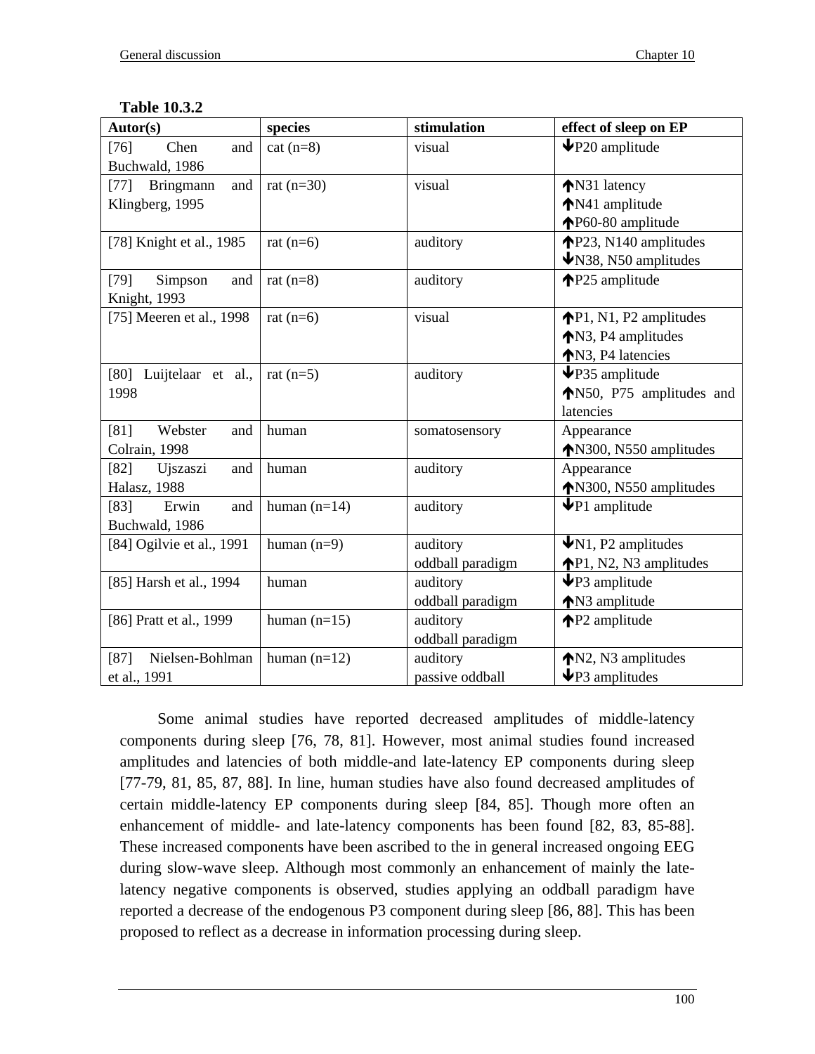**Table 10.3.2**

| Autor(s) | species | stimulation | effect of sleep on EP |
|---|---|---|---|
| [76] Chen and Buchwald, 1986 | cat (n=8) | visual | ↓P20 amplitude |
| [77] Bringmann and Klingberg, 1995 | rat (n=30) | visual | ↑N31 latency<br>↑N41 amplitude<br>↑P60-80 amplitude |
| [78] Knight et al., 1985 | rat (n=6) | auditory | ↑P23, N140 amplitudes<br>↓N38, N50 amplitudes |
| [79] Simpson and Knight, 1993 | rat (n=8) | auditory | ↑P25 amplitude |
| [75] Meeren et al., 1998 | rat (n=6) | visual | ↑P1, N1, P2 amplitudes<br>↑N3, P4 amplitudes<br>↑N3, P4 latencies |
| [80] Luijtelaar et al., 1998 | rat (n=5) | auditory | ↓P35 amplitude<br>↑N50, P75 amplitudes and latencies |
| [81] Webster and Colrain, 1998 | human | somatosensory | Appearance<br>↑N300, N550 amplitudes |
| [82] Ujszaszi and Halasz, 1988 | human | auditory | Appearance<br>↑N300, N550 amplitudes |
| [83] Erwin and Buchwald, 1986 | human (n=14) | auditory | ↓P1 amplitude |
| [84] Ogilvie et al., 1991 | human (n=9) | auditory<br>oddball paradigm | ↓N1, P2 amplitudes<br>↑P1, N2, N3 amplitudes |
| [85] Harsh et al., 1994 | human | auditory<br>oddball paradigm | ↓P3 amplitude<br>↑N3 amplitude |
| [86] Pratt et al., 1999 | human (n=15) | auditory<br>oddball paradigm | ↑P2 amplitude |
| [87] Nielsen-Bohlman et al., 1991 | human (n=12) | auditory<br>passive oddball | ↑N2, N3 amplitudes<br>↓P3 amplitudes |

Some animal studies have reported decreased amplitudes of middle-latency components during sleep [76, 78, 81]. However, most animal studies found increased amplitudes and latencies of both middle-and late-latency EP components during sleep [77-79, 81, 85, 87, 88]. In line, human studies have also found decreased amplitudes of certain middle-latency EP components during sleep [84, 85]. Though more often an enhancement of middle- and late-latency components has been found [82, 83, 85-88]. These increased components have been ascribed to the in general increased ongoing EEG during slow-wave sleep. Although most commonly an enhancement of mainly the late-latency negative components is observed, studies applying an oddball paradigm have reported a decrease of the endogenous P3 component during sleep [86, 88]. This has been proposed to reflect as a decrease in information processing during sleep.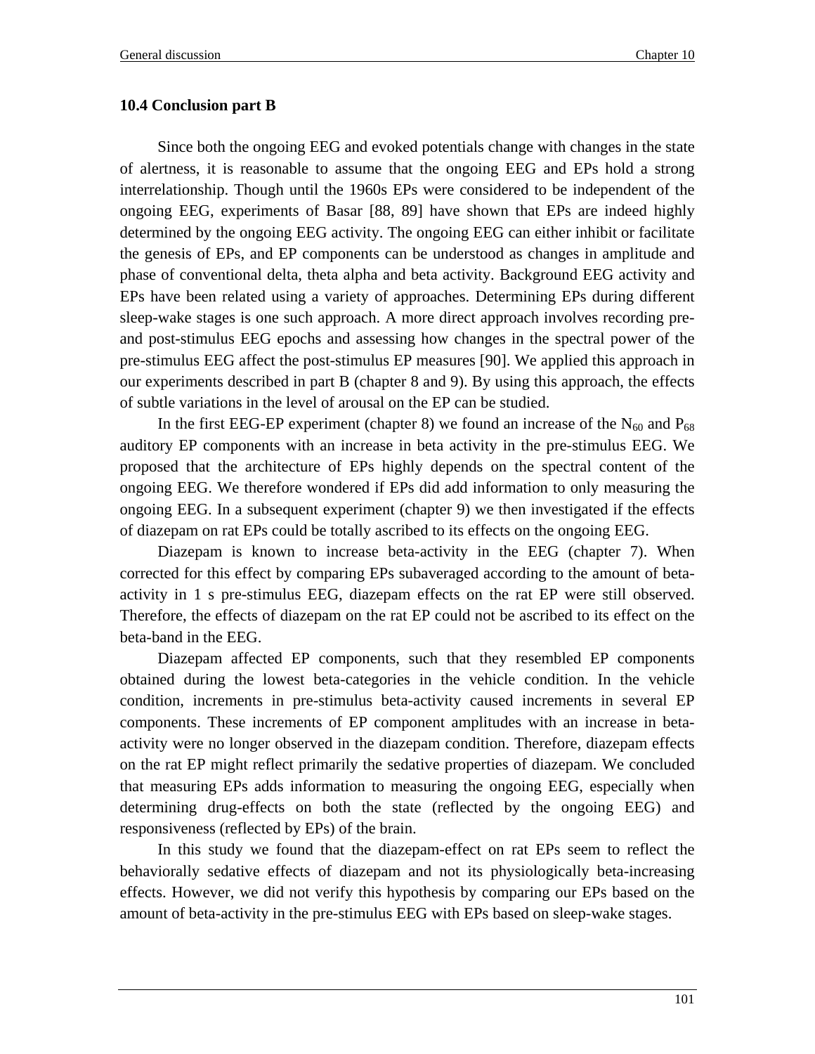### 10.4 Conclusion part B

Since both the ongoing EEG and evoked potentials change with changes in the state of alertness, it is reasonable to assume that the ongoing EEG and EPs hold a strong interrelationship. Though until the 1960s EPs were considered to be independent of the ongoing EEG, experiments of Basar [88, 89] have shown that EPs are indeed highly determined by the ongoing EEG activity. The ongoing EEG can either inhibit or facilitate the genesis of EPs, and EP components can be understood as changes in amplitude and phase of conventional delta, theta alpha and beta activity. Background EEG activity and EPs have been related using a variety of approaches. Determining EPs during different sleep-wake stages is one such approach. A more direct approach involves recording pre- and post-stimulus EEG epochs and assessing how changes in the spectral power of the pre-stimulus EEG affect the post-stimulus EP measures [90]. We applied this approach in our experiments described in part B (chapter 8 and 9). By using this approach, the effects of subtle variations in the level of arousal on the EP can be studied.

In the first EEG-EP experiment (chapter 8) we found an increase of the $N_{60}$ and $P_{68}$ auditory EP components with an increase in beta activity in the pre-stimulus EEG. We proposed that the architecture of EPs highly depends on the spectral content of the ongoing EEG. We therefore wondered if EPs did add information to only measuring the ongoing EEG. In a subsequent experiment (chapter 9) we then investigated if the effects of diazepam on rat EPs could be totally ascribed to its effects on the ongoing EEG.

Diazepam is known to increase beta-activity in the EEG (chapter 7). When corrected for this effect by comparing EPs subaveraged according to the amount of beta-activity in 1 s pre-stimulus EEG, diazepam effects on the rat EP were still observed. Therefore, the effects of diazepam on the rat EP could not be ascribed to its effect on the beta-band in the EEG.

Diazepam affected EP components, such that they resembled EP components obtained during the lowest beta-categories in the vehicle condition. In the vehicle condition, increments in pre-stimulus beta-activity caused increments in several EP components. These increments of EP component amplitudes with an increase in beta-activity were no longer observed in the diazepam condition. Therefore, diazepam effects on the rat EP might reflect primarily the sedative properties of diazepam. We concluded that measuring EPs adds information to measuring the ongoing EEG, especially when determining drug-effects on both the state (reflected by the ongoing EEG) and responsiveness (reflected by EPs) of the brain.

In this study we found that the diazepam-effect on rat EPs seem to reflect the behaviorally sedative effects of diazepam and not its physiologically beta-increasing effects. However, we did not verify this hypothesis by comparing our EPs based on the amount of beta-activity in the pre-stimulus EEG with EPs based on sleep-wake stages.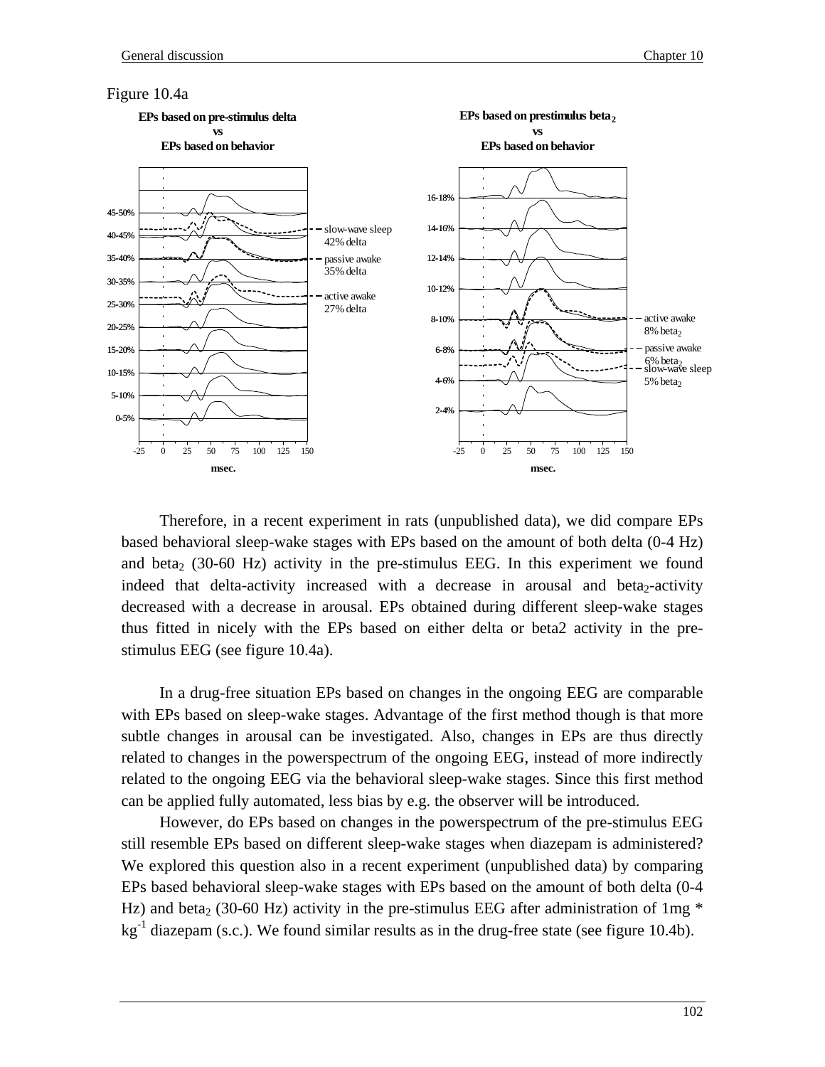Figure 10.4a

Therefore, in a recent experiment in rats (unpublished data), we did compare EPs based behavioral sleep-wake stages with EPs based on the amount of both delta (0-4 Hz) and $beta_2$ (30-60 Hz) activity in the pre-stimulus EEG. In this experiment we found indeed that delta-activity increased with a decrease in arousal and $beta_2$-activity decreased with a decrease in arousal. EPs obtained during different sleep-wake stages thus fitted in nicely with the EPs based on either delta or beta2 activity in the pre-stimulus EEG (see figure 10.4a).

In a drug-free situation EPs based on changes in the ongoing EEG are comparable with EPs based on sleep-wake stages. Advantage of the first method though is that more subtle changes in arousal can be investigated. Also, changes in EPs are thus directly related to changes in the powerspectrum of the ongoing EEG, instead of more indirectly related to the ongoing EEG via the behavioral sleep-wake stages. Since this first method can be applied fully automated, less bias by e.g. the observer will be introduced.

However, do EPs based on changes in the powerspectrum of the pre-stimulus EEG still resemble EPs based on different sleep-wake stages when diazepam is administered? We explored this question also in a recent experiment (unpublished data) by comparing EPs based behavioral sleep-wake stages with EPs based on the amount of both delta (0-4 Hz) and $beta_2$ (30-60 Hz) activity in the pre-stimulus EEG after administration of 1mg * $kg^{-1}$ diazepam (s.c.). We found similar results as in the drug-free state (see figure 10.4b).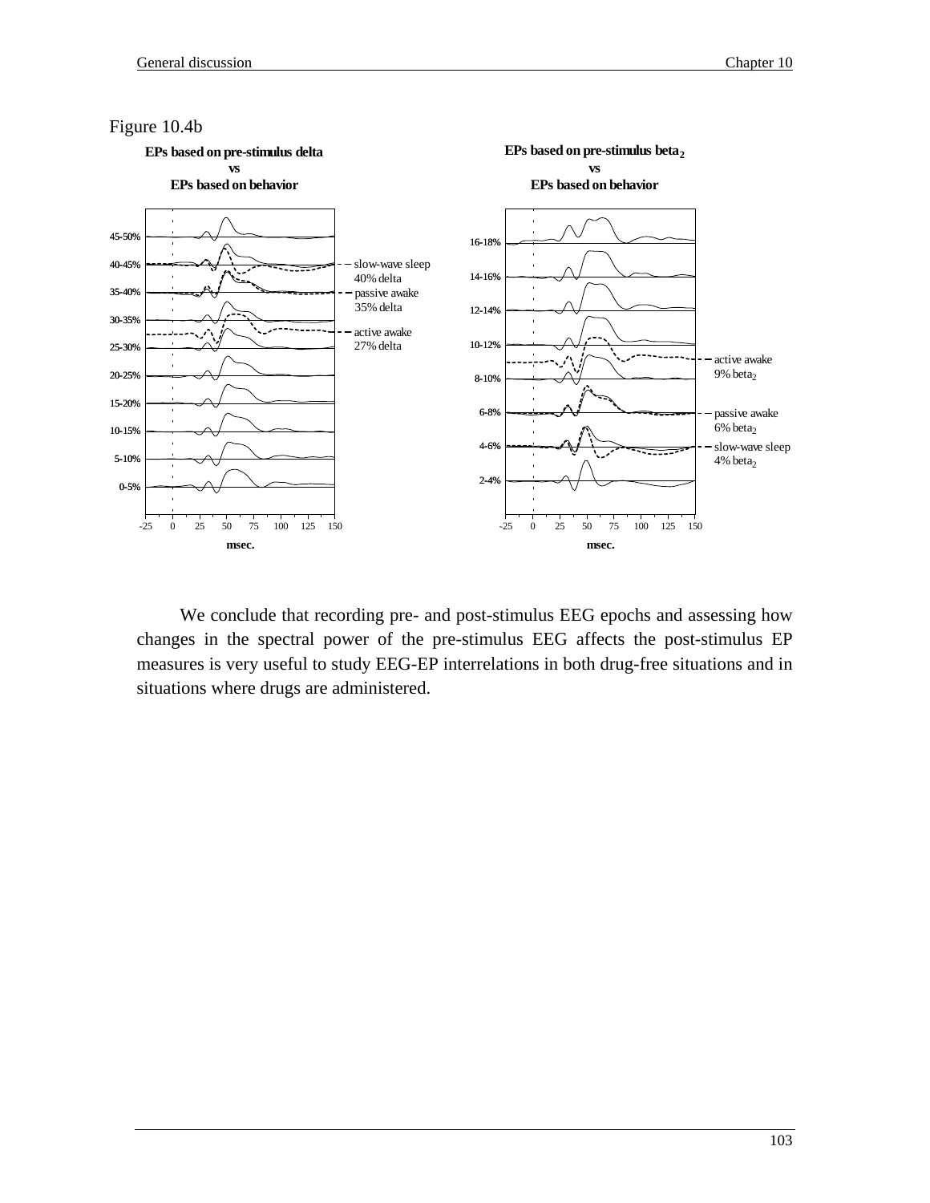Figure 10.4b

We conclude that recording pre- and post-stimulus EEG epochs and assessing how changes in the spectral power of the pre-stimulus EEG affects the post-stimulus EP measures is very useful to study EEG-EP interrelations in both drug-free situations and in situations where drugs are administered.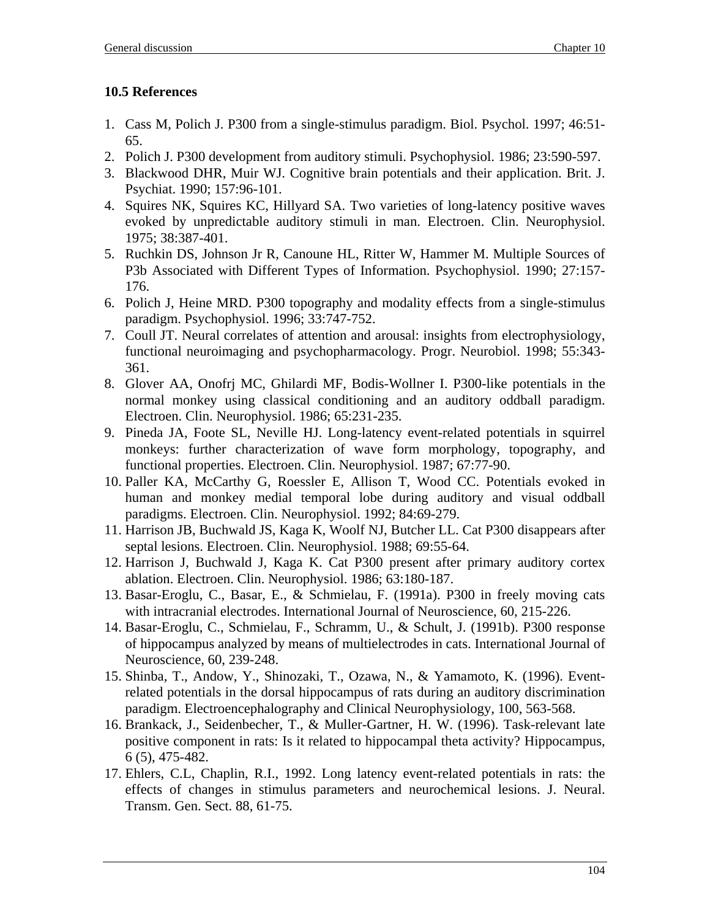## 10.5 References

1. Cass M, Polich J. P300 from a single-stimulus paradigm. Biol. Psychol. 1997; 46:51-65.
2. Polich J. P300 development from auditory stimuli. Psychophysiol. 1986; 23:590-597.
3. Blackwood DHR, Muir WJ. Cognitive brain potentials and their application. Brit. J. Psychiat. 1990; 157:96-101.
4. Squires NK, Squires KC, Hillyard SA. Two varieties of long-latency positive waves evoked by unpredictable auditory stimuli in man. Electroen. Clin. Neurophysiol. 1975; 38:387-401.
5. Ruchkin DS, Johnson Jr R, Canoune HL, Ritter W, Hammer M. Multiple Sources of P3b Associated with Different Types of Information. Psychophysiol. 1990; 27:157-176.
6. Polich J, Heine MRD. P300 topography and modality effects from a single-stimulus paradigm. Psychophysiol. 1996; 33:747-752.
7. Coull JT. Neural correlates of attention and arousal: insights from electrophysiology, functional neuroimaging and psychopharmacology. Progr. Neurobiol. 1998; 55:343-361.
8. Glover AA, Onofrj MC, Ghilardi MF, Bodis-Wollner I. P300-like potentials in the normal monkey using classical conditioning and an auditory oddball paradigm. Electroen. Clin. Neurophysiol. 1986; 65:231-235.
9. Pineda JA, Foote SL, Neville HJ. Long-latency event-related potentials in squirrel monkeys: further characterization of wave form morphology, topography, and functional properties. Electroen. Clin. Neurophysiol. 1987; 67:77-90.
10. Paller KA, McCarthy G, Roessler E, Allison T, Wood CC. Potentials evoked in human and monkey medial temporal lobe during auditory and visual oddball paradigms. Electroen. Clin. Neurophysiol. 1992; 84:69-279.
11. Harrison JB, Buchwald JS, Kaga K, Woolf NJ, Butcher LL. Cat P300 disappears after septal lesions. Electroen. Clin. Neurophysiol. 1988; 69:55-64.
12. Harrison J, Buchwald J, Kaga K. Cat P300 present after primary auditory cortex ablation. Electroen. Clin. Neurophysiol. 1986; 63:180-187.
13. Basar-Eroglu, C., Basar, E., & Schmielau, F. (1991a). P300 in freely moving cats with intracranial electrodes. International Journal of Neuroscience, 60, 215-226.
14. Basar-Eroglu, C., Schmielau, F., Schramm, U., & Schult, J. (1991b). P300 response of hippocampus analyzed by means of multielectrodes in cats. International Journal of Neuroscience, 60, 239-248.
15. Shinba, T., Andow, Y., Shinozaki, T., Ozawa, N., & Yamamoto, K. (1996). Event-related potentials in the dorsal hippocampus of rats during an auditory discrimination paradigm. Electroencephalography and Clinical Neurophysiology, 100, 563-568.
16. Brankack, J., Seidenbecher, T., & Muller-Gartner, H. W. (1996). Task-relevant late positive component in rats: Is it related to hippocampal theta activity? Hippocampus, 6 (5), 475-482.
17. Ehlers, C.L, Chaplin, R.I., 1992. Long latency event-related potentials in rats: the effects of changes in stimulus parameters and neurochemical lesions. J. Neural. Transm. Gen. Sect. 88, 61-75.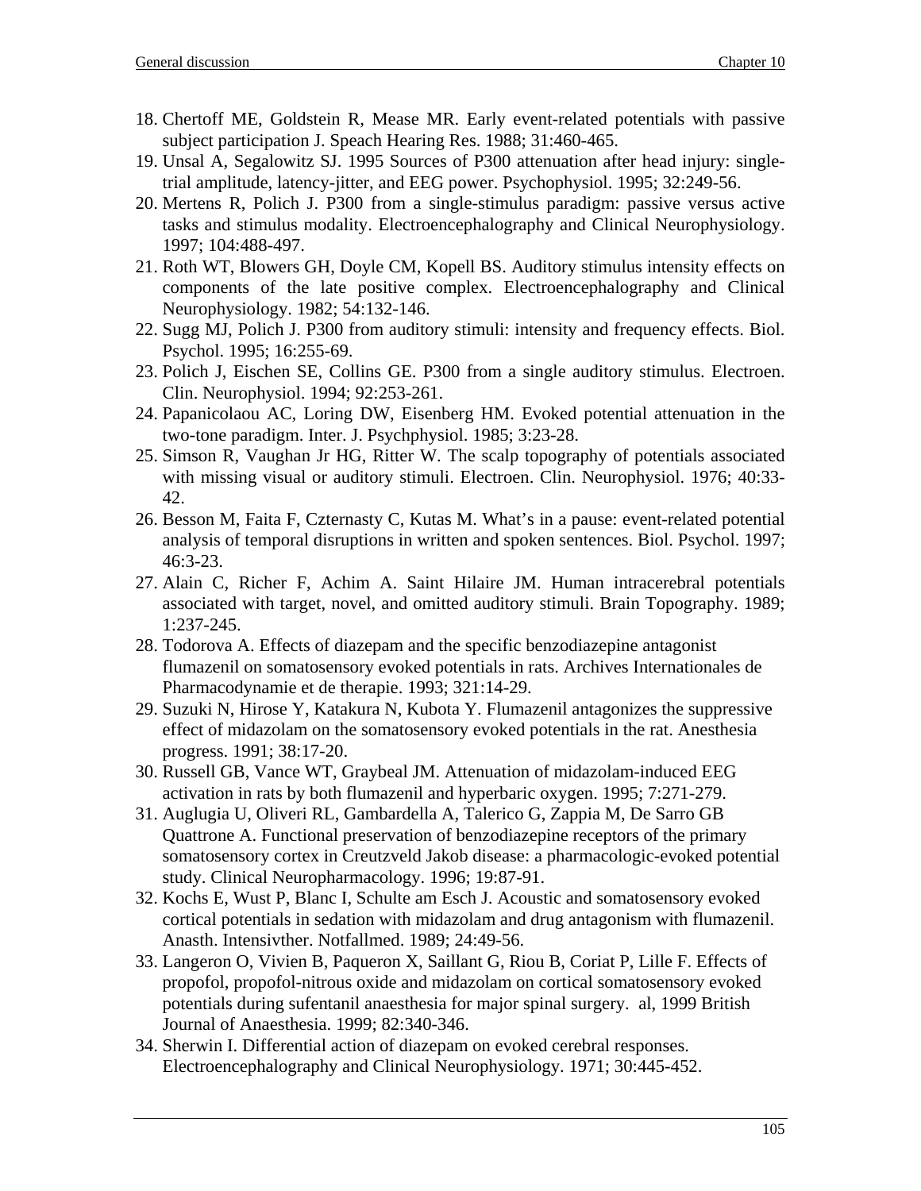18. Chertoff ME, Goldstein R, Mease MR. Early event-related potentials with passive subject participation J. Speach Hearing Res. 1988; 31:460-465.
19. Unsal A, Segalowitz SJ. 1995 Sources of P300 attenuation after head injury: single-trial amplitude, latency-jitter, and EEG power. Psychophysiol. 1995; 32:249-56.
20. Mertens R, Polich J. P300 from a single-stimulus paradigm: passive versus active tasks and stimulus modality. Electroencephalography and Clinical Neurophysiology. 1997; 104:488-497.
21. Roth WT, Blowers GH, Doyle CM, Kopell BS. Auditory stimulus intensity effects on components of the late positive complex. Electroencephalography and Clinical Neurophysiology. 1982; 54:132-146.
22. Sugg MJ, Polich J. P300 from auditory stimuli: intensity and frequency effects. Biol. Psychol. 1995; 16:255-69.
23. Polich J, Eischen SE, Collins GE. P300 from a single auditory stimulus. Electroen. Clin. Neurophysiol. 1994; 92:253-261.
24. Papanicolaou AC, Loring DW, Eisenberg HM. Evoked potential attenuation in the two-tone paradigm. Inter. J. Psychphysiol. 1985; 3:23-28.
25. Simson R, Vaughan Jr HG, Ritter W. The scalp topography of potentials associated with missing visual or auditory stimuli. Electroen. Clin. Neurophysiol. 1976; 40:33-42.
26. Besson M, Faita F, Czternasty C, Kutas M. What's in a pause: event-related potential analysis of temporal disruptions in written and spoken sentences. Biol. Psychol. 1997; 46:3-23.
27. Alain C, Richer F, Achim A. Saint Hilaire JM. Human intracerebral potentials associated with target, novel, and omitted auditory stimuli. Brain Topography. 1989; 1:237-245.
28. Todorova A. Effects of diazepam and the specific benzodiazepine antagonist flumazenil on somatosensory evoked potentials in rats. Archives Internationales de Pharmacodynamie et de therapie. 1993; 321:14-29.
29. Suzuki N, Hirose Y, Katakura N, Kubota Y. Flumazenil antagonizes the suppressive effect of midazolam on the somatosensory evoked potentials in the rat. Anesthesia progress. 1991; 38:17-20.
30. Russell GB, Vance WT, Graybeal JM. Attenuation of midazolam-induced EEG activation in rats by both flumazenil and hyperbaric oxygen. 1995; 7:271-279.
31. Auglugia U, Oliveri RL, Gambardella A, Talerico G, Zappia M, De Sarro GB Quattrone A. Functional preservation of benzodiazepine receptors of the primary somatosensory cortex in Creutzveld Jakob disease: a pharmacologic-evoked potential study. Clinical Neuropharmacology. 1996; 19:87-91.
32. Kochs E, Wust P, Blanc I, Schulte am Esch J. Acoustic and somatosensory evoked cortical potentials in sedation with midazolam and drug antagonism with flumazenil. Anasth. Intensivther. Notfallmed. 1989; 24:49-56.
33. Langeron O, Vivien B, Paqueron X, Saillant G, Riou B, Coriat P, Lille F. Effects of propofol, propofol-nitrous oxide and midazolam on cortical somatosensory evoked potentials during sufentanil anaesthesia for major spinal surgery. al, 1999 British Journal of Anaesthesia. 1999; 82:340-346.
34. Sherwin I. Differential action of diazepam on evoked cerebral responses. Electroencephalography and Clinical Neurophysiology. 1971; 30:445-452.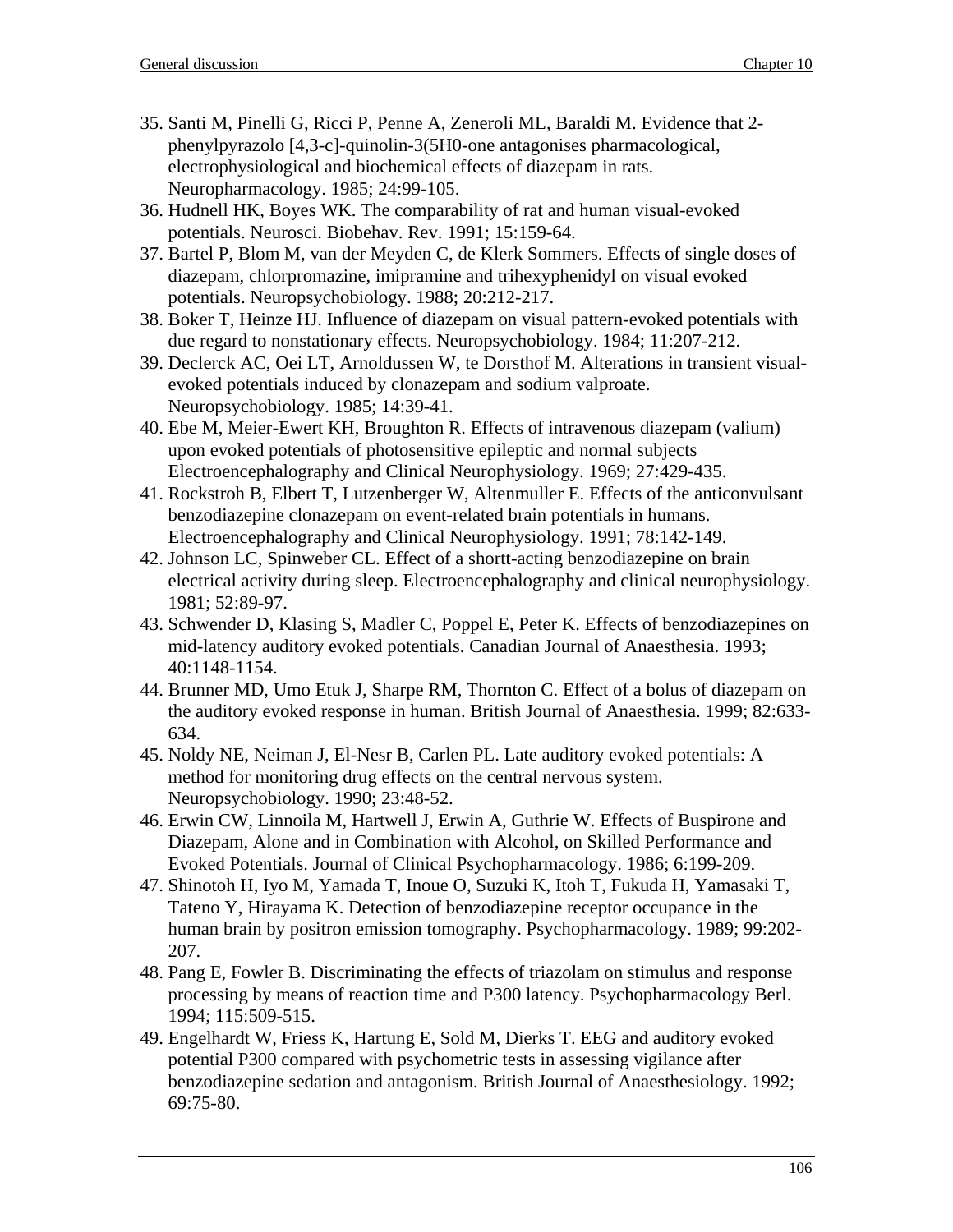35. Santi M, Pinelli G, Ricci P, Penne A, Zeneroli ML, Baraldi M. Evidence that 2-phenylpyrazolo [4,3-c]-quinolin-3(5H0-one antagonises pharmacological, electrophysiological and biochemical effects of diazepam in rats. Neuropharmacology. 1985; 24:99-105.
36. Hudnell HK, Boyes WK. The comparability of rat and human visual-evoked potentials. Neurosci. Biobehav. Rev. 1991; 15:159-64.
37. Bartel P, Blom M, van der Meyden C, de Klerk Sommers. Effects of single doses of diazepam, chlorpromazine, imipramine and trihexyphenidyl on visual evoked potentials. Neuropsychobiology. 1988; 20:212-217.
38. Boker T, Heinze HJ. Influence of diazepam on visual pattern-evoked potentials with due regard to nonstationary effects. Neuropsychobiology. 1984; 11:207-212.
39. Declerck AC, Oei LT, Arnoldussen W, te Dorsthof M. Alterations in transient visual-evoked potentials induced by clonazepam and sodium valproate. Neuropsychobiology. 1985; 14:39-41.
40. Ebe M, Meier-Ewert KH, Broughton R. Effects of intravenous diazepam (valium) upon evoked potentials of photosensitive epileptic and normal subjects Electroencephalography and Clinical Neurophysiology. 1969; 27:429-435.
41. Rockstroh B, Elbert T, Lutzenberger W, Altenmuller E. Effects of the anticonvulsant benzodiazepine clonazepam on event-related brain potentials in humans. Electroencephalography and Clinical Neurophysiology. 1991; 78:142-149.
42. Johnson LC, Spinweber CL. Effect of a shortt-acting benzodiazepine on brain electrical activity during sleep. Electroencephalography and clinical neurophysiology. 1981; 52:89-97.
43. Schwender D, Klasing S, Madler C, Poppel E, Peter K. Effects of benzodiazepines on mid-latency auditory evoked potentials. Canadian Journal of Anaesthesia. 1993; 40:1148-1154.
44. Brunner MD, Umo Etuk J, Sharpe RM, Thornton C. Effect of a bolus of diazepam on the auditory evoked response in human. British Journal of Anaesthesia. 1999; 82:633-634.
45. Noldy NE, Neiman J, El-Nesr B, Carlen PL. Late auditory evoked potentials: A method for monitoring drug effects on the central nervous system. Neuropsychobiology. 1990; 23:48-52.
46. Erwin CW, Linnoila M, Hartwell J, Erwin A, Guthrie W. Effects of Buspirone and Diazepam, Alone and in Combination with Alcohol, on Skilled Performance and Evoked Potentials. Journal of Clinical Psychopharmacology. 1986; 6:199-209.
47. Shinotoh H, Iyo M, Yamada T, Inoue O, Suzuki K, Itoh T, Fukuda H, Yamasaki T, Tateno Y, Hirayama K. Detection of benzodiazepine receptor occupance in the human brain by positron emission tomography. Psychopharmacology. 1989; 99:202-207.
48. Pang E, Fowler B. Discriminating the effects of triazolam on stimulus and response processing by means of reaction time and P300 latency. Psychopharmacology Berl. 1994; 115:509-515.
49. Engelhardt W, Friess K, Hartung E, Sold M, Dierks T. EEG and auditory evoked potential P300 compared with psychometric tests in assessing vigilance after benzodiazepine sedation and antagonism. British Journal of Anaesthesiology. 1992; 69:75-80.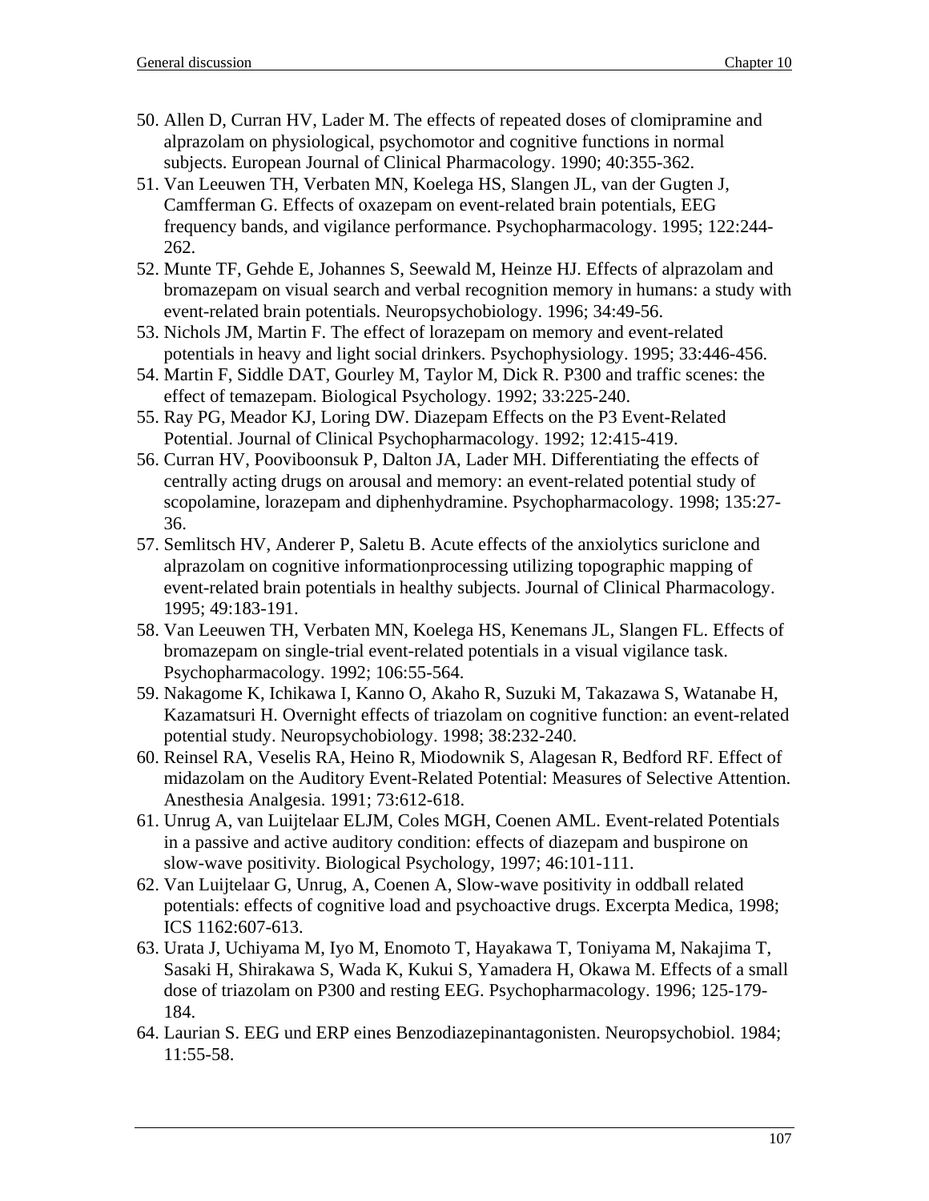50. Allen D, Curran HV, Lader M. The effects of repeated doses of clomipramine and alprazolam on physiological, psychomotor and cognitive functions in normal subjects. European Journal of Clinical Pharmacology. 1990; 40:355-362.
51. Van Leeuwen TH, Verbaten MN, Koelega HS, Slangen JL, van der Gugten J, Camfferman G. Effects of oxazepam on event-related brain potentials, EEG frequency bands, and vigilance performance. Psychopharmacology. 1995; 122:244-262.
52. Munte TF, Gehde E, Johannes S, Seewald M, Heinze HJ. Effects of alprazolam and bromazepam on visual search and verbal recognition memory in humans: a study with event-related brain potentials. Neuropsychobiology. 1996; 34:49-56.
53. Nichols JM, Martin F. The effect of lorazepam on memory and event-related potentials in heavy and light social drinkers. Psychophysiology. 1995; 33:446-456.
54. Martin F, Siddle DAT, Gourley M, Taylor M, Dick R. P300 and traffic scenes: the effect of temazepam. Biological Psychology. 1992; 33:225-240.
55. Ray PG, Meador KJ, Loring DW. Diazepam Effects on the P3 Event-Related Potential. Journal of Clinical Psychopharmacology. 1992; 12:415-419.
56. Curran HV, Pooviboonsuk P, Dalton JA, Lader MH. Differentiating the effects of centrally acting drugs on arousal and memory: an event-related potential study of scopolamine, lorazepam and diphenhydramine. Psychopharmacology. 1998; 135:27-36.
57. Semlitsch HV, Anderer P, Saletu B. Acute effects of the anxiolytics suriclone and alprazolam on cognitive informationprocessing utilizing topographic mapping of event-related brain potentials in healthy subjects. Journal of Clinical Pharmacology. 1995; 49:183-191.
58. Van Leeuwen TH, Verbaten MN, Koelega HS, Kenemans JL, Slangen FL. Effects of bromazepam on single-trial event-related potentials in a visual vigilance task. Psychopharmacology. 1992; 106:55-564.
59. Nakagome K, Ichikawa I, Kanno O, Akaho R, Suzuki M, Takazawa S, Watanabe H, Kazamatsuri H. Overnight effects of triazolam on cognitive function: an event-related potential study. Neuropsychobiology. 1998; 38:232-240.
60. Reinsel RA, Veselis RA, Heino R, Miodownik S, Alagesan R, Bedford RF. Effect of midazolam on the Auditory Event-Related Potential: Measures of Selective Attention. Anesthesia Analgesia. 1991; 73:612-618.
61. Unrug A, van Luijtelaar ELJM, Coles MGH, Coenen AML. Event-related Potentials in a passive and active auditory condition: effects of diazepam and buspirone on slow-wave positivity. Biological Psychology, 1997; 46:101-111.
62. Van Luijtelaar G, Unrug, A, Coenen A, Slow-wave positivity in oddball related potentials: effects of cognitive load and psychoactive drugs. Excerpta Medica, 1998; ICS 1162:607-613.
63. Urata J, Uchiyama M, Iyo M, Enomoto T, Hayakawa T, Toniyama M, Nakajima T, Sasaki H, Shirakawa S, Wada K, Kukui S, Yamadera H, Okawa M. Effects of a small dose of triazolam on P300 and resting EEG. Psychopharmacology. 1996; 125-179-184.
64. Laurian S. EEG und ERP eines Benzodiazepinantagonisten. Neuropsychobiol. 1984; 11:55-58.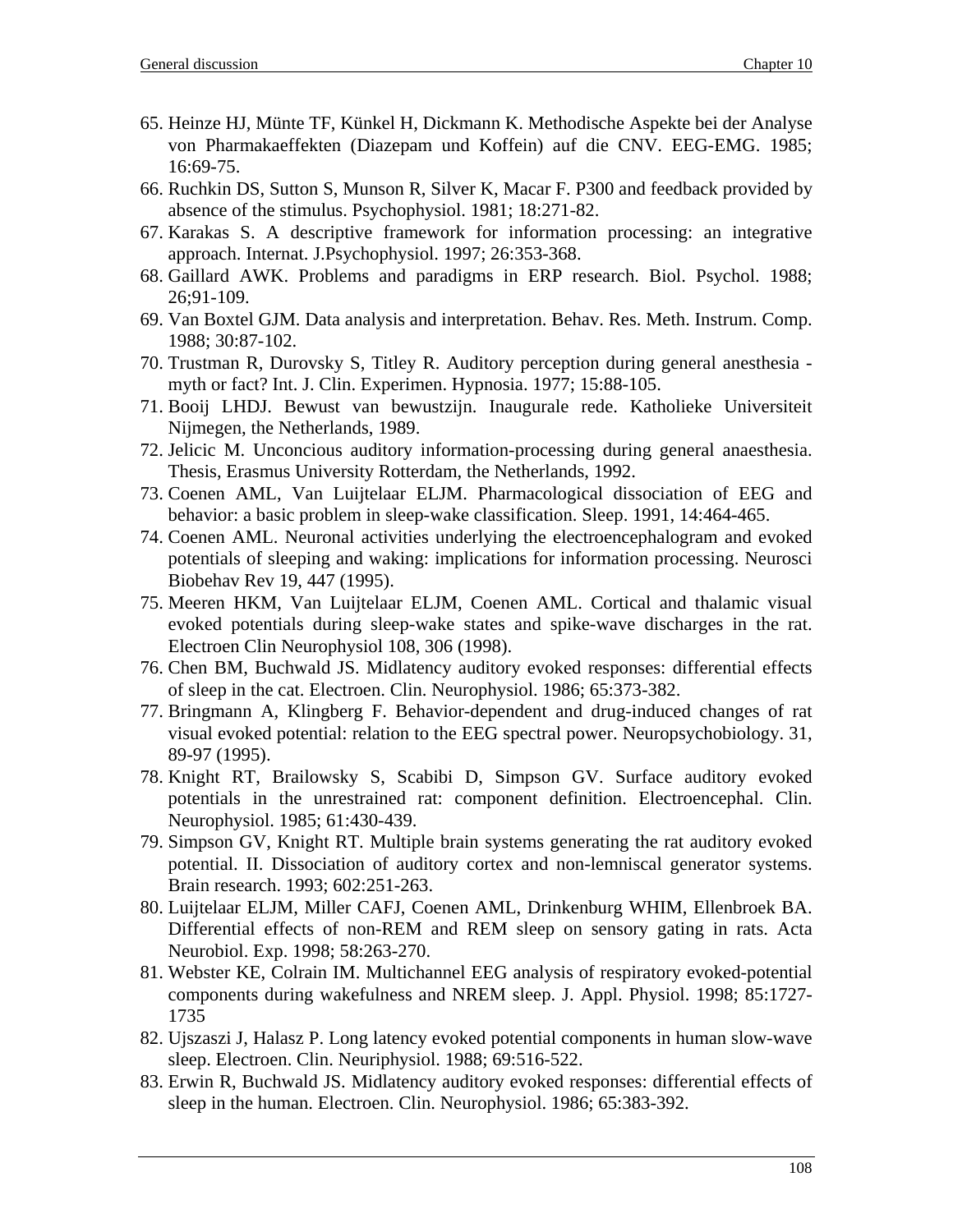65. Heinze HJ, Münte TF, Künkel H, Dickmann K. Methodische Aspekte bei der Analyse von Pharmakaeffekten (Diazepam und Koffein) auf die CNV. EEG-EMG. 1985; 16:69-75.
66. Ruchkin DS, Sutton S, Munson R, Silver K, Macar F. P300 and feedback provided by absence of the stimulus. Psychophysiol. 1981; 18:271-82.
67. Karakas S. A descriptive framework for information processing: an integrative approach. Internat. J.Psychophysiol. 1997; 26:353-368.
68. Gaillard AWK. Problems and paradigms in ERP research. Biol. Psychol. 1988; 26;91-109.
69. Van Boxtel GJM. Data analysis and interpretation. Behav. Res. Meth. Instrum. Comp. 1988; 30:87-102.
70. Trustman R, Durovsky S, Titley R. Auditory perception during general anesthesia - myth or fact? Int. J. Clin. Experimen. Hypnosia. 1977; 15:88-105.
71. Booij LHDJ. Bewust van bewustzijn. Inaugurale rede. Katholieke Universiteit Nijmegen, the Netherlands, 1989.
72. Jelicic M. Unconcious auditory information-processing during general anaesthesia. Thesis, Erasmus University Rotterdam, the Netherlands, 1992.
73. Coenen AML, Van Luijtelaar ELJM. Pharmacological dissociation of EEG and behavior: a basic problem in sleep-wake classification. Sleep. 1991, 14:464-465.
74. Coenen AML. Neuronal activities underlying the electroencephalogram and evoked potentials of sleeping and waking: implications for information processing. Neurosci Biobehav Rev 19, 447 (1995).
75. Meeren HKM, Van Luijtelaar ELJM, Coenen AML. Cortical and thalamic visual evoked potentials during sleep-wake states and spike-wave discharges in the rat. Electroen Clin Neurophysiol 108, 306 (1998).
76. Chen BM, Buchwald JS. Midlatency auditory evoked responses: differential effects of sleep in the cat. Electroen. Clin. Neurophysiol. 1986; 65:373-382.
77. Bringmann A, Klingberg F. Behavior-dependent and drug-induced changes of rat visual evoked potential: relation to the EEG spectral power. Neuropsychobiology. 31, 89-97 (1995).
78. Knight RT, Brailowsky S, Scabibi D, Simpson GV. Surface auditory evoked potentials in the unrestrained rat: component definition. Electroencephal. Clin. Neurophysiol. 1985; 61:430-439.
79. Simpson GV, Knight RT. Multiple brain systems generating the rat auditory evoked potential. II. Dissociation of auditory cortex and non-lemniscal generator systems. Brain research. 1993; 602:251-263.
80. Luijtelaar ELJM, Miller CAFJ, Coenen AML, Drinkenburg WHIM, Ellenbroek BA. Differential effects of non-REM and REM sleep on sensory gating in rats. Acta Neurobiol. Exp. 1998; 58:263-270.
81. Webster KE, Colrain IM. Multichannel EEG analysis of respiratory evoked-potential components during wakefulness and NREM sleep. J. Appl. Physiol. 1998; 85:1727-1735
82. Ujszaszi J, Halasz P. Long latency evoked potential components in human slow-wave sleep. Electroen. Clin. Neuriphysiol. 1988; 69:516-522.
83. Erwin R, Buchwald JS. Midlatency auditory evoked responses: differential effects of sleep in the human. Electroen. Clin. Neurophysiol. 1986; 65:383-392.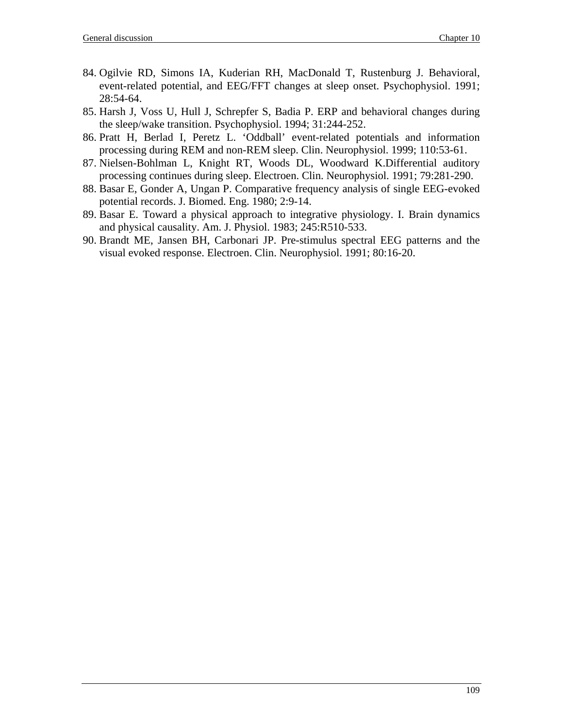84. Ogilvie RD, Simons IA, Kuderian RH, MacDonald T, Rustenburg J. Behavioral, event-related potential, and EEG/FFT changes at sleep onset. Psychophysiol. 1991; 28:54-64.
85. Harsh J, Voss U, Hull J, Schrepfer S, Badia P. ERP and behavioral changes during the sleep/wake transition. Psychophysiol. 1994; 31:244-252.
86. Pratt H, Berlad I, Peretz L. 'Oddball' event-related potentials and information processing during REM and non-REM sleep. Clin. Neurophysiol. 1999; 110:53-61.
87. Nielsen-Bohlman L, Knight RT, Woods DL, Woodward K.Differential auditory processing continues during sleep. Electroen. Clin. Neurophysiol. 1991; 79:281-290.
88. Basar E, Gonder A, Ungan P. Comparative frequency analysis of single EEG-evoked potential records. J. Biomed. Eng. 1980; 2:9-14.
89. Basar E. Toward a physical approach to integrative physiology. I. Brain dynamics and physical causality. Am. J. Physiol. 1983; 245:R510-533.
90. Brandt ME, Jansen BH, Carbonari JP. Pre-stimulus spectral EEG patterns and the visual evoked response. Electroen. Clin. Neurophysiol. 1991; 80:16-20.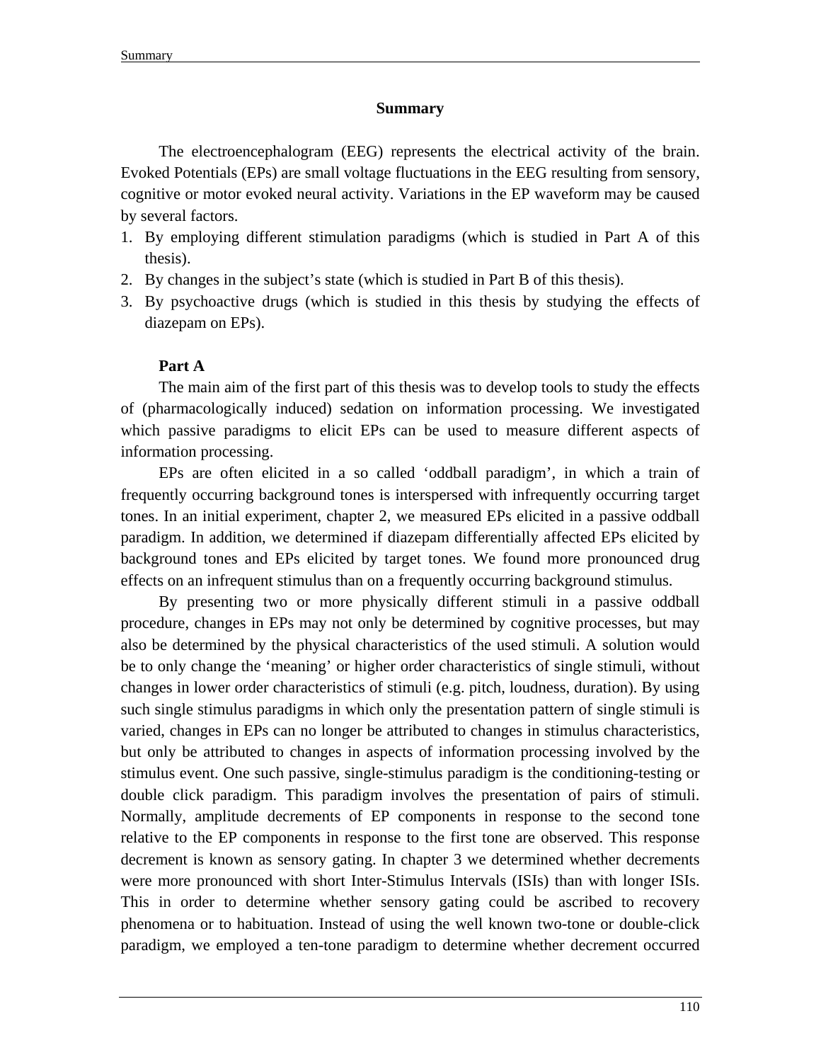# Summary

The electroencephalogram (EEG) represents the electrical activity of the brain. Evoked Potentials (EPs) are small voltage fluctuations in the EEG resulting from sensory, cognitive or motor evoked neural activity. Variations in the EP waveform may be caused by several factors.

1. By employing different stimulation paradigms (which is studied in Part A of this thesis).
2. By changes in the subject's state (which is studied in Part B of this thesis).
3. By psychoactive drugs (which is studied in this thesis by studying the effects of diazepam on EPs).

**Part A**

The main aim of the first part of this thesis was to develop tools to study the effects of (pharmacologically induced) sedation on information processing. We investigated which passive paradigms to elicit EPs can be used to measure different aspects of information processing.

EPs are often elicited in a so called 'oddball paradigm', in which a train of frequently occurring background tones is interspersed with infrequently occurring target tones. In an initial experiment, chapter 2, we measured EPs elicited in a passive oddball paradigm. In addition, we determined if diazepam differentially affected EPs elicited by background tones and EPs elicited by target tones. We found more pronounced drug effects on an infrequent stimulus than on a frequently occurring background stimulus.

By presenting two or more physically different stimuli in a passive oddball procedure, changes in EPs may not only be determined by cognitive processes, but may also be determined by the physical characteristics of the used stimuli. A solution would be to only change the 'meaning' or higher order characteristics of single stimuli, without changes in lower order characteristics of stimuli (e.g. pitch, loudness, duration). By using such single stimulus paradigms in which only the presentation pattern of single stimuli is varied, changes in EPs can no longer be attributed to changes in stimulus characteristics, but only be attributed to changes in aspects of information processing involved by the stimulus event. One such passive, single-stimulus paradigm is the conditioning-testing or double click paradigm. This paradigm involves the presentation of pairs of stimuli. Normally, amplitude decrements of EP components in response to the second tone relative to the EP components in response to the first tone are observed. This response decrement is known as sensory gating. In chapter 3 we determined whether decrements were more pronounced with short Inter-Stimulus Intervals (ISIs) than with longer ISIs. This in order to determine whether sensory gating could be ascribed to recovery phenomena or to habituation. Instead of using the well known two-tone or double-click paradigm, we employed a ten-tone paradigm to determine whether decrement occurred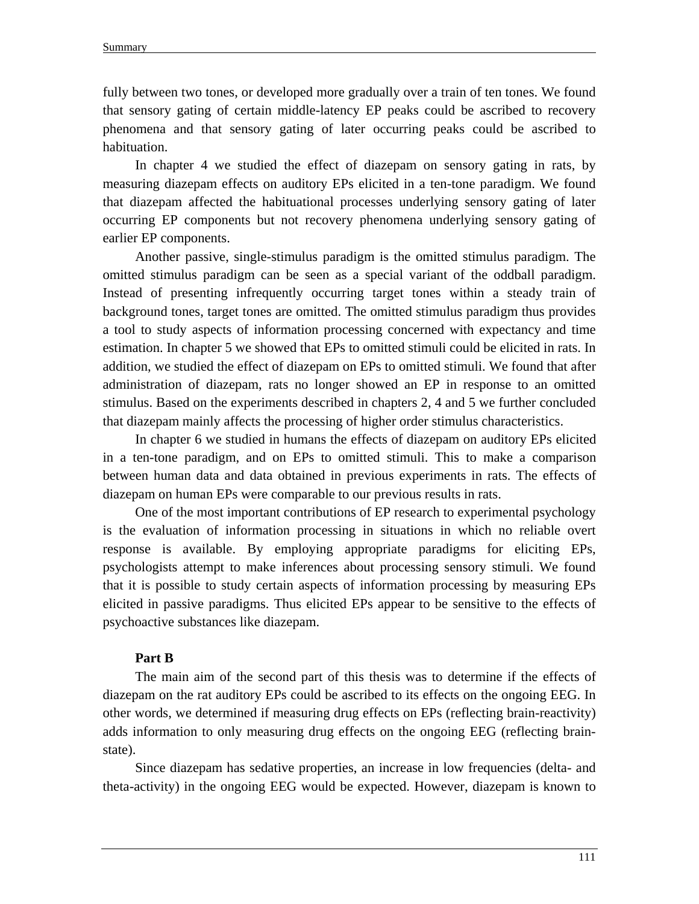fully between two tones, or developed more gradually over a train of ten tones. We found that sensory gating of certain middle-latency EP peaks could be ascribed to recovery phenomena and that sensory gating of later occurring peaks could be ascribed to habituation.

In chapter 4 we studied the effect of diazepam on sensory gating in rats, by measuring diazepam effects on auditory EPs elicited in a ten-tone paradigm. We found that diazepam affected the habituational processes underlying sensory gating of later occurring EP components but not recovery phenomena underlying sensory gating of earlier EP components.

Another passive, single-stimulus paradigm is the omitted stimulus paradigm. The omitted stimulus paradigm can be seen as a special variant of the oddball paradigm. Instead of presenting infrequently occurring target tones within a steady train of background tones, target tones are omitted. The omitted stimulus paradigm thus provides a tool to study aspects of information processing concerned with expectancy and time estimation. In chapter 5 we showed that EPs to omitted stimuli could be elicited in rats. In addition, we studied the effect of diazepam on EPs to omitted stimuli. We found that after administration of diazepam, rats no longer showed an EP in response to an omitted stimulus. Based on the experiments described in chapters 2, 4 and 5 we further concluded that diazepam mainly affects the processing of higher order stimulus characteristics.

In chapter 6 we studied in humans the effects of diazepam on auditory EPs elicited in a ten-tone paradigm, and on EPs to omitted stimuli. This to make a comparison between human data and data obtained in previous experiments in rats. The effects of diazepam on human EPs were comparable to our previous results in rats.

One of the most important contributions of EP research to experimental psychology is the evaluation of information processing in situations in which no reliable overt response is available. By employing appropriate paradigms for eliciting EPs, psychologists attempt to make inferences about processing sensory stimuli. We found that it is possible to study certain aspects of information processing by measuring EPs elicited in passive paradigms. Thus elicited EPs appear to be sensitive to the effects of psychoactive substances like diazepam.

**Part B**

The main aim of the second part of this thesis was to determine if the effects of diazepam on the rat auditory EPs could be ascribed to its effects on the ongoing EEG. In other words, we determined if measuring drug effects on EPs (reflecting brain-reactivity) adds information to only measuring drug effects on the ongoing EEG (reflecting brain-state).

Since diazepam has sedative properties, an increase in low frequencies (delta- and theta-activity) in the ongoing EEG would be expected. However, diazepam is known to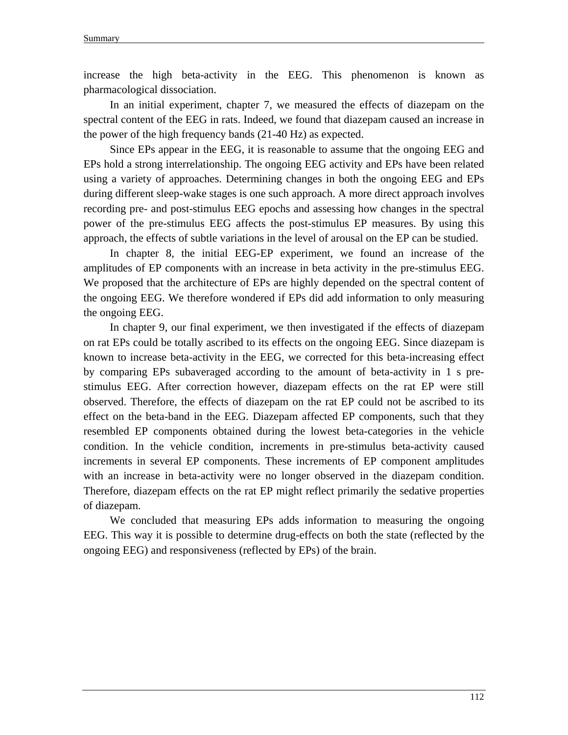increase the high beta-activity in the EEG. This phenomenon is known as pharmacological dissociation.

In an initial experiment, chapter 7, we measured the effects of diazepam on the spectral content of the EEG in rats. Indeed, we found that diazepam caused an increase in the power of the high frequency bands (21-40 Hz) as expected.

Since EPs appear in the EEG, it is reasonable to assume that the ongoing EEG and EPs hold a strong interrelationship. The ongoing EEG activity and EPs have been related using a variety of approaches. Determining changes in both the ongoing EEG and EPs during different sleep-wake stages is one such approach. A more direct approach involves recording pre- and post-stimulus EEG epochs and assessing how changes in the spectral power of the pre-stimulus EEG affects the post-stimulus EP measures. By using this approach, the effects of subtle variations in the level of arousal on the EP can be studied.

In chapter 8, the initial EEG-EP experiment, we found an increase of the amplitudes of EP components with an increase in beta activity in the pre-stimulus EEG. We proposed that the architecture of EPs are highly depended on the spectral content of the ongoing EEG. We therefore wondered if EPs did add information to only measuring the ongoing EEG.

In chapter 9, our final experiment, we then investigated if the effects of diazepam on rat EPs could be totally ascribed to its effects on the ongoing EEG. Since diazepam is known to increase beta-activity in the EEG, we corrected for this beta-increasing effect by comparing EPs subaveraged according to the amount of beta-activity in 1 s pre-stimulus EEG. After correction however, diazepam effects on the rat EP were still observed. Therefore, the effects of diazepam on the rat EP could not be ascribed to its effect on the beta-band in the EEG. Diazepam affected EP components, such that they resembled EP components obtained during the lowest beta-categories in the vehicle condition. In the vehicle condition, increments in pre-stimulus beta-activity caused increments in several EP components. These increments of EP component amplitudes with an increase in beta-activity were no longer observed in the diazepam condition. Therefore, diazepam effects on the rat EP might reflect primarily the sedative properties of diazepam.

We concluded that measuring EPs adds information to measuring the ongoing EEG. This way it is possible to determine drug-effects on both the state (reflected by the ongoing EEG) and responsiveness (reflected by EPs) of the brain.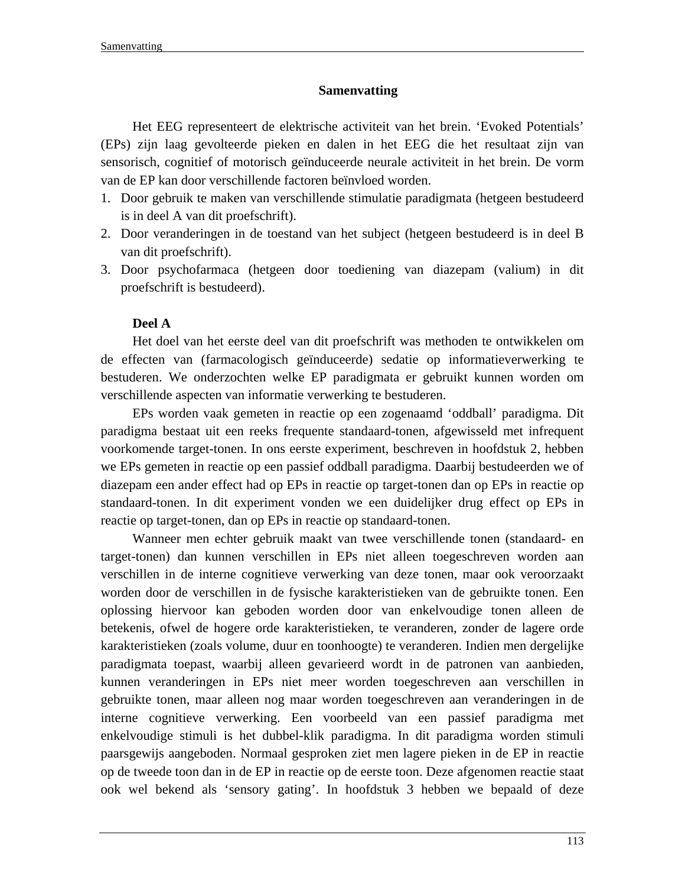# Samenvatting

Het EEG representeert de elektrische activiteit van het brein. ‘Evoked Potentials’ (EPs) zijn laag gevolteerde pieken en dalen in het EEG die het resultaat zijn van sensorisch, cognitief of motorisch geïnduceerde neurale activiteit in het brein. De vorm van de EP kan door verschillende factoren beïnvloed worden.

1. Door gebruik te maken van verschillende stimulatie paradigmata (hetgeen bestudeerd is in deel A van dit proefschrift).
2. Door veranderingen in de toestand van het subject (hetgeen bestudeerd is in deel B van dit proefschrift).
3. Door psychofarmaca (hetgeen door toediening van diazepam (valium) in dit proefschrift is bestudeerd).

**Deel A**

Het doel van het eerste deel van dit proefschrift was methoden te ontwikkelen om de effecten van (farmacologisch geïnduceerde) sedatie op informatieverwerking te bestuderen. We onderzochten welke EP paradigmata er gebruikt kunnen worden om verschillende aspecten van informatie verwerking te bestuderen.

EPs worden vaak gemeten in reactie op een zogenaamd ‘oddball’ paradigma. Dit paradigma bestaat uit een reeks frequente standaard-tonen, afgewisseld met infrequent voorkomende target-tonen. In ons eerste experiment, beschreven in hoofdstuk 2, hebben we EPs gemeten in reactie op een passief oddball paradigma. Daarbij bestudeerden we of diazepam een ander effect had op EPs in reactie op target-tonen dan op EPs in reactie op standaard-tonen. In dit experiment vonden we een duidelijker drug effect op EPs in reactie op target-tonen, dan op EPs in reactie op standaard-tonen.

Wanneer men echter gebruik maakt van twee verschillende tonen (standaard- en target-tonen) dan kunnen verschillen in EPs niet alleen toegeschreven worden aan verschillen in de interne cognitieve verwerking van deze tonen, maar ook veroorzaakt worden door de verschillen in de fysische karakteristieken van de gebruikte tonen. Een oplossing hiervoor kan geboden worden door van enkelvoudige tonen alleen de betekenis, ofwel de hogere orde karakteristieken, te veranderen, zonder de lagere orde karakteristieken (zoals volume, duur en toonhoogte) te veranderen. Indien men dergelijke paradigmata toepast, waarbij alleen gevarieerd wordt in de patronen van aanbieden, kunnen veranderingen in EPs niet meer worden toegeschreven aan verschillen in gebruikte tonen, maar alleen nog maar worden toegeschreven aan veranderingen in de interne cognitieve verwerking. Een voorbeeld van een passief paradigma met enkelvoudige stimuli is het dubbel-klik paradigma. In dit paradigma worden stimuli paarsgewijs aangeboden. Normaal gesproken ziet men lagere pieken in de EP in reactie op de tweede toon dan in de EP in reactie op de eerste toon. Deze afgenomen reactie staat ook wel bekend als ‘sensory gating’. In hoofdstuk 3 hebben we bepaald of deze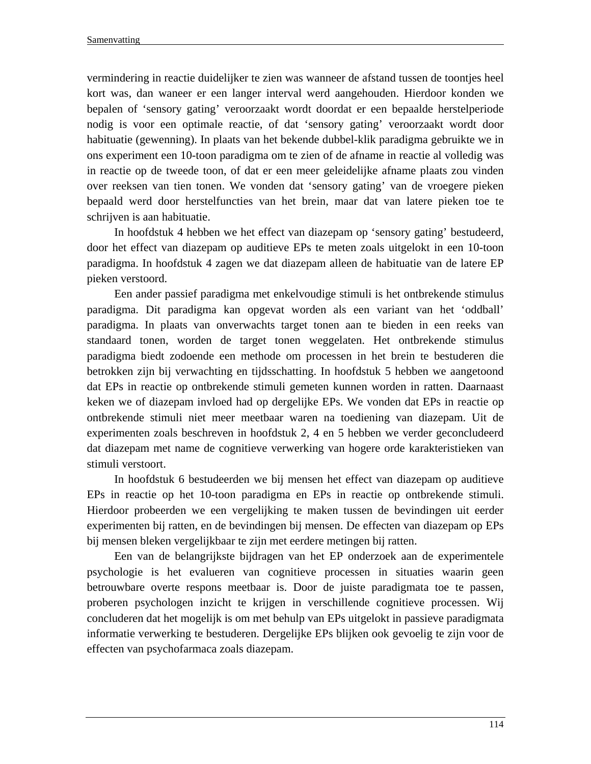vermindering in reactie duidelijker te zien was wanneer de afstand tussen de toontjes heel kort was, dan waneer er een langer interval werd aangehouden. Hierdoor konden we bepalen of ‘sensory gating’ veroorzaakt wordt doordat er een bepaalde herstelperiode nodig is voor een optimale reactie, of dat ‘sensory gating’ veroorzaakt wordt door habituatie (gewenning). In plaats van het bekende dubbel-klik paradigma gebruikte we in ons experiment een 10-toon paradigma om te zien of de afname in reactie al volledig was in reactie op de tweede toon, of dat er een meer geleidelijke afname plaats zou vinden over reeksen van tien tonen. We vonden dat ‘sensory gating’ van de vroegere pieken bepaald werd door herstelfuncties van het brein, maar dat van latere pieken toe te schrijven is aan habituatie.

In hoofdstuk 4 hebben we het effect van diazepam op ‘sensory gating’ bestudeerd, door het effect van diazepam op auditieve EPs te meten zoals uitgelokt in een 10-toon paradigma. In hoofdstuk 4 zagen we dat diazepam alleen de habituatie van de latere EP pieken verstoord.

Een ander passief paradigma met enkelvoudige stimuli is het ontbrekende stimulus paradigma. Dit paradigma kan opgevat worden als een variant van het ‘oddball’ paradigma. In plaats van onverwachts target tonen aan te bieden in een reeks van standaard tonen, worden de target tonen weggelaten. Het ontbrekende stimulus paradigma biedt zodoende een methode om processen in het brein te bestuderen die betrokken zijn bij verwachting en tijdsschatting. In hoofdstuk 5 hebben we aangetoond dat EPs in reactie op ontbrekende stimuli gemeten kunnen worden in ratten. Daarnaast keken we of diazepam invloed had op dergelijke EPs. We vonden dat EPs in reactie op ontbrekende stimuli niet meer meetbaar waren na toediening van diazepam. Uit de experimenten zoals beschreven in hoofdstuk 2, 4 en 5 hebben we verder geconcludeerd dat diazepam met name de cognitieve verwerking van hogere orde karakteristieken van stimuli verstoort.

In hoofdstuk 6 bestudeerden we bij mensen het effect van diazepam op auditieve EPs in reactie op het 10-toon paradigma en EPs in reactie op ontbrekende stimuli. Hierdoor probeerden we een vergelijking te maken tussen de bevindingen uit eerder experimenten bij ratten, en de bevindingen bij mensen. De effecten van diazepam op EPs bij mensen bleken vergelijkbaar te zijn met eerdere metingen bij ratten.

Een van de belangrijkste bijdragen van het EP onderzoek aan de experimentele psychologie is het evalueren van cognitieve processen in situaties waarin geen betrouwbare overte respons meetbaar is. Door de juiste paradigmata toe te passen, proberen psychologen inzicht te krijgen in verschillende cognitieve processen. Wij concluderen dat het mogelijk is om met behulp van EPs uitgelokt in passieve paradigmata informatie verwerking te bestuderen. Dergelijke EPs blijken ook gevoelig te zijn voor de effecten van psychofarmaca zoals diazepam.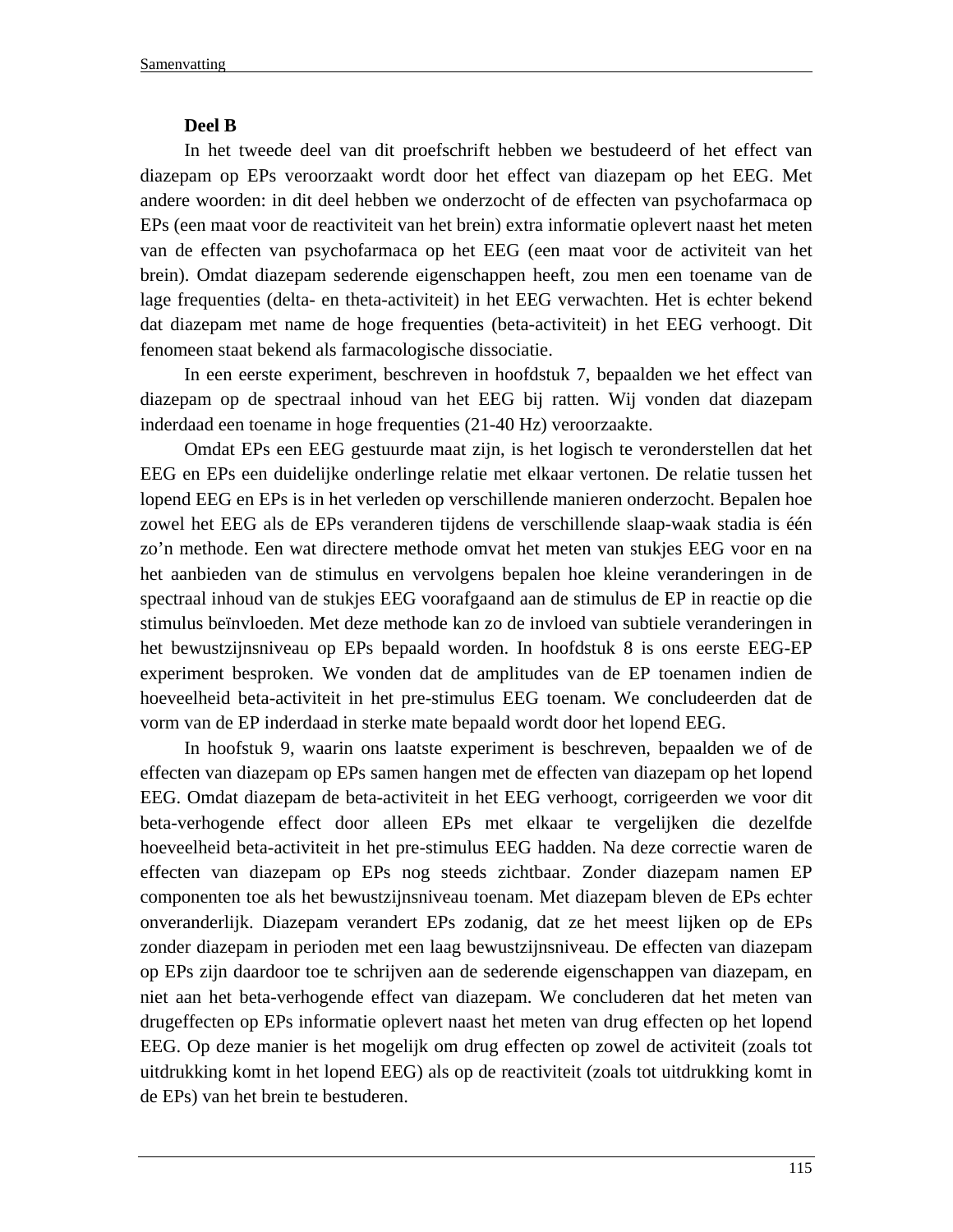**Deel B**

In het tweede deel van dit proefschrift hebben we bestudeerd of het effect van diazepam op EPs veroorzaakt wordt door het effect van diazepam op het EEG. Met andere woorden: in dit deel hebben we onderzocht of de effecten van psychofarmaca op EPs (een maat voor de reactiviteit van het brein) extra informatie oplevert naast het meten van de effecten van psychofarmaca op het EEG (een maat voor de activiteit van het brein). Omdat diazepam sederende eigenschappen heeft, zou men een toename van de lage frequenties (delta- en theta-activiteit) in het EEG verwachten. Het is echter bekend dat diazepam met name de hoge frequenties (beta-activiteit) in het EEG verhoogt. Dit fenomeen staat bekend als farmacologische dissociatie.

In een eerste experiment, beschreven in hoofdstuk 7, bepaalden we het effect van diazepam op de spectraal inhoud van het EEG bij ratten. Wij vonden dat diazepam inderdaad een toename in hoge frequenties (21-40 Hz) veroorzaakte.

Omdat EPs een EEG gestuurde maat zijn, is het logisch te veronderstellen dat het EEG en EPs een duidelijke onderlinge relatie met elkaar vertonen. De relatie tussen het lopend EEG en EPs is in het verleden op verschillende manieren onderzocht. Bepalen hoe zowel het EEG als de EPs veranderen tijdens de verschillende slaap-waak stadia is één zo'n methode. Een wat directere methode omvat het meten van stukjes EEG voor en na het aanbieden van de stimulus en vervolgens bepalen hoe kleine veranderingen in de spectraal inhoud van de stukjes EEG voorafgaand aan de stimulus de EP in reactie op die stimulus beïnvloeden. Met deze methode kan zo de invloed van subtiele veranderingen in het bewustzijnsniveau op EPs bepaald worden. In hoofdstuk 8 is ons eerste EEG-EP experiment besproken. We vonden dat de amplitudes van de EP toenamen indien de hoeveelheid beta-activiteit in het pre-stimulus EEG toenam. We concludeerden dat de vorm van de EP inderdaad in sterke mate bepaald wordt door het lopend EEG.

In hoofstuk 9, waarin ons laatste experiment is beschreven, bepaalden we of de effecten van diazepam op EPs samen hangen met de effecten van diazepam op het lopend EEG. Omdat diazepam de beta-activiteit in het EEG verhoogt, corrigeerden we voor dit beta-verhogende effect door alleen EPs met elkaar te vergelijken die dezelfde hoeveelheid beta-activiteit in het pre-stimulus EEG hadden. Na deze correctie waren de effecten van diazepam op EPs nog steeds zichtbaar. Zonder diazepam namen EP componenten toe als het bewustzijnsniveau toenam. Met diazepam bleven de EPs echter onveranderlijk. Diazepam verandert EPs zodanig, dat ze het meest lijken op de EPs zonder diazepam in perioden met een laag bewustzijnsniveau. De effecten van diazepam op EPs zijn daardoor toe te schrijven aan de sederende eigenschappen van diazepam, en niet aan het beta-verhogende effect van diazepam. We concluderen dat het meten van drugeffecten op EPs informatie oplevert naast het meten van drug effecten op het lopend EEG. Op deze manier is het mogelijk om drug effecten op zowel de activiteit (zoals tot uitdrukking komt in het lopend EEG) als op de reactiviteit (zoals tot uitdrukking komt in de EPs) van het brein te bestuderen.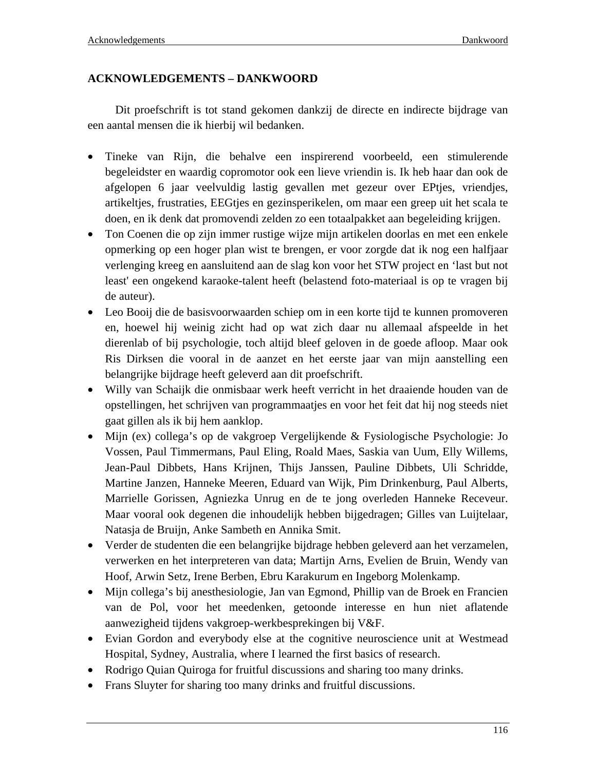## ACKNOWLEDGEMENTS – DANKWOORD

Dit proefschrift is tot stand gekomen dankzij de directe en indirecte bijdrage van een aantal mensen die ik hierbij wil bedanken.

- Tineke van Rijn, die behalve een inspirerend voorbeeld, een stimulerende begeleidster en waardig copromotor ook een lieve vriendin is. Ik heb haar dan ook de afgelopen 6 jaar veelvuldig lastig gevallen met gezeur over EPtjes, vriendjes, artikeltjes, frustraties, EEGtjes en gezinsperikelen, om maar een greep uit het scala te doen, en ik denk dat promovendi zelden zo een totaalpakket aan begeleiding krijgen.
- Ton Coenen die op zijn immer rustige wijze mijn artikelen doorlas en met een enkele opmerking op een hoger plan wist te brengen, er voor zorgde dat ik nog een halfjaar verlenging kreeg en aansluitend aan de slag kon voor het STW project en 'last but not least' een ongekend karaoke-talent heeft (belastend foto-materiaal is op te vragen bij de auteur).
- Leo Booij die de basisvoorwaarden schiep om in een korte tijd te kunnen promoveren en, hoewel hij weinig zicht had op wat zich daar nu allemaal afspeelde in het dierenlab of bij psychologie, toch altijd bleef geloven in de goede afloop. Maar ook Ris Dirksen die vooral in de aanzet en het eerste jaar van mijn aanstelling een belangrijke bijdrage heeft geleverd aan dit proefschrift.
- Willy van Schaijk die onmisbaar werk heeft verricht in het draaiende houden van de opstellingen, het schrijven van programmaatjes en voor het feit dat hij nog steeds niet gaat gillen als ik bij hem aanklop.
- Mijn (ex) collega's op de vakgroep Vergelijkende & Fysiologische Psychologie: Jo Vossen, Paul Timmermans, Paul Eling, Roald Maes, Saskia van Uum, Elly Willems, Jean-Paul Dibbets, Hans Krijnen, Thijs Janssen, Pauline Dibbets, Uli Schridde, Martine Janzen, Hanneke Meeren, Eduard van Wijk, Pim Drinkenburg, Paul Alberts, Marrielle Gorissen, Agniezka Unrug en de te jong overleden Hanneke Receveur. Maar vooral ook degenen die inhoudelijk hebben bijgedragen; Gilles van Luijtelaar, Natasja de Bruijn, Anke Sambeth en Annika Smit.
- Verder de studenten die een belangrijke bijdrage hebben geleverd aan het verzamelen, verwerken en het interpreteren van data; Martijn Arns, Evelien de Bruin, Wendy van Hoof, Arwin Setz, Irene Berben, Ebru Karakurum en Ingeborg Molenkamp.
- Mijn collega's bij anesthesiologie, Jan van Egmond, Phillip van de Broek en Francien van de Pol, voor het meedenken, getoonde interesse en hun niet aflatende aanwezigheid tijdens vakgroep-werkbesprekingen bij V&F.
- Evian Gordon and everybody else at the cognitive neuroscience unit at Westmead Hospital, Sydney, Australia, where I learned the first basics of research.
- Rodrigo Quian Quiroga for fruitful discussions and sharing too many drinks.
- Frans Sluyter for sharing too many drinks and fruitful discussions.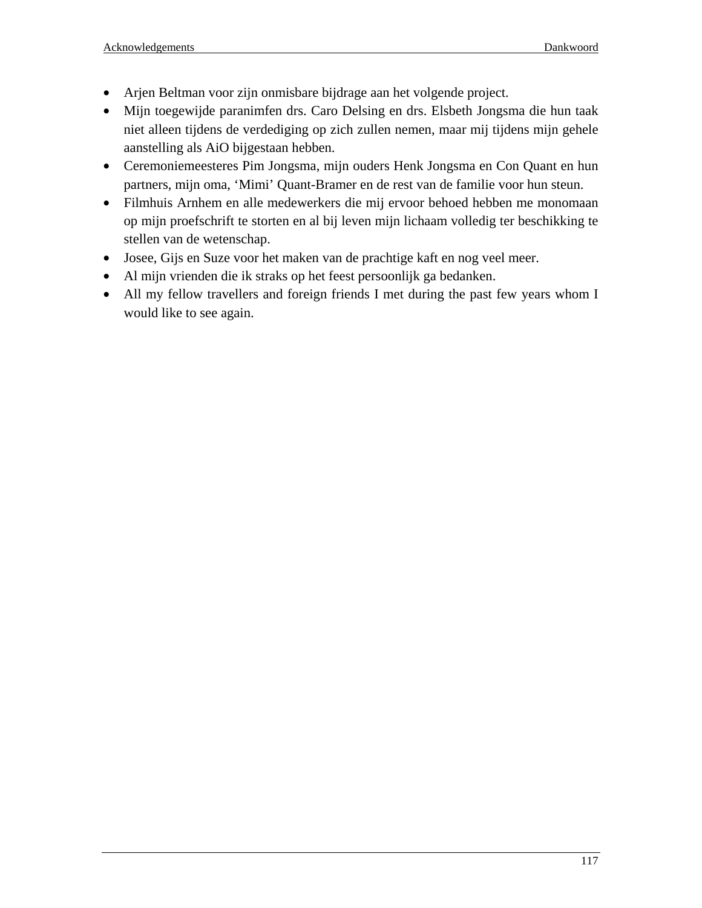- Arjen Beltman voor zijn onmisbare bijdrage aan het volgende project.
- Mijn toegewijde paranimfen drs. Caro Delsing en drs. Elsbeth Jongsma die hun taak niet alleen tijdens de verdediging op zich zullen nemen, maar mij tijdens mijn gehele aanstelling als AiO bijgestaan hebben.
- Ceremoniemeesteres Pim Jongsma, mijn ouders Henk Jongsma en Con Quant en hun partners, mijn oma, 'Mimi' Quant-Bramer en de rest van de familie voor hun steun.
- Filmhuis Arnhem en alle medewerkers die mij ervoor behoed hebben me monomaan op mijn proefschrift te storten en al bij leven mijn lichaam volledig ter beschikking te stellen van de wetenschap.
- Josee, Gijs en Suze voor het maken van de prachtige kaft en nog veel meer.
- Al mijn vrienden die ik straks op het feest persoonlijk ga bedanken.
- All my fellow travellers and foreign friends I met during the past few years whom I would like to see again.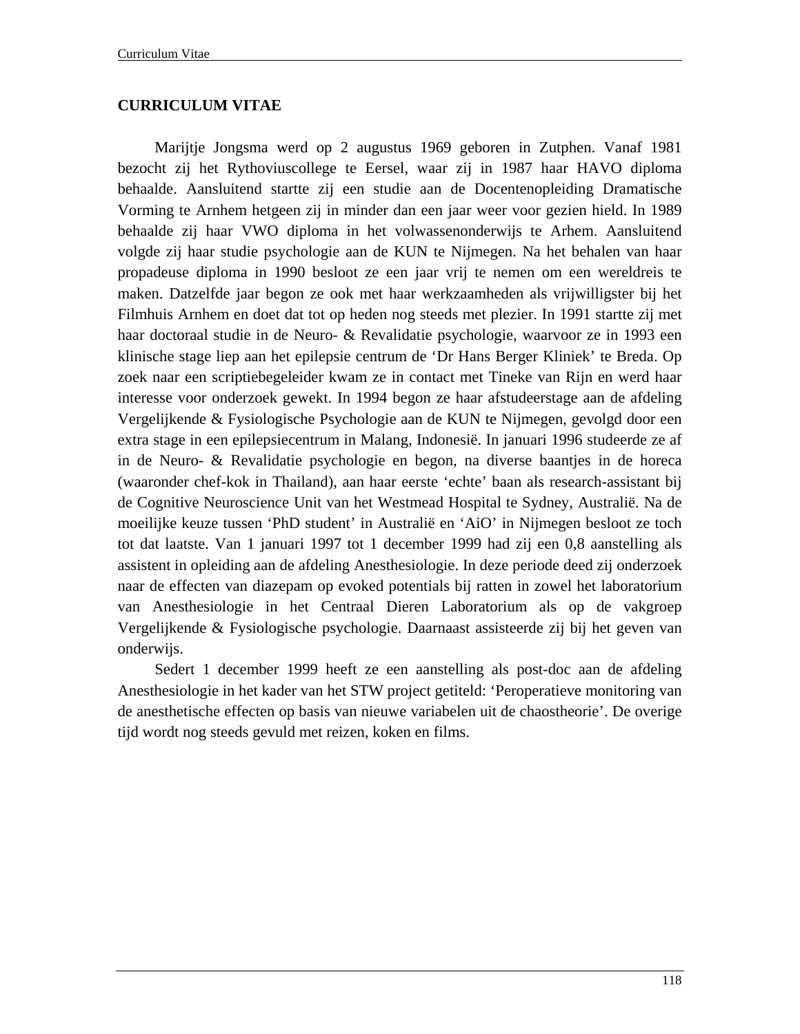## CURRICULUM VITAE

Marijtje Jongsma werd op 2 augustus 1969 geboren in Zutphen. Vanaf 1981 bezocht zij het Rythoviuscollege te Eersel, waar zij in 1987 haar HAVO diploma behaalde. Aansluitend startte zij een studie aan de Docentenopleiding Dramatische Vorming te Arnhem hetgeen zij in minder dan een jaar weer voor gezien hield. In 1989 behaalde zij haar VWO diploma in het volwassenonderwijs te Arhem. Aansluitend volgde zij haar studie psychologie aan de KUN te Nijmegen. Na het behalen van haar propadeuse diploma in 1990 besloot ze een jaar vrij te nemen om een wereldreis te maken. Datzelfde jaar begon ze ook met haar werkzaamheden als vrijwilligster bij het Filmhuis Arnhem en doet dat tot op heden nog steeds met plezier. In 1991 startte zij met haar doctoraal studie in de Neuro- & Revalidatie psychologie, waarvoor ze in 1993 een klinische stage liep aan het epilepsie centrum de 'Dr Hans Berger Kliniek' te Breda. Op zoek naar een scriptiebegeleider kwam ze in contact met Tineke van Rijn en werd haar interesse voor onderzoek gewekt. In 1994 begon ze haar afstudeerstage aan de afdeling Vergelijkende & Fysiologische Psychologie aan de KUN te Nijmegen, gevolgd door een extra stage in een epilepsiecentrum in Malang, Indonesië. In januari 1996 studeerde ze af in de Neuro- & Revalidatie psychologie en begon, na diverse baantjes in de horeca (waaronder chef-kok in Thailand), aan haar eerste 'echte' baan als research-assistant bij de Cognitive Neuroscience Unit van het Westmead Hospital te Sydney, Australië. Na de moeilijke keuze tussen 'PhD student' in Australië en 'AiO' in Nijmegen besloot ze toch tot dat laatste. Van 1 januari 1997 tot 1 december 1999 had zij een 0,8 aanstelling als assistent in opleiding aan de afdeling Anesthesiologie. In deze periode deed zij onderzoek naar de effecten van diazepam op evoked potentials bij ratten in zowel het laboratorium van Anesthesiologie in het Centraal Dieren Laboratorium als op de vakgroep Vergelijkende & Fysiologische psychologie. Daarnaast assisteerde zij bij het geven van onderwijs.

Sedert 1 december 1999 heeft ze een aanstelling als post-doc aan de afdeling Anesthesiologie in het kader van het STW project getiteld: 'Peroperatieve monitoring van de anesthetische effecten op basis van nieuwe variabelen uit de chaostheorie'. De overige tijd wordt nog steeds gevuld met reizen, koken en films.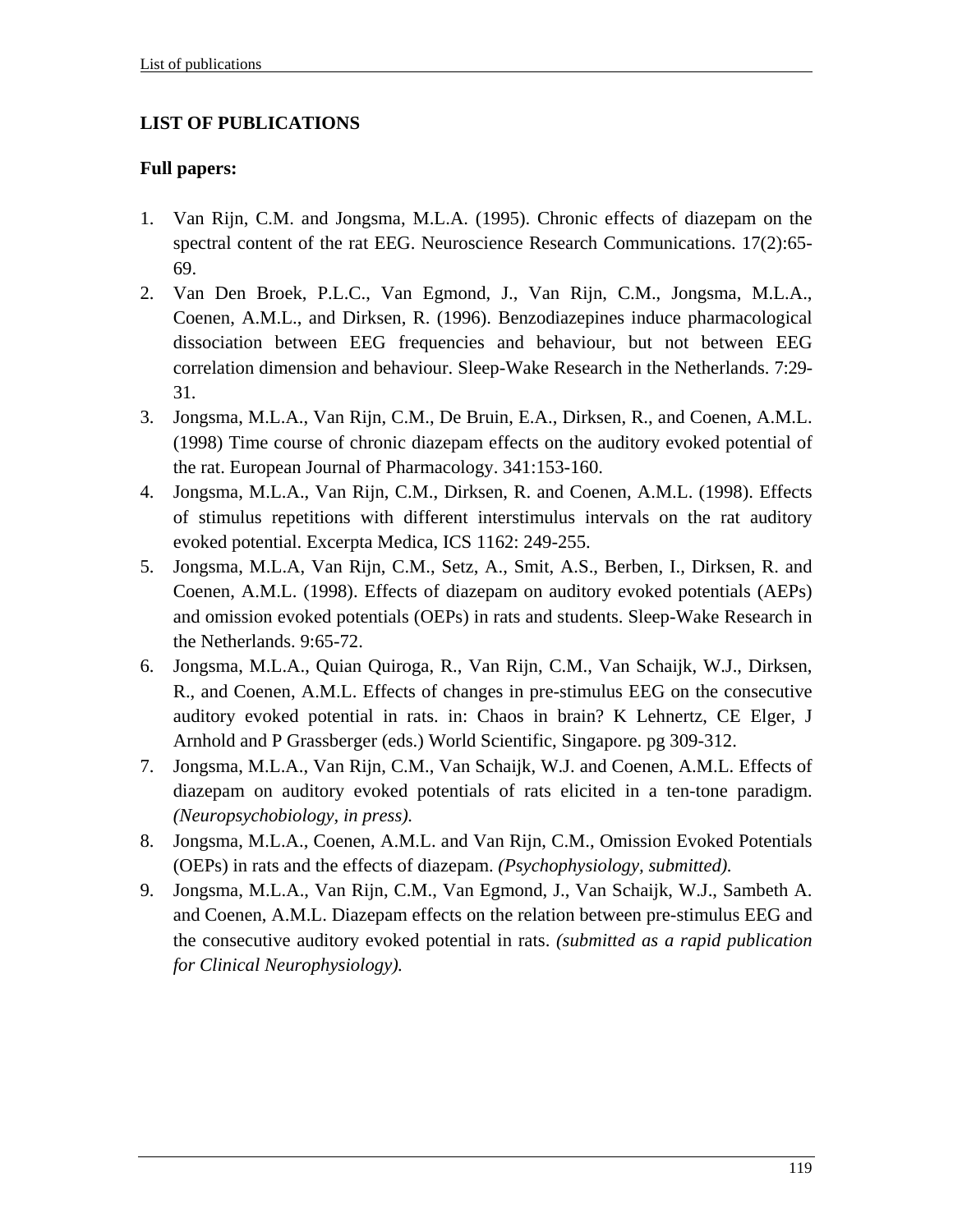## LIST OF PUBLICATIONS

### Full papers:

1. Van Rijn, C.M. and Jongsma, M.L.A. (1995). Chronic effects of diazepam on the spectral content of the rat EEG. Neuroscience Research Communications. 17(2):65-69.
2. Van Den Broek, P.L.C., Van Egmond, J., Van Rijn, C.M., Jongsma, M.L.A., Coenen, A.M.L., and Dirksen, R. (1996). Benzodiazepines induce pharmacological dissociation between EEG frequencies and behaviour, but not between EEG correlation dimension and behaviour. Sleep-Wake Research in the Netherlands. 7:29-31.
3. Jongsma, M.L.A., Van Rijn, C.M., De Bruin, E.A., Dirksen, R., and Coenen, A.M.L. (1998) Time course of chronic diazepam effects on the auditory evoked potential of the rat. European Journal of Pharmacology. 341:153-160.
4. Jongsma, M.L.A., Van Rijn, C.M., Dirksen, R. and Coenen, A.M.L. (1998). Effects of stimulus repetitions with different interstimulus intervals on the rat auditory evoked potential. Excerpta Medica, ICS 1162: 249-255.
5. Jongsma, M.L.A, Van Rijn, C.M., Setz, A., Smit, A.S., Berben, I., Dirksen, R. and Coenen, A.M.L. (1998). Effects of diazepam on auditory evoked potentials (AEPs) and omission evoked potentials (OEPs) in rats and students. Sleep-Wake Research in the Netherlands. 9:65-72.
6. Jongsma, M.L.A., Quian Quiroga, R., Van Rijn, C.M., Van Schaijk, W.J., Dirksen, R., and Coenen, A.M.L. Effects of changes in pre-stimulus EEG on the consecutive auditory evoked potential in rats. in: Chaos in brain? K Lehnertz, CE Elger, J Arnhold and P Grassberger (eds.) World Scientific, Singapore. pg 309-312.
7. Jongsma, M.L.A., Van Rijn, C.M., Van Schaijk, W.J. and Coenen, A.M.L. Effects of diazepam on auditory evoked potentials of rats elicited in a ten-tone paradigm. *(Neuropsychobiology, in press).*
8. Jongsma, M.L.A., Coenen, A.M.L. and Van Rijn, C.M., Omission Evoked Potentials (OEPs) in rats and the effects of diazepam. *(Psychophysiology, submitted).*
9. Jongsma, M.L.A., Van Rijn, C.M., Van Egmond, J., Van Schaijk, W.J., Sambeth A. and Coenen, A.M.L. Diazepam effects on the relation between pre-stimulus EEG and the consecutive auditory evoked potential in rats. *(submitted as a rapid publication for Clinical Neurophysiology).*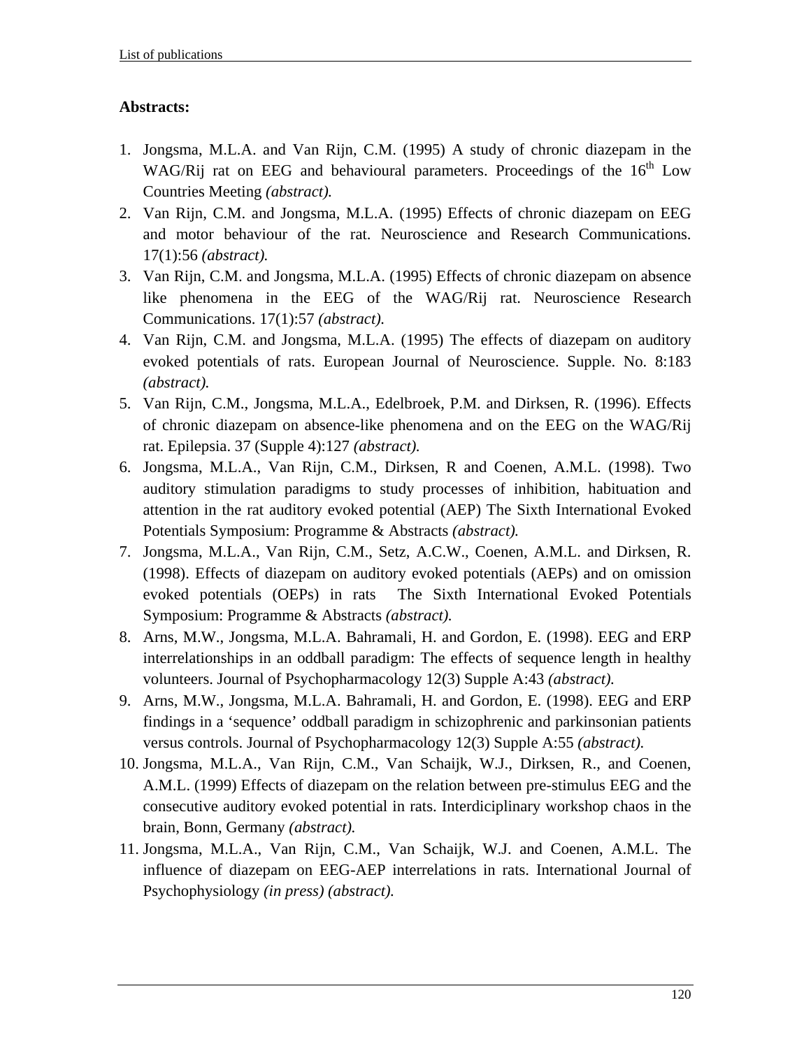**Abstracts:**

1. Jongsma, M.L.A. and Van Rijn, C.M. (1995) A study of chronic diazepam in the WAG/Rij rat on EEG and behavioural parameters. Proceedings of the 16$^{th}$ Low Countries Meeting *(abstract).*
2. Van Rijn, C.M. and Jongsma, M.L.A. (1995) Effects of chronic diazepam on EEG and motor behaviour of the rat. Neuroscience and Research Communications. 17(1):56 *(abstract).*
3. Van Rijn, C.M. and Jongsma, M.L.A. (1995) Effects of chronic diazepam on absence like phenomena in the EEG of the WAG/Rij rat. Neuroscience Research Communications. 17(1):57 *(abstract).*
4. Van Rijn, C.M. and Jongsma, M.L.A. (1995) The effects of diazepam on auditory evoked potentials of rats. European Journal of Neuroscience. Supple. No. 8:183 *(abstract).*
5. Van Rijn, C.M., Jongsma, M.L.A., Edelbroek, P.M. and Dirksen, R. (1996). Effects of chronic diazepam on absence-like phenomena and on the EEG on the WAG/Rij rat. Epilepsia. 37 (Supple 4):127 *(abstract).*
6. Jongsma, M.L.A., Van Rijn, C.M., Dirksen, R and Coenen, A.M.L. (1998). Two auditory stimulation paradigms to study processes of inhibition, habituation and attention in the rat auditory evoked potential (AEP) The Sixth International Evoked Potentials Symposium: Programme & Abstracts *(abstract).*
7. Jongsma, M.L.A., Van Rijn, C.M., Setz, A.C.W., Coenen, A.M.L. and Dirksen, R. (1998). Effects of diazepam on auditory evoked potentials (AEPs) and on omission evoked potentials (OEPs) in rats The Sixth International Evoked Potentials Symposium: Programme & Abstracts *(abstract).*
8. Arns, M.W., Jongsma, M.L.A. Bahramali, H. and Gordon, E. (1998). EEG and ERP interrelationships in an oddball paradigm: The effects of sequence length in healthy volunteers. Journal of Psychopharmacology 12(3) Supple A:43 *(abstract).*
9. Arns, M.W., Jongsma, M.L.A. Bahramali, H. and Gordon, E. (1998). EEG and ERP findings in a 'sequence' oddball paradigm in schizophrenic and parkinsonian patients versus controls. Journal of Psychopharmacology 12(3) Supple A:55 *(abstract).*
10. Jongsma, M.L.A., Van Rijn, C.M., Van Schaijk, W.J., Dirksen, R., and Coenen, A.M.L. (1999) Effects of diazepam on the relation between pre-stimulus EEG and the consecutive auditory evoked potential in rats. Interdiciplinary workshop chaos in the brain, Bonn, Germany *(abstract).*
11. Jongsma, M.L.A., Van Rijn, C.M., Van Schaijk, W.J. and Coenen, A.M.L. The influence of diazepam on EEG-AEP interrelations in rats. International Journal of Psychophysiology *(in press) (abstract).*